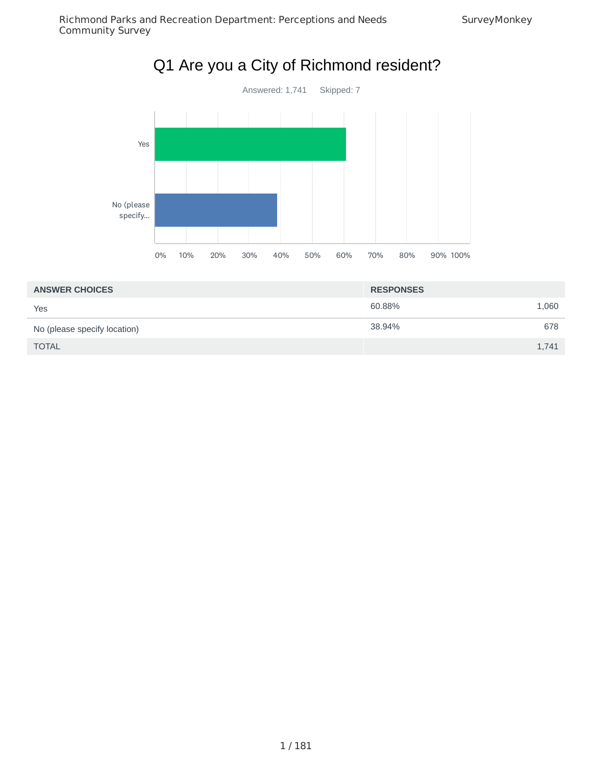# Q1 Are you a City of Richmond resident?

Answered: 1,741 Skipped: 7

| ANSWER CHOICES | RESPONSES | |
|---|---|---|
| Yes | 60.88% | 1,060 |
| No (please specify location) | 38.94% | 678 |
| TOTAL | | 1,741 |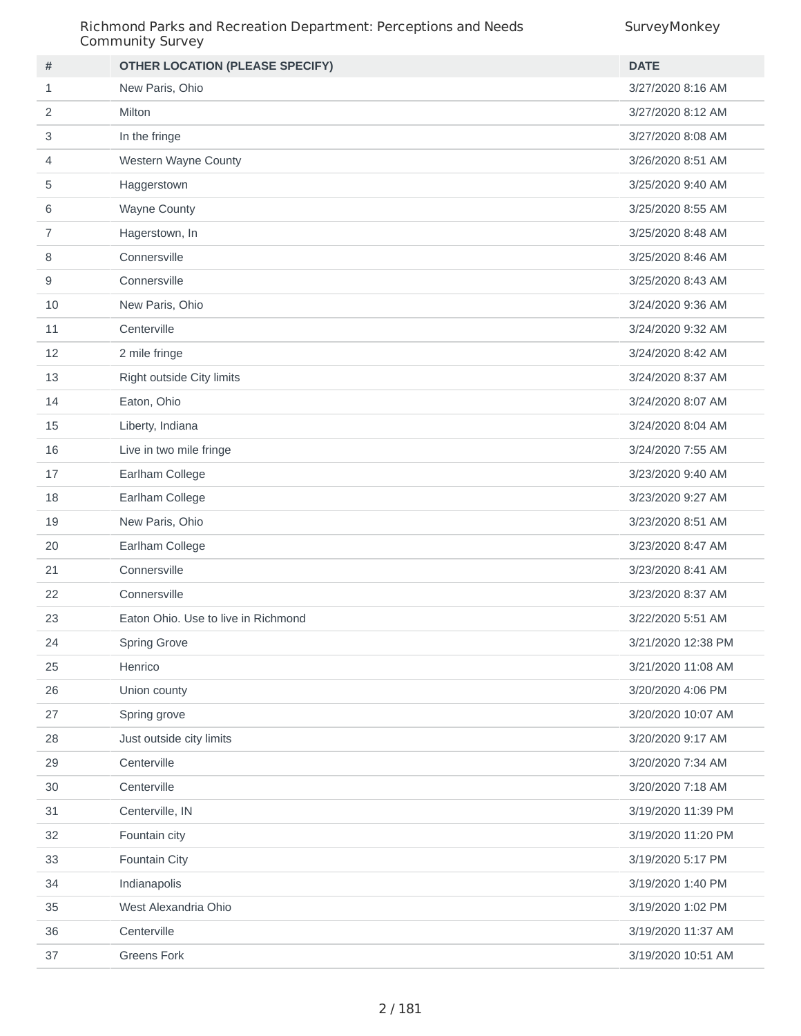| # | OTHER LOCATION (PLEASE SPECIFY) | DATE |
|---|---|---|
| 1 | New Paris, Ohio | 3/27/2020 8:16 AM |
| 2 | Milton | 3/27/2020 8:12 AM |
| 3 | In the fringe | 3/27/2020 8:08 AM |
| 4 | Western Wayne County | 3/26/2020 8:51 AM |
| 5 | Haggerstown | 3/25/2020 9:40 AM |
| 6 | Wayne County | 3/25/2020 8:55 AM |
| 7 | Hagerstown, In | 3/25/2020 8:48 AM |
| 8 | Connersville | 3/25/2020 8:46 AM |
| 9 | Connersville | 3/25/2020 8:43 AM |
| 10 | New Paris, Ohio | 3/24/2020 9:36 AM |
| 11 | Centerville | 3/24/2020 9:32 AM |
| 12 | 2 mile fringe | 3/24/2020 8:42 AM |
| 13 | Right outside City limits | 3/24/2020 8:37 AM |
| 14 | Eaton, Ohio | 3/24/2020 8:07 AM |
| 15 | Liberty, Indiana | 3/24/2020 8:04 AM |
| 16 | Live in two mile fringe | 3/24/2020 7:55 AM |
| 17 | Earlham College | 3/23/2020 9:40 AM |
| 18 | Earlham College | 3/23/2020 9:27 AM |
| 19 | New Paris, Ohio | 3/23/2020 8:51 AM |
| 20 | Earlham College | 3/23/2020 8:47 AM |
| 21 | Connersville | 3/23/2020 8:41 AM |
| 22 | Connersville | 3/23/2020 8:37 AM |
| 23 | Eaton Ohio. Use to live in Richmond | 3/22/2020 5:51 AM |
| 24 | Spring Grove | 3/21/2020 12:38 PM |
| 25 | Henrico | 3/21/2020 11:08 AM |
| 26 | Union county | 3/20/2020 4:06 PM |
| 27 | Spring grove | 3/20/2020 10:07 AM |
| 28 | Just outside city limits | 3/20/2020 9:17 AM |
| 29 | Centerville | 3/20/2020 7:34 AM |
| 30 | Centerville | 3/20/2020 7:18 AM |
| 31 | Centerville, IN | 3/19/2020 11:39 PM |
| 32 | Fountain city | 3/19/2020 11:20 PM |
| 33 | Fountain City | 3/19/2020 5:17 PM |
| 34 | Indianapolis | 3/19/2020 1:40 PM |
| 35 | West Alexandria Ohio | 3/19/2020 1:02 PM |
| 36 | Centerville | 3/19/2020 11:37 AM |
| 37 | Greens Fork | 3/19/2020 10:51 AM |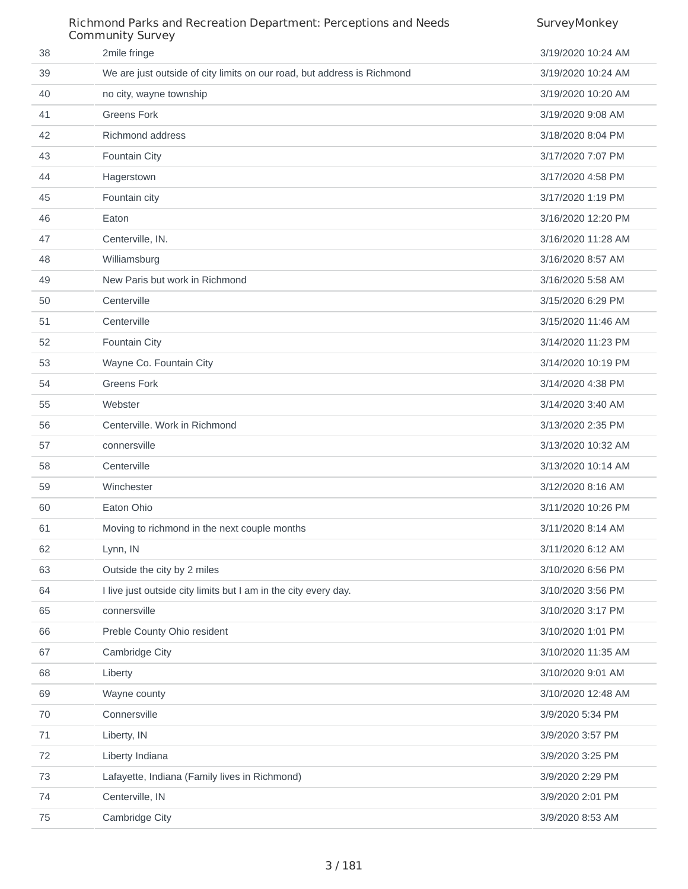| | | |
|---|---|---|
| 38 | 2mile fringe | 3/19/2020 10:24 AM |
| 39 | We are just outside of city limits on our road, but address is Richmond | 3/19/2020 10:24 AM |
| 40 | no city, wayne township | 3/19/2020 10:20 AM |
| 41 | Greens Fork | 3/19/2020 9:08 AM |
| 42 | Richmond address | 3/18/2020 8:04 PM |
| 43 | Fountain City | 3/17/2020 7:07 PM |
| 44 | Hagerstown | 3/17/2020 4:58 PM |
| 45 | Fountain city | 3/17/2020 1:19 PM |
| 46 | Eaton | 3/16/2020 12:20 PM |
| 47 | Centerville, IN. | 3/16/2020 11:28 AM |
| 48 | Williamsburg | 3/16/2020 8:57 AM |
| 49 | New Paris but work in Richmond | 3/16/2020 5:58 AM |
| 50 | Centerville | 3/15/2020 6:29 PM |
| 51 | Centerville | 3/15/2020 11:46 AM |
| 52 | Fountain City | 3/14/2020 11:23 PM |
| 53 | Wayne Co. Fountain City | 3/14/2020 10:19 PM |
| 54 | Greens Fork | 3/14/2020 4:38 PM |
| 55 | Webster | 3/14/2020 3:40 AM |
| 56 | Centerville. Work in Richmond | 3/13/2020 2:35 PM |
| 57 | connersville | 3/13/2020 10:32 AM |
| 58 | Centerville | 3/13/2020 10:14 AM |
| 59 | Winchester | 3/12/2020 8:16 AM |
| 60 | Eaton Ohio | 3/11/2020 10:26 PM |
| 61 | Moving to richmond in the next couple months | 3/11/2020 8:14 AM |
| 62 | Lynn, IN | 3/11/2020 6:12 AM |
| 63 | Outside the city by 2 miles | 3/10/2020 6:56 PM |
| 64 | I live just outside city limits but I am in the city every day. | 3/10/2020 3:56 PM |
| 65 | connersville | 3/10/2020 3:17 PM |
| 66 | Preble County Ohio resident | 3/10/2020 1:01 PM |
| 67 | Cambridge City | 3/10/2020 11:35 AM |
| 68 | Liberty | 3/10/2020 9:01 AM |
| 69 | Wayne county | 3/10/2020 12:48 AM |
| 70 | Connersville | 3/9/2020 5:34 PM |
| 71 | Liberty, IN | 3/9/2020 3:57 PM |
| 72 | Liberty Indiana | 3/9/2020 3:25 PM |
| 73 | Lafayette, Indiana (Family lives in Richmond) | 3/9/2020 2:29 PM |
| 74 | Centerville, IN | 3/9/2020 2:01 PM |
| 75 | Cambridge City | 3/9/2020 8:53 AM |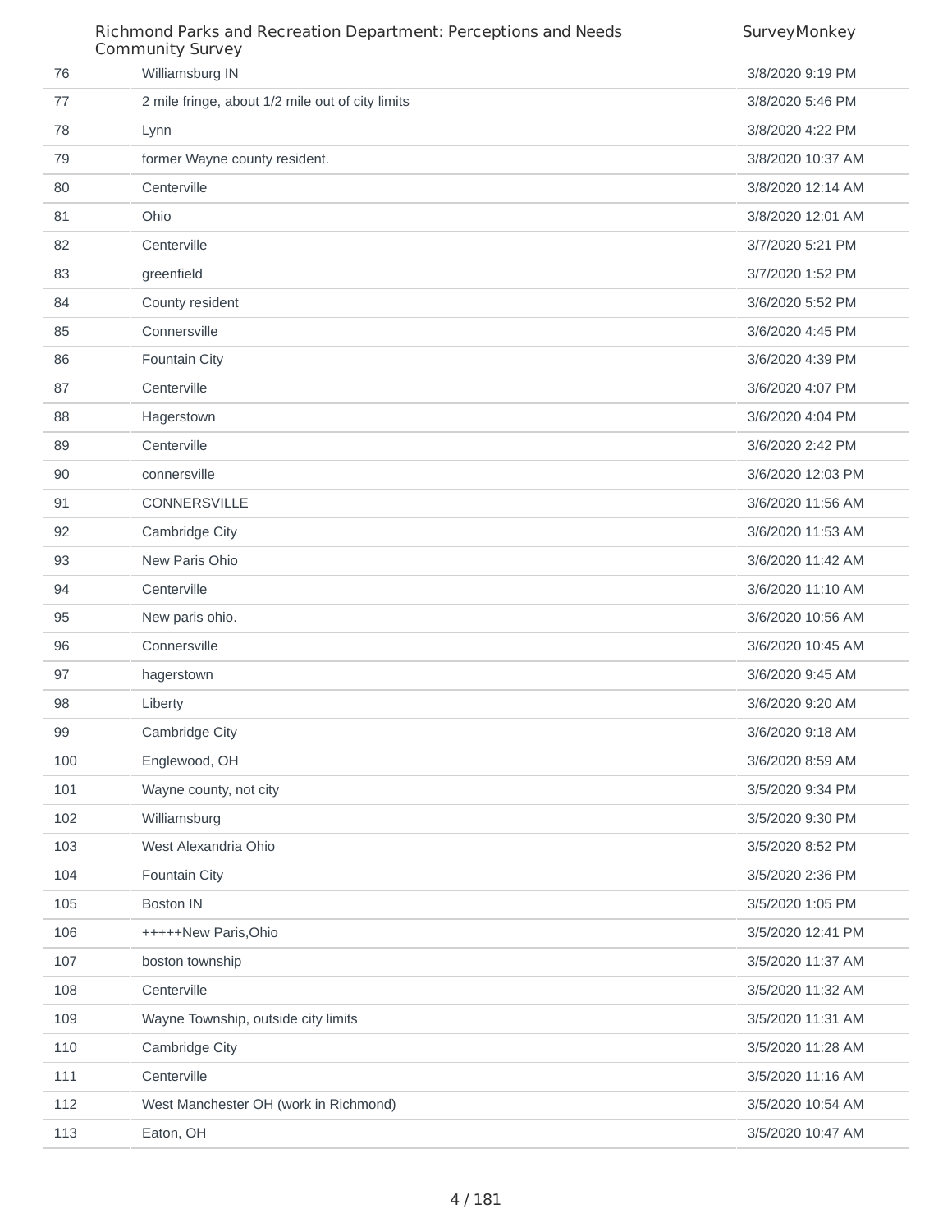| | | |
|---|---|---|
| 76 | Williamsburg IN | 3/8/2020 9:19 PM |
| 77 | 2 mile fringe, about 1/2 mile out of city limits | 3/8/2020 5:46 PM |
| 78 | Lynn | 3/8/2020 4:22 PM |
| 79 | former Wayne county resident. | 3/8/2020 10:37 AM |
| 80 | Centerville | 3/8/2020 12:14 AM |
| 81 | Ohio | 3/8/2020 12:01 AM |
| 82 | Centerville | 3/7/2020 5:21 PM |
| 83 | greenfield | 3/7/2020 1:52 PM |
| 84 | County resident | 3/6/2020 5:52 PM |
| 85 | Connersville | 3/6/2020 4:45 PM |
| 86 | Fountain City | 3/6/2020 4:39 PM |
| 87 | Centerville | 3/6/2020 4:07 PM |
| 88 | Hagerstown | 3/6/2020 4:04 PM |
| 89 | Centerville | 3/6/2020 2:42 PM |
| 90 | connersville | 3/6/2020 12:03 PM |
| 91 | CONNERSVILLE | 3/6/2020 11:56 AM |
| 92 | Cambridge City | 3/6/2020 11:53 AM |
| 93 | New Paris Ohio | 3/6/2020 11:42 AM |
| 94 | Centerville | 3/6/2020 11:10 AM |
| 95 | New paris ohio. | 3/6/2020 10:56 AM |
| 96 | Connersville | 3/6/2020 10:45 AM |
| 97 | hagerstown | 3/6/2020 9:45 AM |
| 98 | Liberty | 3/6/2020 9:20 AM |
| 99 | Cambridge City | 3/6/2020 9:18 AM |
| 100 | Englewood, OH | 3/6/2020 8:59 AM |
| 101 | Wayne county, not city | 3/5/2020 9:34 PM |
| 102 | Williamsburg | 3/5/2020 9:30 PM |
| 103 | West Alexandria Ohio | 3/5/2020 8:52 PM |
| 104 | Fountain City | 3/5/2020 2:36 PM |
| 105 | Boston IN | 3/5/2020 1:05 PM |
| 106 | +++++New Paris,Ohio | 3/5/2020 12:41 PM |
| 107 | boston township | 3/5/2020 11:37 AM |
| 108 | Centerville | 3/5/2020 11:32 AM |
| 109 | Wayne Township, outside city limits | 3/5/2020 11:31 AM |
| 110 | Cambridge City | 3/5/2020 11:28 AM |
| 111 | Centerville | 3/5/2020 11:16 AM |
| 112 | West Manchester OH (work in Richmond) | 3/5/2020 10:54 AM |
| 113 | Eaton, OH | 3/5/2020 10:47 AM |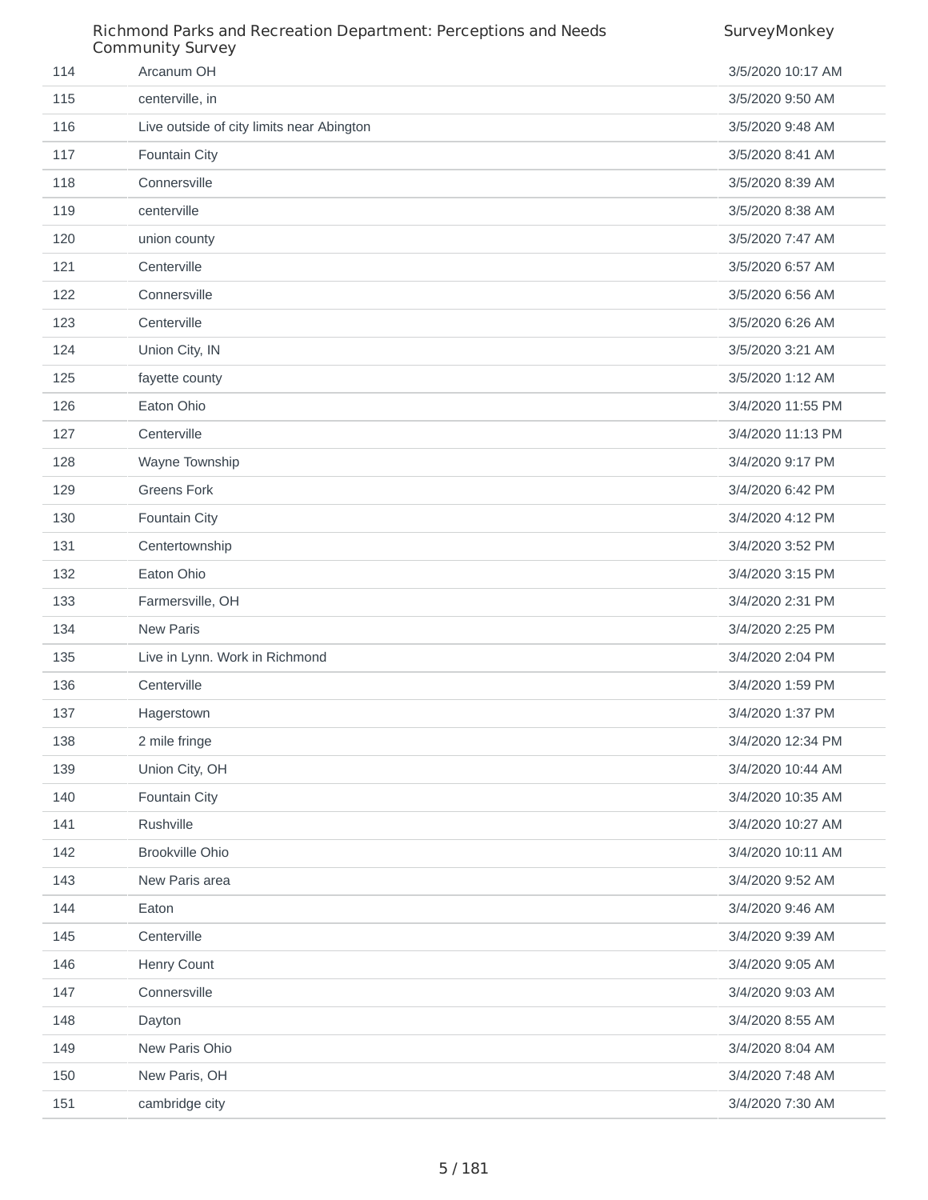| | | |
|---|---|---|
| 114 | Arcanum OH | 3/5/2020 10:17 AM |
| 115 | centerville, in | 3/5/2020 9:50 AM |
| 116 | Live outside of city limits near Abington | 3/5/2020 9:48 AM |
| 117 | Fountain City | 3/5/2020 8:41 AM |
| 118 | Connersville | 3/5/2020 8:39 AM |
| 119 | centerville | 3/5/2020 8:38 AM |
| 120 | union county | 3/5/2020 7:47 AM |
| 121 | Centerville | 3/5/2020 6:57 AM |
| 122 | Connersville | 3/5/2020 6:56 AM |
| 123 | Centerville | 3/5/2020 6:26 AM |
| 124 | Union City, IN | 3/5/2020 3:21 AM |
| 125 | fayette county | 3/5/2020 1:12 AM |
| 126 | Eaton Ohio | 3/4/2020 11:55 PM |
| 127 | Centerville | 3/4/2020 11:13 PM |
| 128 | Wayne Township | 3/4/2020 9:17 PM |
| 129 | Greens Fork | 3/4/2020 6:42 PM |
| 130 | Fountain City | 3/4/2020 4:12 PM |
| 131 | Centertownship | 3/4/2020 3:52 PM |
| 132 | Eaton Ohio | 3/4/2020 3:15 PM |
| 133 | Farmersville, OH | 3/4/2020 2:31 PM |
| 134 | New Paris | 3/4/2020 2:25 PM |
| 135 | Live in Lynn. Work in Richmond | 3/4/2020 2:04 PM |
| 136 | Centerville | 3/4/2020 1:59 PM |
| 137 | Hagerstown | 3/4/2020 1:37 PM |
| 138 | 2 mile fringe | 3/4/2020 12:34 PM |
| 139 | Union City, OH | 3/4/2020 10:44 AM |
| 140 | Fountain City | 3/4/2020 10:35 AM |
| 141 | Rushville | 3/4/2020 10:27 AM |
| 142 | Brookville Ohio | 3/4/2020 10:11 AM |
| 143 | New Paris area | 3/4/2020 9:52 AM |
| 144 | Eaton | 3/4/2020 9:46 AM |
| 145 | Centerville | 3/4/2020 9:39 AM |
| 146 | Henry Count | 3/4/2020 9:05 AM |
| 147 | Connersville | 3/4/2020 9:03 AM |
| 148 | Dayton | 3/4/2020 8:55 AM |
| 149 | New Paris Ohio | 3/4/2020 8:04 AM |
| 150 | New Paris, OH | 3/4/2020 7:48 AM |
| 151 | cambridge city | 3/4/2020 7:30 AM |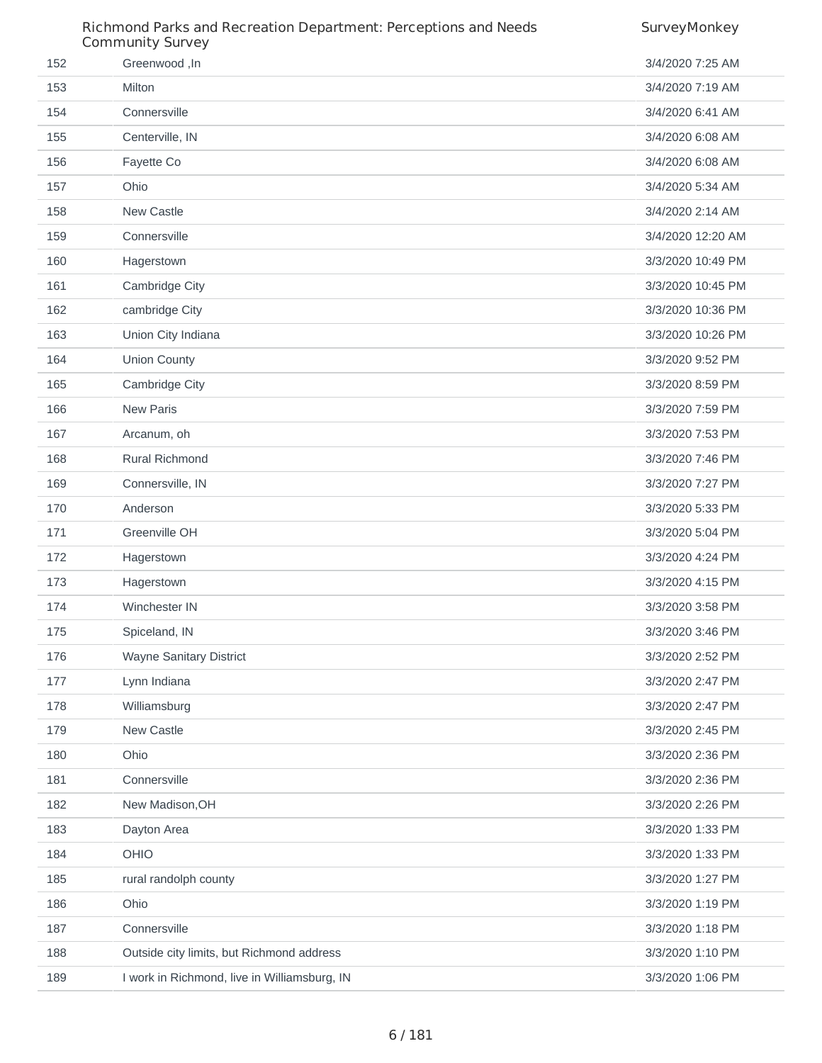| | | |
|---|---|---|
| 152 | Greenwood ,In | 3/4/2020 7:25 AM |
| 153 | Milton | 3/4/2020 7:19 AM |
| 154 | Connersville | 3/4/2020 6:41 AM |
| 155 | Centerville, IN | 3/4/2020 6:08 AM |
| 156 | Fayette Co | 3/4/2020 6:08 AM |
| 157 | Ohio | 3/4/2020 5:34 AM |
| 158 | New Castle | 3/4/2020 2:14 AM |
| 159 | Connersville | 3/4/2020 12:20 AM |
| 160 | Hagerstown | 3/3/2020 10:49 PM |
| 161 | Cambridge City | 3/3/2020 10:45 PM |
| 162 | cambridge City | 3/3/2020 10:36 PM |
| 163 | Union City Indiana | 3/3/2020 10:26 PM |
| 164 | Union County | 3/3/2020 9:52 PM |
| 165 | Cambridge City | 3/3/2020 8:59 PM |
| 166 | New Paris | 3/3/2020 7:59 PM |
| 167 | Arcanum, oh | 3/3/2020 7:53 PM |
| 168 | Rural Richmond | 3/3/2020 7:46 PM |
| 169 | Connersville, IN | 3/3/2020 7:27 PM |
| 170 | Anderson | 3/3/2020 5:33 PM |
| 171 | Greenville OH | 3/3/2020 5:04 PM |
| 172 | Hagerstown | 3/3/2020 4:24 PM |
| 173 | Hagerstown | 3/3/2020 4:15 PM |
| 174 | Winchester IN | 3/3/2020 3:58 PM |
| 175 | Spiceland, IN | 3/3/2020 3:46 PM |
| 176 | Wayne Sanitary District | 3/3/2020 2:52 PM |
| 177 | Lynn Indiana | 3/3/2020 2:47 PM |
| 178 | Williamsburg | 3/3/2020 2:47 PM |
| 179 | New Castle | 3/3/2020 2:45 PM |
| 180 | Ohio | 3/3/2020 2:36 PM |
| 181 | Connersville | 3/3/2020 2:36 PM |
| 182 | New Madison,OH | 3/3/2020 2:26 PM |
| 183 | Dayton Area | 3/3/2020 1:33 PM |
| 184 | OHIO | 3/3/2020 1:33 PM |
| 185 | rural randolph county | 3/3/2020 1:27 PM |
| 186 | Ohio | 3/3/2020 1:19 PM |
| 187 | Connersville | 3/3/2020 1:18 PM |
| 188 | Outside city limits, but Richmond address | 3/3/2020 1:10 PM |
| 189 | I work in Richmond, live in Williamsburg, IN | 3/3/2020 1:06 PM |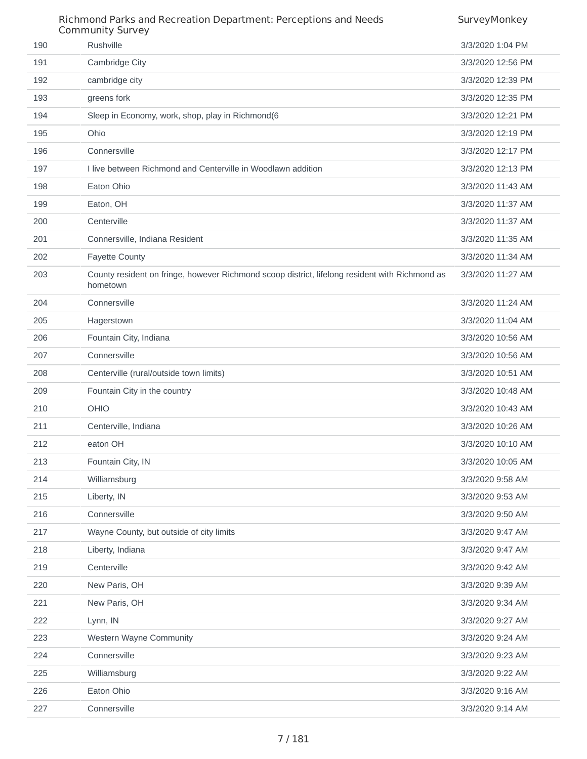| | | |
|---|---|---|
| 190 | Rushville | 3/3/2020 1:04 PM |
| 191 | Cambridge City | 3/3/2020 12:56 PM |
| 192 | cambridge city | 3/3/2020 12:39 PM |
| 193 | greens fork | 3/3/2020 12:35 PM |
| 194 | Sleep in Economy, work, shop, play in Richmond(6 | 3/3/2020 12:21 PM |
| 195 | Ohio | 3/3/2020 12:19 PM |
| 196 | Connersville | 3/3/2020 12:17 PM |
| 197 | I live between Richmond and Centerville in Woodlawn addition | 3/3/2020 12:13 PM |
| 198 | Eaton Ohio | 3/3/2020 11:43 AM |
| 199 | Eaton, OH | 3/3/2020 11:37 AM |
| 200 | Centerville | 3/3/2020 11:37 AM |
| 201 | Connersville, Indiana Resident | 3/3/2020 11:35 AM |
| 202 | Fayette County | 3/3/2020 11:34 AM |
| 203 | County resident on fringe, however Richmond scoop district, lifelong resident with Richmond as hometown | 3/3/2020 11:27 AM |
| 204 | Connersville | 3/3/2020 11:24 AM |
| 205 | Hagerstown | 3/3/2020 11:04 AM |
| 206 | Fountain City, Indiana | 3/3/2020 10:56 AM |
| 207 | Connersville | 3/3/2020 10:56 AM |
| 208 | Centerville (rural/outside town limits) | 3/3/2020 10:51 AM |
| 209 | Fountain City in the country | 3/3/2020 10:48 AM |
| 210 | OHIO | 3/3/2020 10:43 AM |
| 211 | Centerville, Indiana | 3/3/2020 10:26 AM |
| 212 | eaton OH | 3/3/2020 10:10 AM |
| 213 | Fountain City, IN | 3/3/2020 10:05 AM |
| 214 | Williamsburg | 3/3/2020 9:58 AM |
| 215 | Liberty, IN | 3/3/2020 9:53 AM |
| 216 | Connersville | 3/3/2020 9:50 AM |
| 217 | Wayne County, but outside of city limits | 3/3/2020 9:47 AM |
| 218 | Liberty, Indiana | 3/3/2020 9:47 AM |
| 219 | Centerville | 3/3/2020 9:42 AM |
| 220 | New Paris, OH | 3/3/2020 9:39 AM |
| 221 | New Paris, OH | 3/3/2020 9:34 AM |
| 222 | Lynn, IN | 3/3/2020 9:27 AM |
| 223 | Western Wayne Community | 3/3/2020 9:24 AM |
| 224 | Connersville | 3/3/2020 9:23 AM |
| 225 | Williamsburg | 3/3/2020 9:22 AM |
| 226 | Eaton Ohio | 3/3/2020 9:16 AM |
| 227 | Connersville | 3/3/2020 9:14 AM |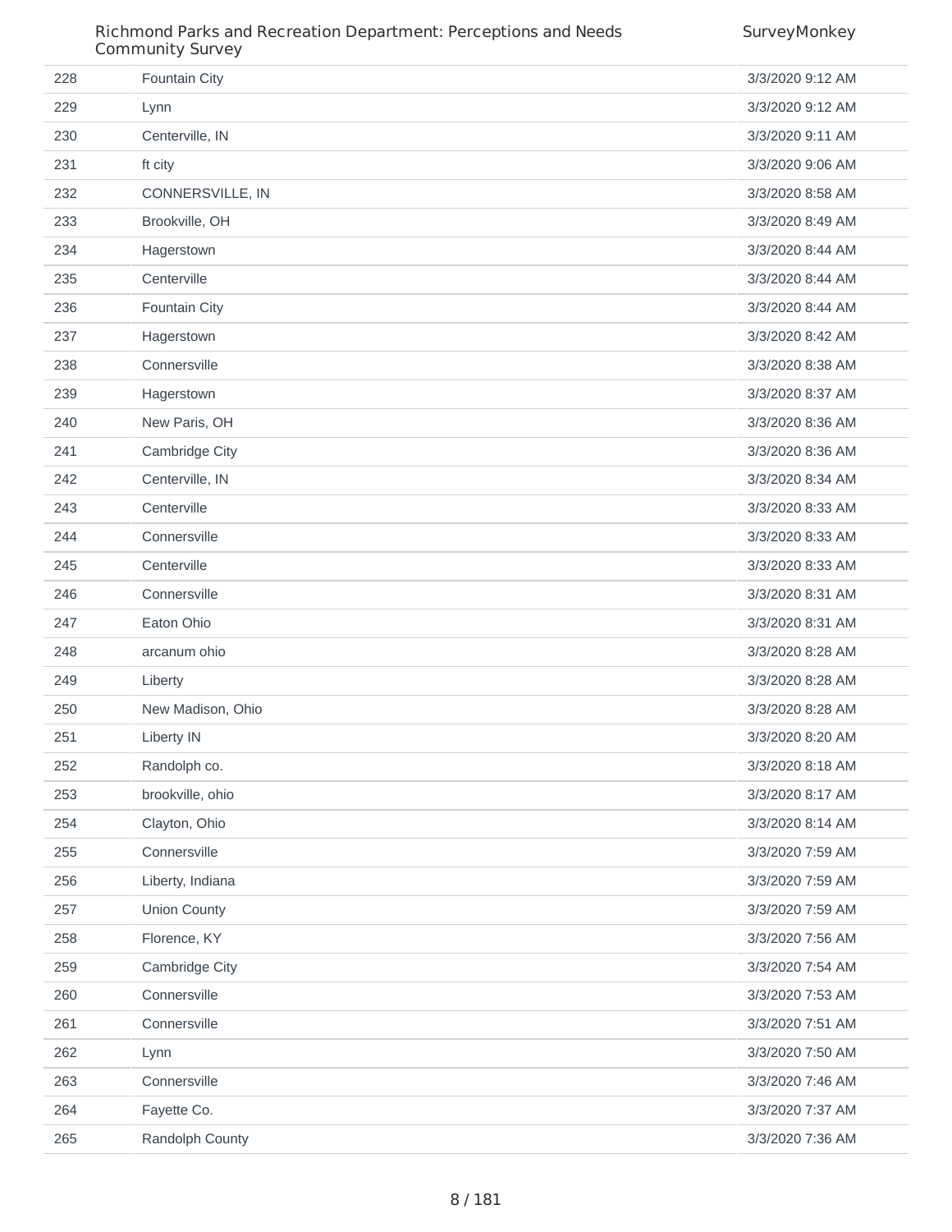| | | |
|---|---|---|
| 228 | Fountain City | 3/3/2020 9:12 AM |
| 229 | Lynn | 3/3/2020 9:12 AM |
| 230 | Centerville, IN | 3/3/2020 9:11 AM |
| 231 | ft city | 3/3/2020 9:06 AM |
| 232 | CONNERSVILLE, IN | 3/3/2020 8:58 AM |
| 233 | Brookville, OH | 3/3/2020 8:49 AM |
| 234 | Hagerstown | 3/3/2020 8:44 AM |
| 235 | Centerville | 3/3/2020 8:44 AM |
| 236 | Fountain City | 3/3/2020 8:44 AM |
| 237 | Hagerstown | 3/3/2020 8:42 AM |
| 238 | Connersville | 3/3/2020 8:38 AM |
| 239 | Hagerstown | 3/3/2020 8:37 AM |
| 240 | New Paris, OH | 3/3/2020 8:36 AM |
| 241 | Cambridge City | 3/3/2020 8:36 AM |
| 242 | Centerville, IN | 3/3/2020 8:34 AM |
| 243 | Centerville | 3/3/2020 8:33 AM |
| 244 | Connersville | 3/3/2020 8:33 AM |
| 245 | Centerville | 3/3/2020 8:33 AM |
| 246 | Connersville | 3/3/2020 8:31 AM |
| 247 | Eaton Ohio | 3/3/2020 8:31 AM |
| 248 | arcanum ohio | 3/3/2020 8:28 AM |
| 249 | Liberty | 3/3/2020 8:28 AM |
| 250 | New Madison, Ohio | 3/3/2020 8:28 AM |
| 251 | Liberty IN | 3/3/2020 8:20 AM |
| 252 | Randolph co. | 3/3/2020 8:18 AM |
| 253 | brookville, ohio | 3/3/2020 8:17 AM |
| 254 | Clayton, Ohio | 3/3/2020 8:14 AM |
| 255 | Connersville | 3/3/2020 7:59 AM |
| 256 | Liberty, Indiana | 3/3/2020 7:59 AM |
| 257 | Union County | 3/3/2020 7:59 AM |
| 258 | Florence, KY | 3/3/2020 7:56 AM |
| 259 | Cambridge City | 3/3/2020 7:54 AM |
| 260 | Connersville | 3/3/2020 7:53 AM |
| 261 | Connersville | 3/3/2020 7:51 AM |
| 262 | Lynn | 3/3/2020 7:50 AM |
| 263 | Connersville | 3/3/2020 7:46 AM |
| 264 | Fayette Co. | 3/3/2020 7:37 AM |
| 265 | Randolph County | 3/3/2020 7:36 AM |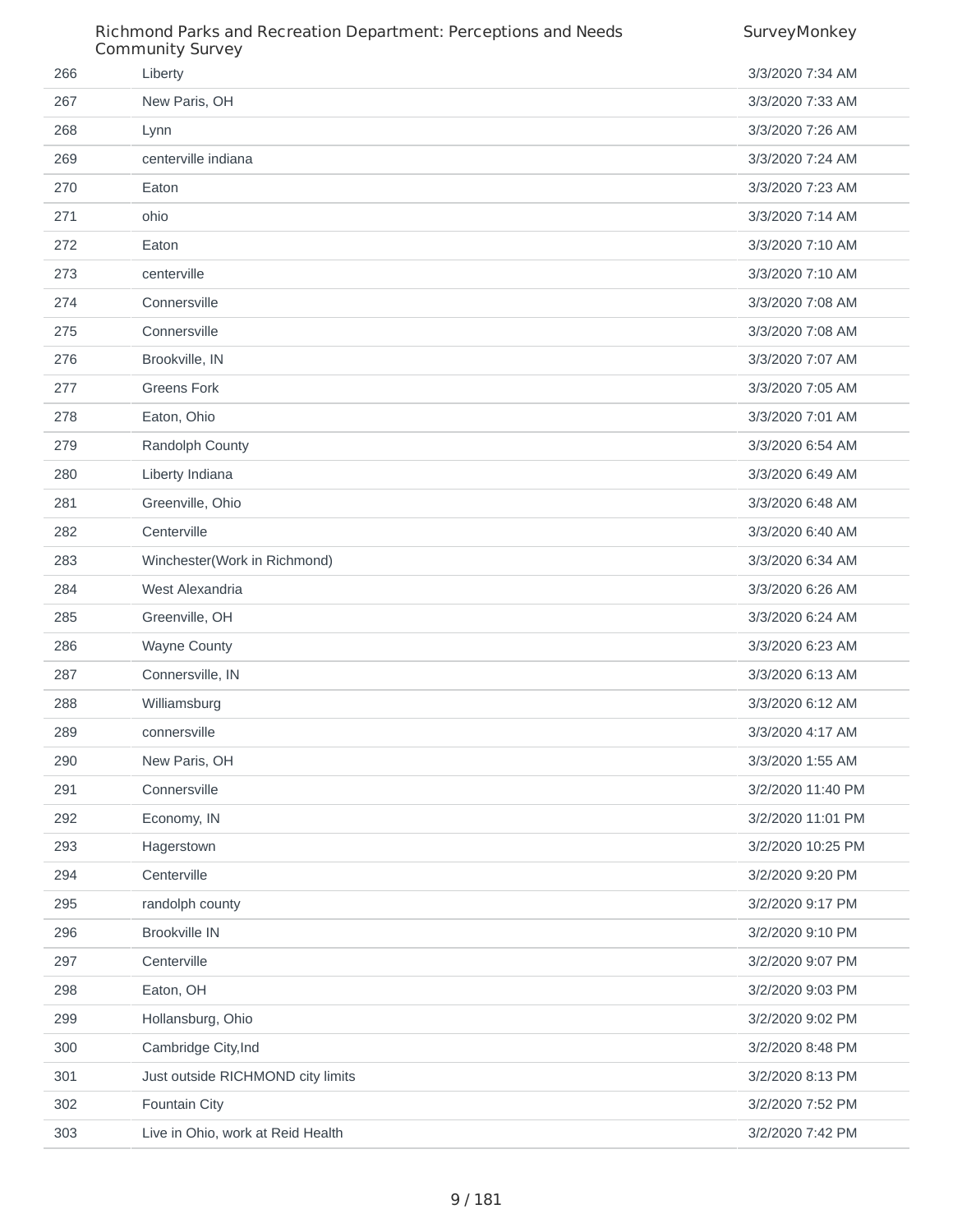| | | |
|---|---|---|
| 266 | Liberty | 3/3/2020 7:34 AM |
| 267 | New Paris, OH | 3/3/2020 7:33 AM |
| 268 | Lynn | 3/3/2020 7:26 AM |
| 269 | centerville indiana | 3/3/2020 7:24 AM |
| 270 | Eaton | 3/3/2020 7:23 AM |
| 271 | ohio | 3/3/2020 7:14 AM |
| 272 | Eaton | 3/3/2020 7:10 AM |
| 273 | centerville | 3/3/2020 7:10 AM |
| 274 | Connersville | 3/3/2020 7:08 AM |
| 275 | Connersville | 3/3/2020 7:08 AM |
| 276 | Brookville, IN | 3/3/2020 7:07 AM |
| 277 | Greens Fork | 3/3/2020 7:05 AM |
| 278 | Eaton, Ohio | 3/3/2020 7:01 AM |
| 279 | Randolph County | 3/3/2020 6:54 AM |
| 280 | Liberty Indiana | 3/3/2020 6:49 AM |
| 281 | Greenville, Ohio | 3/3/2020 6:48 AM |
| 282 | Centerville | 3/3/2020 6:40 AM |
| 283 | Winchester(Work in Richmond) | 3/3/2020 6:34 AM |
| 284 | West Alexandria | 3/3/2020 6:26 AM |
| 285 | Greenville, OH | 3/3/2020 6:24 AM |
| 286 | Wayne County | 3/3/2020 6:23 AM |
| 287 | Connersville, IN | 3/3/2020 6:13 AM |
| 288 | Williamsburg | 3/3/2020 6:12 AM |
| 289 | connersville | 3/3/2020 4:17 AM |
| 290 | New Paris, OH | 3/3/2020 1:55 AM |
| 291 | Connersville | 3/2/2020 11:40 PM |
| 292 | Economy, IN | 3/2/2020 11:01 PM |
| 293 | Hagerstown | 3/2/2020 10:25 PM |
| 294 | Centerville | 3/2/2020 9:20 PM |
| 295 | randolph county | 3/2/2020 9:17 PM |
| 296 | Brookville IN | 3/2/2020 9:10 PM |
| 297 | Centerville | 3/2/2020 9:07 PM |
| 298 | Eaton, OH | 3/2/2020 9:03 PM |
| 299 | Hollansburg, Ohio | 3/2/2020 9:02 PM |
| 300 | Cambridge City,Ind | 3/2/2020 8:48 PM |
| 301 | Just outside RICHMOND city limits | 3/2/2020 8:13 PM |
| 302 | Fountain City | 3/2/2020 7:52 PM |
| 303 | Live in Ohio, work at Reid Health | 3/2/2020 7:42 PM |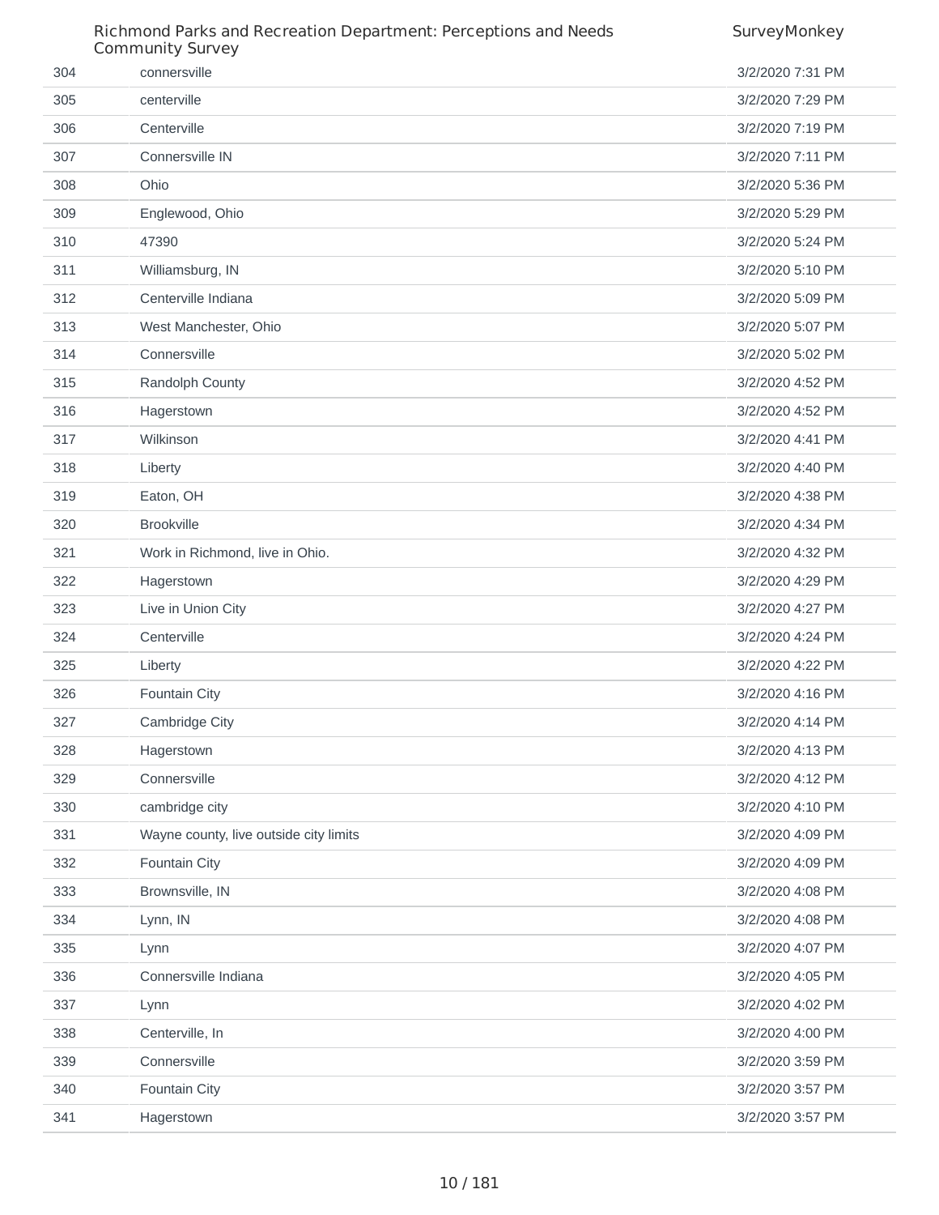| | | |
|---|---|---|
| 304 | connersville | 3/2/2020 7:31 PM |
| 305 | centerville | 3/2/2020 7:29 PM |
| 306 | Centerville | 3/2/2020 7:19 PM |
| 307 | Connersville IN | 3/2/2020 7:11 PM |
| 308 | Ohio | 3/2/2020 5:36 PM |
| 309 | Englewood, Ohio | 3/2/2020 5:29 PM |
| 310 | 47390 | 3/2/2020 5:24 PM |
| 311 | Williamsburg, IN | 3/2/2020 5:10 PM |
| 312 | Centerville Indiana | 3/2/2020 5:09 PM |
| 313 | West Manchester, Ohio | 3/2/2020 5:07 PM |
| 314 | Connersville | 3/2/2020 5:02 PM |
| 315 | Randolph County | 3/2/2020 4:52 PM |
| 316 | Hagerstown | 3/2/2020 4:52 PM |
| 317 | Wilkinson | 3/2/2020 4:41 PM |
| 318 | Liberty | 3/2/2020 4:40 PM |
| 319 | Eaton, OH | 3/2/2020 4:38 PM |
| 320 | Brookville | 3/2/2020 4:34 PM |
| 321 | Work in Richmond, live in Ohio. | 3/2/2020 4:32 PM |
| 322 | Hagerstown | 3/2/2020 4:29 PM |
| 323 | Live in Union City | 3/2/2020 4:27 PM |
| 324 | Centerville | 3/2/2020 4:24 PM |
| 325 | Liberty | 3/2/2020 4:22 PM |
| 326 | Fountain City | 3/2/2020 4:16 PM |
| 327 | Cambridge City | 3/2/2020 4:14 PM |
| 328 | Hagerstown | 3/2/2020 4:13 PM |
| 329 | Connersville | 3/2/2020 4:12 PM |
| 330 | cambridge city | 3/2/2020 4:10 PM |
| 331 | Wayne county, live outside city limits | 3/2/2020 4:09 PM |
| 332 | Fountain City | 3/2/2020 4:09 PM |
| 333 | Brownsville, IN | 3/2/2020 4:08 PM |
| 334 | Lynn, IN | 3/2/2020 4:08 PM |
| 335 | Lynn | 3/2/2020 4:07 PM |
| 336 | Connersville Indiana | 3/2/2020 4:05 PM |
| 337 | Lynn | 3/2/2020 4:02 PM |
| 338 | Centerville, In | 3/2/2020 4:00 PM |
| 339 | Connersville | 3/2/2020 3:59 PM |
| 340 | Fountain City | 3/2/2020 3:57 PM |
| 341 | Hagerstown | 3/2/2020 3:57 PM |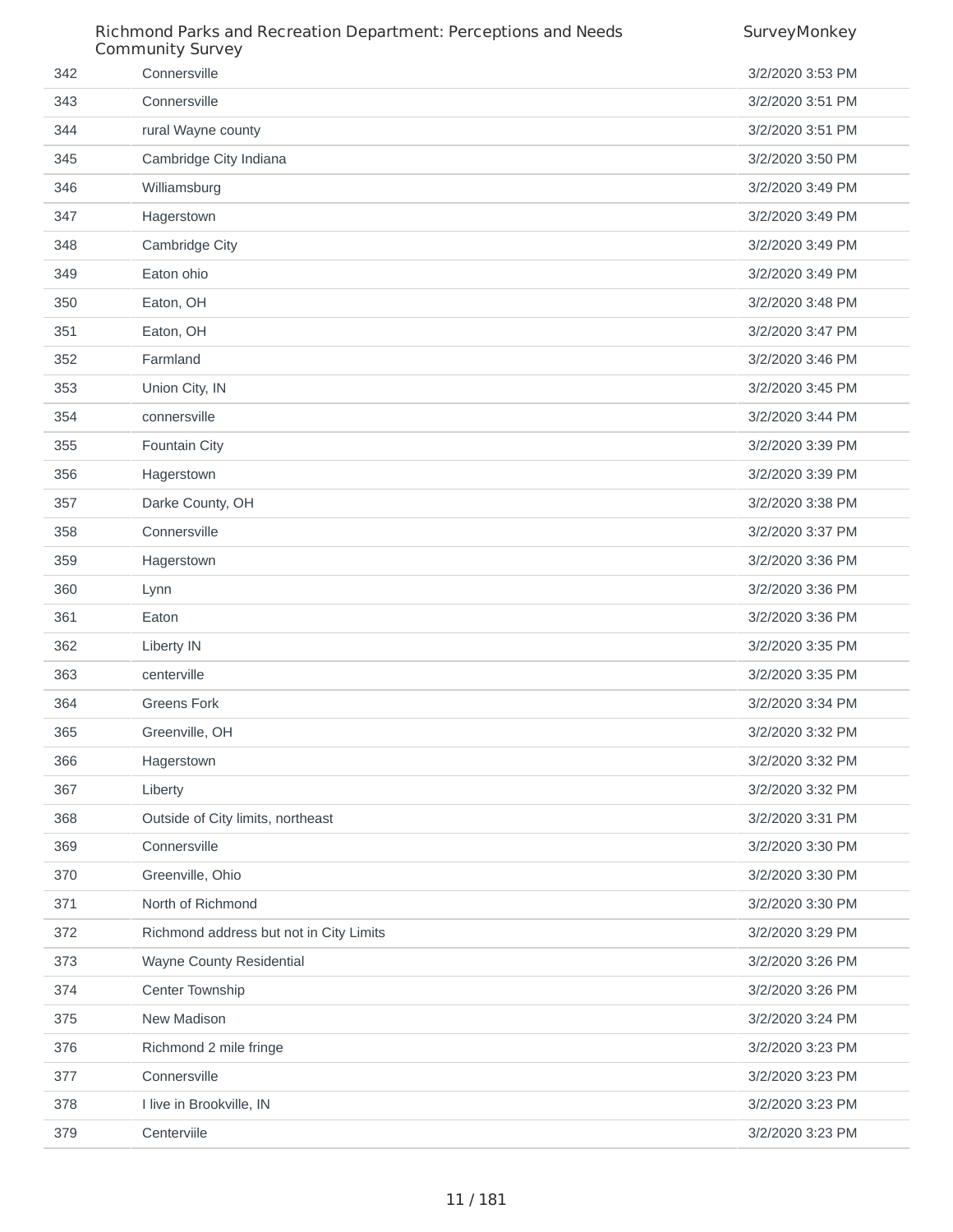| | | |
|---|---|---|
| 342 | Connersville | 3/2/2020 3:53 PM |
| 343 | Connersville | 3/2/2020 3:51 PM |
| 344 | rural Wayne county | 3/2/2020 3:51 PM |
| 345 | Cambridge City Indiana | 3/2/2020 3:50 PM |
| 346 | Williamsburg | 3/2/2020 3:49 PM |
| 347 | Hagerstown | 3/2/2020 3:49 PM |
| 348 | Cambridge City | 3/2/2020 3:49 PM |
| 349 | Eaton ohio | 3/2/2020 3:49 PM |
| 350 | Eaton, OH | 3/2/2020 3:48 PM |
| 351 | Eaton, OH | 3/2/2020 3:47 PM |
| 352 | Farmland | 3/2/2020 3:46 PM |
| 353 | Union City, IN | 3/2/2020 3:45 PM |
| 354 | connersville | 3/2/2020 3:44 PM |
| 355 | Fountain City | 3/2/2020 3:39 PM |
| 356 | Hagerstown | 3/2/2020 3:39 PM |
| 357 | Darke County, OH | 3/2/2020 3:38 PM |
| 358 | Connersville | 3/2/2020 3:37 PM |
| 359 | Hagerstown | 3/2/2020 3:36 PM |
| 360 | Lynn | 3/2/2020 3:36 PM |
| 361 | Eaton | 3/2/2020 3:36 PM |
| 362 | Liberty IN | 3/2/2020 3:35 PM |
| 363 | centerville | 3/2/2020 3:35 PM |
| 364 | Greens Fork | 3/2/2020 3:34 PM |
| 365 | Greenville, OH | 3/2/2020 3:32 PM |
| 366 | Hagerstown | 3/2/2020 3:32 PM |
| 367 | Liberty | 3/2/2020 3:32 PM |
| 368 | Outside of City limits, northeast | 3/2/2020 3:31 PM |
| 369 | Connersville | 3/2/2020 3:30 PM |
| 370 | Greenville, Ohio | 3/2/2020 3:30 PM |
| 371 | North of Richmond | 3/2/2020 3:30 PM |
| 372 | Richmond address but not in City Limits | 3/2/2020 3:29 PM |
| 373 | Wayne County Residential | 3/2/2020 3:26 PM |
| 374 | Center Township | 3/2/2020 3:26 PM |
| 375 | New Madison | 3/2/2020 3:24 PM |
| 376 | Richmond 2 mile fringe | 3/2/2020 3:23 PM |
| 377 | Connersville | 3/2/2020 3:23 PM |
| 378 | I live in Brookville, IN | 3/2/2020 3:23 PM |
| 379 | Centerviile | 3/2/2020 3:23 PM |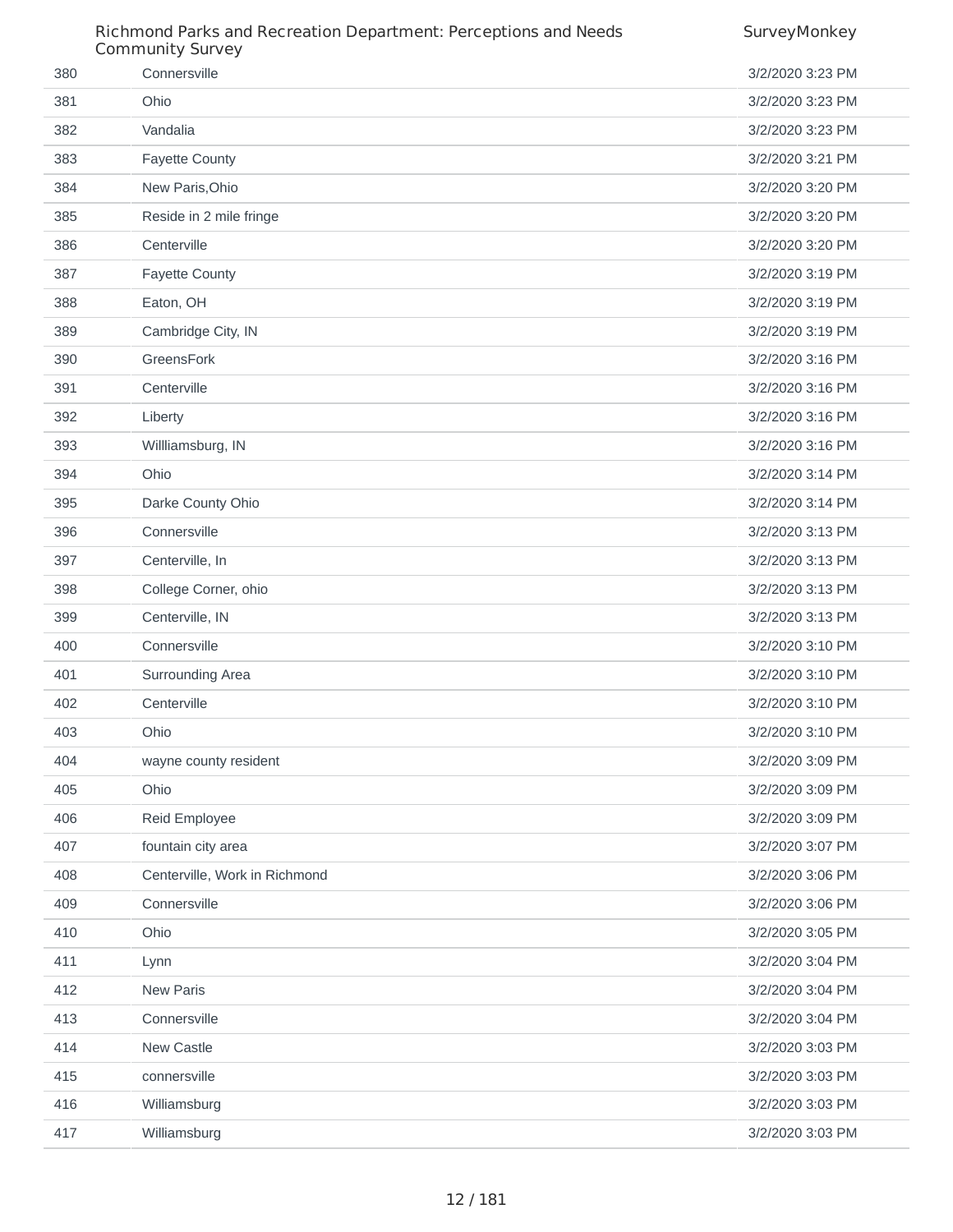| 380 | Connersville | 3/2/2020 3:23 PM |
|---|---|---|
| 381 | Ohio | 3/2/2020 3:23 PM |
| 382 | Vandalia | 3/2/2020 3:23 PM |
| 383 | Fayette County | 3/2/2020 3:21 PM |
| 384 | New Paris,Ohio | 3/2/2020 3:20 PM |
| 385 | Reside in 2 mile fringe | 3/2/2020 3:20 PM |
| 386 | Centerville | 3/2/2020 3:20 PM |
| 387 | Fayette County | 3/2/2020 3:19 PM |
| 388 | Eaton, OH | 3/2/2020 3:19 PM |
| 389 | Cambridge City, IN | 3/2/2020 3:19 PM |
| 390 | GreensFork | 3/2/2020 3:16 PM |
| 391 | Centerville | 3/2/2020 3:16 PM |
| 392 | Liberty | 3/2/2020 3:16 PM |
| 393 | Willliamsburg, IN | 3/2/2020 3:16 PM |
| 394 | Ohio | 3/2/2020 3:14 PM |
| 395 | Darke County Ohio | 3/2/2020 3:14 PM |
| 396 | Connersville | 3/2/2020 3:13 PM |
| 397 | Centerville, In | 3/2/2020 3:13 PM |
| 398 | College Corner, ohio | 3/2/2020 3:13 PM |
| 399 | Centerville, IN | 3/2/2020 3:13 PM |
| 400 | Connersville | 3/2/2020 3:10 PM |
| 401 | Surrounding Area | 3/2/2020 3:10 PM |
| 402 | Centerville | 3/2/2020 3:10 PM |
| 403 | Ohio | 3/2/2020 3:10 PM |
| 404 | wayne county resident | 3/2/2020 3:09 PM |
| 405 | Ohio | 3/2/2020 3:09 PM |
| 406 | Reid Employee | 3/2/2020 3:09 PM |
| 407 | fountain city area | 3/2/2020 3:07 PM |
| 408 | Centerville, Work in Richmond | 3/2/2020 3:06 PM |
| 409 | Connersville | 3/2/2020 3:06 PM |
| 410 | Ohio | 3/2/2020 3:05 PM |
| 411 | Lynn | 3/2/2020 3:04 PM |
| 412 | New Paris | 3/2/2020 3:04 PM |
| 413 | Connersville | 3/2/2020 3:04 PM |
| 414 | New Castle | 3/2/2020 3:03 PM |
| 415 | connersville | 3/2/2020 3:03 PM |
| 416 | Williamsburg | 3/2/2020 3:03 PM |
| 417 | Williamsburg | 3/2/2020 3:03 PM |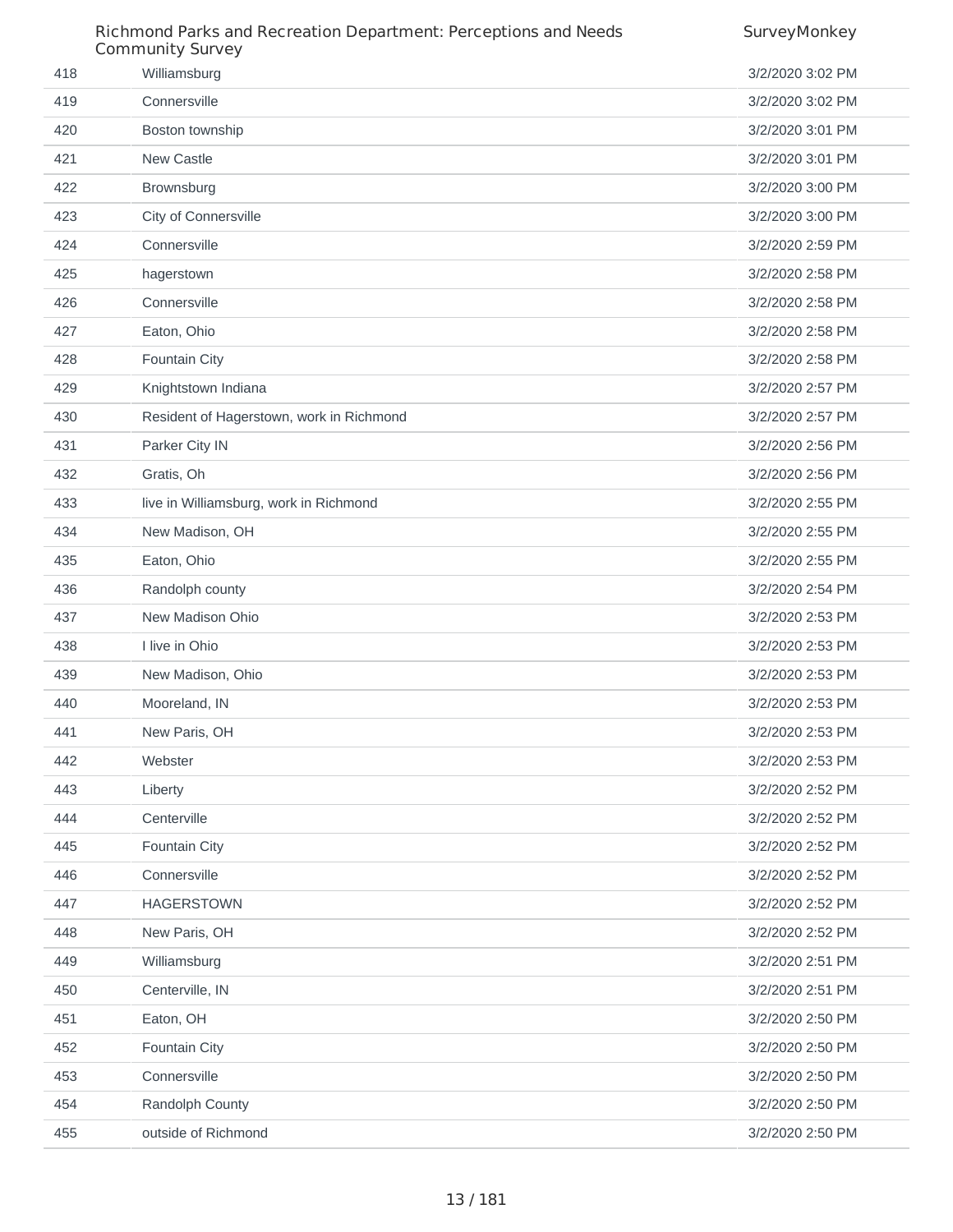| | | |
|---|---|---|
| 418 | Williamsburg | 3/2/2020 3:02 PM |
| 419 | Connersville | 3/2/2020 3:02 PM |
| 420 | Boston township | 3/2/2020 3:01 PM |
| 421 | New Castle | 3/2/2020 3:01 PM |
| 422 | Brownsburg | 3/2/2020 3:00 PM |
| 423 | City of Connersville | 3/2/2020 3:00 PM |
| 424 | Connersville | 3/2/2020 2:59 PM |
| 425 | hagerstown | 3/2/2020 2:58 PM |
| 426 | Connersville | 3/2/2020 2:58 PM |
| 427 | Eaton, Ohio | 3/2/2020 2:58 PM |
| 428 | Fountain City | 3/2/2020 2:58 PM |
| 429 | Knightstown Indiana | 3/2/2020 2:57 PM |
| 430 | Resident of Hagerstown, work in Richmond | 3/2/2020 2:57 PM |
| 431 | Parker City IN | 3/2/2020 2:56 PM |
| 432 | Gratis, Oh | 3/2/2020 2:56 PM |
| 433 | live in Williamsburg, work in Richmond | 3/2/2020 2:55 PM |
| 434 | New Madison, OH | 3/2/2020 2:55 PM |
| 435 | Eaton, Ohio | 3/2/2020 2:55 PM |
| 436 | Randolph county | 3/2/2020 2:54 PM |
| 437 | New Madison Ohio | 3/2/2020 2:53 PM |
| 438 | I live in Ohio | 3/2/2020 2:53 PM |
| 439 | New Madison, Ohio | 3/2/2020 2:53 PM |
| 440 | Mooreland, IN | 3/2/2020 2:53 PM |
| 441 | New Paris, OH | 3/2/2020 2:53 PM |
| 442 | Webster | 3/2/2020 2:53 PM |
| 443 | Liberty | 3/2/2020 2:52 PM |
| 444 | Centerville | 3/2/2020 2:52 PM |
| 445 | Fountain City | 3/2/2020 2:52 PM |
| 446 | Connersville | 3/2/2020 2:52 PM |
| 447 | HAGERSTOWN | 3/2/2020 2:52 PM |
| 448 | New Paris, OH | 3/2/2020 2:52 PM |
| 449 | Williamsburg | 3/2/2020 2:51 PM |
| 450 | Centerville, IN | 3/2/2020 2:51 PM |
| 451 | Eaton, OH | 3/2/2020 2:50 PM |
| 452 | Fountain City | 3/2/2020 2:50 PM |
| 453 | Connersville | 3/2/2020 2:50 PM |
| 454 | Randolph County | 3/2/2020 2:50 PM |
| 455 | outside of Richmond | 3/2/2020 2:50 PM |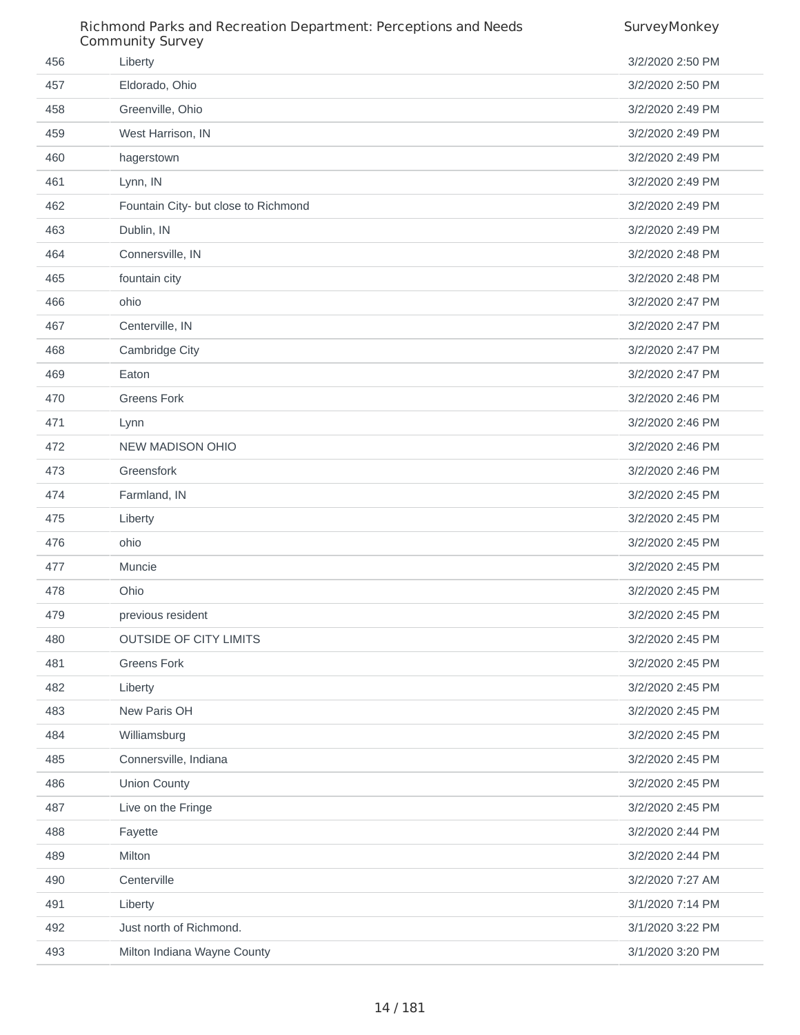| | | |
|---|---|---|
| 456 | Liberty | 3/2/2020 2:50 PM |
| 457 | Eldorado, Ohio | 3/2/2020 2:50 PM |
| 458 | Greenville, Ohio | 3/2/2020 2:49 PM |
| 459 | West Harrison, IN | 3/2/2020 2:49 PM |
| 460 | hagerstown | 3/2/2020 2:49 PM |
| 461 | Lynn, IN | 3/2/2020 2:49 PM |
| 462 | Fountain City- but close to Richmond | 3/2/2020 2:49 PM |
| 463 | Dublin, IN | 3/2/2020 2:49 PM |
| 464 | Connersville, IN | 3/2/2020 2:48 PM |
| 465 | fountain city | 3/2/2020 2:48 PM |
| 466 | ohio | 3/2/2020 2:47 PM |
| 467 | Centerville, IN | 3/2/2020 2:47 PM |
| 468 | Cambridge City | 3/2/2020 2:47 PM |
| 469 | Eaton | 3/2/2020 2:47 PM |
| 470 | Greens Fork | 3/2/2020 2:46 PM |
| 471 | Lynn | 3/2/2020 2:46 PM |
| 472 | NEW MADISON OHIO | 3/2/2020 2:46 PM |
| 473 | Greensfork | 3/2/2020 2:46 PM |
| 474 | Farmland, IN | 3/2/2020 2:45 PM |
| 475 | Liberty | 3/2/2020 2:45 PM |
| 476 | ohio | 3/2/2020 2:45 PM |
| 477 | Muncie | 3/2/2020 2:45 PM |
| 478 | Ohio | 3/2/2020 2:45 PM |
| 479 | previous resident | 3/2/2020 2:45 PM |
| 480 | OUTSIDE OF CITY LIMITS | 3/2/2020 2:45 PM |
| 481 | Greens Fork | 3/2/2020 2:45 PM |
| 482 | Liberty | 3/2/2020 2:45 PM |
| 483 | New Paris OH | 3/2/2020 2:45 PM |
| 484 | Williamsburg | 3/2/2020 2:45 PM |
| 485 | Connersville, Indiana | 3/2/2020 2:45 PM |
| 486 | Union County | 3/2/2020 2:45 PM |
| 487 | Live on the Fringe | 3/2/2020 2:45 PM |
| 488 | Fayette | 3/2/2020 2:44 PM |
| 489 | Milton | 3/2/2020 2:44 PM |
| 490 | Centerville | 3/2/2020 7:27 AM |
| 491 | Liberty | 3/1/2020 7:14 PM |
| 492 | Just north of Richmond. | 3/1/2020 3:22 PM |
| 493 | Milton Indiana Wayne County | 3/1/2020 3:20 PM |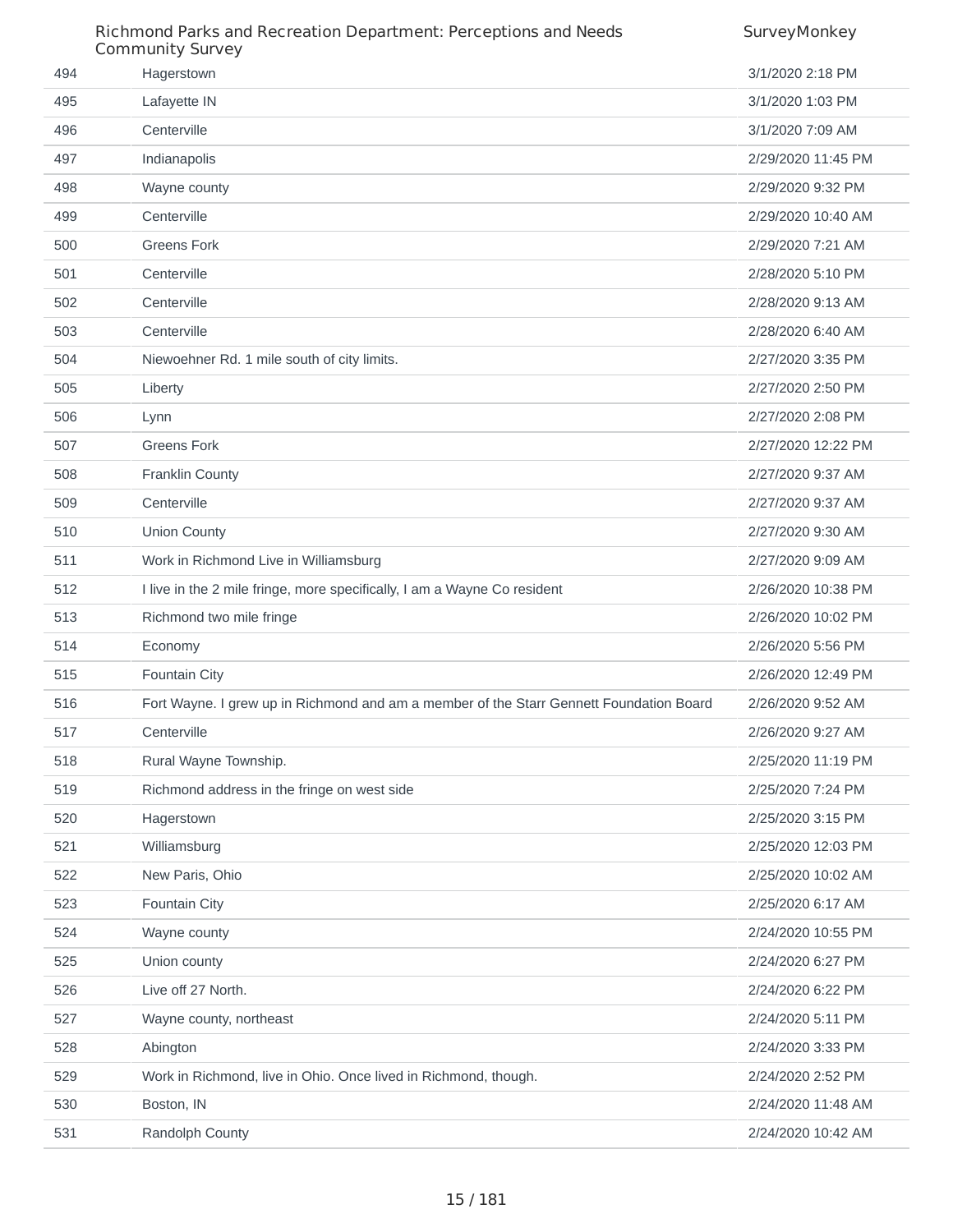| | | |
|---|---|---|
| 494 | Hagerstown | 3/1/2020 2:18 PM |
| 495 | Lafayette IN | 3/1/2020 1:03 PM |
| 496 | Centerville | 3/1/2020 7:09 AM |
| 497 | Indianapolis | 2/29/2020 11:45 PM |
| 498 | Wayne county | 2/29/2020 9:32 PM |
| 499 | Centerville | 2/29/2020 10:40 AM |
| 500 | Greens Fork | 2/29/2020 7:21 AM |
| 501 | Centerville | 2/28/2020 5:10 PM |
| 502 | Centerville | 2/28/2020 9:13 AM |
| 503 | Centerville | 2/28/2020 6:40 AM |
| 504 | Niewoehner Rd. 1 mile south of city limits. | 2/27/2020 3:35 PM |
| 505 | Liberty | 2/27/2020 2:50 PM |
| 506 | Lynn | 2/27/2020 2:08 PM |
| 507 | Greens Fork | 2/27/2020 12:22 PM |
| 508 | Franklin County | 2/27/2020 9:37 AM |
| 509 | Centerville | 2/27/2020 9:37 AM |
| 510 | Union County | 2/27/2020 9:30 AM |
| 511 | Work in Richmond Live in Williamsburg | 2/27/2020 9:09 AM |
| 512 | I live in the 2 mile fringe, more specifically, I am a Wayne Co resident | 2/26/2020 10:38 PM |
| 513 | Richmond two mile fringe | 2/26/2020 10:02 PM |
| 514 | Economy | 2/26/2020 5:56 PM |
| 515 | Fountain City | 2/26/2020 12:49 PM |
| 516 | Fort Wayne. I grew up in Richmond and am a member of the Starr Gennett Foundation Board | 2/26/2020 9:52 AM |
| 517 | Centerville | 2/26/2020 9:27 AM |
| 518 | Rural Wayne Township. | 2/25/2020 11:19 PM |
| 519 | Richmond address in the fringe on west side | 2/25/2020 7:24 PM |
| 520 | Hagerstown | 2/25/2020 3:15 PM |
| 521 | Williamsburg | 2/25/2020 12:03 PM |
| 522 | New Paris, Ohio | 2/25/2020 10:02 AM |
| 523 | Fountain City | 2/25/2020 6:17 AM |
| 524 | Wayne county | 2/24/2020 10:55 PM |
| 525 | Union county | 2/24/2020 6:27 PM |
| 526 | Live off 27 North. | 2/24/2020 6:22 PM |
| 527 | Wayne county, northeast | 2/24/2020 5:11 PM |
| 528 | Abington | 2/24/2020 3:33 PM |
| 529 | Work in Richmond, live in Ohio. Once lived in Richmond, though. | 2/24/2020 2:52 PM |
| 530 | Boston, IN | 2/24/2020 11:48 AM |
| 531 | Randolph County | 2/24/2020 10:42 AM |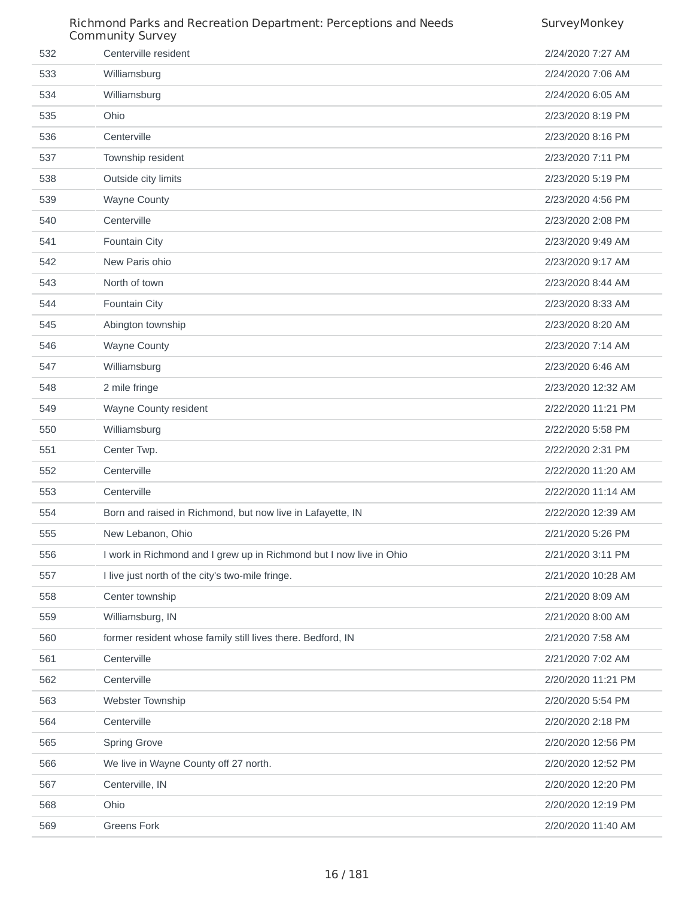| | | |
|---|---|---|
| 532 | Centerville resident | 2/24/2020 7:27 AM |
| 533 | Williamsburg | 2/24/2020 7:06 AM |
| 534 | Williamsburg | 2/24/2020 6:05 AM |
| 535 | Ohio | 2/23/2020 8:19 PM |
| 536 | Centerville | 2/23/2020 8:16 PM |
| 537 | Township resident | 2/23/2020 7:11 PM |
| 538 | Outside city limits | 2/23/2020 5:19 PM |
| 539 | Wayne County | 2/23/2020 4:56 PM |
| 540 | Centerville | 2/23/2020 2:08 PM |
| 541 | Fountain City | 2/23/2020 9:49 AM |
| 542 | New Paris ohio | 2/23/2020 9:17 AM |
| 543 | North of town | 2/23/2020 8:44 AM |
| 544 | Fountain City | 2/23/2020 8:33 AM |
| 545 | Abington township | 2/23/2020 8:20 AM |
| 546 | Wayne County | 2/23/2020 7:14 AM |
| 547 | Williamsburg | 2/23/2020 6:46 AM |
| 548 | 2 mile fringe | 2/23/2020 12:32 AM |
| 549 | Wayne County resident | 2/22/2020 11:21 PM |
| 550 | Williamsburg | 2/22/2020 5:58 PM |
| 551 | Center Twp. | 2/22/2020 2:31 PM |
| 552 | Centerville | 2/22/2020 11:20 AM |
| 553 | Centerville | 2/22/2020 11:14 AM |
| 554 | Born and raised in Richmond, but now live in Lafayette, IN | 2/22/2020 12:39 AM |
| 555 | New Lebanon, Ohio | 2/21/2020 5:26 PM |
| 556 | I work in Richmond and I grew up in Richmond but I now live in Ohio | 2/21/2020 3:11 PM |
| 557 | I live just north of the city's two-mile fringe. | 2/21/2020 10:28 AM |
| 558 | Center township | 2/21/2020 8:09 AM |
| 559 | Williamsburg, IN | 2/21/2020 8:00 AM |
| 560 | former resident whose family still lives there. Bedford, IN | 2/21/2020 7:58 AM |
| 561 | Centerville | 2/21/2020 7:02 AM |
| 562 | Centerville | 2/20/2020 11:21 PM |
| 563 | Webster Township | 2/20/2020 5:54 PM |
| 564 | Centerville | 2/20/2020 2:18 PM |
| 565 | Spring Grove | 2/20/2020 12:56 PM |
| 566 | We live in Wayne County off 27 north. | 2/20/2020 12:52 PM |
| 567 | Centerville, IN | 2/20/2020 12:20 PM |
| 568 | Ohio | 2/20/2020 12:19 PM |
| 569 | Greens Fork | 2/20/2020 11:40 AM |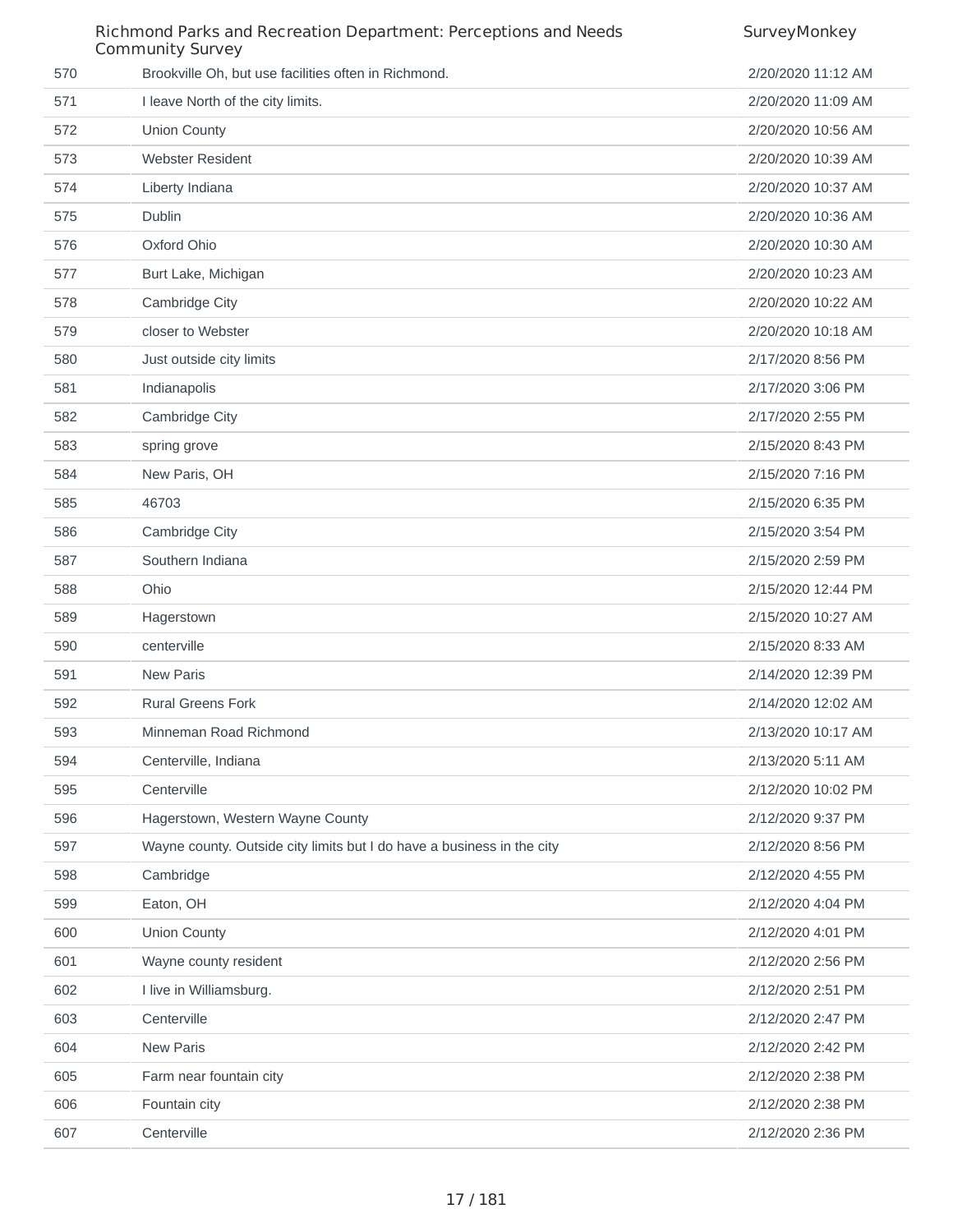| | | |
|---|---|---|
| 570 | Brookville Oh, but use facilities often in Richmond. | 2/20/2020 11:12 AM |
| 571 | I leave North of the city limits. | 2/20/2020 11:09 AM |
| 572 | Union County | 2/20/2020 10:56 AM |
| 573 | Webster Resident | 2/20/2020 10:39 AM |
| 574 | Liberty Indiana | 2/20/2020 10:37 AM |
| 575 | Dublin | 2/20/2020 10:36 AM |
| 576 | Oxford Ohio | 2/20/2020 10:30 AM |
| 577 | Burt Lake, Michigan | 2/20/2020 10:23 AM |
| 578 | Cambridge City | 2/20/2020 10:22 AM |
| 579 | closer to Webster | 2/20/2020 10:18 AM |
| 580 | Just outside city limits | 2/17/2020 8:56 PM |
| 581 | Indianapolis | 2/17/2020 3:06 PM |
| 582 | Cambridge City | 2/17/2020 2:55 PM |
| 583 | spring grove | 2/15/2020 8:43 PM |
| 584 | New Paris, OH | 2/15/2020 7:16 PM |
| 585 | 46703 | 2/15/2020 6:35 PM |
| 586 | Cambridge City | 2/15/2020 3:54 PM |
| 587 | Southern Indiana | 2/15/2020 2:59 PM |
| 588 | Ohio | 2/15/2020 12:44 PM |
| 589 | Hagerstown | 2/15/2020 10:27 AM |
| 590 | centerville | 2/15/2020 8:33 AM |
| 591 | New Paris | 2/14/2020 12:39 PM |
| 592 | Rural Greens Fork | 2/14/2020 12:02 AM |
| 593 | Minneman Road Richmond | 2/13/2020 10:17 AM |
| 594 | Centerville, Indiana | 2/13/2020 5:11 AM |
| 595 | Centerville | 2/12/2020 10:02 PM |
| 596 | Hagerstown, Western Wayne County | 2/12/2020 9:37 PM |
| 597 | Wayne county. Outside city limits but I do have a business in the city | 2/12/2020 8:56 PM |
| 598 | Cambridge | 2/12/2020 4:55 PM |
| 599 | Eaton, OH | 2/12/2020 4:04 PM |
| 600 | Union County | 2/12/2020 4:01 PM |
| 601 | Wayne county resident | 2/12/2020 2:56 PM |
| 602 | I live in Williamsburg. | 2/12/2020 2:51 PM |
| 603 | Centerville | 2/12/2020 2:47 PM |
| 604 | New Paris | 2/12/2020 2:42 PM |
| 605 | Farm near fountain city | 2/12/2020 2:38 PM |
| 606 | Fountain city | 2/12/2020 2:38 PM |
| 607 | Centerville | 2/12/2020 2:36 PM |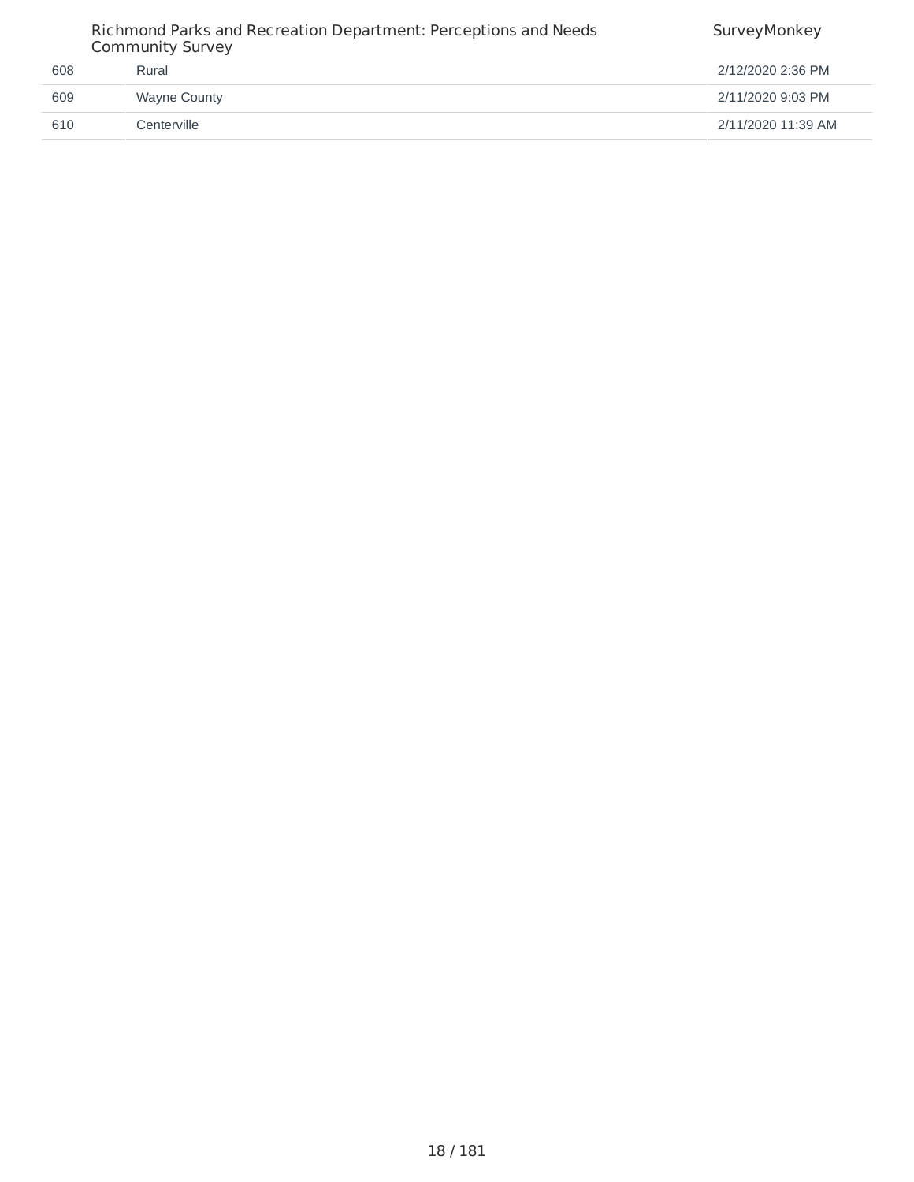| | | |
|---|---|---|
| 608 | Rural | 2/12/2020 2:36 PM |
| 609 | Wayne County | 2/11/2020 9:03 PM |
| 610 | Centerville | 2/11/2020 11:39 AM |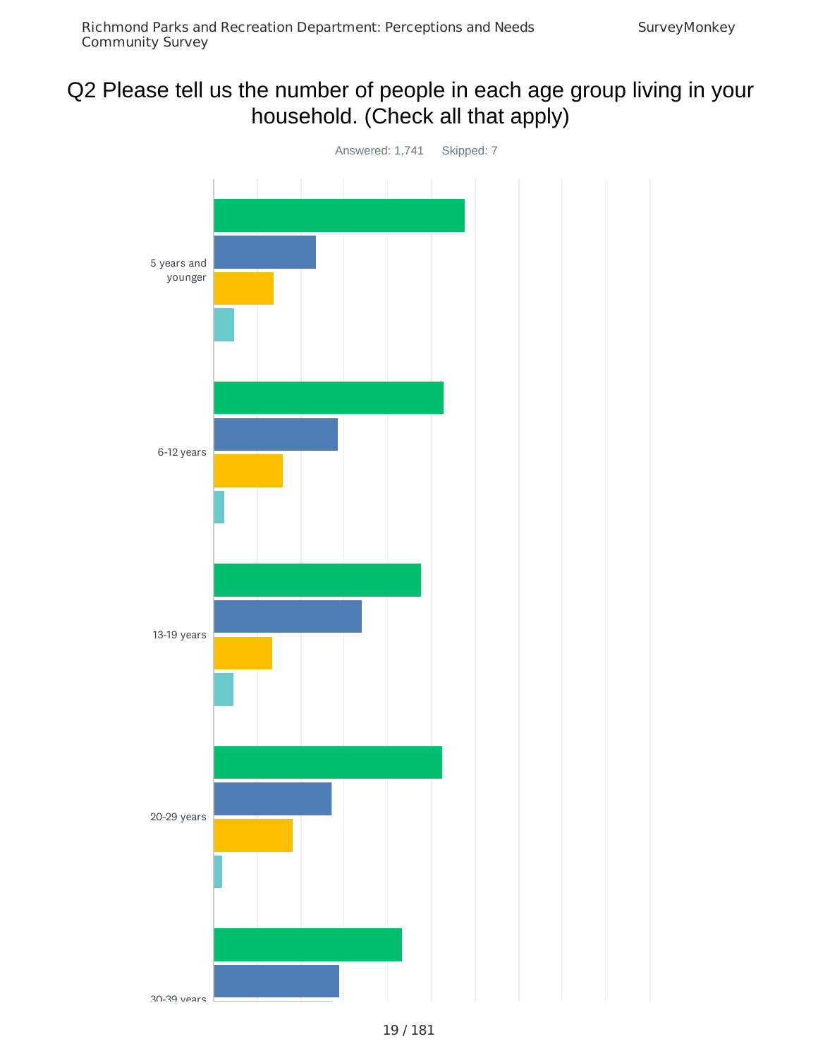# Q2 Please tell us the number of people in each age group living in your household. (Check all that apply)

Answered: 1,741    Skipped: 7

5 years and younger

6-12 years

13-19 years

20-29 years

30-39 years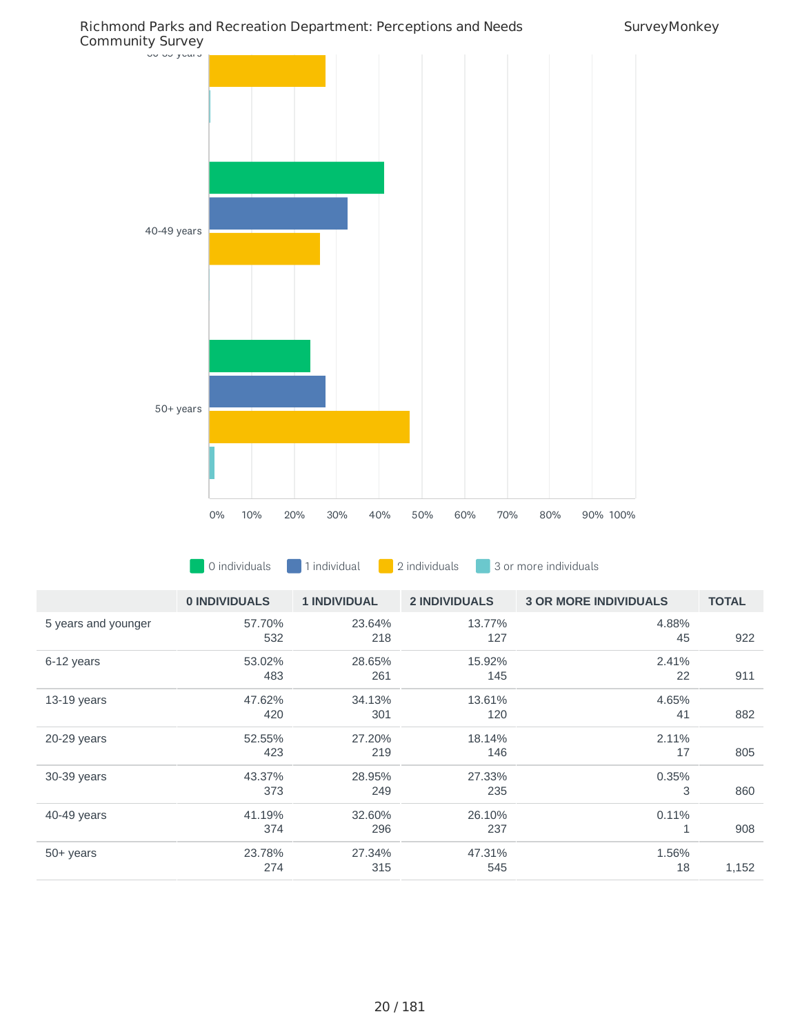| | 0 INDIVIDUALS | 1 INDIVIDUAL | 2 INDIVIDUALS | 3 OR MORE INDIVIDUALS | TOTAL |
|---|---|---|---|---|---|
| 5 years and younger | 57.70%<br>532 | 23.64%<br>218 | 13.77%<br>127 | 4.88%<br>45 | 922 |
| 6-12 years | 53.02%<br>483 | 28.65%<br>261 | 15.92%<br>145 | 2.41%<br>22 | 911 |
| 13-19 years | 47.62%<br>420 | 34.13%<br>301 | 13.61%<br>120 | 4.65%<br>41 | 882 |
| 20-29 years | 52.55%<br>423 | 27.20%<br>219 | 18.14%<br>146 | 2.11%<br>17 | 805 |
| 30-39 years | 43.37%<br>373 | 28.95%<br>249 | 27.33%<br>235 | 0.35%<br>3 | 860 |
| 40-49 years | 41.19%<br>374 | 32.60%<br>296 | 26.10%<br>237 | 0.11%<br>1 | 908 |
| 50+ years | 23.78%<br>274 | 27.34%<br>315 | 47.31%<br>545 | 1.56%<br>18 | 1,152 |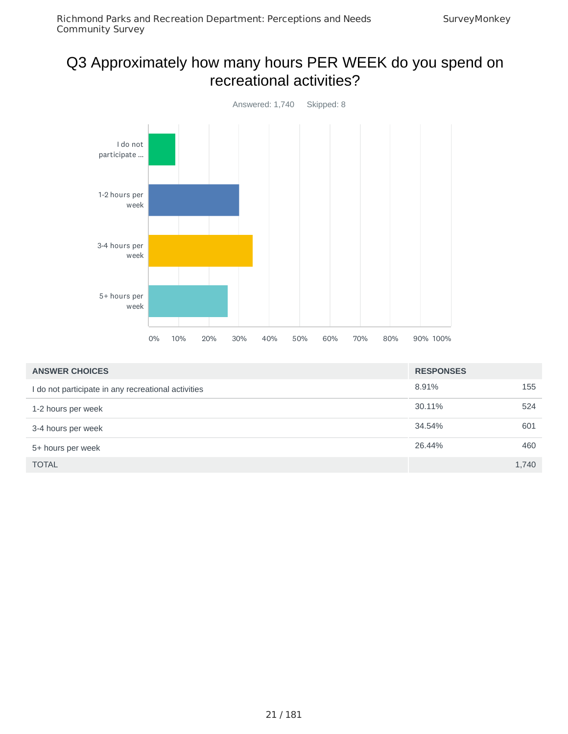# Q3 Approximately how many hours PER WEEK do you spend on recreational activities?

Answered: 1,740    Skipped: 8

| ANSWER CHOICES | RESPONSES | |
|---|---|---|
| I do not participate in any recreational activities | 8.91% | 155 |
| 1-2 hours per week | 30.11% | 524 |
| 3-4 hours per week | 34.54% | 601 |
| 5+ hours per week | 26.44% | 460 |
| TOTAL | | 1,740 |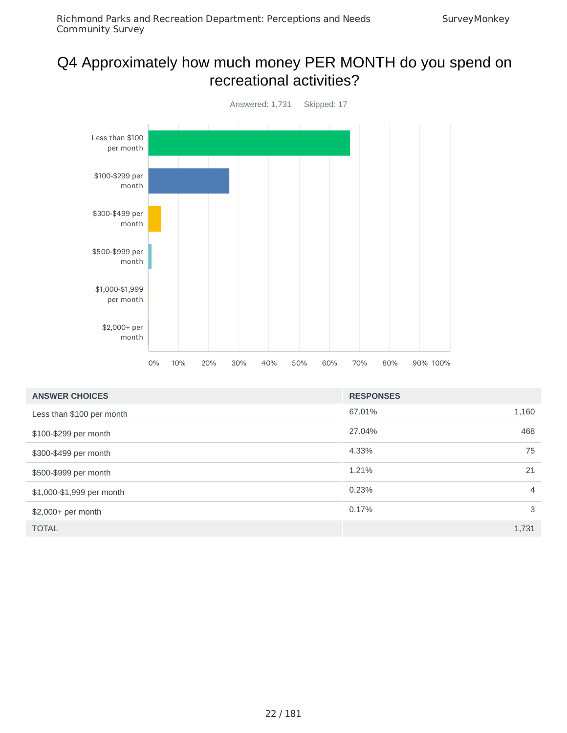# Q4 Approximately how much money PER MONTH do you spend on recreational activities?

Answered: 1,731 Skipped: 17

| ANSWER CHOICES | RESPONSES | |
|---|---|---|
| Less than $100 per month | 67.01% | 1,160 |
| $100-$299 per month | 27.04% | 468 |
| $300-$499 per month | 4.33% | 75 |
| $500-$999 per month | 1.21% | 21 |
| $1,000-$1,999 per month | 0.23% | 4 |
| $2,000+ per month | 0.17% | 3 |
| TOTAL | | 1,731 |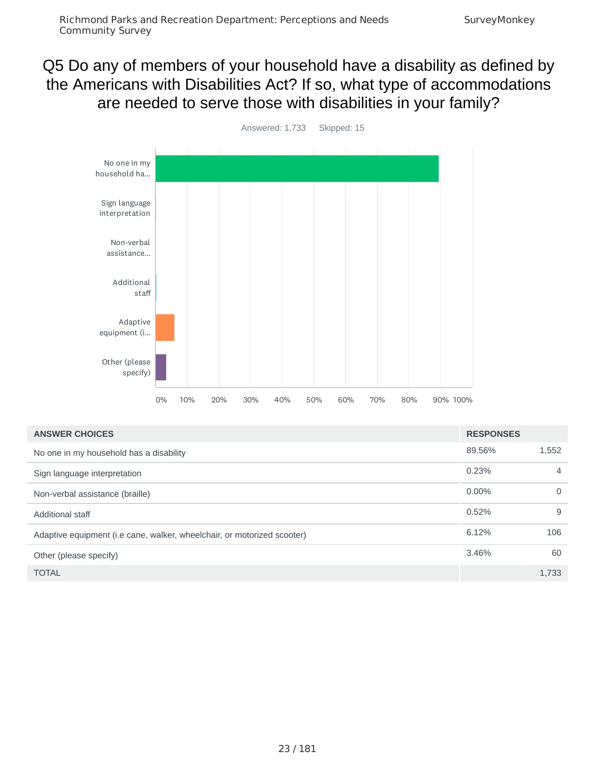# Q5 Do any of members of your household have a disability as defined by the Americans with Disabilities Act? If so, what type of accommodations are needed to serve those with disabilities in your family?

Answered: 1,733 Skipped: 15

| ANSWER CHOICES | RESPONSES | |
|---|---|---|
| No one in my household has a disability | 89.56% | 1,552 |
| Sign language interpretation | 0.23% | 4 |
| Non-verbal assistance (braille) | 0.00% | 0 |
| Additional staff | 0.52% | 9 |
| Adaptive equipment (i.e cane, walker, wheelchair, or motorized scooter) | 6.12% | 106 |
| Other (please specify) | 3.46% | 60 |
| TOTAL | | 1,733 |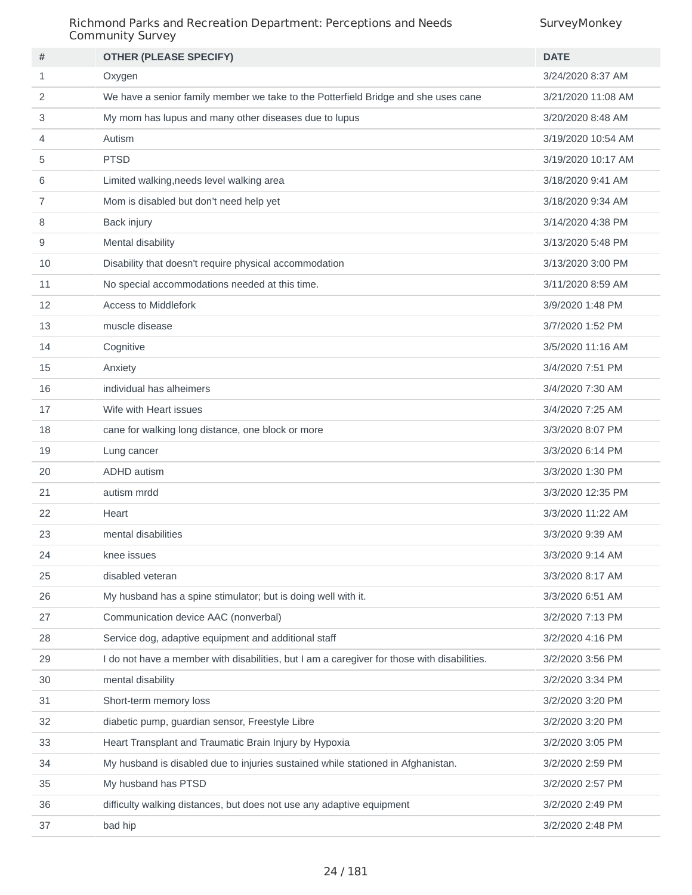| # | OTHER (PLEASE SPECIFY) | DATE |
|---|---|---|
| 1 | Oxygen | 3/24/2020 8:37 AM |
| 2 | We have a senior family member we take to the Potterfield Bridge and she uses cane | 3/21/2020 11:08 AM |
| 3 | My mom has lupus and many other diseases due to lupus | 3/20/2020 8:48 AM |
| 4 | Autism | 3/19/2020 10:54 AM |
| 5 | PTSD | 3/19/2020 10:17 AM |
| 6 | Limited walking,needs level walking area | 3/18/2020 9:41 AM |
| 7 | Mom is disabled but don't need help yet | 3/18/2020 9:34 AM |
| 8 | Back injury | 3/14/2020 4:38 PM |
| 9 | Mental disability | 3/13/2020 5:48 PM |
| 10 | Disability that doesn't require physical accommodation | 3/13/2020 3:00 PM |
| 11 | No special accommodations needed at this time. | 3/11/2020 8:59 AM |
| 12 | Access to Middlefork | 3/9/2020 1:48 PM |
| 13 | muscle disease | 3/7/2020 1:52 PM |
| 14 | Cognitive | 3/5/2020 11:16 AM |
| 15 | Anxiety | 3/4/2020 7:51 PM |
| 16 | individual has alheimers | 3/4/2020 7:30 AM |
| 17 | Wife with Heart issues | 3/4/2020 7:25 AM |
| 18 | cane for walking long distance, one block or more | 3/3/2020 8:07 PM |
| 19 | Lung cancer | 3/3/2020 6:14 PM |
| 20 | ADHD autism | 3/3/2020 1:30 PM |
| 21 | autism mrdd | 3/3/2020 12:35 PM |
| 22 | Heart | 3/3/2020 11:22 AM |
| 23 | mental disabilities | 3/3/2020 9:39 AM |
| 24 | knee issues | 3/3/2020 9:14 AM |
| 25 | disabled veteran | 3/3/2020 8:17 AM |
| 26 | My husband has a spine stimulator; but is doing well with it. | 3/3/2020 6:51 AM |
| 27 | Communication device AAC (nonverbal) | 3/2/2020 7:13 PM |
| 28 | Service dog, adaptive equipment and additional staff | 3/2/2020 4:16 PM |
| 29 | I do not have a member with disabilities, but I am a caregiver for those with disabilities. | 3/2/2020 3:56 PM |
| 30 | mental disability | 3/2/2020 3:34 PM |
| 31 | Short-term memory loss | 3/2/2020 3:20 PM |
| 32 | diabetic pump, guardian sensor, Freestyle Libre | 3/2/2020 3:20 PM |
| 33 | Heart Transplant and Traumatic Brain Injury by Hypoxia | 3/2/2020 3:05 PM |
| 34 | My husband is disabled due to injuries sustained while stationed in Afghanistan. | 3/2/2020 2:59 PM |
| 35 | My husband has PTSD | 3/2/2020 2:57 PM |
| 36 | difficulty walking distances, but does not use any adaptive equipment | 3/2/2020 2:49 PM |
| 37 | bad hip | 3/2/2020 2:48 PM |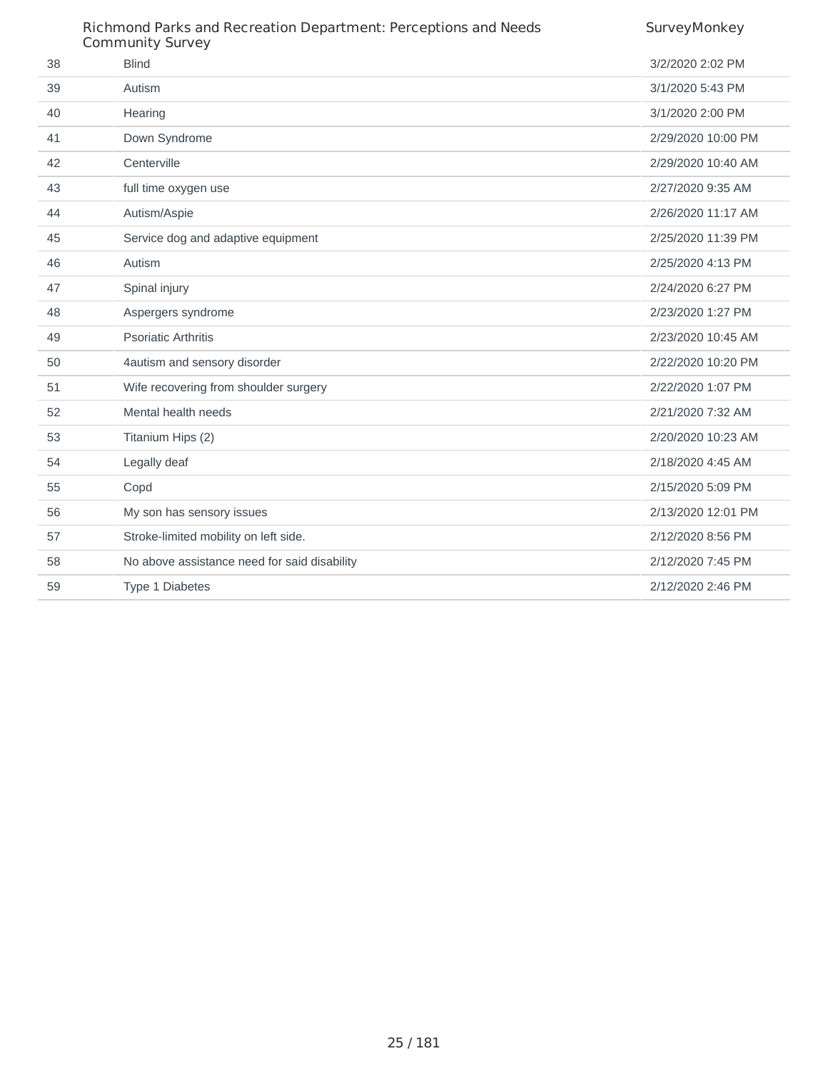| | | |
|---|---|---|
| 38 | Blind | 3/2/2020 2:02 PM |
| 39 | Autism | 3/1/2020 5:43 PM |
| 40 | Hearing | 3/1/2020 2:00 PM |
| 41 | Down Syndrome | 2/29/2020 10:00 PM |
| 42 | Centerville | 2/29/2020 10:40 AM |
| 43 | full time oxygen use | 2/27/2020 9:35 AM |
| 44 | Autism/Aspie | 2/26/2020 11:17 AM |
| 45 | Service dog and adaptive equipment | 2/25/2020 11:39 PM |
| 46 | Autism | 2/25/2020 4:13 PM |
| 47 | Spinal injury | 2/24/2020 6:27 PM |
| 48 | Aspergers syndrome | 2/23/2020 1:27 PM |
| 49 | Psoriatic Arthritis | 2/23/2020 10:45 AM |
| 50 | 4autism and sensory disorder | 2/22/2020 10:20 PM |
| 51 | Wife recovering from shoulder surgery | 2/22/2020 1:07 PM |
| 52 | Mental health needs | 2/21/2020 7:32 AM |
| 53 | Titanium Hips (2) | 2/20/2020 10:23 AM |
| 54 | Legally deaf | 2/18/2020 4:45 AM |
| 55 | Copd | 2/15/2020 5:09 PM |
| 56 | My son has sensory issues | 2/13/2020 12:01 PM |
| 57 | Stroke-limited mobility on left side. | 2/12/2020 8:56 PM |
| 58 | No above assistance need for said disability | 2/12/2020 7:45 PM |
| 59 | Type 1 Diabetes | 2/12/2020 2:46 PM |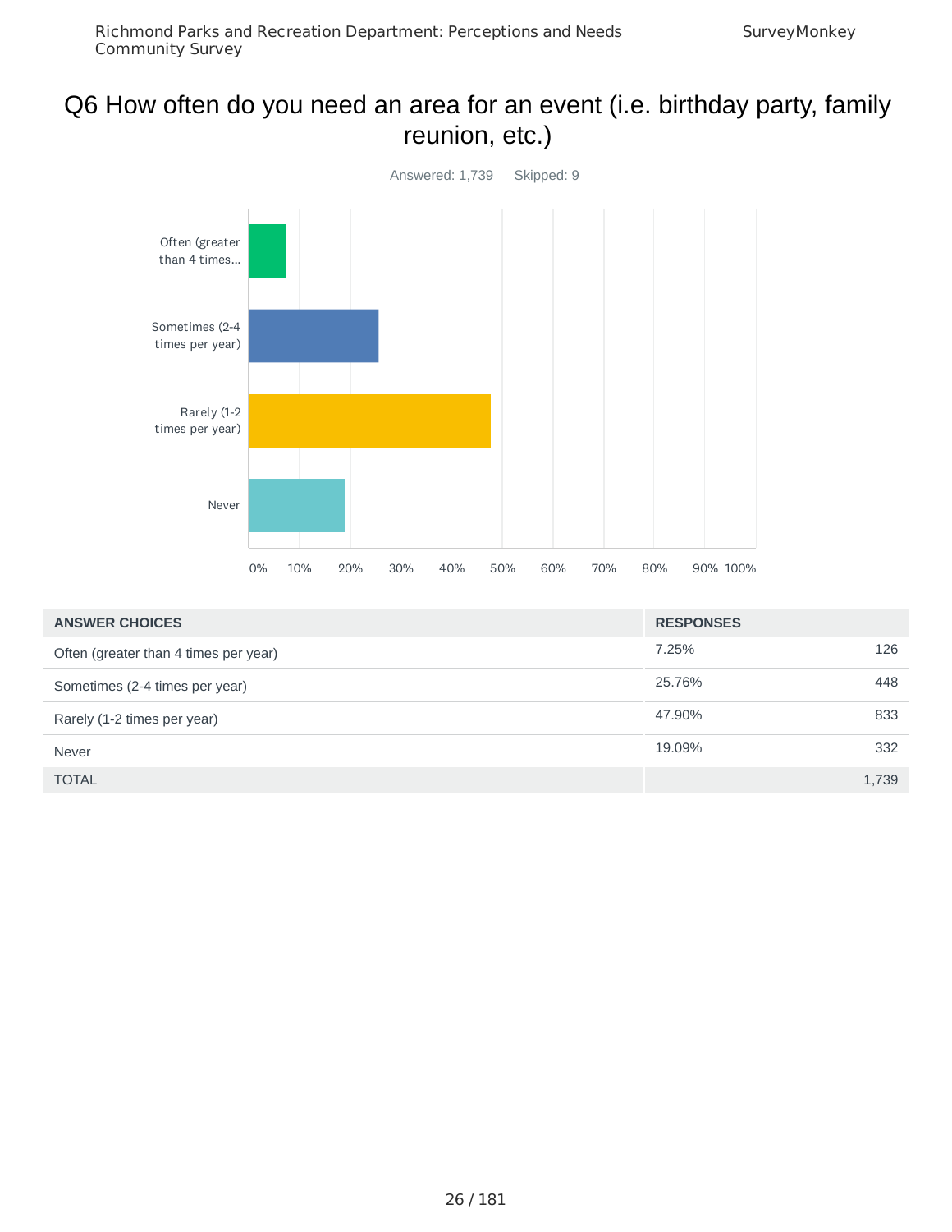# Q6 How often do you need an area for an event (i.e. birthday party, family reunion, etc.)

Answered: 1,739 Skipped: 9

| ANSWER CHOICES | RESPONSES | |
|---|---|---|
| Often (greater than 4 times per year) | 7.25% | 126 |
| Sometimes (2-4 times per year) | 25.76% | 448 |
| Rarely (1-2 times per year) | 47.90% | 833 |
| Never | 19.09% | 332 |
| TOTAL | | 1,739 |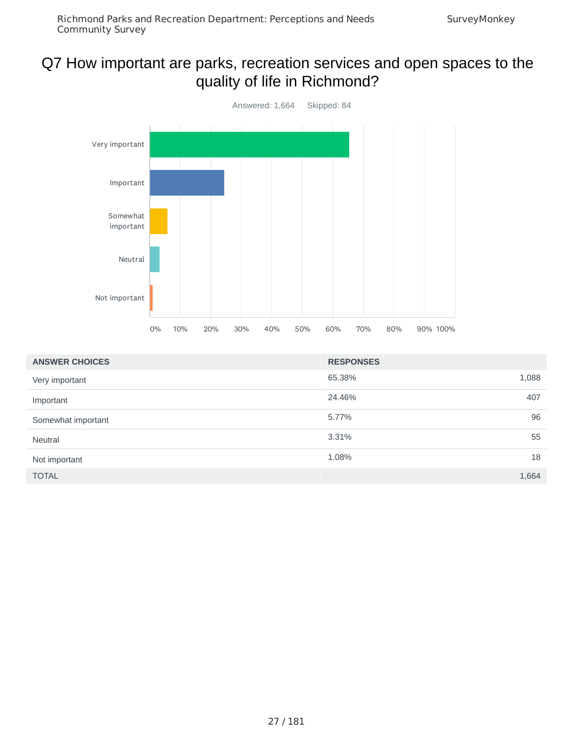# Q7 How important are parks, recreation services and open spaces to the quality of life in Richmond?

Answered: 1,664 Skipped: 84

| ANSWER CHOICES | RESPONSES | |
|---|---|---|
| Very important | 65.38% | 1,088 |
| Important | 24.46% | 407 |
| Somewhat important | 5.77% | 96 |
| Neutral | 3.31% | 55 |
| Not important | 1.08% | 18 |
| TOTAL | | 1,664 |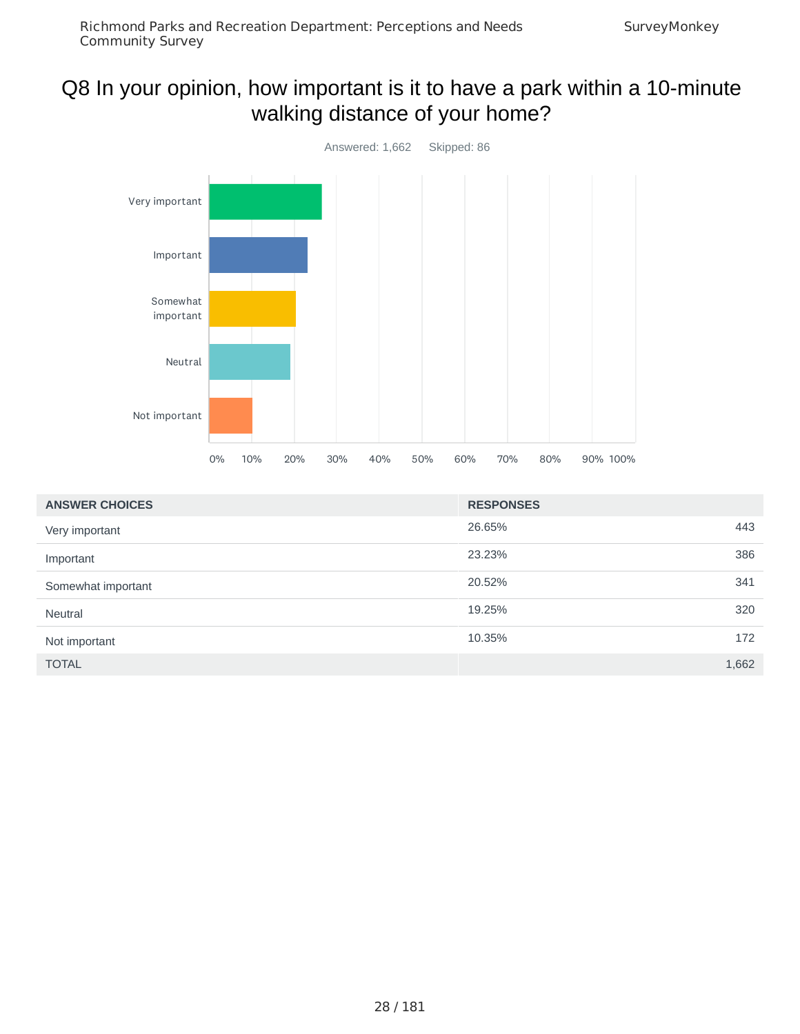# Q8 In your opinion, how important is it to have a park within a 10-minute walking distance of your home?

Answered: 1,662    Skipped: 86

| ANSWER CHOICES | RESPONSES | |
|---|---|---|
| Very important | 26.65% | 443 |
| Important | 23.23% | 386 |
| Somewhat important | 20.52% | 341 |
| Neutral | 19.25% | 320 |
| Not important | 10.35% | 172 |
| TOTAL | | 1,662 |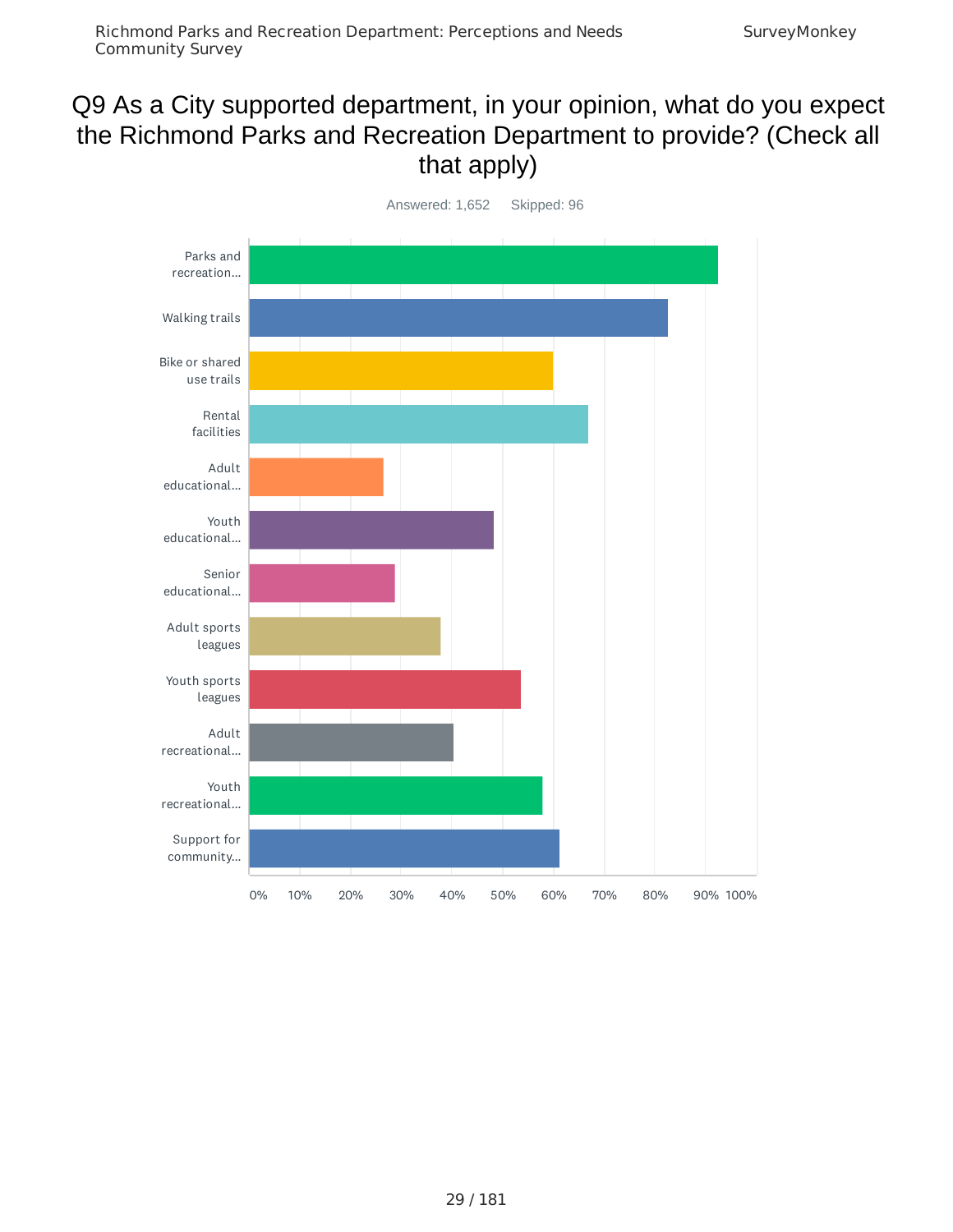# Q9 As a City supported department, in your opinion, what do you expect the Richmond Parks and Recreation Department to provide? (Check all that apply)

Answered: 1,652 Skipped: 96

Parks and recreation...

Walking trails

Bike or shared use trails

Rental facilities

Adult educational...

Youth educational...

Senior educational...

Adult sports leagues

Youth sports leagues

Adult recreational...

Youth recreational...

Support for community...

0% 10% 20% 30% 40% 50% 60% 70% 80% 90% 100%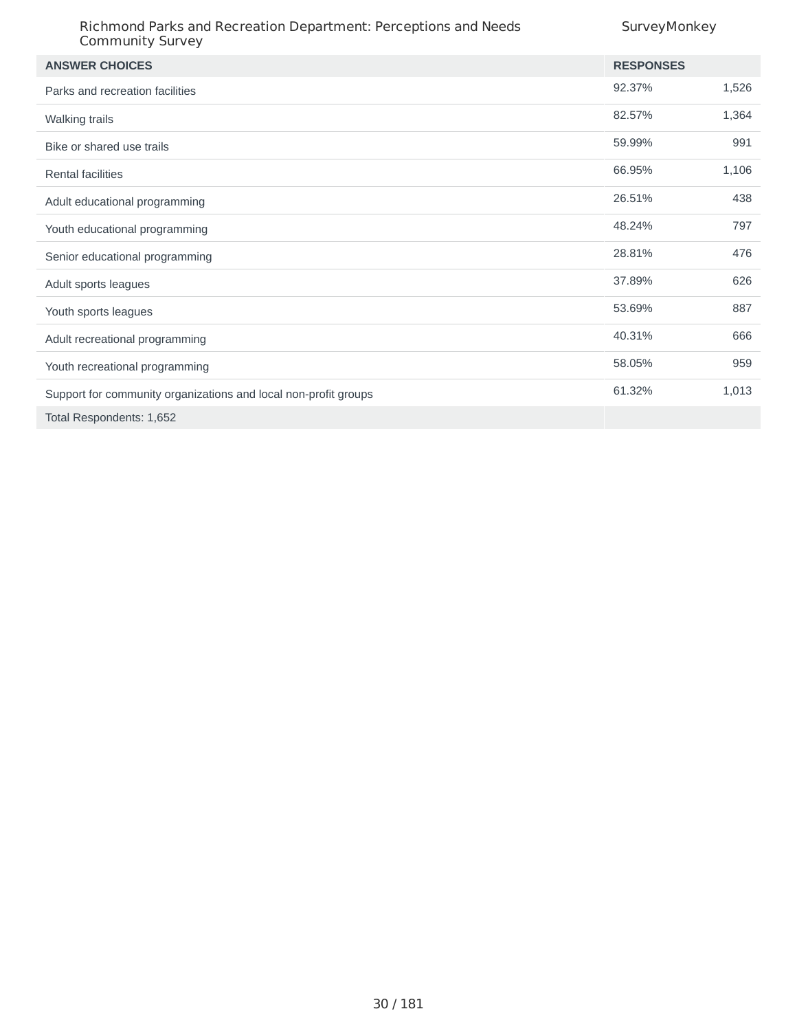| ANSWER CHOICES | RESPONSES | |
|---|---|---|
| Parks and recreation facilities | 92.37% | 1,526 |
| Walking trails | 82.57% | 1,364 |
| Bike or shared use trails | 59.99% | 991 |
| Rental facilities | 66.95% | 1,106 |
| Adult educational programming | 26.51% | 438 |
| Youth educational programming | 48.24% | 797 |
| Senior educational programming | 28.81% | 476 |
| Adult sports leagues | 37.89% | 626 |
| Youth sports leagues | 53.69% | 887 |
| Adult recreational programming | 40.31% | 666 |
| Youth recreational programming | 58.05% | 959 |
| Support for community organizations and local non-profit groups | 61.32% | 1,013 |
| Total Respondents: 1,652 | | |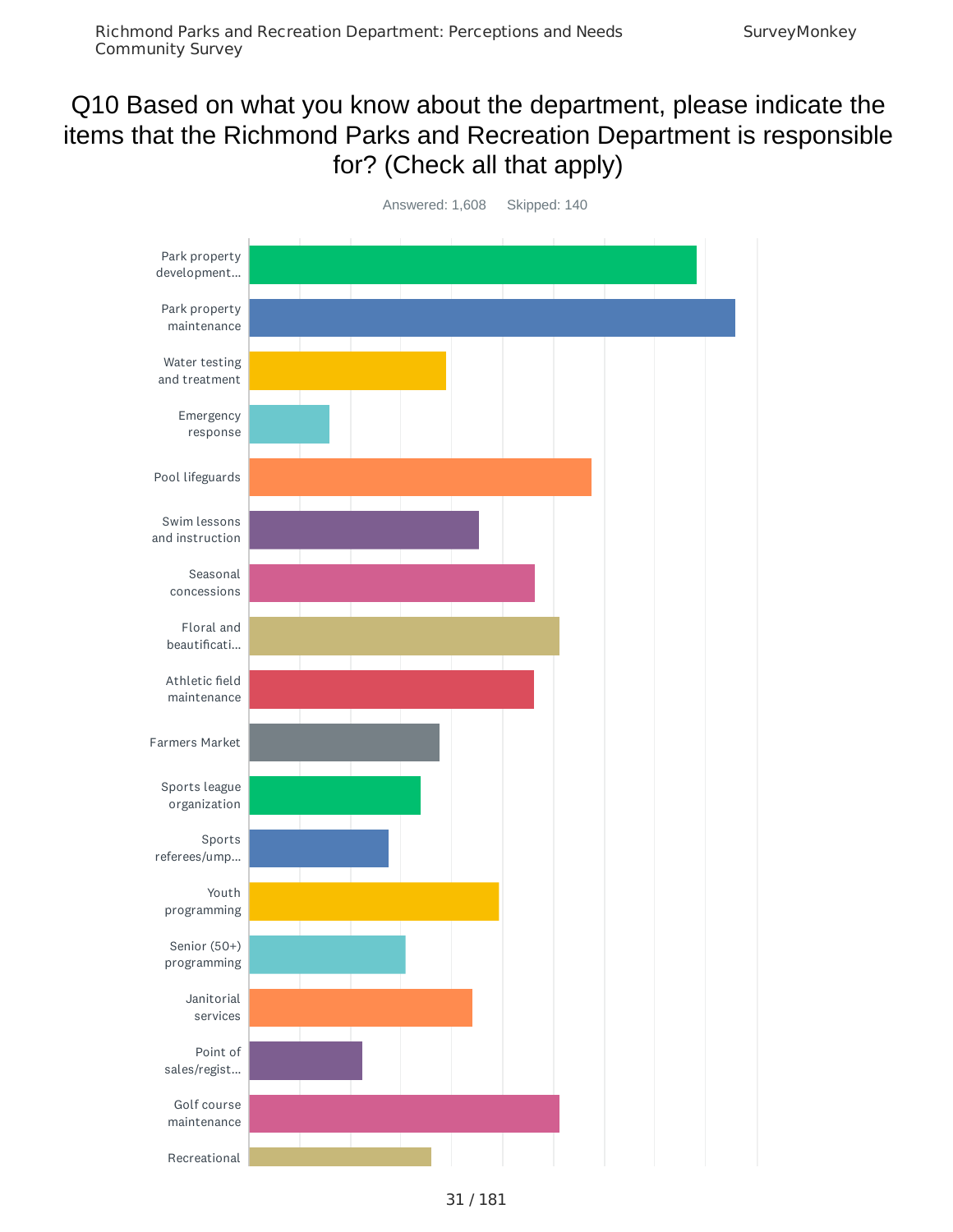# Q10 Based on what you know about the department, please indicate the items that the Richmond Parks and Recreation Department is responsible for? (Check all that apply)

Answered: 1,608 Skipped: 140

- Park property development...
- Park property maintenance
- Water testing and treatment
- Emergency response
- Pool lifeguards
- Swim lessons and instruction
- Seasonal concessions
- Floral and beautificati...
- Athletic field maintenance
- Farmers Market
- Sports league organization
- Sports referees/ump...
- Youth programming
- Senior (50+) programming
- Janitorial services
- Point of sales/regist...
- Golf course maintenance
- Recreational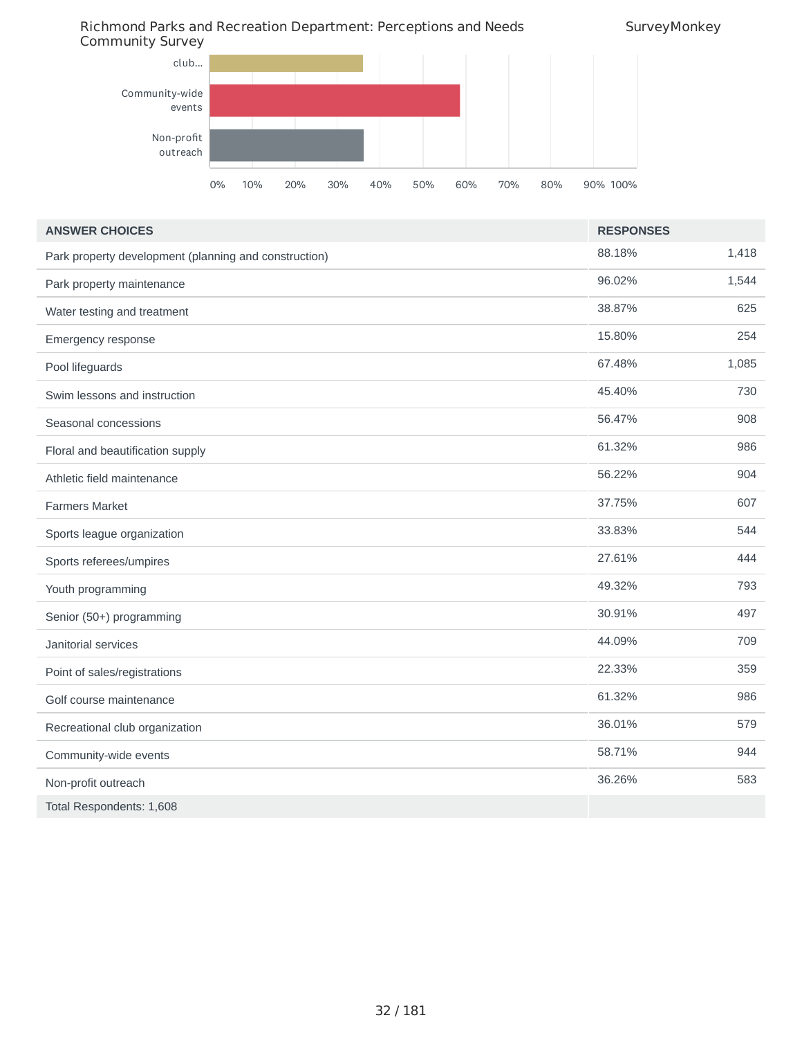| ANSWER CHOICES | RESPONSES | |
|---|---|---|
| Park property development (planning and construction) | 88.18% | 1,418 |
| Park property maintenance | 96.02% | 1,544 |
| Water testing and treatment | 38.87% | 625 |
| Emergency response | 15.80% | 254 |
| Pool lifeguards | 67.48% | 1,085 |
| Swim lessons and instruction | 45.40% | 730 |
| Seasonal concessions | 56.47% | 908 |
| Floral and beautification supply | 61.32% | 986 |
| Athletic field maintenance | 56.22% | 904 |
| Farmers Market | 37.75% | 607 |
| Sports league organization | 33.83% | 544 |
| Sports referees/umpires | 27.61% | 444 |
| Youth programming | 49.32% | 793 |
| Senior (50+) programming | 30.91% | 497 |
| Janitorial services | 44.09% | 709 |
| Point of sales/registrations | 22.33% | 359 |
| Golf course maintenance | 61.32% | 986 |
| Recreational club organization | 36.01% | 579 |
| Community-wide events | 58.71% | 944 |
| Non-profit outreach | 36.26% | 583 |
| Total Respondents: 1,608 | | |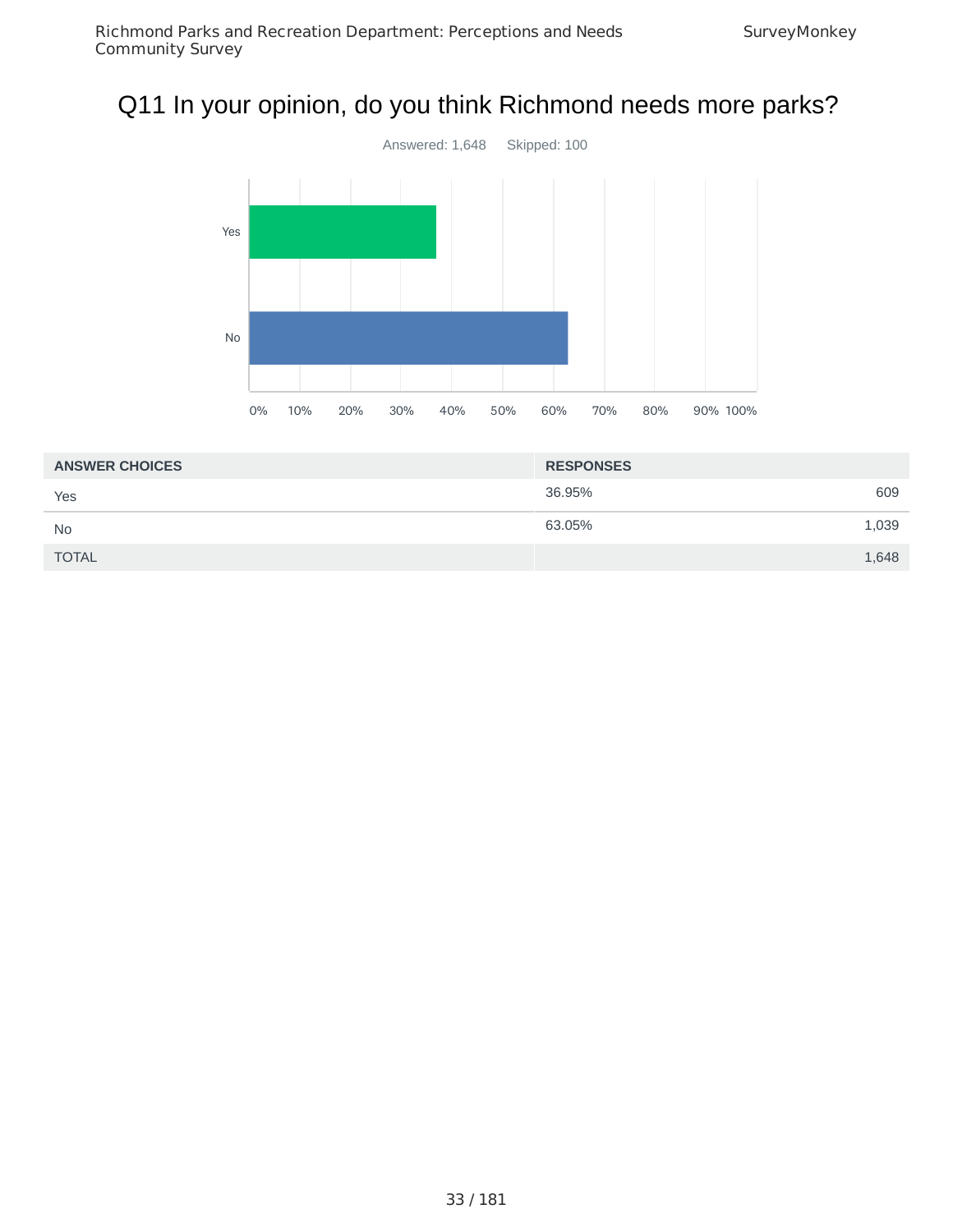# Q11 In your opinion, do you think Richmond needs more parks?

Answered: 1,648 Skipped: 100

| ANSWER CHOICES | RESPONSES | |
|---|---|---|
| Yes | 36.95% | 609 |
| No | 63.05% | 1,039 |
| TOTAL | | 1,648 |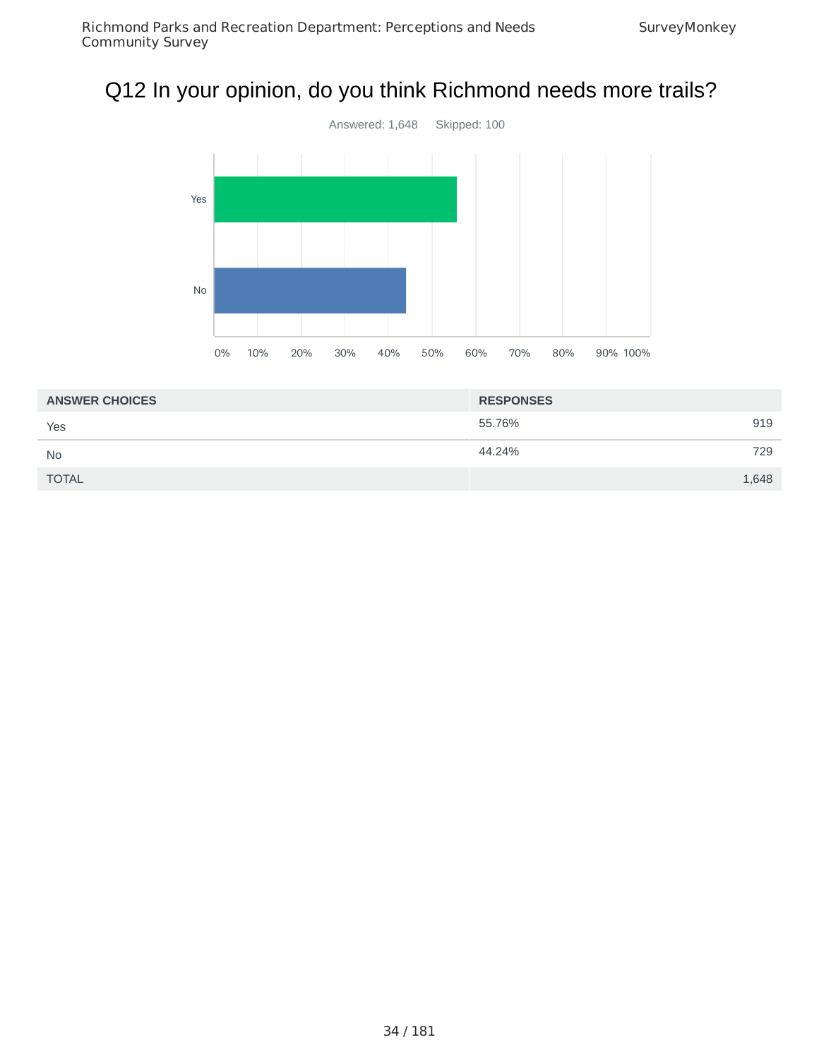# Q12 In your opinion, do you think Richmond needs more trails?

Answered: 1,648 Skipped: 100

| ANSWER CHOICES | RESPONSES | |
|---|---|---|
| Yes | 55.76% | 919 |
| No | 44.24% | 729 |
| TOTAL | | 1,648 |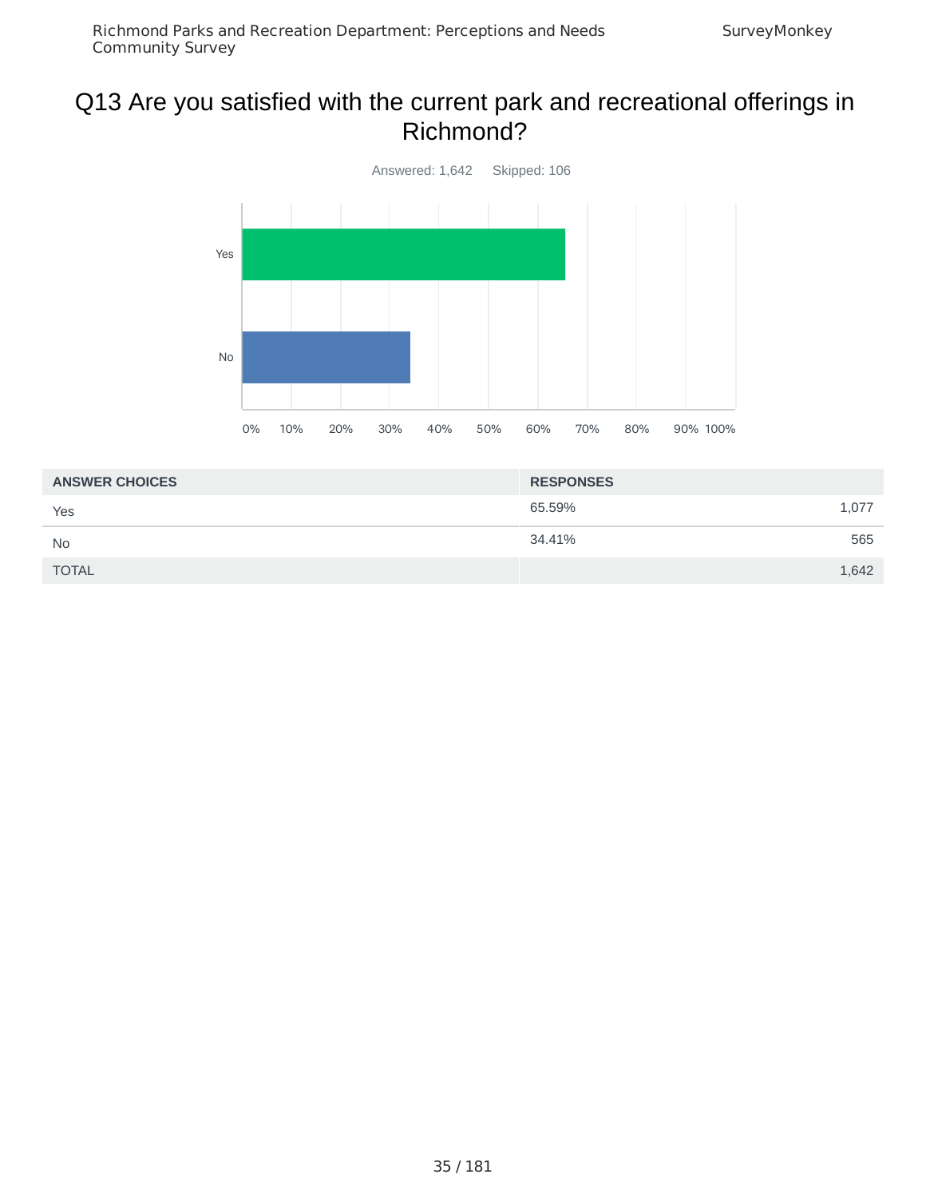# Q13 Are you satisfied with the current park and recreational offerings in Richmond?

Answered: 1,642 Skipped: 106

| ANSWER CHOICES | RESPONSES | |
|---|---|---|
| Yes | 65.59% | 1,077 |
| No | 34.41% | 565 |
| TOTAL | | 1,642 |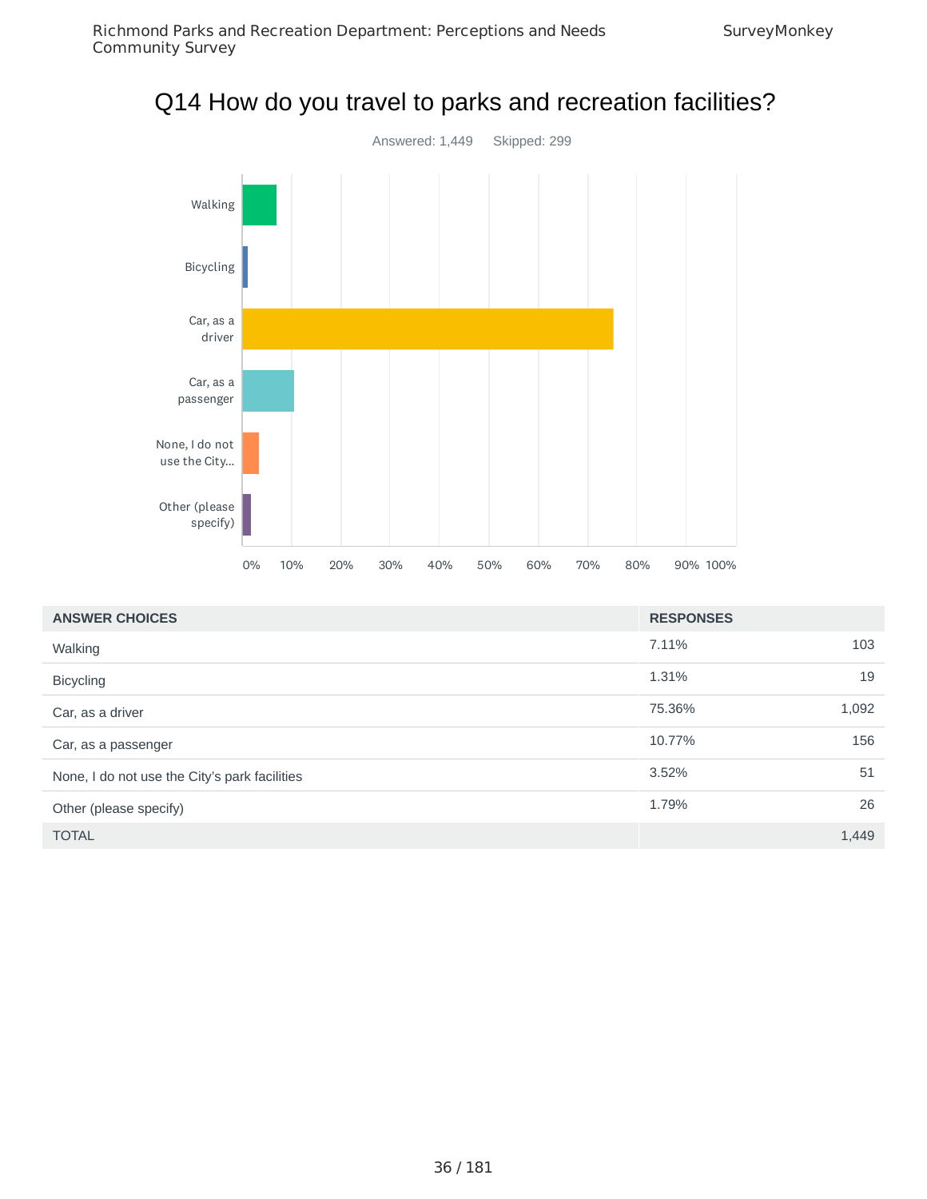# Q14 How do you travel to parks and recreation facilities?

Answered: 1,449 Skipped: 299

| ANSWER CHOICES | RESPONSES | |
|---|---|---|
| Walking | 7.11% | 103 |
| Bicycling | 1.31% | 19 |
| Car, as a driver | 75.36% | 1,092 |
| Car, as a passenger | 10.77% | 156 |
| None, I do not use the City's park facilities | 3.52% | 51 |
| Other (please specify) | 1.79% | 26 |
| TOTAL | | 1,449 |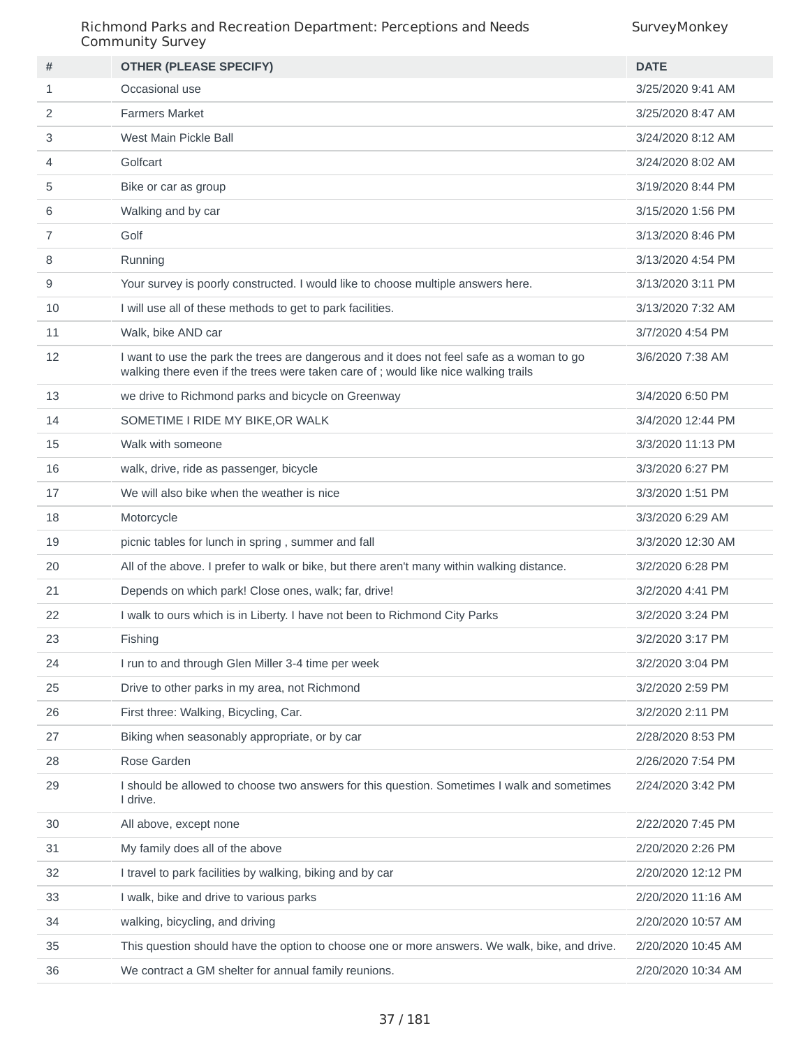| # | OTHER (PLEASE SPECIFY) | DATE |
| --- | --- | --- |
| 1 | Occasional use | 3/25/2020 9:41 AM |
| 2 | Farmers Market | 3/25/2020 8:47 AM |
| 3 | West Main Pickle Ball | 3/24/2020 8:12 AM |
| 4 | Golfcart | 3/24/2020 8:02 AM |
| 5 | Bike or car as group | 3/19/2020 8:44 PM |
| 6 | Walking and by car | 3/15/2020 1:56 PM |
| 7 | Golf | 3/13/2020 8:46 PM |
| 8 | Running | 3/13/2020 4:54 PM |
| 9 | Your survey is poorly constructed. I would like to choose multiple answers here. | 3/13/2020 3:11 PM |
| 10 | I will use all of these methods to get to park facilities. | 3/13/2020 7:32 AM |
| 11 | Walk, bike AND car | 3/7/2020 4:54 PM |
| 12 | I want to use the park the trees are dangerous and it does not feel safe as a woman to go walking there even if the trees were taken care of ; would like nice walking trails | 3/6/2020 7:38 AM |
| 13 | we drive to Richmond parks and bicycle on Greenway | 3/4/2020 6:50 PM |
| 14 | SOMETIME I RIDE MY BIKE,OR WALK | 3/4/2020 12:44 PM |
| 15 | Walk with someone | 3/3/2020 11:13 PM |
| 16 | walk, drive, ride as passenger, bicycle | 3/3/2020 6:27 PM |
| 17 | We will also bike when the weather is nice | 3/3/2020 1:51 PM |
| 18 | Motorcycle | 3/3/2020 6:29 AM |
| 19 | picnic tables for lunch in spring , summer and fall | 3/3/2020 12:30 AM |
| 20 | All of the above. I prefer to walk or bike, but there aren't many within walking distance. | 3/2/2020 6:28 PM |
| 21 | Depends on which park! Close ones, walk; far, drive! | 3/2/2020 4:41 PM |
| 22 | I walk to ours which is in Liberty. I have not been to Richmond City Parks | 3/2/2020 3:24 PM |
| 23 | Fishing | 3/2/2020 3:17 PM |
| 24 | I run to and through Glen Miller 3-4 time per week | 3/2/2020 3:04 PM |
| 25 | Drive to other parks in my area, not Richmond | 3/2/2020 2:59 PM |
| 26 | First three: Walking, Bicycling, Car. | 3/2/2020 2:11 PM |
| 27 | Biking when seasonably appropriate, or by car | 2/28/2020 8:53 PM |
| 28 | Rose Garden | 2/26/2020 7:54 PM |
| 29 | I should be allowed to choose two answers for this question. Sometimes I walk and sometimes I drive. | 2/24/2020 3:42 PM |
| 30 | All above, except none | 2/22/2020 7:45 PM |
| 31 | My family does all of the above | 2/20/2020 2:26 PM |
| 32 | I travel to park facilities by walking, biking and by car | 2/20/2020 12:12 PM |
| 33 | I walk, bike and drive to various parks | 2/20/2020 11:16 AM |
| 34 | walking, bicycling, and driving | 2/20/2020 10:57 AM |
| 35 | This question should have the option to choose one or more answers. We walk, bike, and drive. | 2/20/2020 10:45 AM |
| 36 | We contract a GM shelter for annual family reunions. | 2/20/2020 10:34 AM |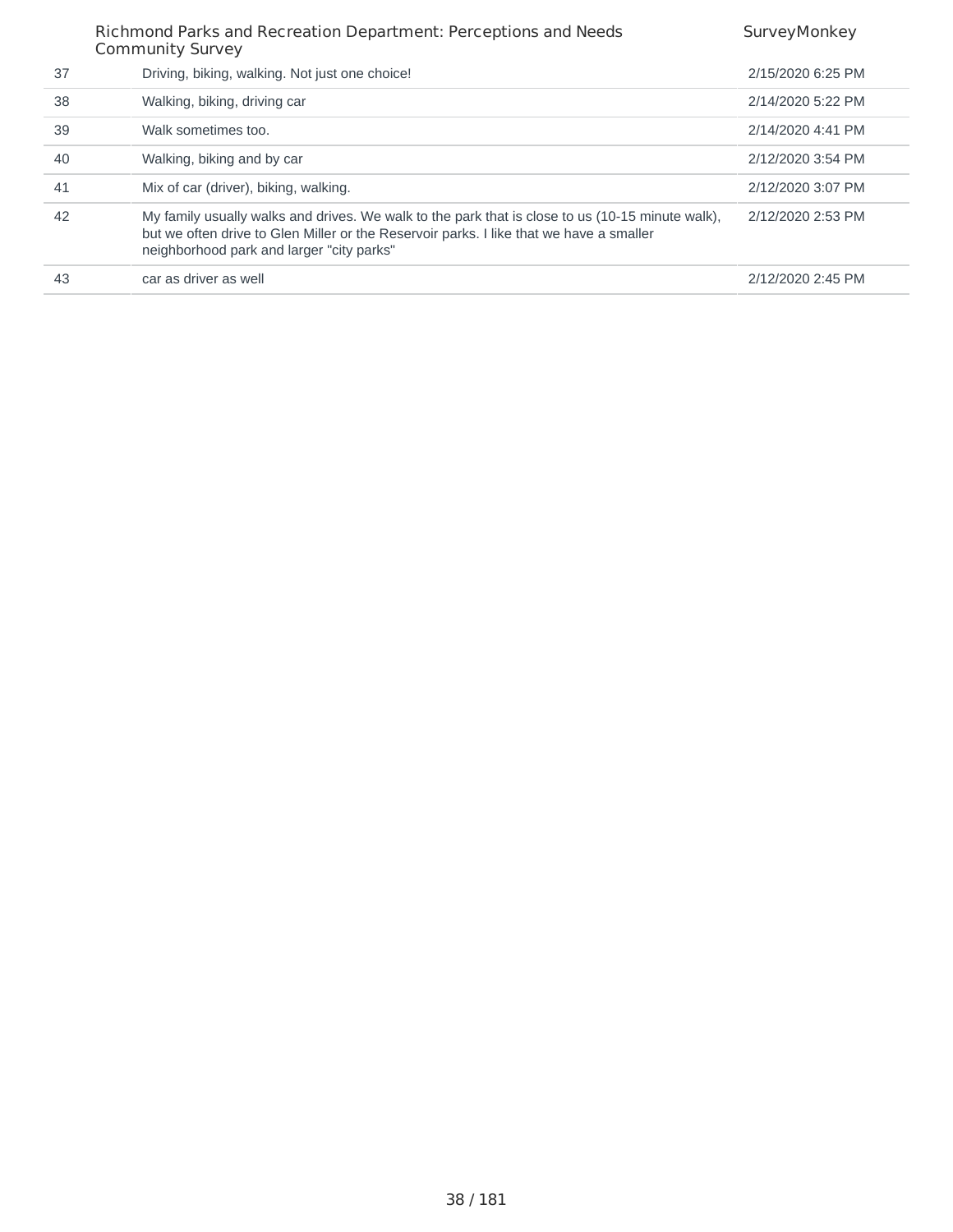| | | |
|---|---|---|
| 37 | Driving, biking, walking. Not just one choice! | 2/15/2020 6:25 PM |
| 38 | Walking, biking, driving car | 2/14/2020 5:22 PM |
| 39 | Walk sometimes too. | 2/14/2020 4:41 PM |
| 40 | Walking, biking and by car | 2/12/2020 3:54 PM |
| 41 | Mix of car (driver), biking, walking. | 2/12/2020 3:07 PM |
| 42 | My family usually walks and drives. We walk to the park that is close to us (10-15 minute walk), but we often drive to Glen Miller or the Reservoir parks. I like that we have a smaller neighborhood park and larger "city parks" | 2/12/2020 2:53 PM |
| 43 | car as driver as well | 2/12/2020 2:45 PM |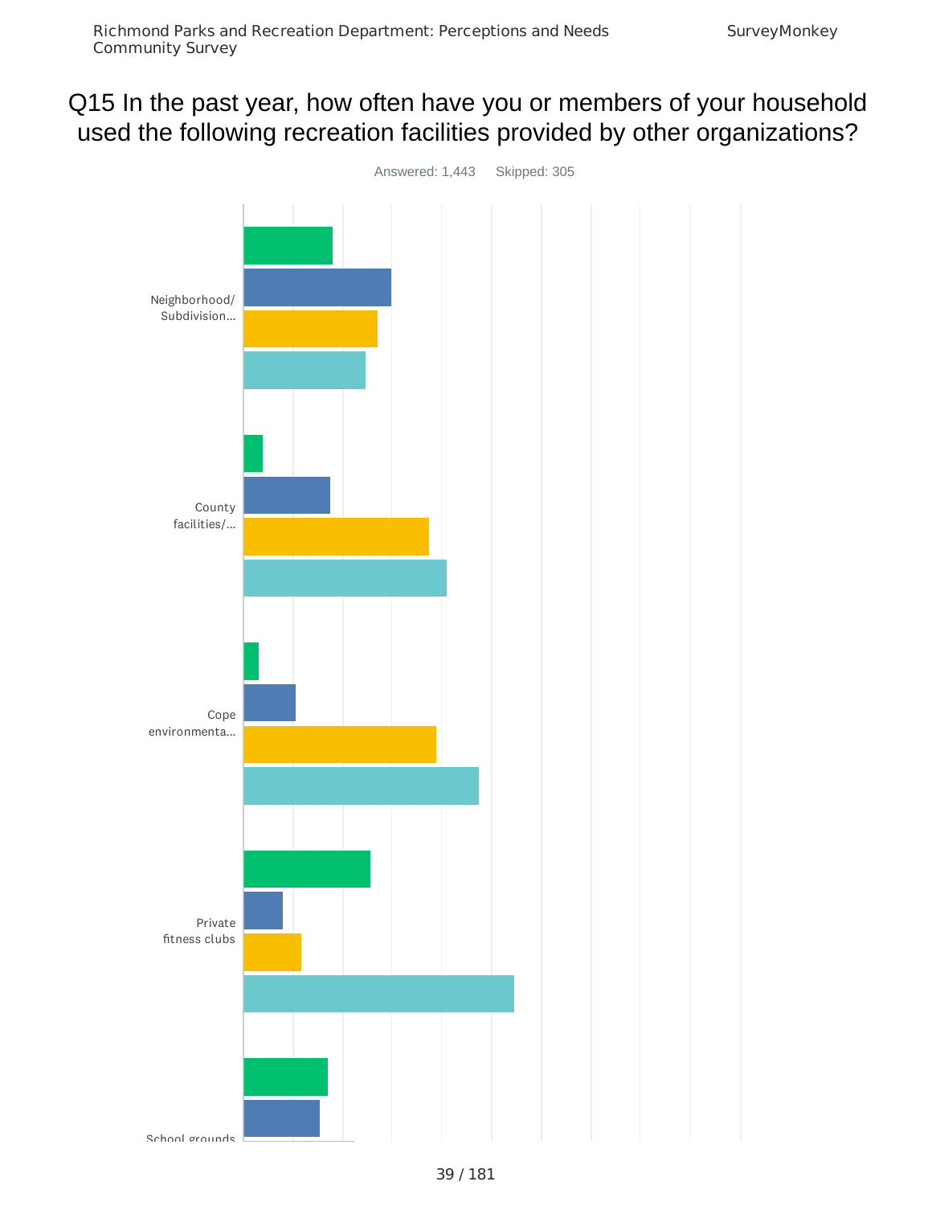# Q15 In the past year, how often have you or members of your household used the following recreation facilities provided by other organizations?

Answered: 1,443 Skipped: 305

Neighborhood/ Subdivision...

County facilities/...

Cope environmenta...

Private fitness clubs

School grounds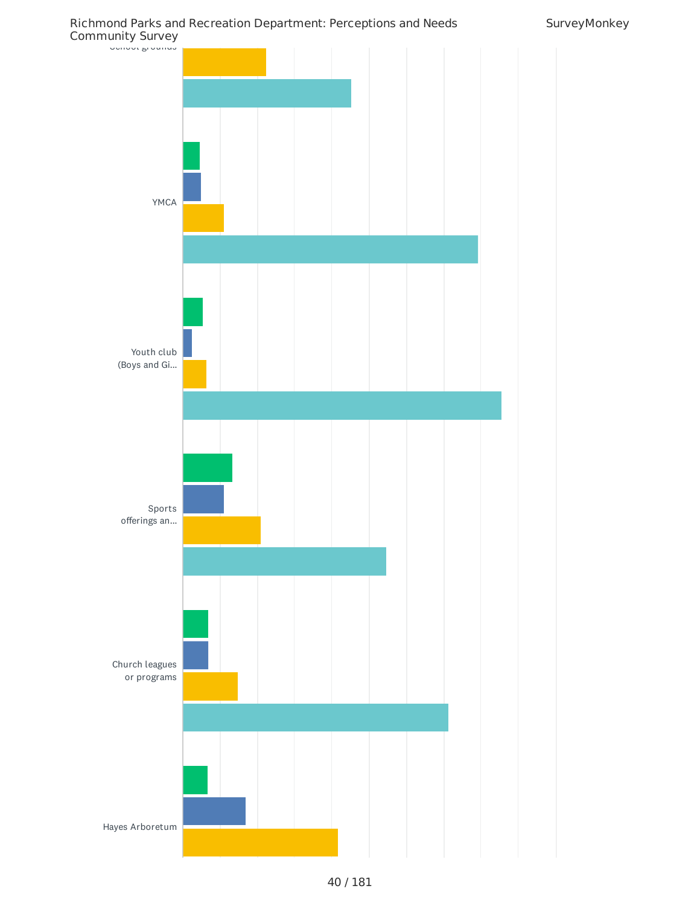School grounds

YMCA

Youth club (Boys and Gi...

Sports offerings an...

Church leagues or programs

Hayes Arboretum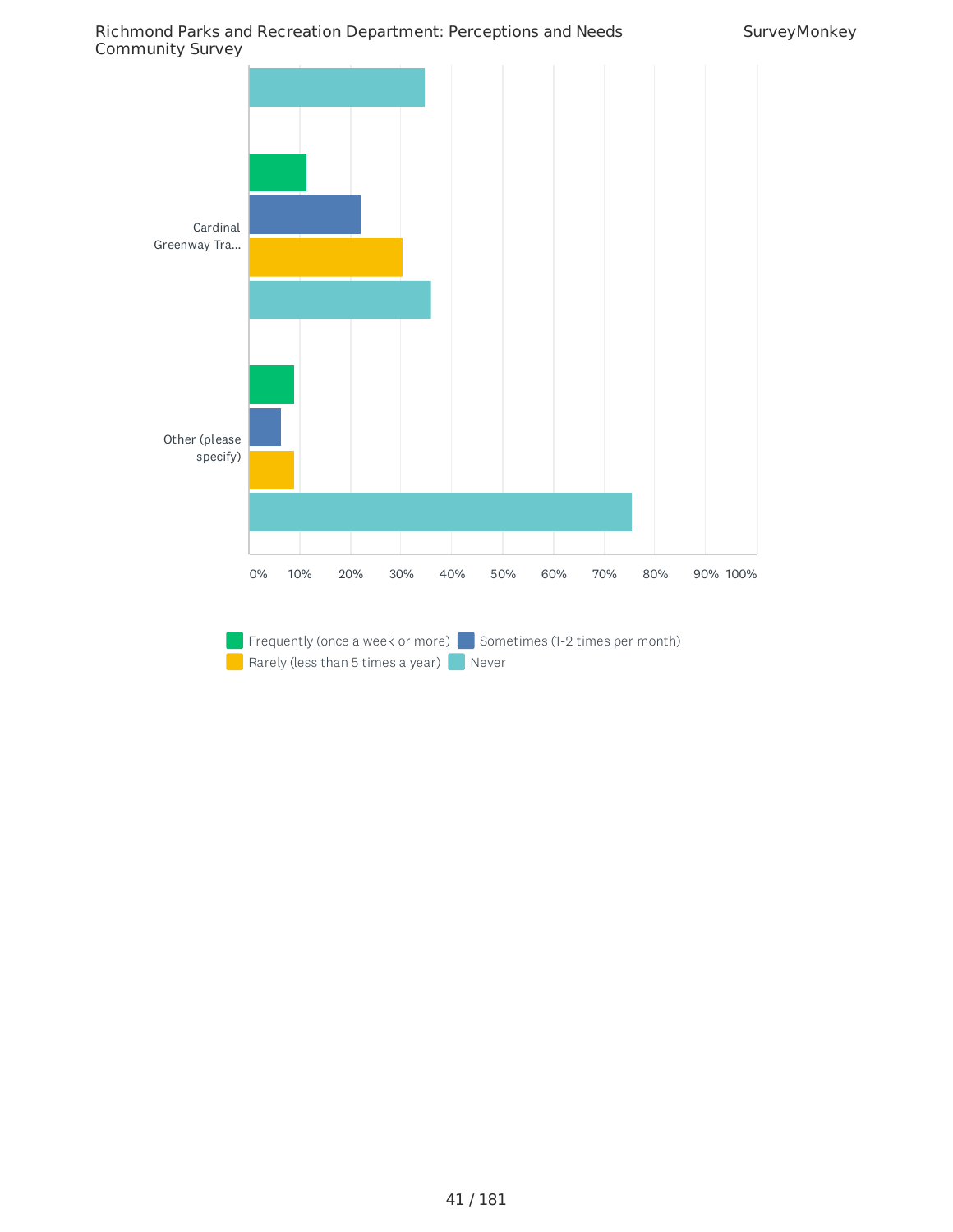Cardinal Greenway Tra...

Other (please specify)

0% 10% 20% 30% 40% 50% 60% 70% 80% 90% 100%

Frequently (once a week or more) | Sometimes (1-2 times per month) | Rarely (less than 5 times a year) | Never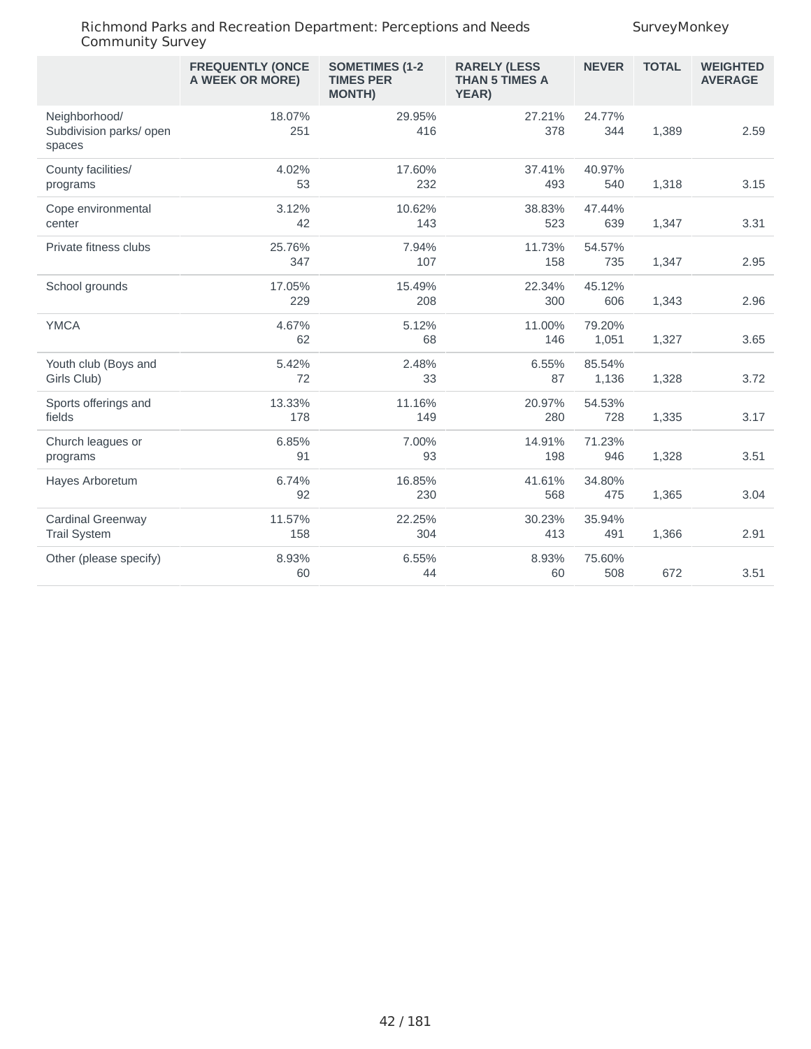| | FREQUENTLY (ONCE A WEEK OR MORE) | SOMETIMES (1-2 TIMES PER MONTH) | RARELY (LESS THAN 5 TIMES A YEAR) | NEVER | TOTAL | WEIGHTED AVERAGE |
|---|---|---|---|---|---|---|
| Neighborhood/ Subdivision parks/ open spaces | 18.07% 251 | 29.95% 416 | 27.21% 378 | 24.77% 344 | 1,389 | 2.59 |
| County facilities/ programs | 4.02% 53 | 17.60% 232 | 37.41% 493 | 40.97% 540 | 1,318 | 3.15 |
| Cope environmental center | 3.12% 42 | 10.62% 143 | 38.83% 523 | 47.44% 639 | 1,347 | 3.31 |
| Private fitness clubs | 25.76% 347 | 7.94% 107 | 11.73% 158 | 54.57% 735 | 1,347 | 2.95 |
| School grounds | 17.05% 229 | 15.49% 208 | 22.34% 300 | 45.12% 606 | 1,343 | 2.96 |
| YMCA | 4.67% 62 | 5.12% 68 | 11.00% 146 | 79.20% 1,051 | 1,327 | 3.65 |
| Youth club (Boys and Girls Club) | 5.42% 72 | 2.48% 33 | 6.55% 87 | 85.54% 1,136 | 1,328 | 3.72 |
| Sports offerings and fields | 13.33% 178 | 11.16% 149 | 20.97% 280 | 54.53% 728 | 1,335 | 3.17 |
| Church leagues or programs | 6.85% 91 | 7.00% 93 | 14.91% 198 | 71.23% 946 | 1,328 | 3.51 |
| Hayes Arboretum | 6.74% 92 | 16.85% 230 | 41.61% 568 | 34.80% 475 | 1,365 | 3.04 |
| Cardinal Greenway Trail System | 11.57% 158 | 22.25% 304 | 30.23% 413 | 35.94% 491 | 1,366 | 2.91 |
| Other (please specify) | 8.93% 60 | 6.55% 44 | 8.93% 60 | 75.60% 508 | 672 | 3.51 |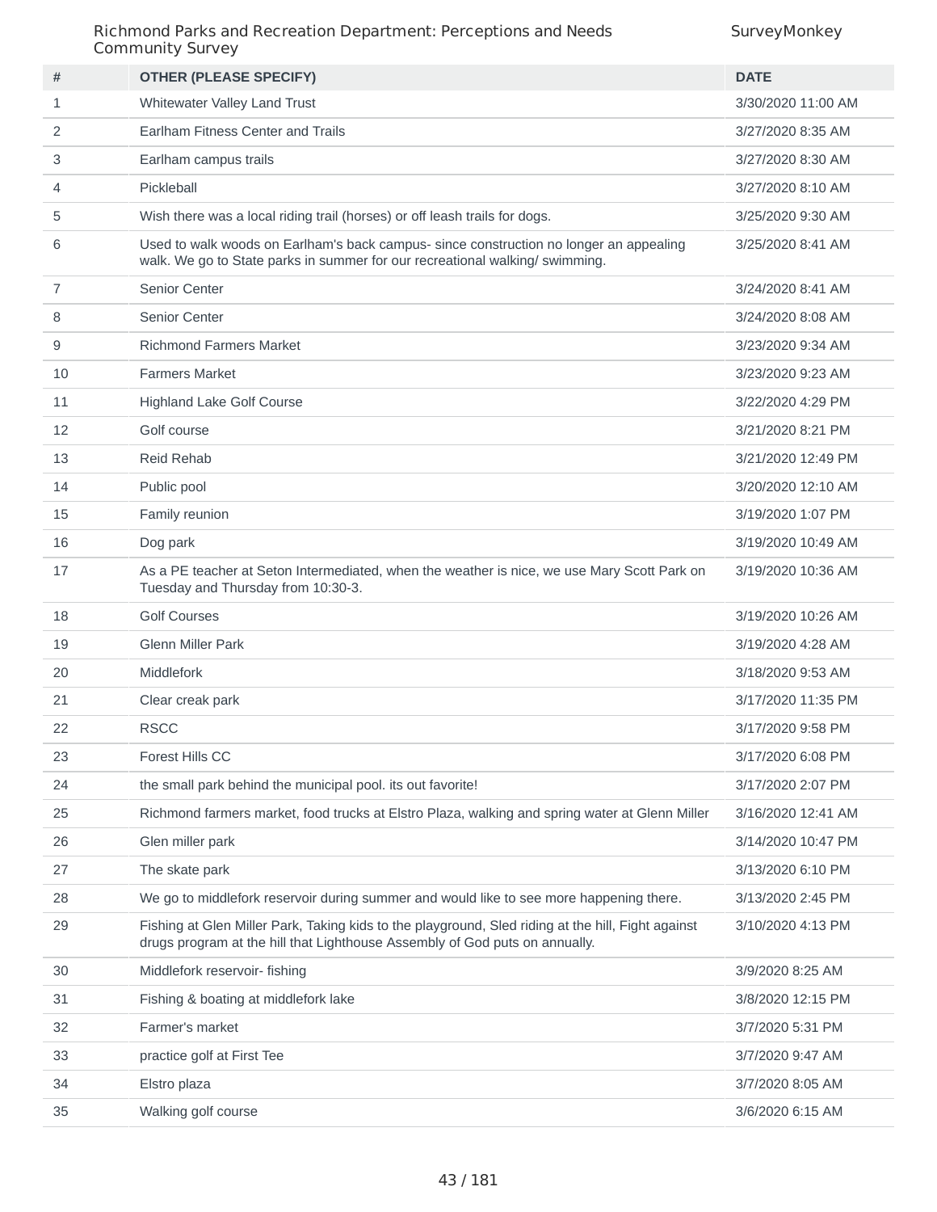| # | OTHER (PLEASE SPECIFY) | DATE |
|---|---|---|
| 1 | Whitewater Valley Land Trust | 3/30/2020 11:00 AM |
| 2 | Earlham Fitness Center and Trails | 3/27/2020 8:35 AM |
| 3 | Earlham campus trails | 3/27/2020 8:30 AM |
| 4 | Pickleball | 3/27/2020 8:10 AM |
| 5 | Wish there was a local riding trail (horses) or off leash trails for dogs. | 3/25/2020 9:30 AM |
| 6 | Used to walk woods on Earlham's back campus- since construction no longer an appealing walk. We go to State parks in summer for our recreational walking/ swimming. | 3/25/2020 8:41 AM |
| 7 | Senior Center | 3/24/2020 8:41 AM |
| 8 | Senior Center | 3/24/2020 8:08 AM |
| 9 | Richmond Farmers Market | 3/23/2020 9:34 AM |
| 10 | Farmers Market | 3/23/2020 9:23 AM |
| 11 | Highland Lake Golf Course | 3/22/2020 4:29 PM |
| 12 | Golf course | 3/21/2020 8:21 PM |
| 13 | Reid Rehab | 3/21/2020 12:49 PM |
| 14 | Public pool | 3/20/2020 12:10 AM |
| 15 | Family reunion | 3/19/2020 1:07 PM |
| 16 | Dog park | 3/19/2020 10:49 AM |
| 17 | As a PE teacher at Seton Intermediated, when the weather is nice, we use Mary Scott Park on Tuesday and Thursday from 10:30-3. | 3/19/2020 10:36 AM |
| 18 | Golf Courses | 3/19/2020 10:26 AM |
| 19 | Glenn Miller Park | 3/19/2020 4:28 AM |
| 20 | Middlefork | 3/18/2020 9:53 AM |
| 21 | Clear creak park | 3/17/2020 11:35 PM |
| 22 | RSCC | 3/17/2020 9:58 PM |
| 23 | Forest Hills CC | 3/17/2020 6:08 PM |
| 24 | the small park behind the municipal pool. its out favorite! | 3/17/2020 2:07 PM |
| 25 | Richmond farmers market, food trucks at Elstro Plaza, walking and spring water at Glenn Miller | 3/16/2020 12:41 AM |
| 26 | Glen miller park | 3/14/2020 10:47 PM |
| 27 | The skate park | 3/13/2020 6:10 PM |
| 28 | We go to middlefork reservoir during summer and would like to see more happening there. | 3/13/2020 2:45 PM |
| 29 | Fishing at Glen Miller Park, Taking kids to the playground, Sled riding at the hill, Fight against drugs program at the hill that Lighthouse Assembly of God puts on annually. | 3/10/2020 4:13 PM |
| 30 | Middlefork reservoir- fishing | 3/9/2020 8:25 AM |
| 31 | Fishing & boating at middlefork lake | 3/8/2020 12:15 PM |
| 32 | Farmer's market | 3/7/2020 5:31 PM |
| 33 | practice golf at First Tee | 3/7/2020 9:47 AM |
| 34 | Elstro plaza | 3/7/2020 8:05 AM |
| 35 | Walking golf course | 3/6/2020 6:15 AM |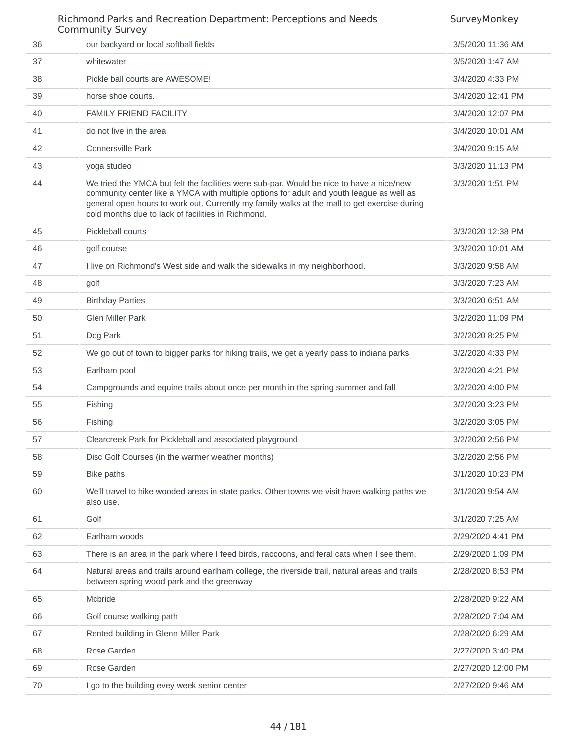| | | |
|---|---|---|
| 36 | our backyard or local softball fields | 3/5/2020 11:36 AM |
| 37 | whitewater | 3/5/2020 1:47 AM |
| 38 | Pickle ball courts are AWESOME! | 3/4/2020 4:33 PM |
| 39 | horse shoe courts. | 3/4/2020 12:41 PM |
| 40 | FAMILY FRIEND FACILITY | 3/4/2020 12:07 PM |
| 41 | do not live in the area | 3/4/2020 10:01 AM |
| 42 | Connersville Park | 3/4/2020 9:15 AM |
| 43 | yoga studeo | 3/3/2020 11:13 PM |
| 44 | We tried the YMCA but felt the facilities were sub-par. Would be nice to have a nice/new community center like a YMCA with multiple options for adult and youth league as well as general open hours to work out. Currently my family walks at the mall to get exercise during cold months due to lack of facilities in Richmond. | 3/3/2020 1:51 PM |
| 45 | Pickleball courts | 3/3/2020 12:38 PM |
| 46 | golf course | 3/3/2020 10:01 AM |
| 47 | I live on Richmond's West side and walk the sidewalks in my neighborhood. | 3/3/2020 9:58 AM |
| 48 | golf | 3/3/2020 7:23 AM |
| 49 | Birthday Parties | 3/3/2020 6:51 AM |
| 50 | Glen Miller Park | 3/2/2020 11:09 PM |
| 51 | Dog Park | 3/2/2020 8:25 PM |
| 52 | We go out of town to bigger parks for hiking trails, we get a yearly pass to indiana parks | 3/2/2020 4:33 PM |
| 53 | Earlham pool | 3/2/2020 4:21 PM |
| 54 | Campgrounds and equine trails about once per month in the spring summer and fall | 3/2/2020 4:00 PM |
| 55 | Fishing | 3/2/2020 3:23 PM |
| 56 | Fishing | 3/2/2020 3:05 PM |
| 57 | Clearcreek Park for Pickleball and associated playground | 3/2/2020 2:56 PM |
| 58 | Disc Golf Courses (in the warmer weather months) | 3/2/2020 2:56 PM |
| 59 | Bike paths | 3/1/2020 10:23 PM |
| 60 | We'll travel to hike wooded areas in state parks. Other towns we visit have walking paths we also use. | 3/1/2020 9:54 AM |
| 61 | Golf | 3/1/2020 7:25 AM |
| 62 | Earlham woods | 2/29/2020 4:41 PM |
| 63 | There is an area in the park where I feed birds, raccoons, and feral cats when I see them. | 2/29/2020 1:09 PM |
| 64 | Natural areas and trails around earlham college, the riverside trail, natural areas and trails between spring wood park and the greenway | 2/28/2020 8:53 PM |
| 65 | Mcbride | 2/28/2020 9:22 AM |
| 66 | Golf course walking path | 2/28/2020 7:04 AM |
| 67 | Rented building in Glenn Miller Park | 2/28/2020 6:29 AM |
| 68 | Rose Garden | 2/27/2020 3:40 PM |
| 69 | Rose Garden | 2/27/2020 12:00 PM |
| 70 | I go to the building evey week senior center | 2/27/2020 9:46 AM |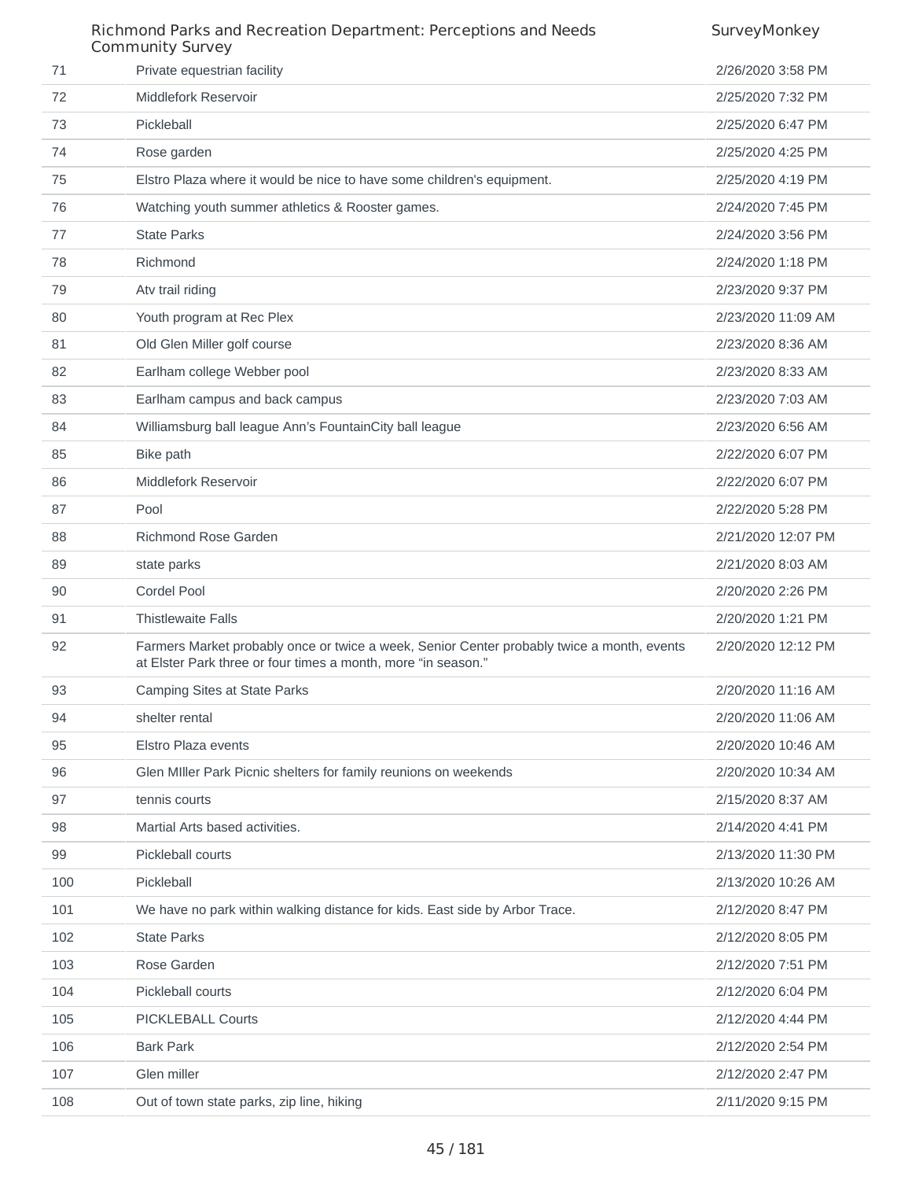| | | |
|---|---|---|
| 71 | Private equestrian facility | 2/26/2020 3:58 PM |
| 72 | Middlefork Reservoir | 2/25/2020 7:32 PM |
| 73 | Pickleball | 2/25/2020 6:47 PM |
| 74 | Rose garden | 2/25/2020 4:25 PM |
| 75 | Elstro Plaza where it would be nice to have some children's equipment. | 2/25/2020 4:19 PM |
| 76 | Watching youth summer athletics & Rooster games. | 2/24/2020 7:45 PM |
| 77 | State Parks | 2/24/2020 3:56 PM |
| 78 | Richmond | 2/24/2020 1:18 PM |
| 79 | Atv trail riding | 2/23/2020 9:37 PM |
| 80 | Youth program at Rec Plex | 2/23/2020 11:09 AM |
| 81 | Old Glen Miller golf course | 2/23/2020 8:36 AM |
| 82 | Earlham college Webber pool | 2/23/2020 8:33 AM |
| 83 | Earlham campus and back campus | 2/23/2020 7:03 AM |
| 84 | Williamsburg ball league Ann's FountainCity ball league | 2/23/2020 6:56 AM |
| 85 | Bike path | 2/22/2020 6:07 PM |
| 86 | Middlefork Reservoir | 2/22/2020 6:07 PM |
| 87 | Pool | 2/22/2020 5:28 PM |
| 88 | Richmond Rose Garden | 2/21/2020 12:07 PM |
| 89 | state parks | 2/21/2020 8:03 AM |
| 90 | Cordel Pool | 2/20/2020 2:26 PM |
| 91 | Thistlewaite Falls | 2/20/2020 1:21 PM |
| 92 | Farmers Market probably once or twice a week, Senior Center probably twice a month, events at Elster Park three or four times a month, more "in season." | 2/20/2020 12:12 PM |
| 93 | Camping Sites at State Parks | 2/20/2020 11:16 AM |
| 94 | shelter rental | 2/20/2020 11:06 AM |
| 95 | Elstro Plaza events | 2/20/2020 10:46 AM |
| 96 | Glen MIller Park Picnic shelters for family reunions on weekends | 2/20/2020 10:34 AM |
| 97 | tennis courts | 2/15/2020 8:37 AM |
| 98 | Martial Arts based activities. | 2/14/2020 4:41 PM |
| 99 | Pickleball courts | 2/13/2020 11:30 PM |
| 100 | Pickleball | 2/13/2020 10:26 AM |
| 101 | We have no park within walking distance for kids. East side by Arbor Trace. | 2/12/2020 8:47 PM |
| 102 | State Parks | 2/12/2020 8:05 PM |
| 103 | Rose Garden | 2/12/2020 7:51 PM |
| 104 | Pickleball courts | 2/12/2020 6:04 PM |
| 105 | PICKLEBALL Courts | 2/12/2020 4:44 PM |
| 106 | Bark Park | 2/12/2020 2:54 PM |
| 107 | Glen miller | 2/12/2020 2:47 PM |
| 108 | Out of town state parks, zip line, hiking | 2/11/2020 9:15 PM |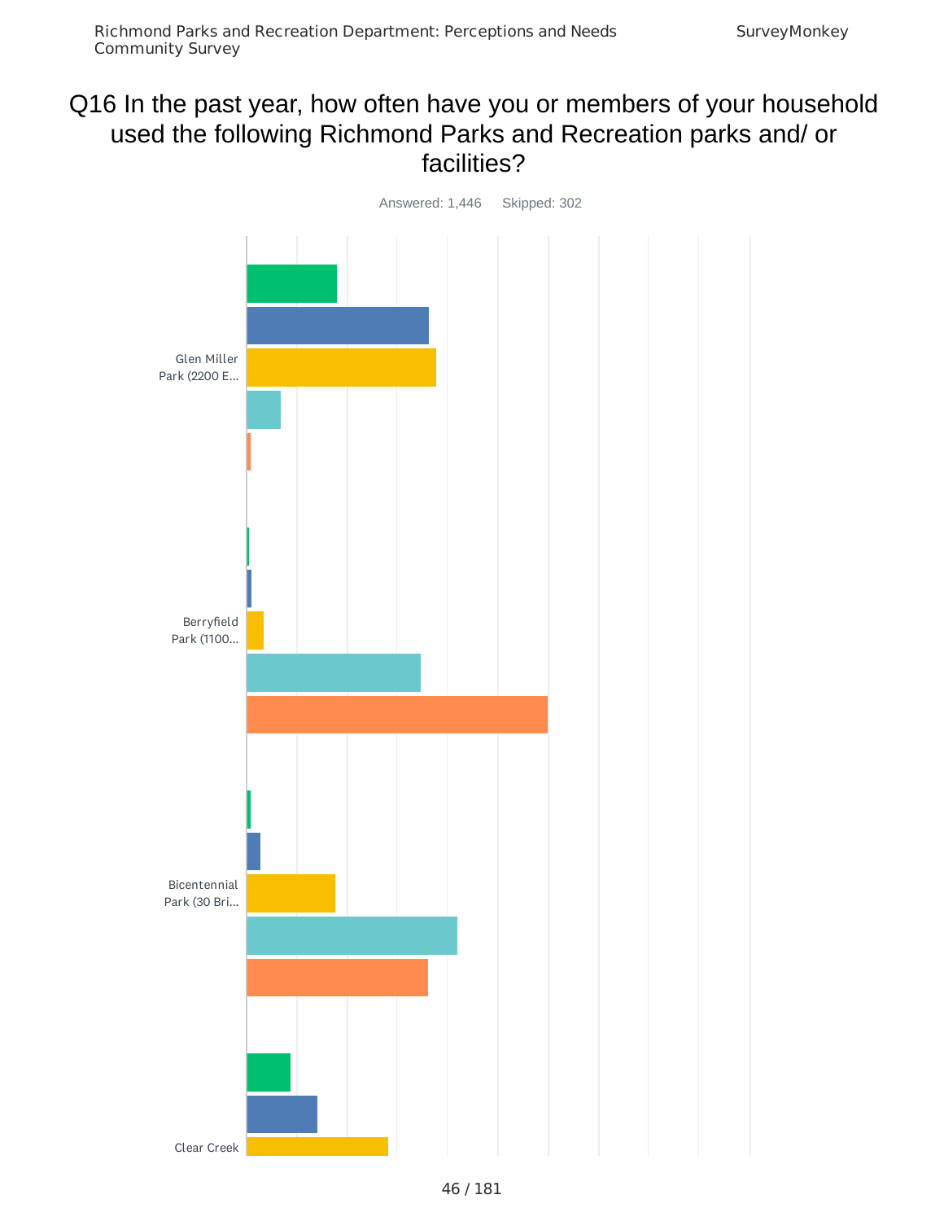# Q16 In the past year, how often have you or members of your household used the following Richmond Parks and Recreation parks and/ or facilities?

Answered: 1,446    Skipped: 302

Glen Miller Park (2200 E...

Berryfield Park (1100...

Bicentennial Park (30 Bri...

Clear Creek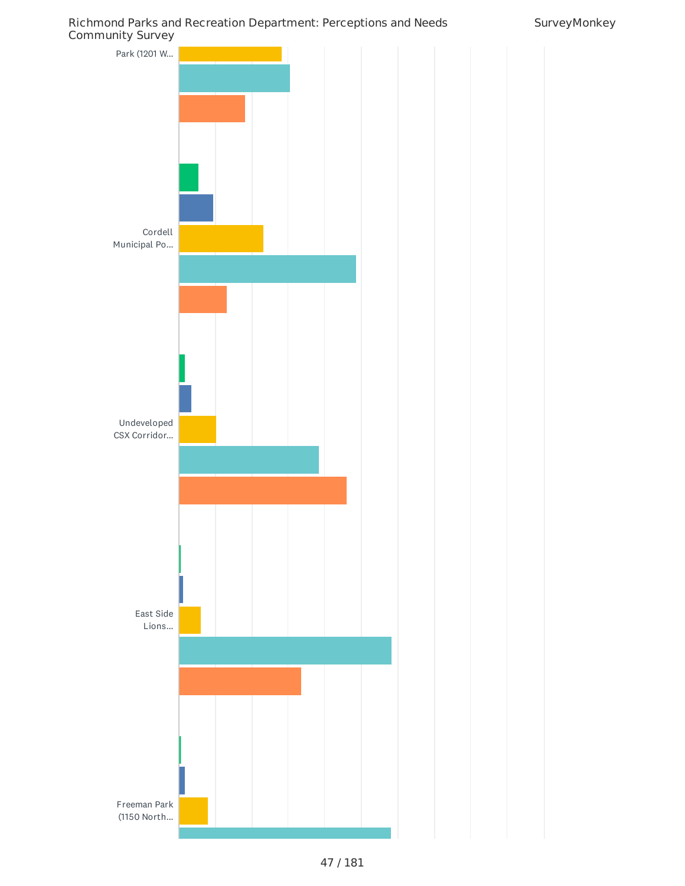Park (1201 W...

Cordell Municipal Po...

Undeveloped CSX Corridor...

East Side Lions...

Freeman Park (1150 North...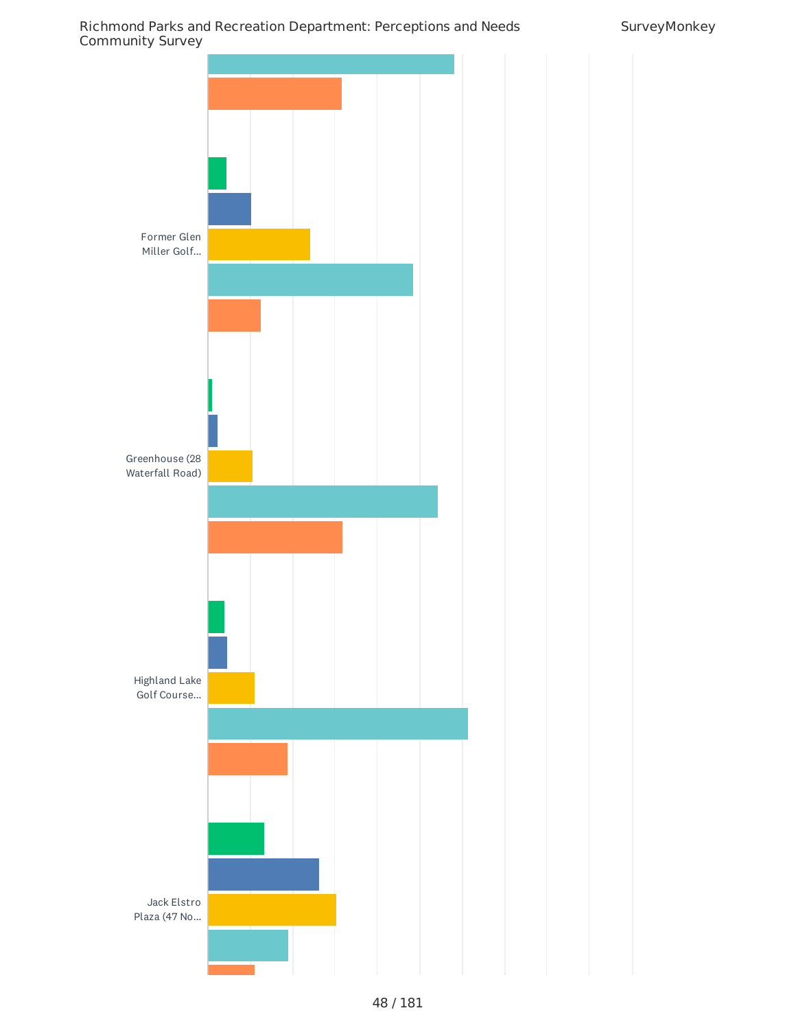Former Glen Miller Golf...

Greenhouse (28 Waterfall Road)

Highland Lake Golf Course...

Jack Elstro Plaza (47 No...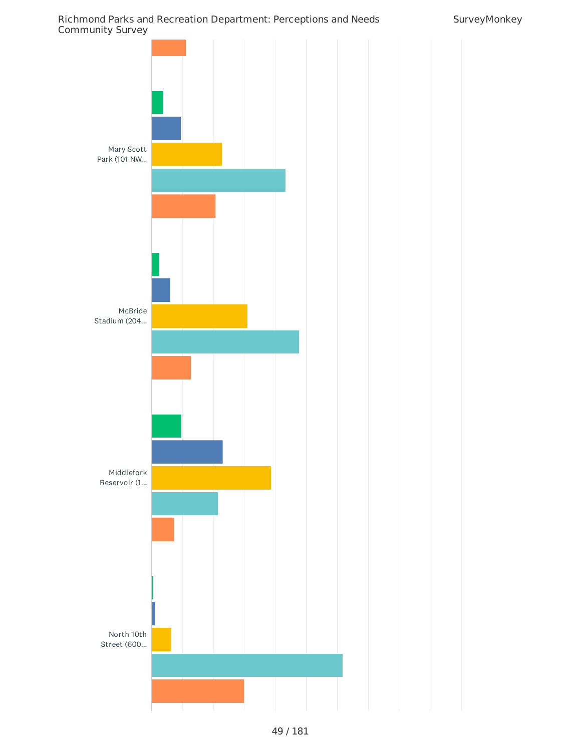Mary Scott Park (101 NW...

McBride Stadium (204...

Middlefork Reservoir (1...

North 10th Street (600...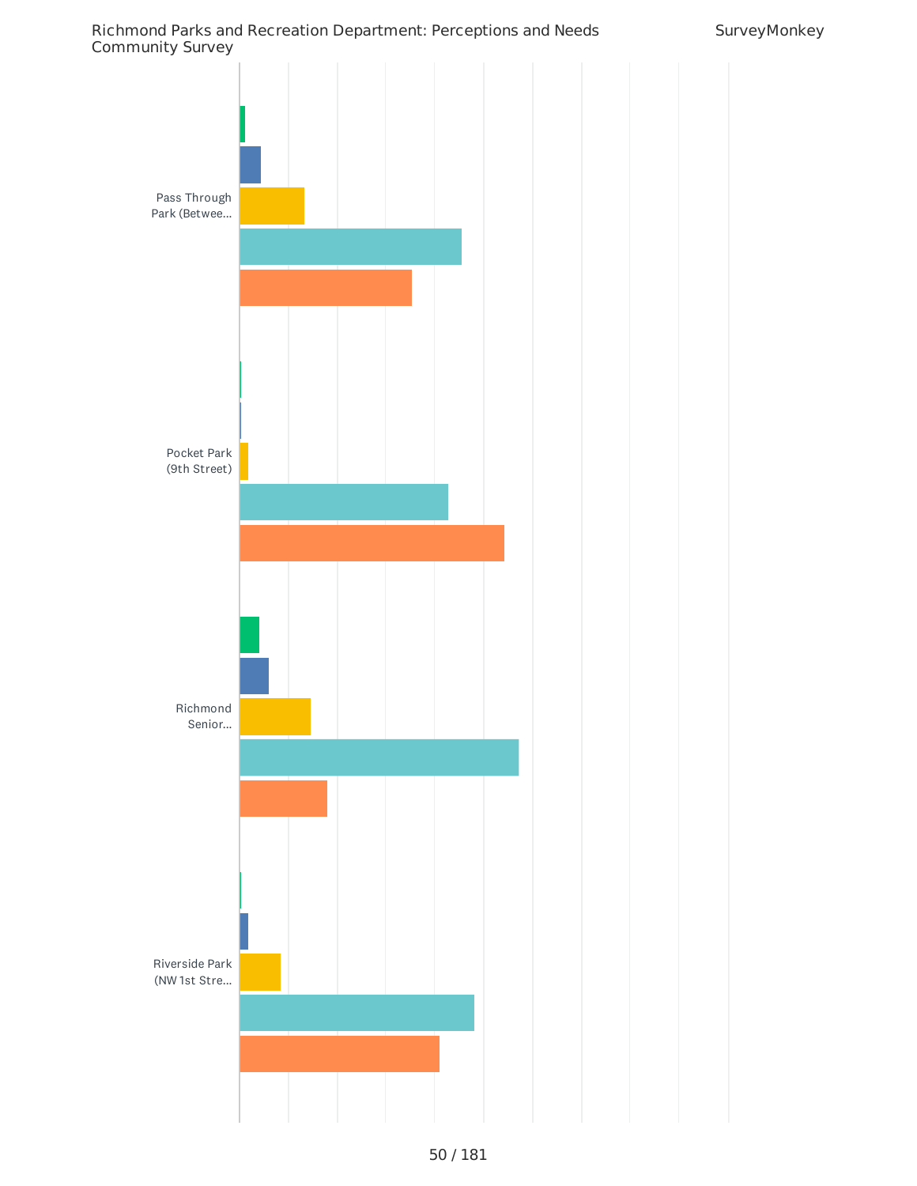Pass Through Park (Betwee...

Pocket Park (9th Street)

Richmond Senior...

Riverside Park (NW 1st Stre...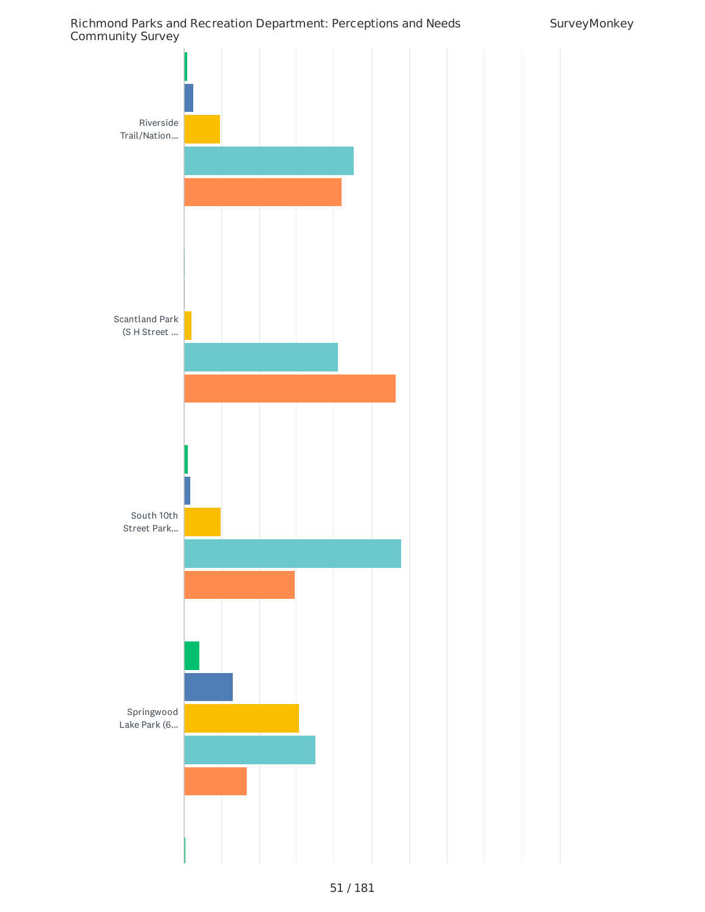Riverside Trail/Nation...

Scantland Park (S H Street ...

South 10th Street Park...

Springwood Lake Park (6...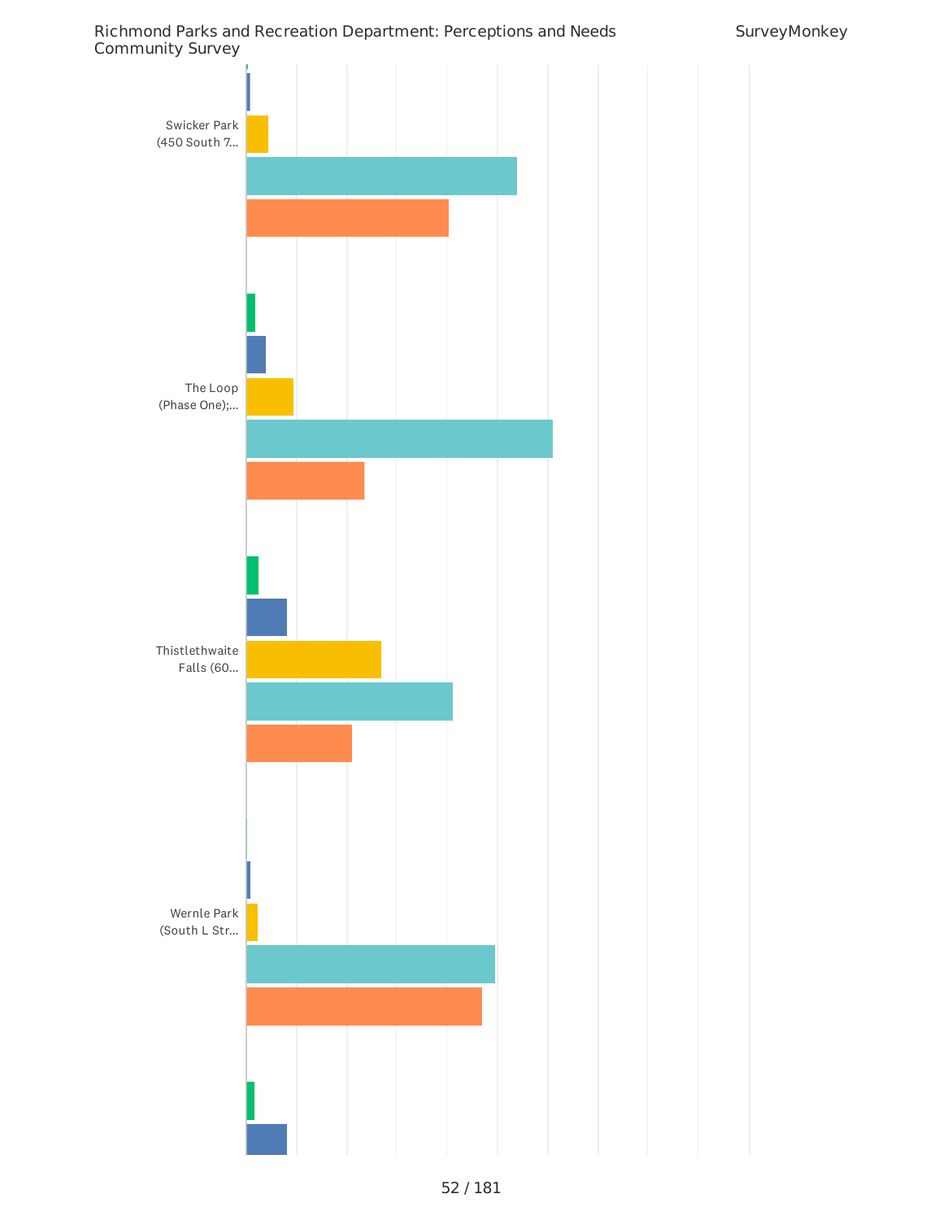Swicker Park (450 South 7...

The Loop (Phase One);...

Thistlethwaite Falls (60...

Wernle Park (South L Str...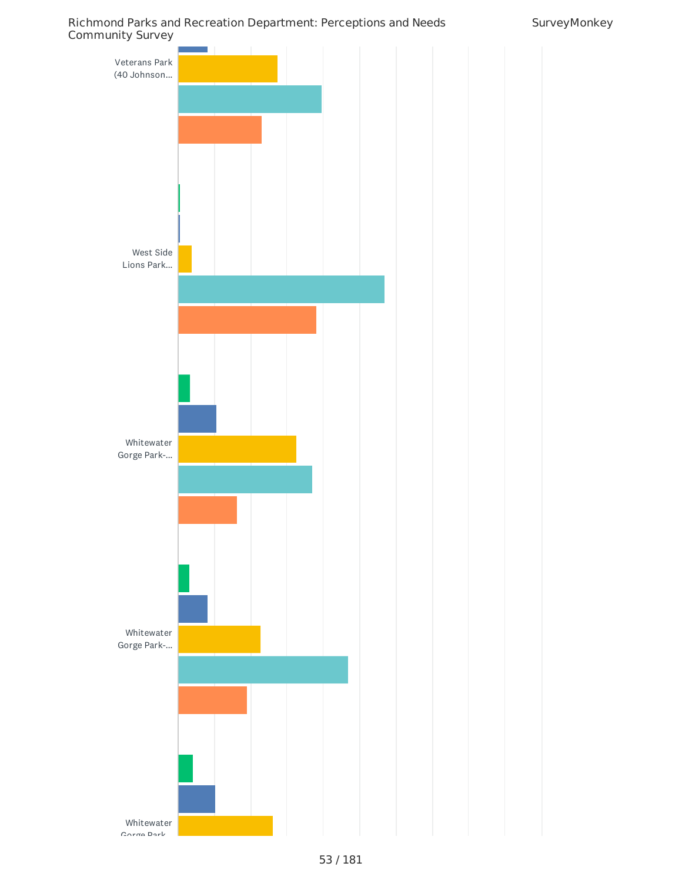Veterans Park (40 Johnson...

West Side Lions Park...

Whitewater Gorge Park-...

Whitewater Gorge Park-...

Whitewater Gorge Park...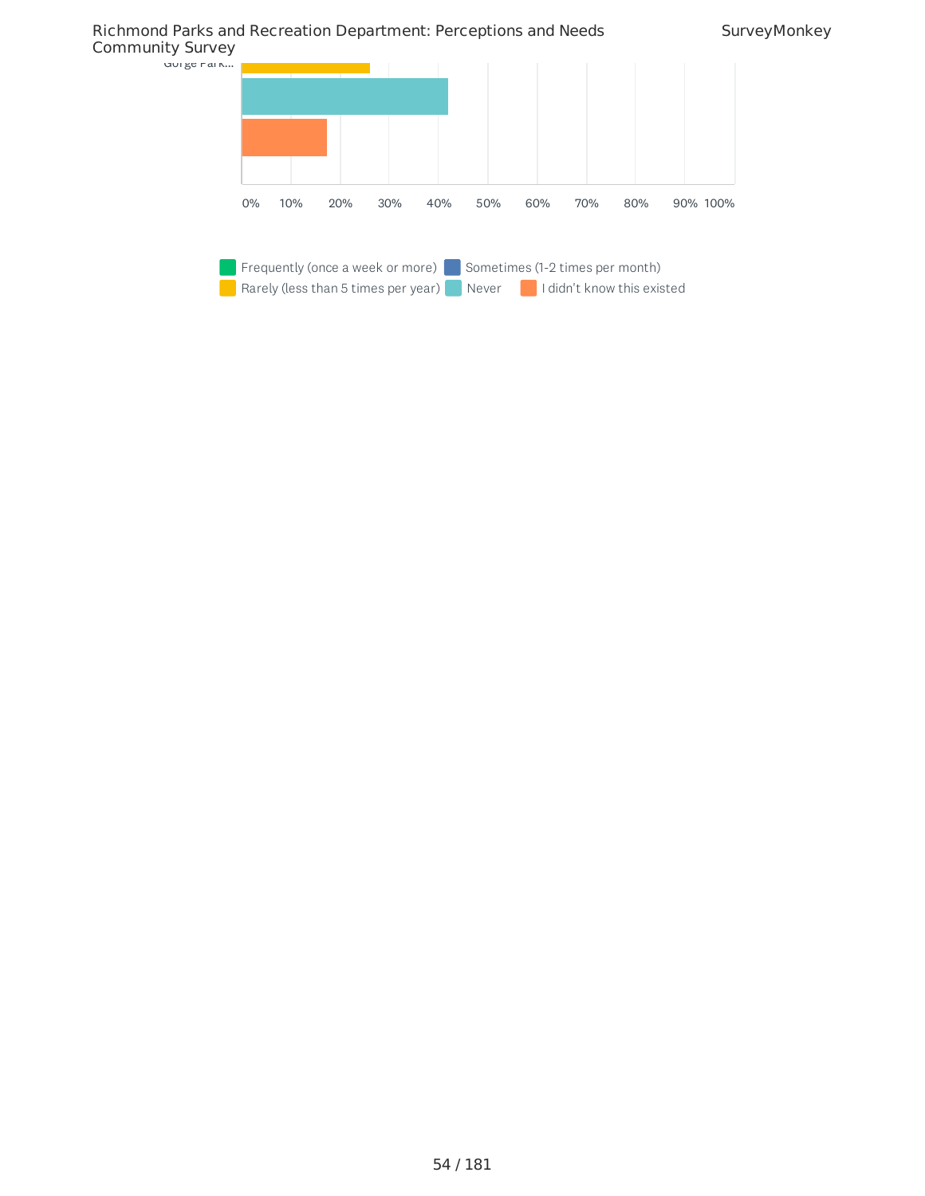Gorge Park...

0% 10% 20% 30% 40% 50% 60% 70% 80% 90% 100%

Frequently (once a week or more) | Sometimes (1-2 times per month) | Rarely (less than 5 times per year) | Never | I didn't know this existed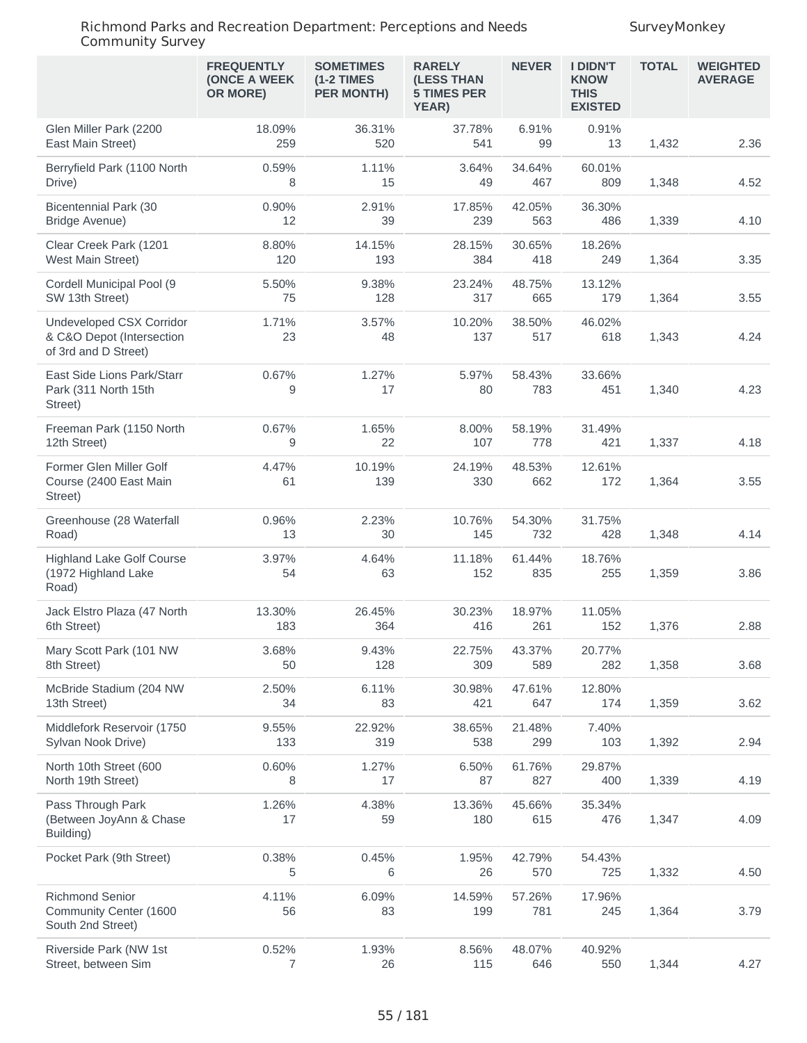| | FREQUENTLY (ONCE A WEEK OR MORE) | SOMETIMES (1-2 TIMES PER MONTH) | RARELY (LESS THAN 5 TIMES PER YEAR) | NEVER | I DIDN'T KNOW THIS EXISTED | TOTAL | WEIGHTED AVERAGE |
|---|---|---|---|---|---|---|---|
| Glen Miller Park (2200 East Main Street) | 18.09% 259 | 36.31% 520 | 37.78% 541 | 6.91% 99 | 0.91% 13 | 1,432 | 2.36 |
| Berryfield Park (1100 North Drive) | 0.59% 8 | 1.11% 15 | 3.64% 49 | 34.64% 467 | 60.01% 809 | 1,348 | 4.52 |
| Bicentennial Park (30 Bridge Avenue) | 0.90% 12 | 2.91% 39 | 17.85% 239 | 42.05% 563 | 36.30% 486 | 1,339 | 4.10 |
| Clear Creek Park (1201 West Main Street) | 8.80% 120 | 14.15% 193 | 28.15% 384 | 30.65% 418 | 18.26% 249 | 1,364 | 3.35 |
| Cordell Municipal Pool (9 SW 13th Street) | 5.50% 75 | 9.38% 128 | 23.24% 317 | 48.75% 665 | 13.12% 179 | 1,364 | 3.55 |
| Undeveloped CSX Corridor & C&O Depot (Intersection of 3rd and D Street) | 1.71% 23 | 3.57% 48 | 10.20% 137 | 38.50% 517 | 46.02% 618 | 1,343 | 4.24 |
| East Side Lions Park/Starr Park (311 North 15th Street) | 0.67% 9 | 1.27% 17 | 5.97% 80 | 58.43% 783 | 33.66% 451 | 1,340 | 4.23 |
| Freeman Park (1150 North 12th Street) | 0.67% 9 | 1.65% 22 | 8.00% 107 | 58.19% 778 | 31.49% 421 | 1,337 | 4.18 |
| Former Glen Miller Golf Course (2400 East Main Street) | 4.47% 61 | 10.19% 139 | 24.19% 330 | 48.53% 662 | 12.61% 172 | 1,364 | 3.55 |
| Greenhouse (28 Waterfall Road) | 0.96% 13 | 2.23% 30 | 10.76% 145 | 54.30% 732 | 31.75% 428 | 1,348 | 4.14 |
| Highland Lake Golf Course (1972 Highland Lake Road) | 3.97% 54 | 4.64% 63 | 11.18% 152 | 61.44% 835 | 18.76% 255 | 1,359 | 3.86 |
| Jack Elstro Plaza (47 North 6th Street) | 13.30% 183 | 26.45% 364 | 30.23% 416 | 18.97% 261 | 11.05% 152 | 1,376 | 2.88 |
| Mary Scott Park (101 NW 8th Street) | 3.68% 50 | 9.43% 128 | 22.75% 309 | 43.37% 589 | 20.77% 282 | 1,358 | 3.68 |
| McBride Stadium (204 NW 13th Street) | 2.50% 34 | 6.11% 83 | 30.98% 421 | 47.61% 647 | 12.80% 174 | 1,359 | 3.62 |
| Middlefork Reservoir (1750 Sylvan Nook Drive) | 9.55% 133 | 22.92% 319 | 38.65% 538 | 21.48% 299 | 7.40% 103 | 1,392 | 2.94 |
| North 10th Street (600 North 19th Street) | 0.60% 8 | 1.27% 17 | 6.50% 87 | 61.76% 827 | 29.87% 400 | 1,339 | 4.19 |
| Pass Through Park (Between JoyAnn & Chase Building) | 1.26% 17 | 4.38% 59 | 13.36% 180 | 45.66% 615 | 35.34% 476 | 1,347 | 4.09 |
| Pocket Park (9th Street) | 0.38% 5 | 0.45% 6 | 1.95% 26 | 42.79% 570 | 54.43% 725 | 1,332 | 4.50 |
| Richmond Senior Community Center (1600 South 2nd Street) | 4.11% 56 | 6.09% 83 | 14.59% 199 | 57.26% 781 | 17.96% 245 | 1,364 | 3.79 |
| Riverside Park (NW 1st Street, between Sim | 0.52% 7 | 1.93% 26 | 8.56% 115 | 48.07% 646 | 40.92% 550 | 1,344 | 4.27 |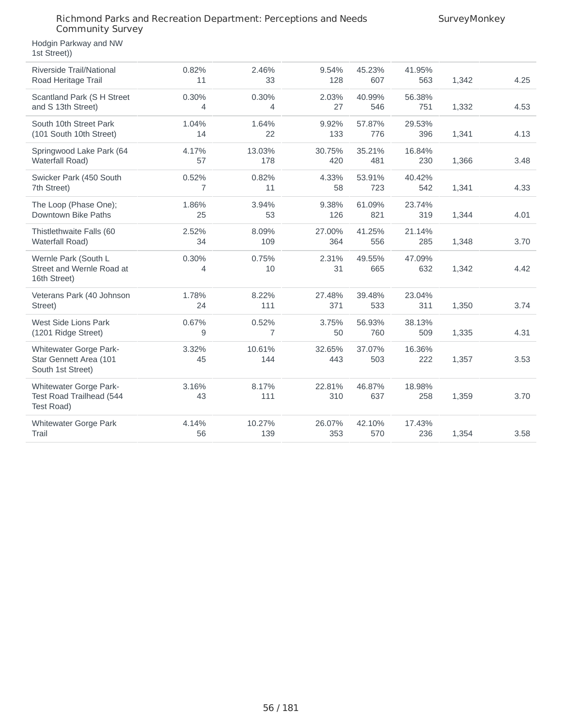| | | | | | | | |
|---|---|---|---|---|---|---|---|
| Hodgin Parkway and NW 1st Street)) | | | | | | | |
| Riverside Trail/National Road Heritage Trail | 0.82% 11 | 2.46% 33 | 9.54% 128 | 45.23% 607 | 41.95% 563 | 1,342 | 4.25 |
| Scantland Park (S H Street and S 13th Street) | 0.30% 4 | 0.30% 4 | 2.03% 27 | 40.99% 546 | 56.38% 751 | 1,332 | 4.53 |
| South 10th Street Park (101 South 10th Street) | 1.04% 14 | 1.64% 22 | 9.92% 133 | 57.87% 776 | 29.53% 396 | 1,341 | 4.13 |
| Springwood Lake Park (64 Waterfall Road) | 4.17% 57 | 13.03% 178 | 30.75% 420 | 35.21% 481 | 16.84% 230 | 1,366 | 3.48 |
| Swicker Park (450 South 7th Street) | 0.52% 7 | 0.82% 11 | 4.33% 58 | 53.91% 723 | 40.42% 542 | 1,341 | 4.33 |
| The Loop (Phase One); Downtown Bike Paths | 1.86% 25 | 3.94% 53 | 9.38% 126 | 61.09% 821 | 23.74% 319 | 1,344 | 4.01 |
| Thistlethwaite Falls (60 Waterfall Road) | 2.52% 34 | 8.09% 109 | 27.00% 364 | 41.25% 556 | 21.14% 285 | 1,348 | 3.70 |
| Wernle Park (South L Street and Wernle Road at 16th Street) | 0.30% 4 | 0.75% 10 | 2.31% 31 | 49.55% 665 | 47.09% 632 | 1,342 | 4.42 |
| Veterans Park (40 Johnson Street) | 1.78% 24 | 8.22% 111 | 27.48% 371 | 39.48% 533 | 23.04% 311 | 1,350 | 3.74 |
| West Side Lions Park (1201 Ridge Street) | 0.67% 9 | 0.52% 7 | 3.75% 50 | 56.93% 760 | 38.13% 509 | 1,335 | 4.31 |
| Whitewater Gorge Park-Star Gennett Area (101 South 1st Street) | 3.32% 45 | 10.61% 144 | 32.65% 443 | 37.07% 503 | 16.36% 222 | 1,357 | 3.53 |
| Whitewater Gorge Park-Test Road Trailhead (544 Test Road) | 3.16% 43 | 8.17% 111 | 22.81% 310 | 46.87% 637 | 18.98% 258 | 1,359 | 3.70 |
| Whitewater Gorge Park Trail | 4.14% 56 | 10.27% 139 | 26.07% 353 | 42.10% 570 | 17.43% 236 | 1,354 | 3.58 |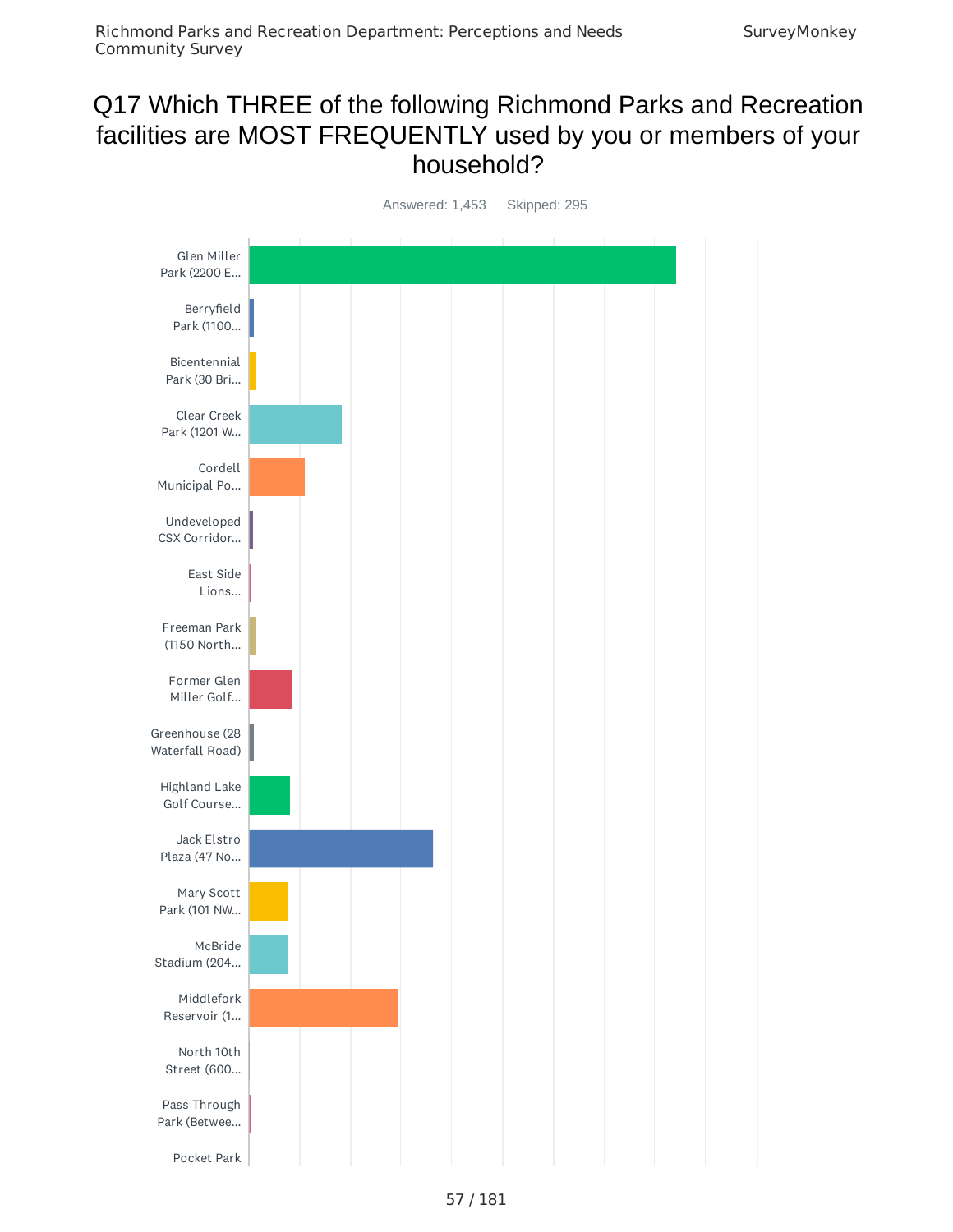# Q17 Which THREE of the following Richmond Parks and Recreation facilities are MOST FREQUENTLY used by you or members of your household?

Answered: 1,453 Skipped: 295

- Glen Miller Park (2200 E...
- Berryfield Park (1100...
- Bicentennial Park (30 Bri...
- Clear Creek Park (1201 W...
- Cordell Municipal Po...
- Undeveloped CSX Corridor...
- East Side Lions...
- Freeman Park (1150 North...
- Former Glen Miller Golf...
- Greenhouse (28 Waterfall Road)
- Highland Lake Golf Course...
- Jack Elstro Plaza (47 No...
- Mary Scott Park (101 NW...
- McBride Stadium (204...
- Middlefork Reservoir (1...
- North 10th Street (600...
- Pass Through Park (Betwee...
- Pocket Park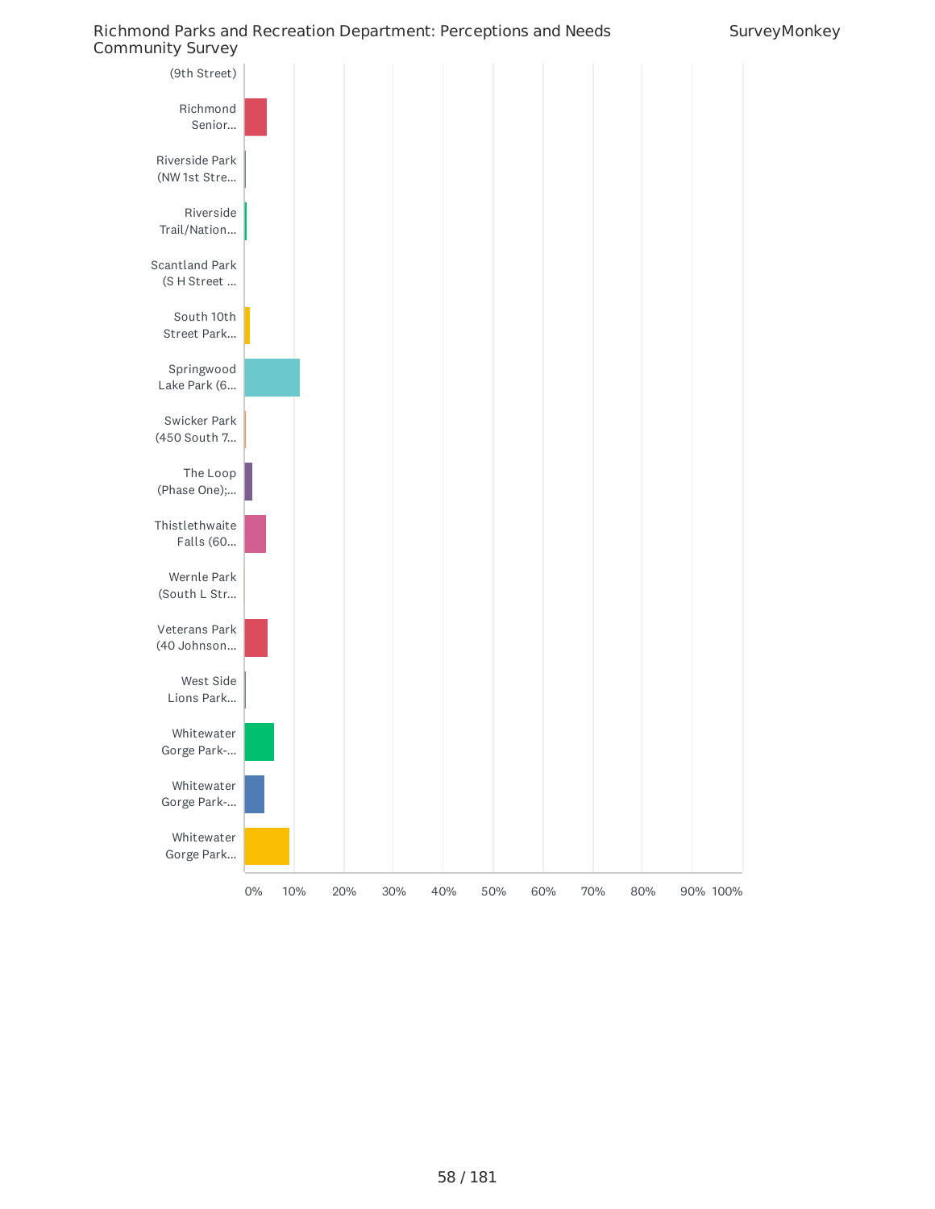(9th Street)

Richmond Senior...

Riverside Park (NW 1st Stre...

Riverside Trail/Nation...

Scantland Park (S H Street ...

South 10th Street Park...

Springwood Lake Park (6...

Swicker Park (450 South 7...

The Loop (Phase One);...

Thistlethwaite Falls (60...

Wernle Park (South L Str...

Veterans Park (40 Johnson...

West Side Lions Park...

Whitewater Gorge Park-...

Whitewater Gorge Park-...

Whitewater Gorge Park...

0% 10% 20% 30% 40% 50% 60% 70% 80% 90% 100%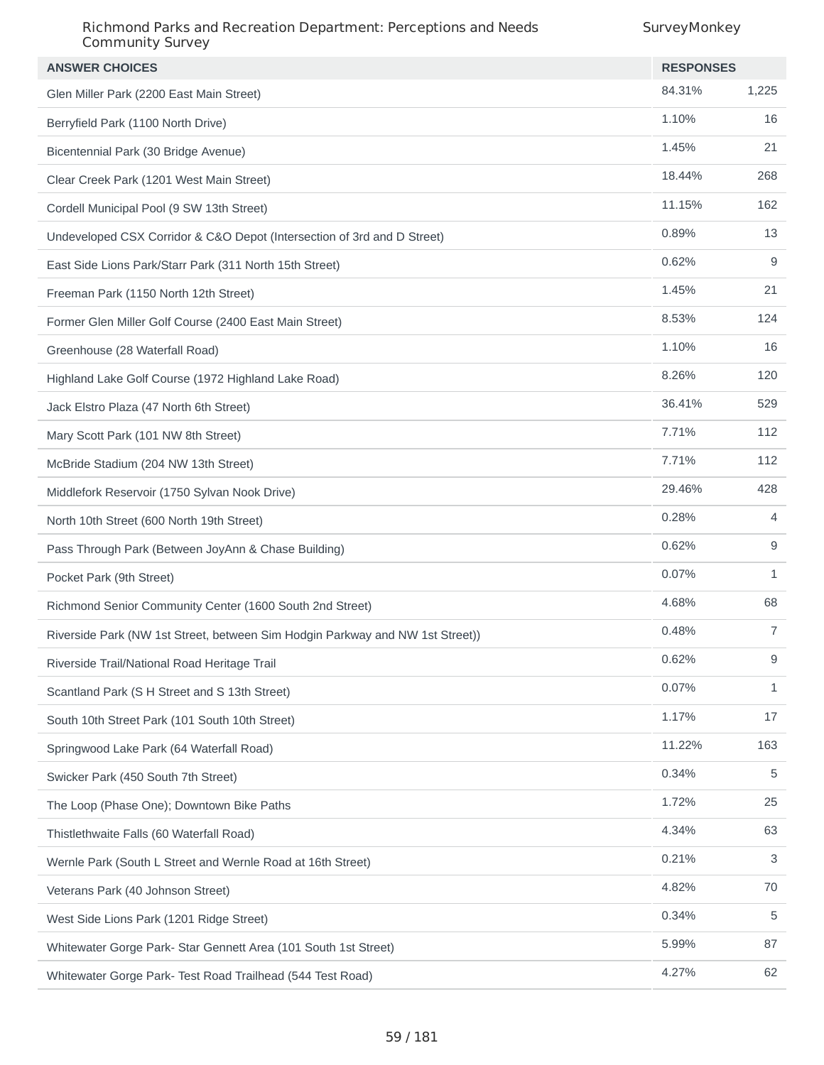| ANSWER CHOICES | RESPONSES | |
|---|---|---|
| Glen Miller Park (2200 East Main Street) | 84.31% | 1,225 |
| Berryfield Park (1100 North Drive) | 1.10% | 16 |
| Bicentennial Park (30 Bridge Avenue) | 1.45% | 21 |
| Clear Creek Park (1201 West Main Street) | 18.44% | 268 |
| Cordell Municipal Pool (9 SW 13th Street) | 11.15% | 162 |
| Undeveloped CSX Corridor & C&O Depot (Intersection of 3rd and D Street) | 0.89% | 13 |
| East Side Lions Park/Starr Park (311 North 15th Street) | 0.62% | 9 |
| Freeman Park (1150 North 12th Street) | 1.45% | 21 |
| Former Glen Miller Golf Course (2400 East Main Street) | 8.53% | 124 |
| Greenhouse (28 Waterfall Road) | 1.10% | 16 |
| Highland Lake Golf Course (1972 Highland Lake Road) | 8.26% | 120 |
| Jack Elstro Plaza (47 North 6th Street) | 36.41% | 529 |
| Mary Scott Park (101 NW 8th Street) | 7.71% | 112 |
| McBride Stadium (204 NW 13th Street) | 7.71% | 112 |
| Middlefork Reservoir (1750 Sylvan Nook Drive) | 29.46% | 428 |
| North 10th Street (600 North 19th Street) | 0.28% | 4 |
| Pass Through Park (Between JoyAnn & Chase Building) | 0.62% | 9 |
| Pocket Park (9th Street) | 0.07% | 1 |
| Richmond Senior Community Center (1600 South 2nd Street) | 4.68% | 68 |
| Riverside Park (NW 1st Street, between Sim Hodgin Parkway and NW 1st Street)) | 0.48% | 7 |
| Riverside Trail/National Road Heritage Trail | 0.62% | 9 |
| Scantland Park (S H Street and S 13th Street) | 0.07% | 1 |
| South 10th Street Park (101 South 10th Street) | 1.17% | 17 |
| Springwood Lake Park (64 Waterfall Road) | 11.22% | 163 |
| Swicker Park (450 South 7th Street) | 0.34% | 5 |
| The Loop (Phase One); Downtown Bike Paths | 1.72% | 25 |
| Thistlethwaite Falls (60 Waterfall Road) | 4.34% | 63 |
| Wernle Park (South L Street and Wernle Road at 16th Street) | 0.21% | 3 |
| Veterans Park (40 Johnson Street) | 4.82% | 70 |
| West Side Lions Park (1201 Ridge Street) | 0.34% | 5 |
| Whitewater Gorge Park- Star Gennett Area (101 South 1st Street) | 5.99% | 87 |
| Whitewater Gorge Park- Test Road Trailhead (544 Test Road) | 4.27% | 62 |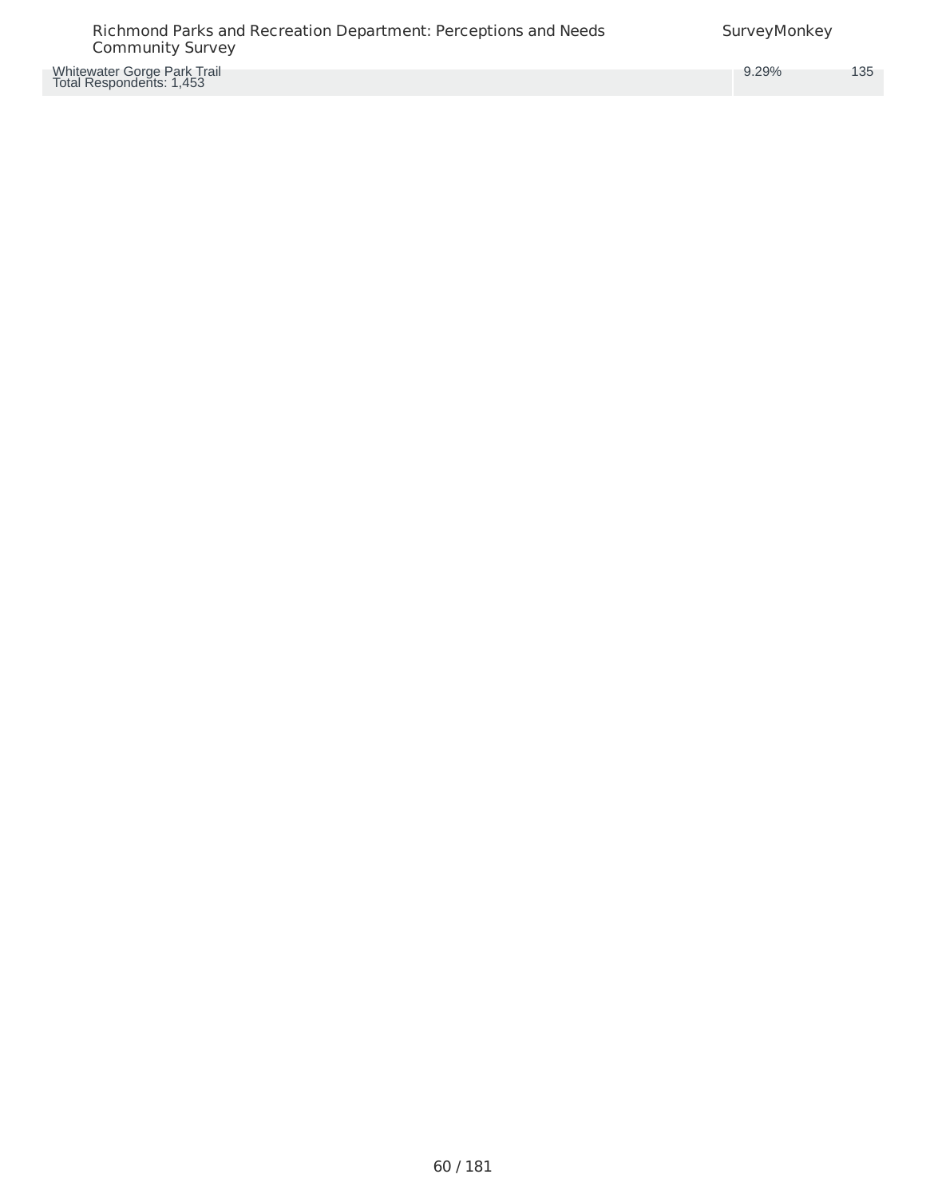| | | |
|---|---|---|
| Whitewater Gorge Park Trail | 9.29% | 135 |

Total Respondents: 1,453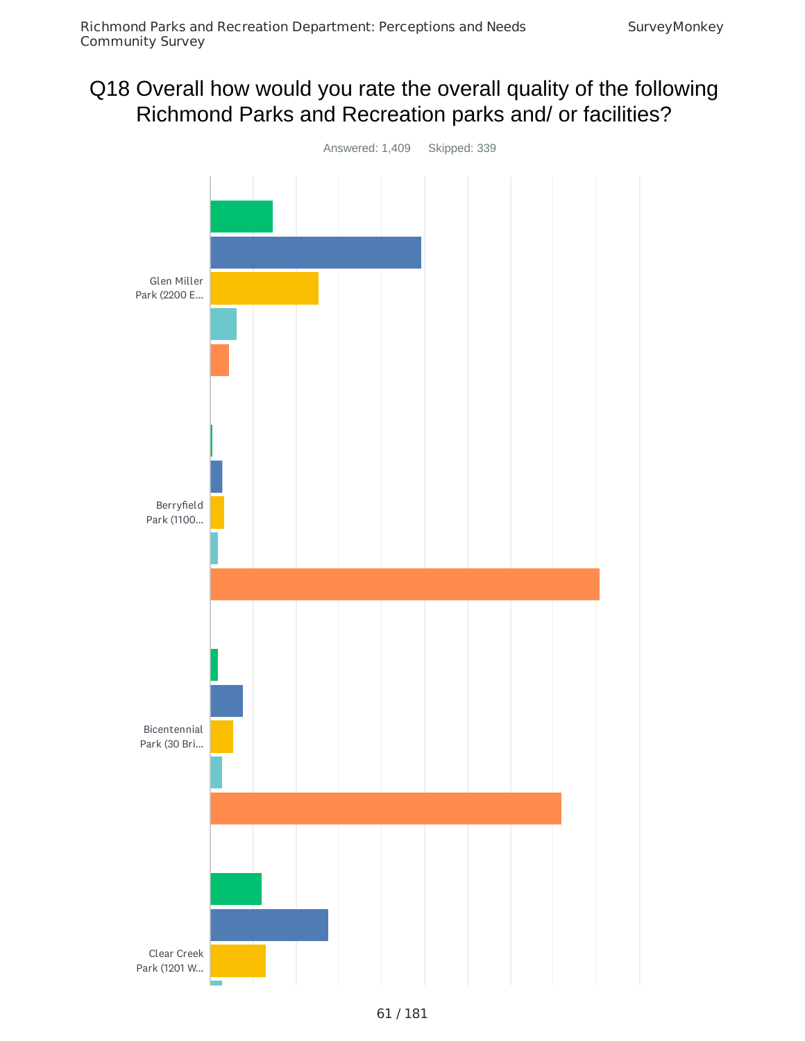# Q18 Overall how would you rate the overall quality of the following Richmond Parks and Recreation parks and/ or facilities?

Answered: 1,409 Skipped: 339

Glen Miller Park (2200 E...

Berryfield Park (1100...

Bicentennial Park (30 Bri...

Clear Creek Park (1201 W...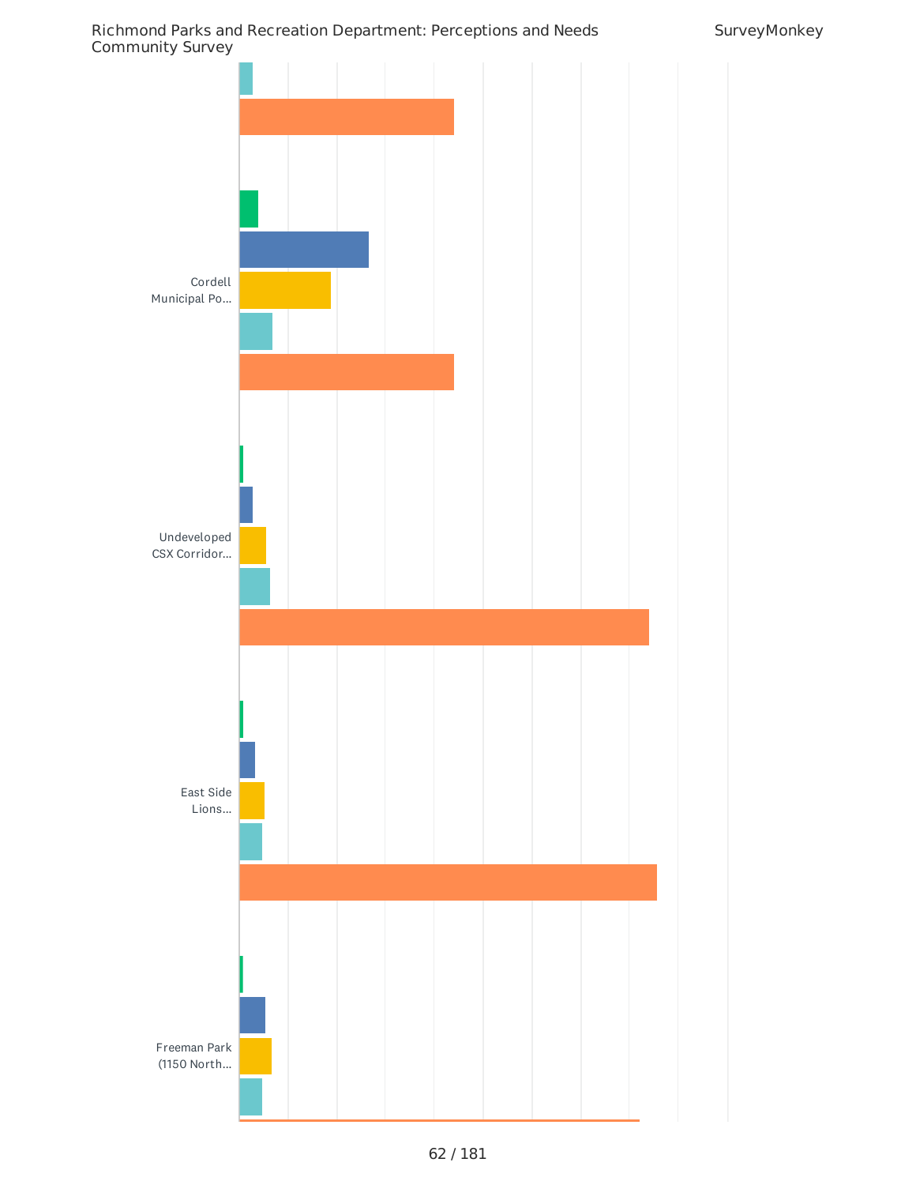Cordell Municipal Po...

Undeveloped CSX Corridor...

East Side Lions...

Freeman Park (1150 North...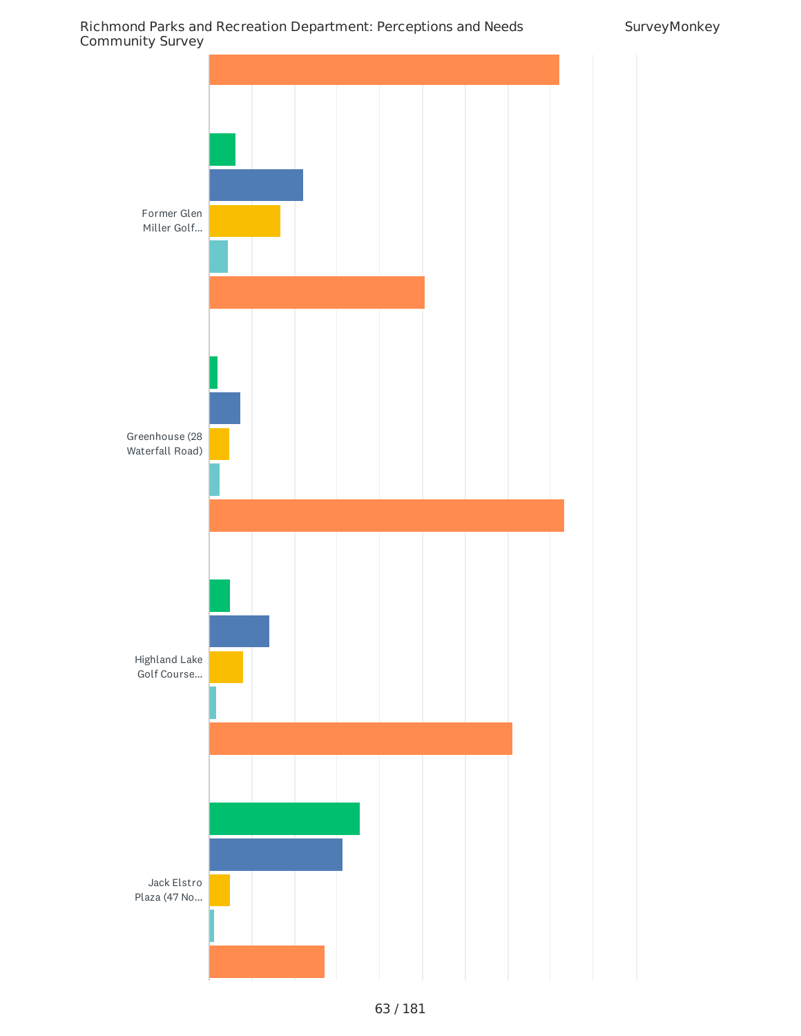Former Glen Miller Golf...

Greenhouse (28 Waterfall Road)

Highland Lake Golf Course...

Jack Elstro Plaza (47 No...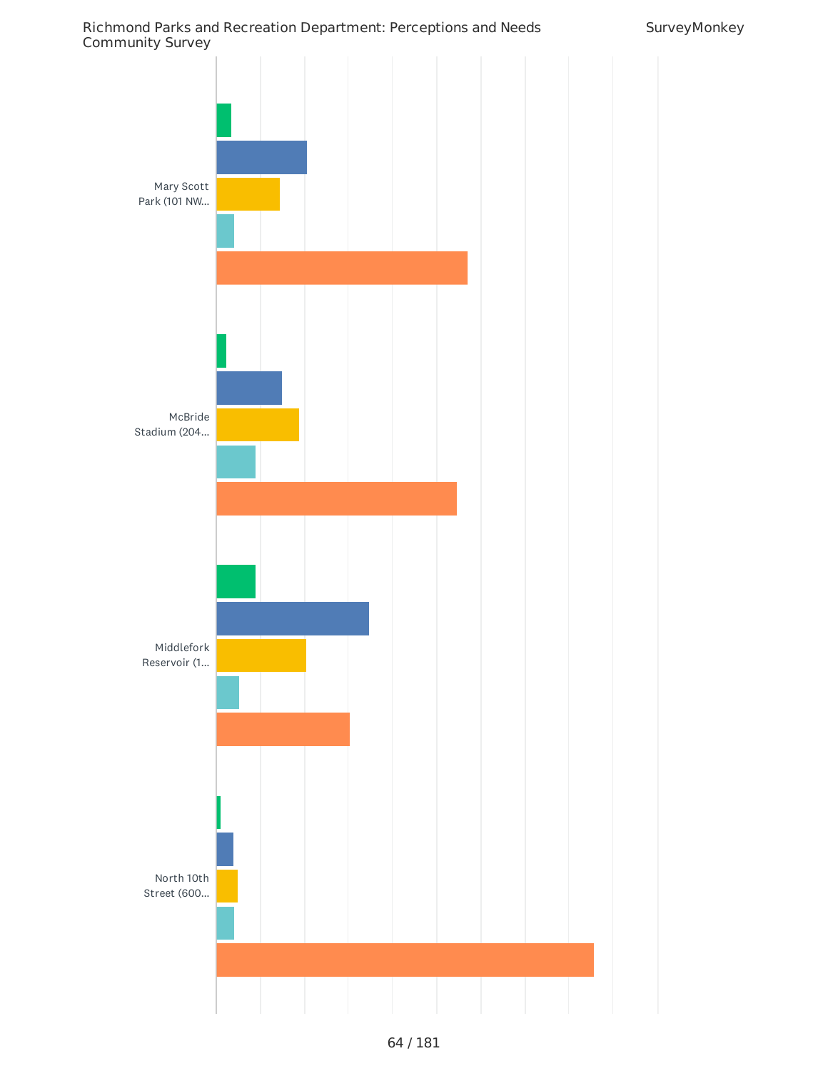Mary Scott Park (101 NW...

McBride Stadium (204...

Middlefork Reservoir (1...

North 10th Street (600...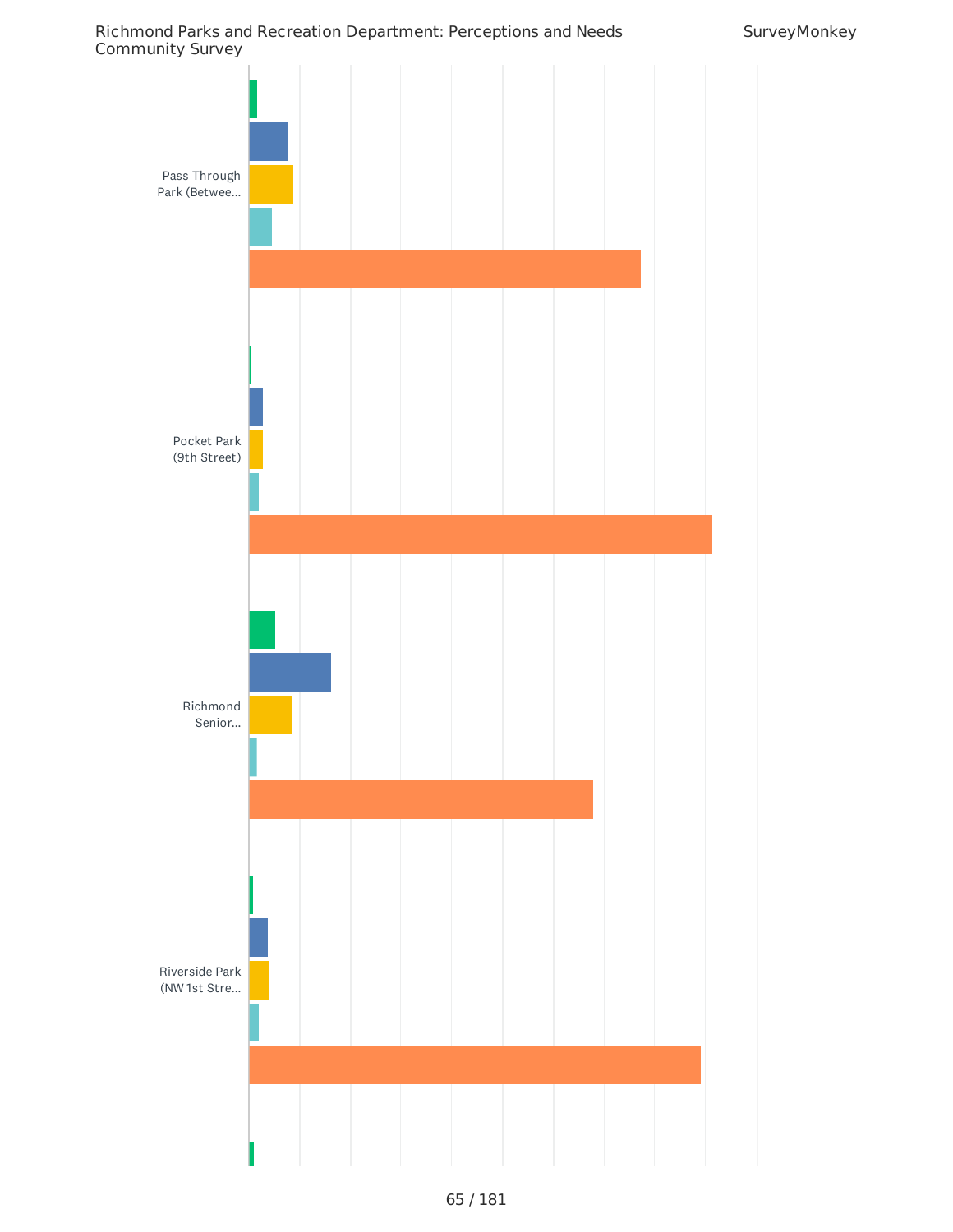Pass Through Park (Betwee...

Pocket Park (9th Street)

Richmond Senior...

Riverside Park (NW 1st Stre...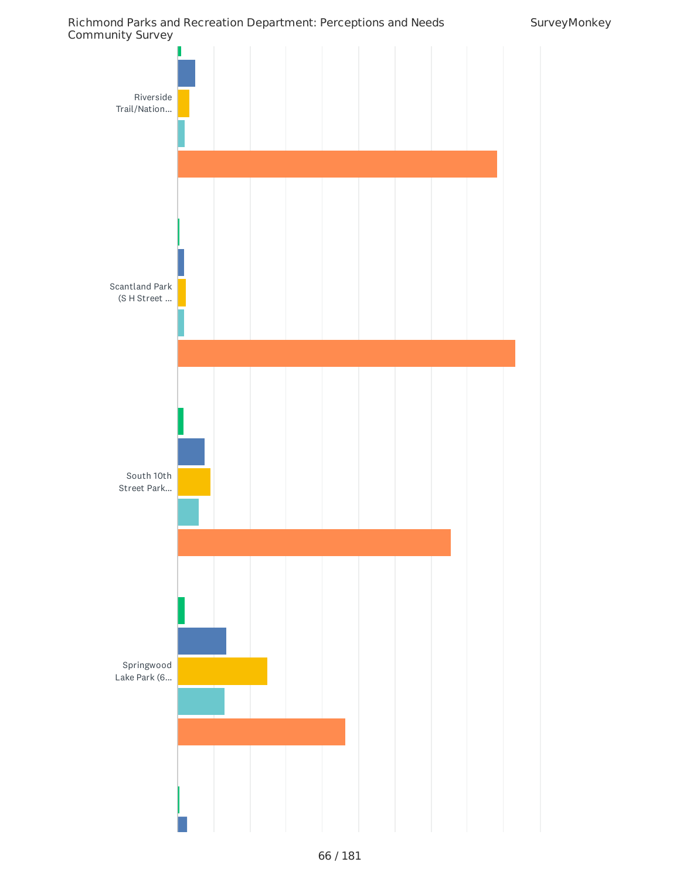Riverside Trail/Nation...

Scantland Park (S H Street ...

South 10th Street Park...

Springwood Lake Park (6...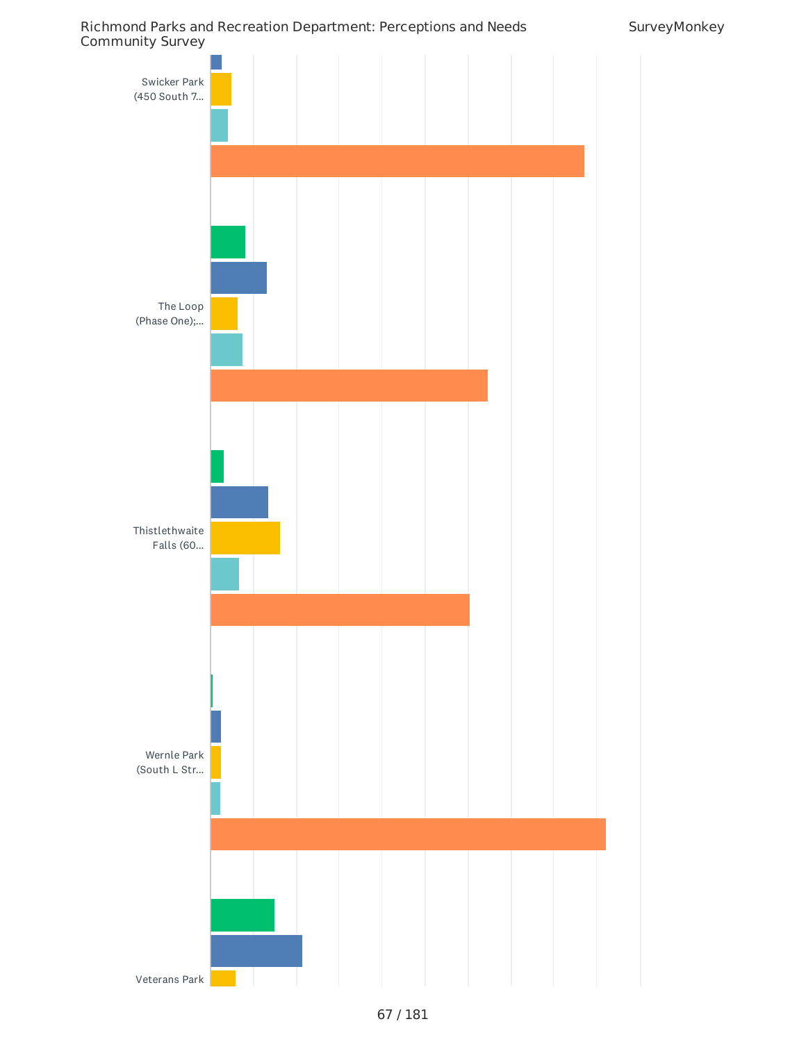Swicker Park (450 South 7...

The Loop (Phase One);...

Thistlethwaite Falls (60...

Wernle Park (South L Str...

Veterans Park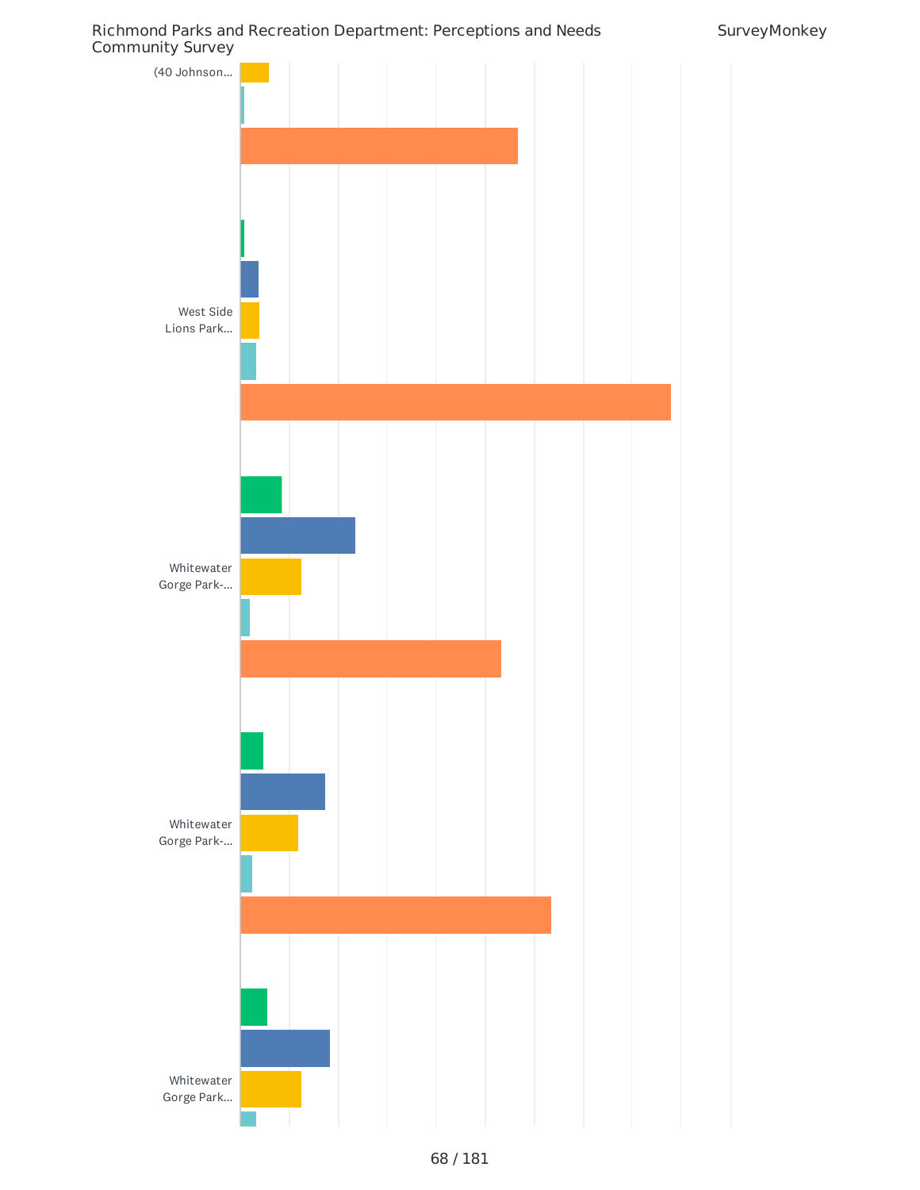(40 Johnson...

West Side Lions Park...

Whitewater Gorge Park-...

Whitewater Gorge Park-...

Whitewater Gorge Park...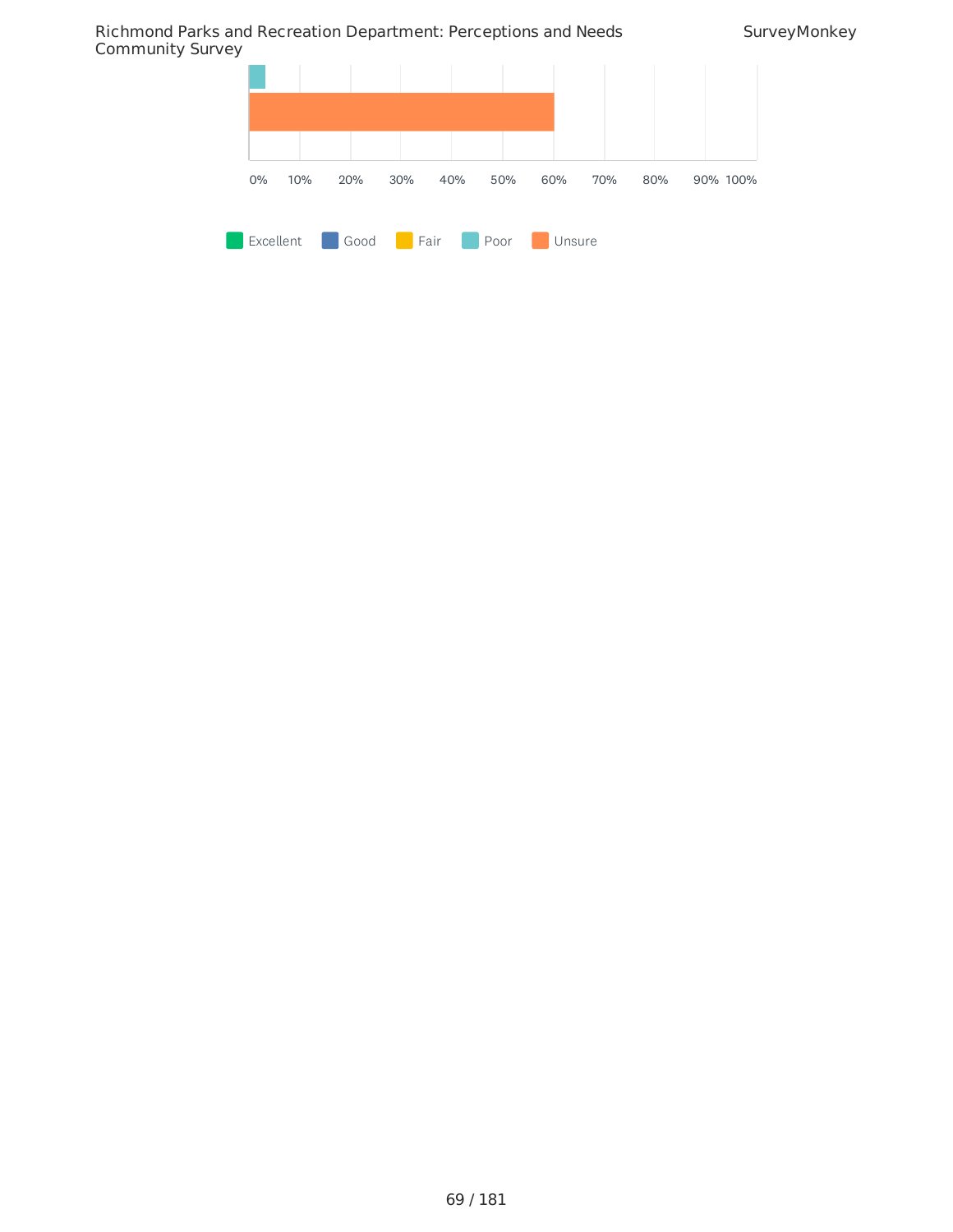0% 10% 20% 30% 40% 50% 60% 70% 80% 90% 100%

Excellent Good Fair Poor Unsure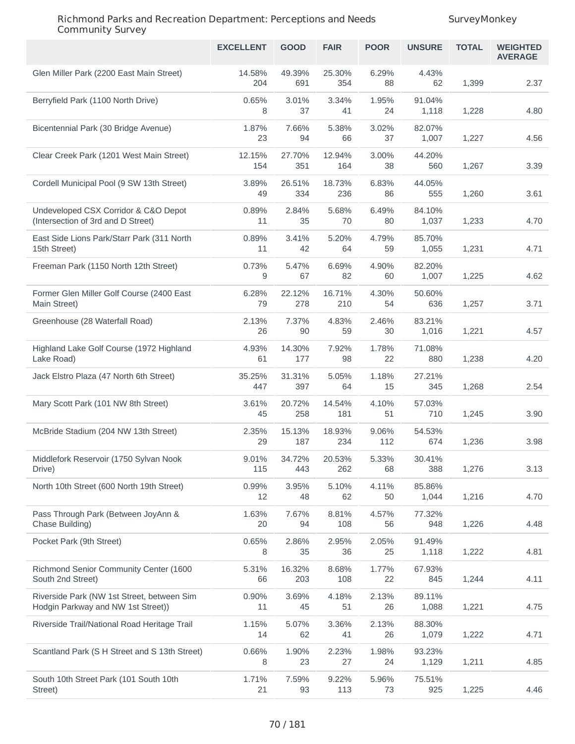| | EXCELLENT | GOOD | FAIR | POOR | UNSURE | TOTAL | WEIGHTED AVERAGE |
|---|---|---|---|---|---|---|---|
| Glen Miller Park (2200 East Main Street) | 14.58% 204 | 49.39% 691 | 25.30% 354 | 6.29% 88 | 4.43% 62 | 1,399 | 2.37 |
| Berryfield Park (1100 North Drive) | 0.65% 8 | 3.01% 37 | 3.34% 41 | 1.95% 24 | 91.04% 1,118 | 1,228 | 4.80 |
| Bicentennial Park (30 Bridge Avenue) | 1.87% 23 | 7.66% 94 | 5.38% 66 | 3.02% 37 | 82.07% 1,007 | 1,227 | 4.56 |
| Clear Creek Park (1201 West Main Street) | 12.15% 154 | 27.70% 351 | 12.94% 164 | 3.00% 38 | 44.20% 560 | 1,267 | 3.39 |
| Cordell Municipal Pool (9 SW 13th Street) | 3.89% 49 | 26.51% 334 | 18.73% 236 | 6.83% 86 | 44.05% 555 | 1,260 | 3.61 |
| Undeveloped CSX Corridor & C&O Depot (Intersection of 3rd and D Street) | 0.89% 11 | 2.84% 35 | 5.68% 70 | 6.49% 80 | 84.10% 1,037 | 1,233 | 4.70 |
| East Side Lions Park/Starr Park (311 North 15th Street) | 0.89% 11 | 3.41% 42 | 5.20% 64 | 4.79% 59 | 85.70% 1,055 | 1,231 | 4.71 |
| Freeman Park (1150 North 12th Street) | 0.73% 9 | 5.47% 67 | 6.69% 82 | 4.90% 60 | 82.20% 1,007 | 1,225 | 4.62 |
| Former Glen Miller Golf Course (2400 East Main Street) | 6.28% 79 | 22.12% 278 | 16.71% 210 | 4.30% 54 | 50.60% 636 | 1,257 | 3.71 |
| Greenhouse (28 Waterfall Road) | 2.13% 26 | 7.37% 90 | 4.83% 59 | 2.46% 30 | 83.21% 1,016 | 1,221 | 4.57 |
| Highland Lake Golf Course (1972 Highland Lake Road) | 4.93% 61 | 14.30% 177 | 7.92% 98 | 1.78% 22 | 71.08% 880 | 1,238 | 4.20 |
| Jack Elstro Plaza (47 North 6th Street) | 35.25% 447 | 31.31% 397 | 5.05% 64 | 1.18% 15 | 27.21% 345 | 1,268 | 2.54 |
| Mary Scott Park (101 NW 8th Street) | 3.61% 45 | 20.72% 258 | 14.54% 181 | 4.10% 51 | 57.03% 710 | 1,245 | 3.90 |
| McBride Stadium (204 NW 13th Street) | 2.35% 29 | 15.13% 187 | 18.93% 234 | 9.06% 112 | 54.53% 674 | 1,236 | 3.98 |
| Middlefork Reservoir (1750 Sylvan Nook Drive) | 9.01% 115 | 34.72% 443 | 20.53% 262 | 5.33% 68 | 30.41% 388 | 1,276 | 3.13 |
| North 10th Street (600 North 19th Street) | 0.99% 12 | 3.95% 48 | 5.10% 62 | 4.11% 50 | 85.86% 1,044 | 1,216 | 4.70 |
| Pass Through Park (Between JoyAnn & Chase Building) | 1.63% 20 | 7.67% 94 | 8.81% 108 | 4.57% 56 | 77.32% 948 | 1,226 | 4.48 |
| Pocket Park (9th Street) | 0.65% 8 | 2.86% 35 | 2.95% 36 | 2.05% 25 | 91.49% 1,118 | 1,222 | 4.81 |
| Richmond Senior Community Center (1600 South 2nd Street) | 5.31% 66 | 16.32% 203 | 8.68% 108 | 1.77% 22 | 67.93% 845 | 1,244 | 4.11 |
| Riverside Park (NW 1st Street, between Sim Hodgin Parkway and NW 1st Street)) | 0.90% 11 | 3.69% 45 | 4.18% 51 | 2.13% 26 | 89.11% 1,088 | 1,221 | 4.75 |
| Riverside Trail/National Road Heritage Trail | 1.15% 14 | 5.07% 62 | 3.36% 41 | 2.13% 26 | 88.30% 1,079 | 1,222 | 4.71 |
| Scantland Park (S H Street and S 13th Street) | 0.66% 8 | 1.90% 23 | 2.23% 27 | 1.98% 24 | 93.23% 1,129 | 1,211 | 4.85 |
| South 10th Street Park (101 South 10th Street) | 1.71% 21 | 7.59% 93 | 9.22% 113 | 5.96% 73 | 75.51% 925 | 1,225 | 4.46 |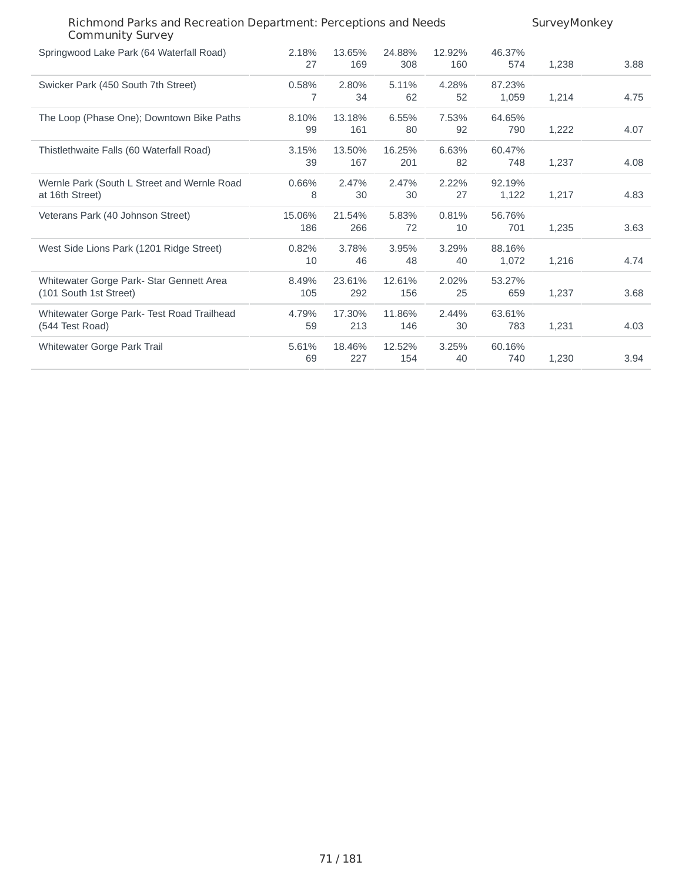| | | | | | | | |
|---|---|---|---|---|---|---|---|
| Springwood Lake Park (64 Waterfall Road) | 2.18%<br>27 | 13.65%<br>169 | 24.88%<br>308 | 12.92%<br>160 | 46.37%<br>574 | 1,238 | 3.88 |
| Swicker Park (450 South 7th Street) | 0.58%<br>7 | 2.80%<br>34 | 5.11%<br>62 | 4.28%<br>52 | 87.23%<br>1,059 | 1,214 | 4.75 |
| The Loop (Phase One); Downtown Bike Paths | 8.10%<br>99 | 13.18%<br>161 | 6.55%<br>80 | 7.53%<br>92 | 64.65%<br>790 | 1,222 | 4.07 |
| Thistlethwaite Falls (60 Waterfall Road) | 3.15%<br>39 | 13.50%<br>167 | 16.25%<br>201 | 6.63%<br>82 | 60.47%<br>748 | 1,237 | 4.08 |
| Wernle Park (South L Street and Wernle Road at 16th Street) | 0.66%<br>8 | 2.47%<br>30 | 2.47%<br>30 | 2.22%<br>27 | 92.19%<br>1,122 | 1,217 | 4.83 |
| Veterans Park (40 Johnson Street) | 15.06%<br>186 | 21.54%<br>266 | 5.83%<br>72 | 0.81%<br>10 | 56.76%<br>701 | 1,235 | 3.63 |
| West Side Lions Park (1201 Ridge Street) | 0.82%<br>10 | 3.78%<br>46 | 3.95%<br>48 | 3.29%<br>40 | 88.16%<br>1,072 | 1,216 | 4.74 |
| Whitewater Gorge Park- Star Gennett Area (101 South 1st Street) | 8.49%<br>105 | 23.61%<br>292 | 12.61%<br>156 | 2.02%<br>25 | 53.27%<br>659 | 1,237 | 3.68 |
| Whitewater Gorge Park- Test Road Trailhead (544 Test Road) | 4.79%<br>59 | 17.30%<br>213 | 11.86%<br>146 | 2.44%<br>30 | 63.61%<br>783 | 1,231 | 4.03 |
| Whitewater Gorge Park Trail | 5.61%<br>69 | 18.46%<br>227 | 12.52%<br>154 | 3.25%<br>40 | 60.16%<br>740 | 1,230 | 3.94 |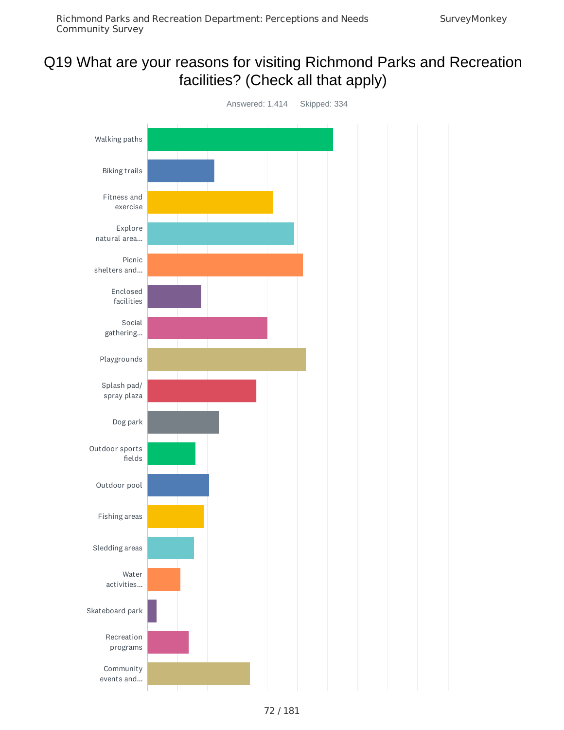# Q19 What are your reasons for visiting Richmond Parks and Recreation facilities? (Check all that apply)

Answered: 1,414    Skipped: 334

- Walking paths
- Biking trails
- Fitness and exercise
- Explore natural area...
- Picnic shelters and...
- Enclosed facilities
- Social gathering...
- Playgrounds
- Splash pad/ spray plaza
- Dog park
- Outdoor sports fields
- Outdoor pool
- Fishing areas
- Sledding areas
- Water activities...
- Skateboard park
- Recreation programs
- Community events and...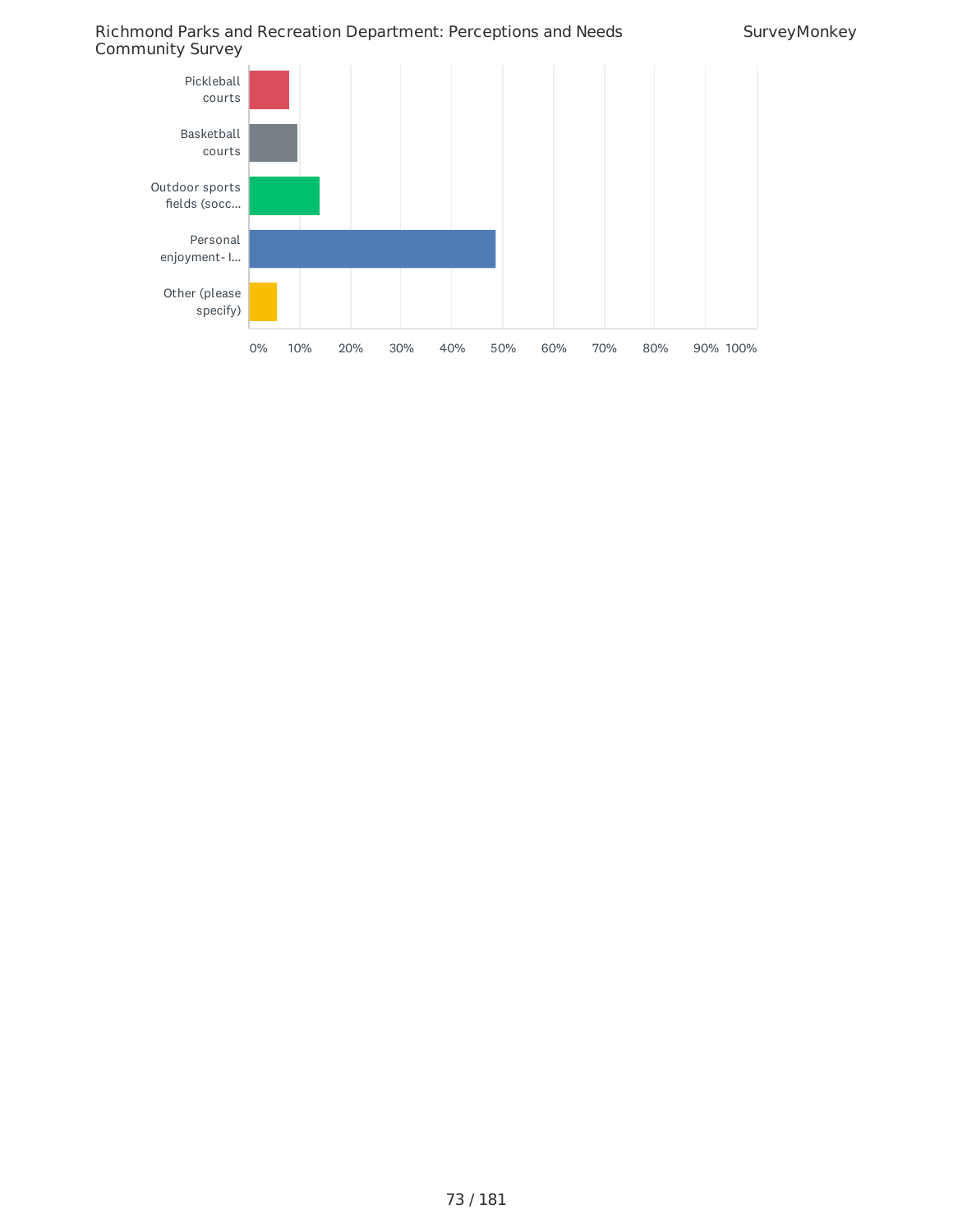| Option | Approximate % |
|---|---|
| Pickleball courts | ~8% |
| Basketball courts | ~10% |
| Outdoor sports fields (socc... | ~14% |
| Personal enjoyment- I... | ~49% |
| Other (please specify) | ~6% |

0% 10% 20% 30% 40% 50% 60% 70% 80% 90% 100%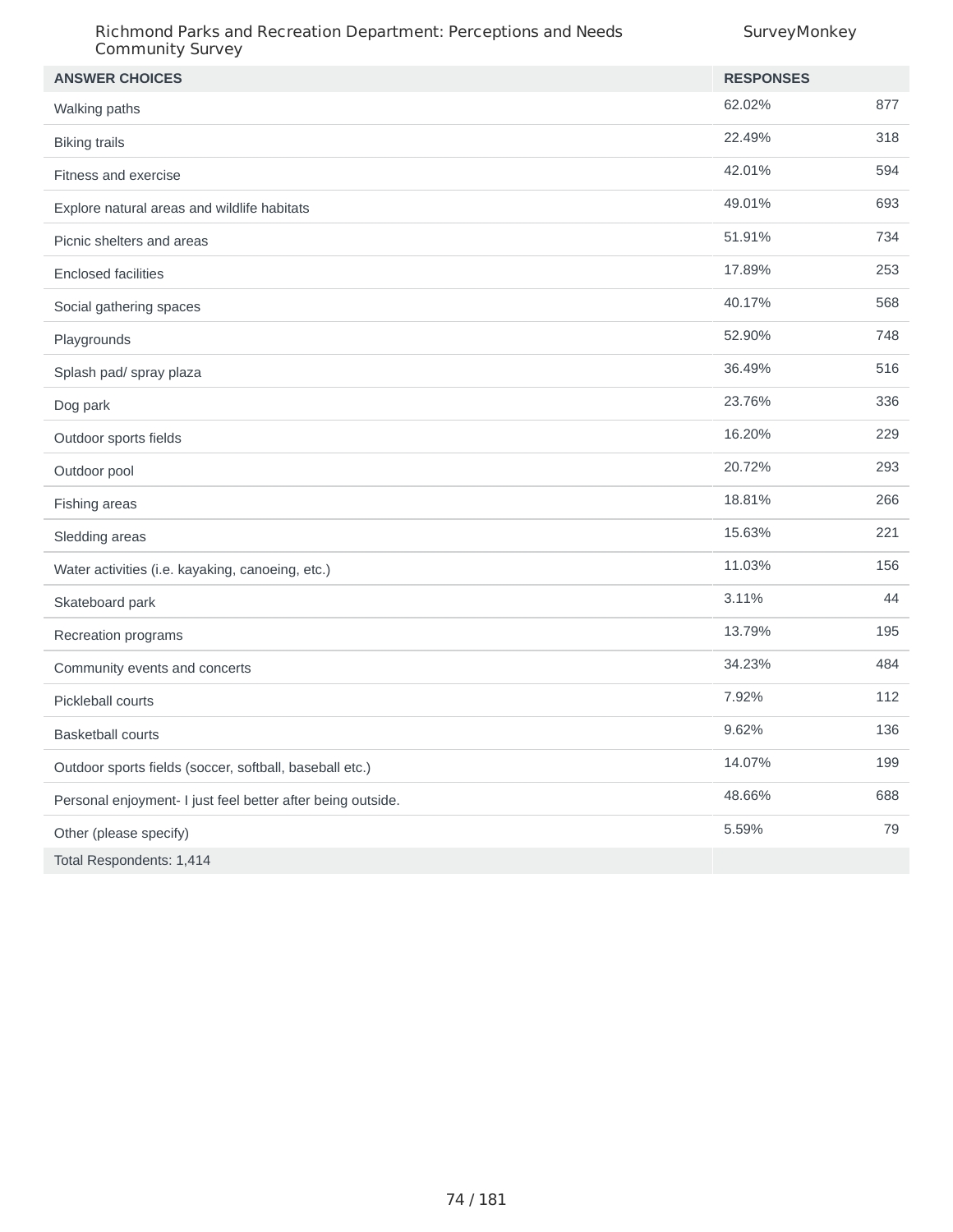| ANSWER CHOICES | RESPONSES | |
|---|---|---|
| Walking paths | 62.02% | 877 |
| Biking trails | 22.49% | 318 |
| Fitness and exercise | 42.01% | 594 |
| Explore natural areas and wildlife habitats | 49.01% | 693 |
| Picnic shelters and areas | 51.91% | 734 |
| Enclosed facilities | 17.89% | 253 |
| Social gathering spaces | 40.17% | 568 |
| Playgrounds | 52.90% | 748 |
| Splash pad/ spray plaza | 36.49% | 516 |
| Dog park | 23.76% | 336 |
| Outdoor sports fields | 16.20% | 229 |
| Outdoor pool | 20.72% | 293 |
| Fishing areas | 18.81% | 266 |
| Sledding areas | 15.63% | 221 |
| Water activities (i.e. kayaking, canoeing, etc.) | 11.03% | 156 |
| Skateboard park | 3.11% | 44 |
| Recreation programs | 13.79% | 195 |
| Community events and concerts | 34.23% | 484 |
| Pickleball courts | 7.92% | 112 |
| Basketball courts | 9.62% | 136 |
| Outdoor sports fields (soccer, softball, baseball etc.) | 14.07% | 199 |
| Personal enjoyment- I just feel better after being outside. | 48.66% | 688 |
| Other (please specify) | 5.59% | 79 |
| Total Respondents: 1,414 | | |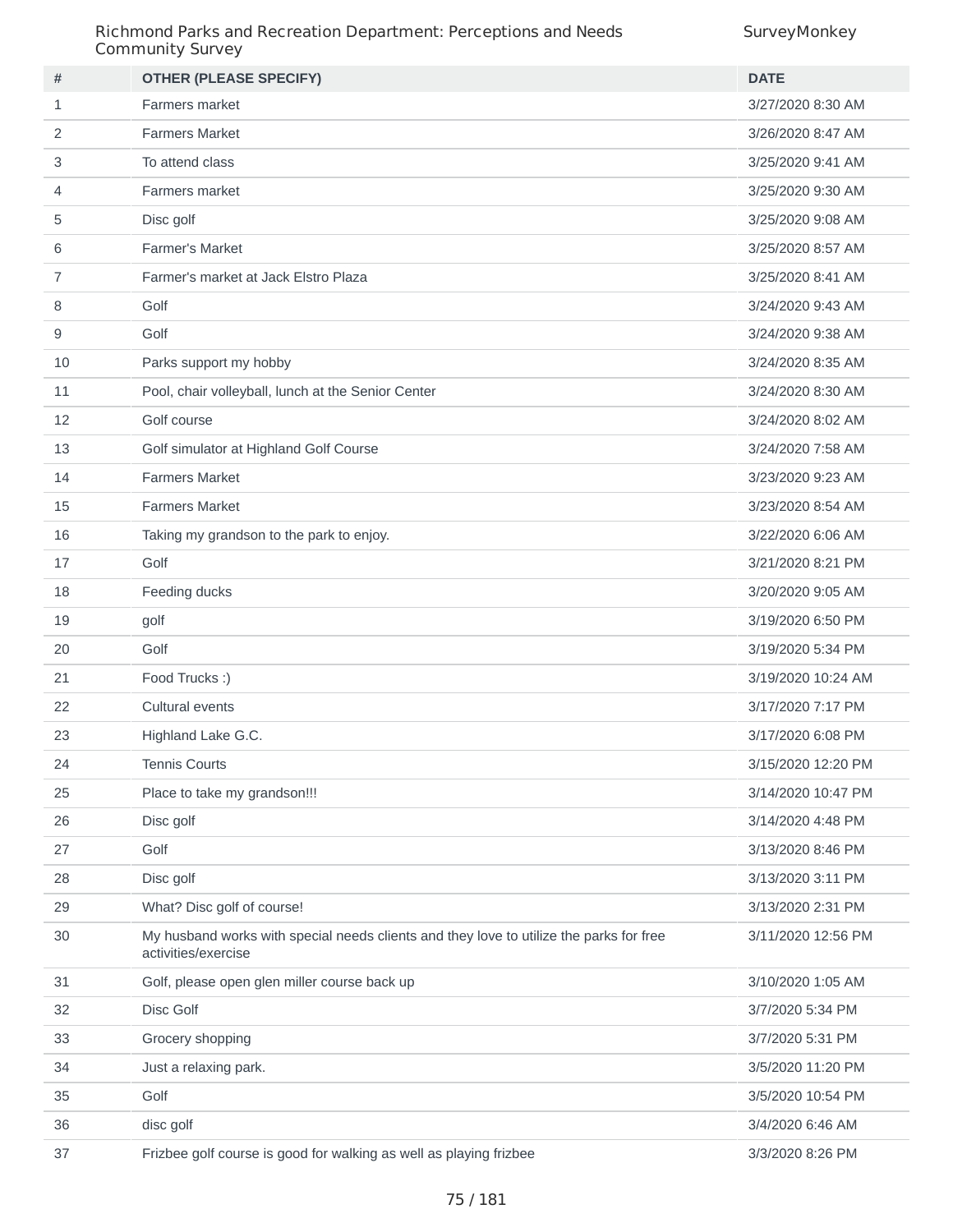| # | OTHER (PLEASE SPECIFY) | DATE |
| --- | --- | --- |
| 1 | Farmers market | 3/27/2020 8:30 AM |
| 2 | Farmers Market | 3/26/2020 8:47 AM |
| 3 | To attend class | 3/25/2020 9:41 AM |
| 4 | Farmers market | 3/25/2020 9:30 AM |
| 5 | Disc golf | 3/25/2020 9:08 AM |
| 6 | Farmer's Market | 3/25/2020 8:57 AM |
| 7 | Farmer's market at Jack Elstro Plaza | 3/25/2020 8:41 AM |
| 8 | Golf | 3/24/2020 9:43 AM |
| 9 | Golf | 3/24/2020 9:38 AM |
| 10 | Parks support my hobby | 3/24/2020 8:35 AM |
| 11 | Pool, chair volleyball, lunch at the Senior Center | 3/24/2020 8:30 AM |
| 12 | Golf course | 3/24/2020 8:02 AM |
| 13 | Golf simulator at Highland Golf Course | 3/24/2020 7:58 AM |
| 14 | Farmers Market | 3/23/2020 9:23 AM |
| 15 | Farmers Market | 3/23/2020 8:54 AM |
| 16 | Taking my grandson to the park to enjoy. | 3/22/2020 6:06 AM |
| 17 | Golf | 3/21/2020 8:21 PM |
| 18 | Feeding ducks | 3/20/2020 9:05 AM |
| 19 | golf | 3/19/2020 6:50 PM |
| 20 | Golf | 3/19/2020 5:34 PM |
| 21 | Food Trucks :) | 3/19/2020 10:24 AM |
| 22 | Cultural events | 3/17/2020 7:17 PM |
| 23 | Highland Lake G.C. | 3/17/2020 6:08 PM |
| 24 | Tennis Courts | 3/15/2020 12:20 PM |
| 25 | Place to take my grandson!!! | 3/14/2020 10:47 PM |
| 26 | Disc golf | 3/14/2020 4:48 PM |
| 27 | Golf | 3/13/2020 8:46 PM |
| 28 | Disc golf | 3/13/2020 3:11 PM |
| 29 | What? Disc golf of course! | 3/13/2020 2:31 PM |
| 30 | My husband works with special needs clients and they love to utilize the parks for free activities/exercise | 3/11/2020 12:56 PM |
| 31 | Golf, please open glen miller course back up | 3/10/2020 1:05 AM |
| 32 | Disc Golf | 3/7/2020 5:34 PM |
| 33 | Grocery shopping | 3/7/2020 5:31 PM |
| 34 | Just a relaxing park. | 3/5/2020 11:20 PM |
| 35 | Golf | 3/5/2020 10:54 PM |
| 36 | disc golf | 3/4/2020 6:46 AM |
| 37 | Frizbee golf course is good for walking as well as playing frizbee | 3/3/2020 8:26 PM |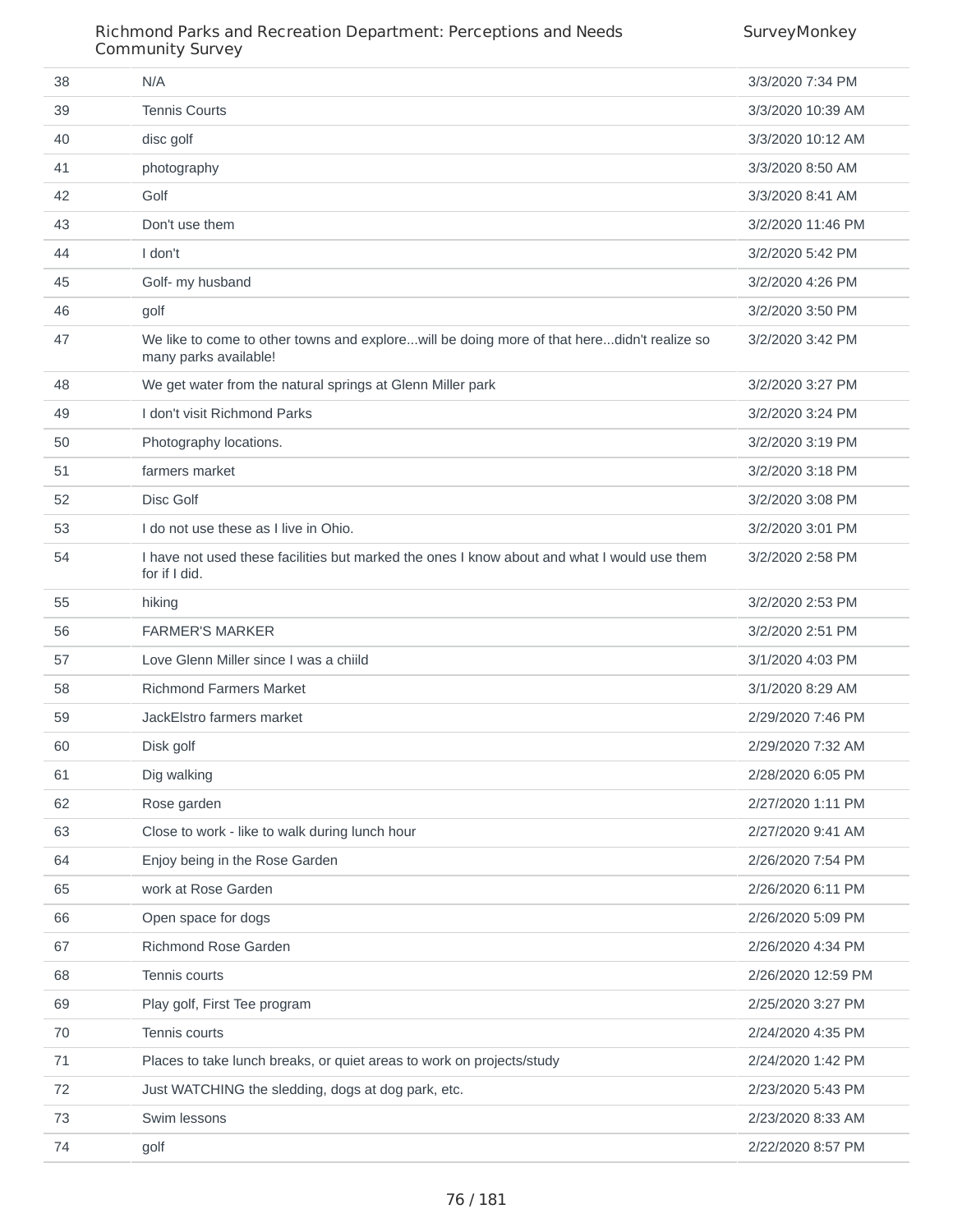| | | |
|---|---|---|
| 38 | N/A | 3/3/2020 7:34 PM |
| 39 | Tennis Courts | 3/3/2020 10:39 AM |
| 40 | disc golf | 3/3/2020 10:12 AM |
| 41 | photography | 3/3/2020 8:50 AM |
| 42 | Golf | 3/3/2020 8:41 AM |
| 43 | Don't use them | 3/2/2020 11:46 PM |
| 44 | I don't | 3/2/2020 5:42 PM |
| 45 | Golf- my husband | 3/2/2020 4:26 PM |
| 46 | golf | 3/2/2020 3:50 PM |
| 47 | We like to come to other towns and explore...will be doing more of that here...didn't realize so many parks available! | 3/2/2020 3:42 PM |
| 48 | We get water from the natural springs at Glenn Miller park | 3/2/2020 3:27 PM |
| 49 | I don't visit Richmond Parks | 3/2/2020 3:24 PM |
| 50 | Photography locations. | 3/2/2020 3:19 PM |
| 51 | farmers market | 3/2/2020 3:18 PM |
| 52 | Disc Golf | 3/2/2020 3:08 PM |
| 53 | I do not use these as I live in Ohio. | 3/2/2020 3:01 PM |
| 54 | I have not used these facilities but marked the ones I know about and what I would use them for if I did. | 3/2/2020 2:58 PM |
| 55 | hiking | 3/2/2020 2:53 PM |
| 56 | FARMER'S MARKER | 3/2/2020 2:51 PM |
| 57 | Love Glenn Miller since I was a chiild | 3/1/2020 4:03 PM |
| 58 | Richmond Farmers Market | 3/1/2020 8:29 AM |
| 59 | JackElstro farmers market | 2/29/2020 7:46 PM |
| 60 | Disk golf | 2/29/2020 7:32 AM |
| 61 | Dig walking | 2/28/2020 6:05 PM |
| 62 | Rose garden | 2/27/2020 1:11 PM |
| 63 | Close to work - like to walk during lunch hour | 2/27/2020 9:41 AM |
| 64 | Enjoy being in the Rose Garden | 2/26/2020 7:54 PM |
| 65 | work at Rose Garden | 2/26/2020 6:11 PM |
| 66 | Open space for dogs | 2/26/2020 5:09 PM |
| 67 | Richmond Rose Garden | 2/26/2020 4:34 PM |
| 68 | Tennis courts | 2/26/2020 12:59 PM |
| 69 | Play golf, First Tee program | 2/25/2020 3:27 PM |
| 70 | Tennis courts | 2/24/2020 4:35 PM |
| 71 | Places to take lunch breaks, or quiet areas to work on projects/study | 2/24/2020 1:42 PM |
| 72 | Just WATCHING the sledding, dogs at dog park, etc. | 2/23/2020 5:43 PM |
| 73 | Swim lessons | 2/23/2020 8:33 AM |
| 74 | golf | 2/22/2020 8:57 PM |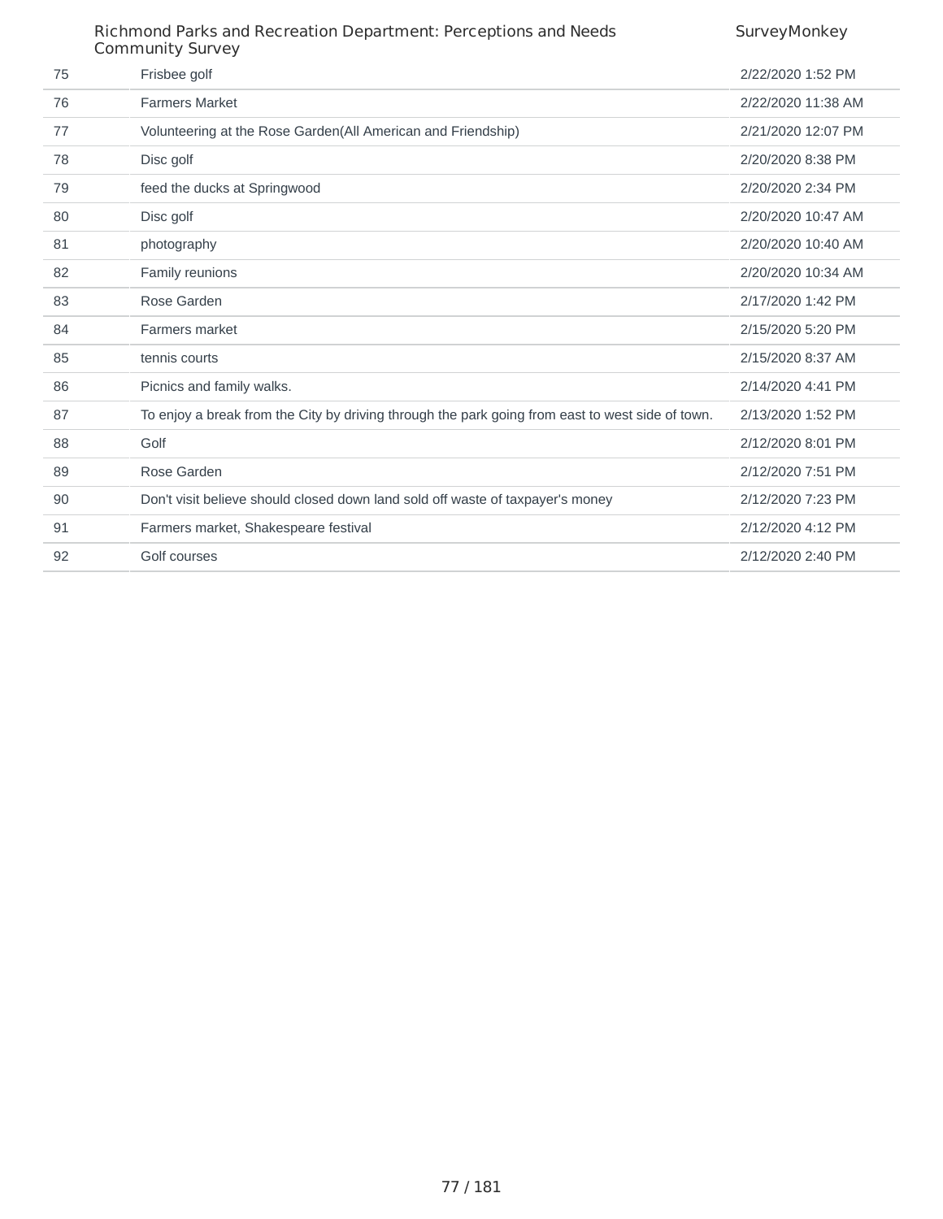| | | |
|---|---|---|
| 75 | Frisbee golf | 2/22/2020 1:52 PM |
| 76 | Farmers Market | 2/22/2020 11:38 AM |
| 77 | Volunteering at the Rose Garden(All American and Friendship) | 2/21/2020 12:07 PM |
| 78 | Disc golf | 2/20/2020 8:38 PM |
| 79 | feed the ducks at Springwood | 2/20/2020 2:34 PM |
| 80 | Disc golf | 2/20/2020 10:47 AM |
| 81 | photography | 2/20/2020 10:40 AM |
| 82 | Family reunions | 2/20/2020 10:34 AM |
| 83 | Rose Garden | 2/17/2020 1:42 PM |
| 84 | Farmers market | 2/15/2020 5:20 PM |
| 85 | tennis courts | 2/15/2020 8:37 AM |
| 86 | Picnics and family walks. | 2/14/2020 4:41 PM |
| 87 | To enjoy a break from the City by driving through the park going from east to west side of town. | 2/13/2020 1:52 PM |
| 88 | Golf | 2/12/2020 8:01 PM |
| 89 | Rose Garden | 2/12/2020 7:51 PM |
| 90 | Don't visit believe should closed down land sold off waste of taxpayer's money | 2/12/2020 7:23 PM |
| 91 | Farmers market, Shakespeare festival | 2/12/2020 4:12 PM |
| 92 | Golf courses | 2/12/2020 2:40 PM |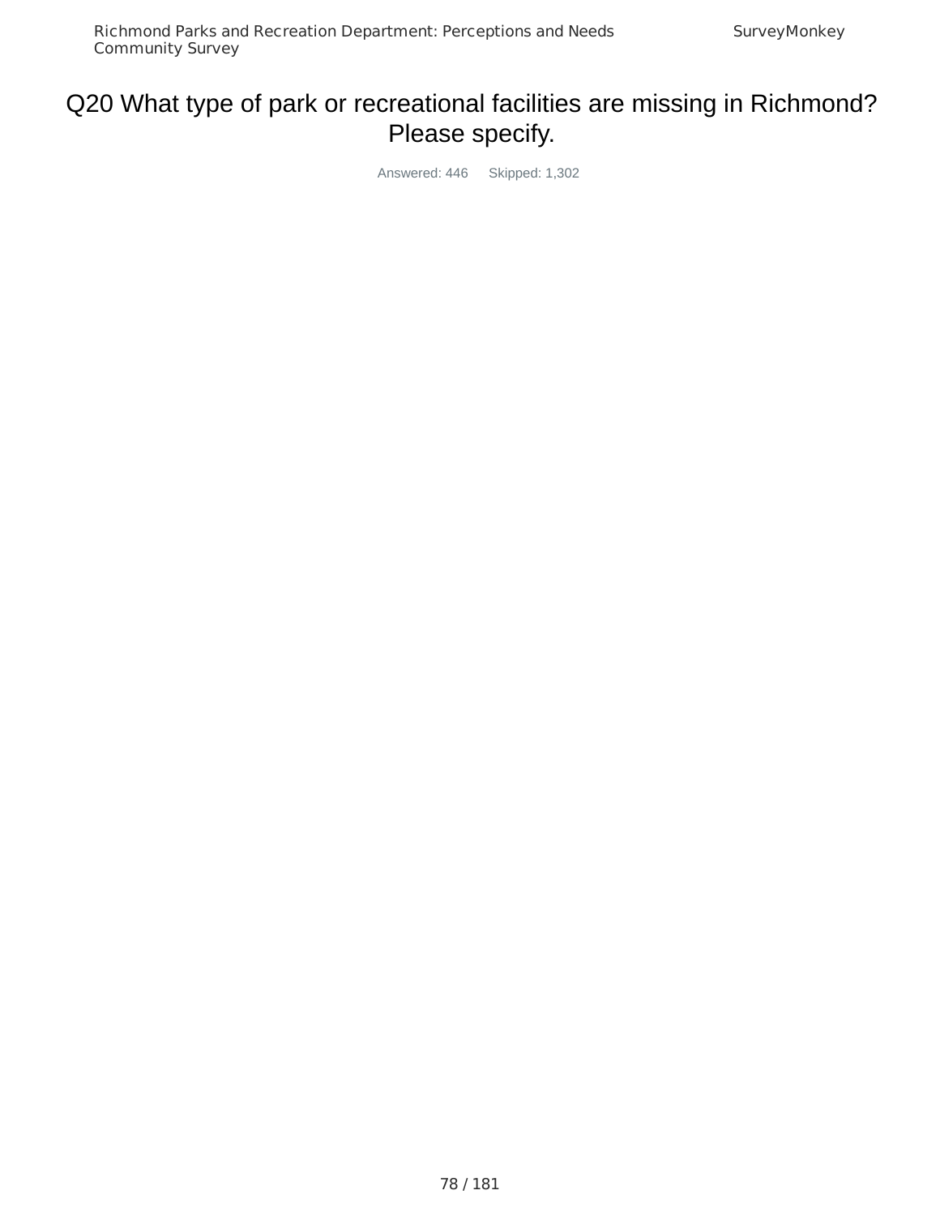# Q20 What type of park or recreational facilities are missing in Richmond? Please specify.

Answered: 446  Skipped: 1,302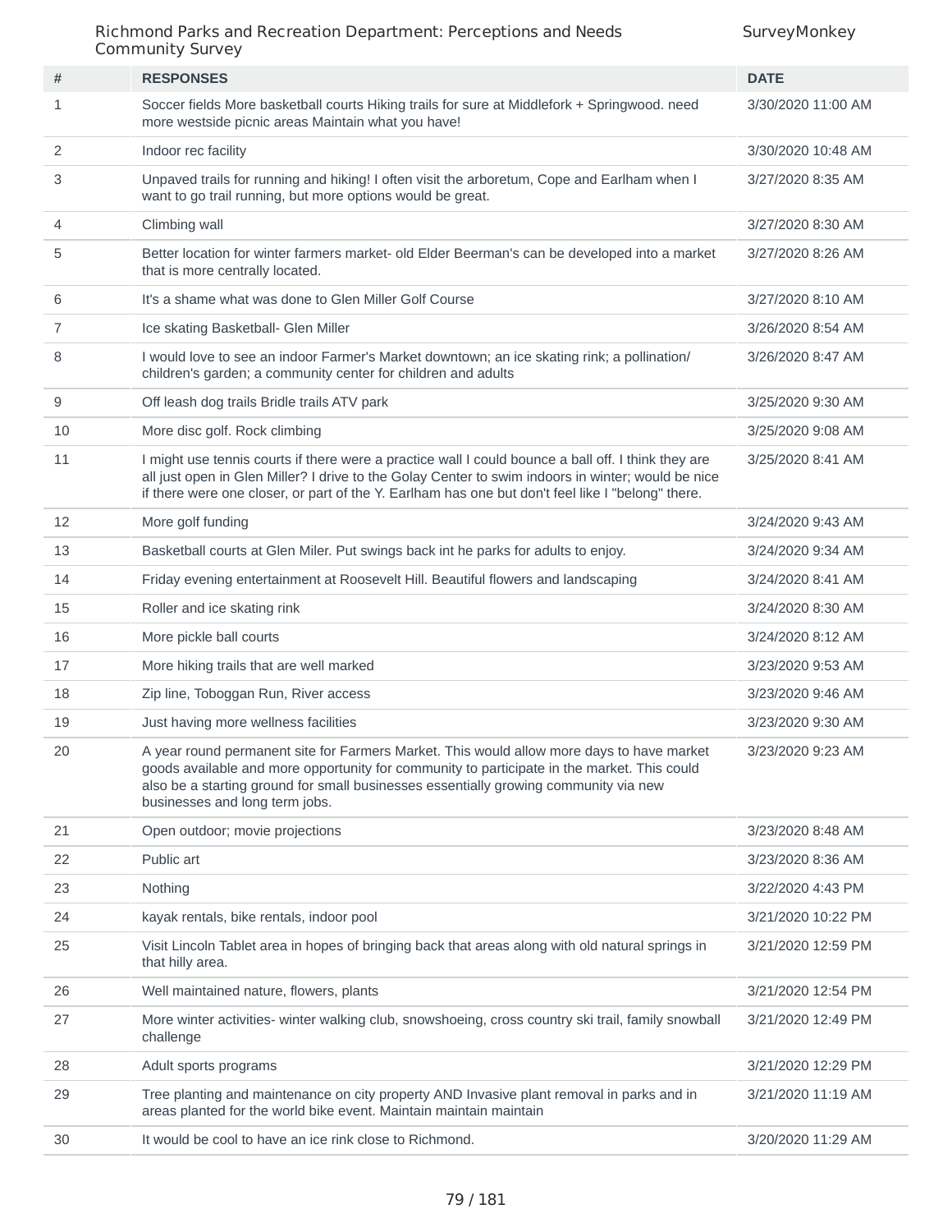| # | RESPONSES | DATE |
|---|---|---|
| 1 | Soccer fields More basketball courts Hiking trails for sure at Middlefork + Springwood. need more westside picnic areas Maintain what you have! | 3/30/2020 11:00 AM |
| 2 | Indoor rec facility | 3/30/2020 10:48 AM |
| 3 | Unpaved trails for running and hiking! I often visit the arboretum, Cope and Earlham when I want to go trail running, but more options would be great. | 3/27/2020 8:35 AM |
| 4 | Climbing wall | 3/27/2020 8:30 AM |
| 5 | Better location for winter farmers market- old Elder Beerman's can be developed into a market that is more centrally located. | 3/27/2020 8:26 AM |
| 6 | It's a shame what was done to Glen Miller Golf Course | 3/27/2020 8:10 AM |
| 7 | Ice skating Basketball- Glen Miller | 3/26/2020 8:54 AM |
| 8 | I would love to see an indoor Farmer's Market downtown; an ice skating rink; a pollination/ children's garden; a community center for children and adults | 3/26/2020 8:47 AM |
| 9 | Off leash dog trails Bridle trails ATV park | 3/25/2020 9:30 AM |
| 10 | More disc golf. Rock climbing | 3/25/2020 9:08 AM |
| 11 | I might use tennis courts if there were a practice wall I could bounce a ball off. I think they are all just open in Glen Miller? I drive to the Golay Center to swim indoors in winter; would be nice if there were one closer, or part of the Y. Earlham has one but don't feel like I "belong" there. | 3/25/2020 8:41 AM |
| 12 | More golf funding | 3/24/2020 9:43 AM |
| 13 | Basketball courts at Glen Miler. Put swings back int he parks for adults to enjoy. | 3/24/2020 9:34 AM |
| 14 | Friday evening entertainment at Roosevelt Hill. Beautiful flowers and landscaping | 3/24/2020 8:41 AM |
| 15 | Roller and ice skating rink | 3/24/2020 8:30 AM |
| 16 | More pickle ball courts | 3/24/2020 8:12 AM |
| 17 | More hiking trails that are well marked | 3/23/2020 9:53 AM |
| 18 | Zip line, Toboggan Run, River access | 3/23/2020 9:46 AM |
| 19 | Just having more wellness facilities | 3/23/2020 9:30 AM |
| 20 | A year round permanent site for Farmers Market. This would allow more days to have market goods available and more opportunity for community to participate in the market. This could also be a starting ground for small businesses essentially growing community via new businesses and long term jobs. | 3/23/2020 9:23 AM |
| 21 | Open outdoor; movie projections | 3/23/2020 8:48 AM |
| 22 | Public art | 3/23/2020 8:36 AM |
| 23 | Nothing | 3/22/2020 4:43 PM |
| 24 | kayak rentals, bike rentals, indoor pool | 3/21/2020 10:22 PM |
| 25 | Visit Lincoln Tablet area in hopes of bringing back that areas along with old natural springs in that hilly area. | 3/21/2020 12:59 PM |
| 26 | Well maintained nature, flowers, plants | 3/21/2020 12:54 PM |
| 27 | More winter activities- winter walking club, snowshoeing, cross country ski trail, family snowball challenge | 3/21/2020 12:49 PM |
| 28 | Adult sports programs | 3/21/2020 12:29 PM |
| 29 | Tree planting and maintenance on city property AND Invasive plant removal in parks and in areas planted for the world bike event. Maintain maintain maintain | 3/21/2020 11:19 AM |
| 30 | It would be cool to have an ice rink close to Richmond. | 3/20/2020 11:29 AM |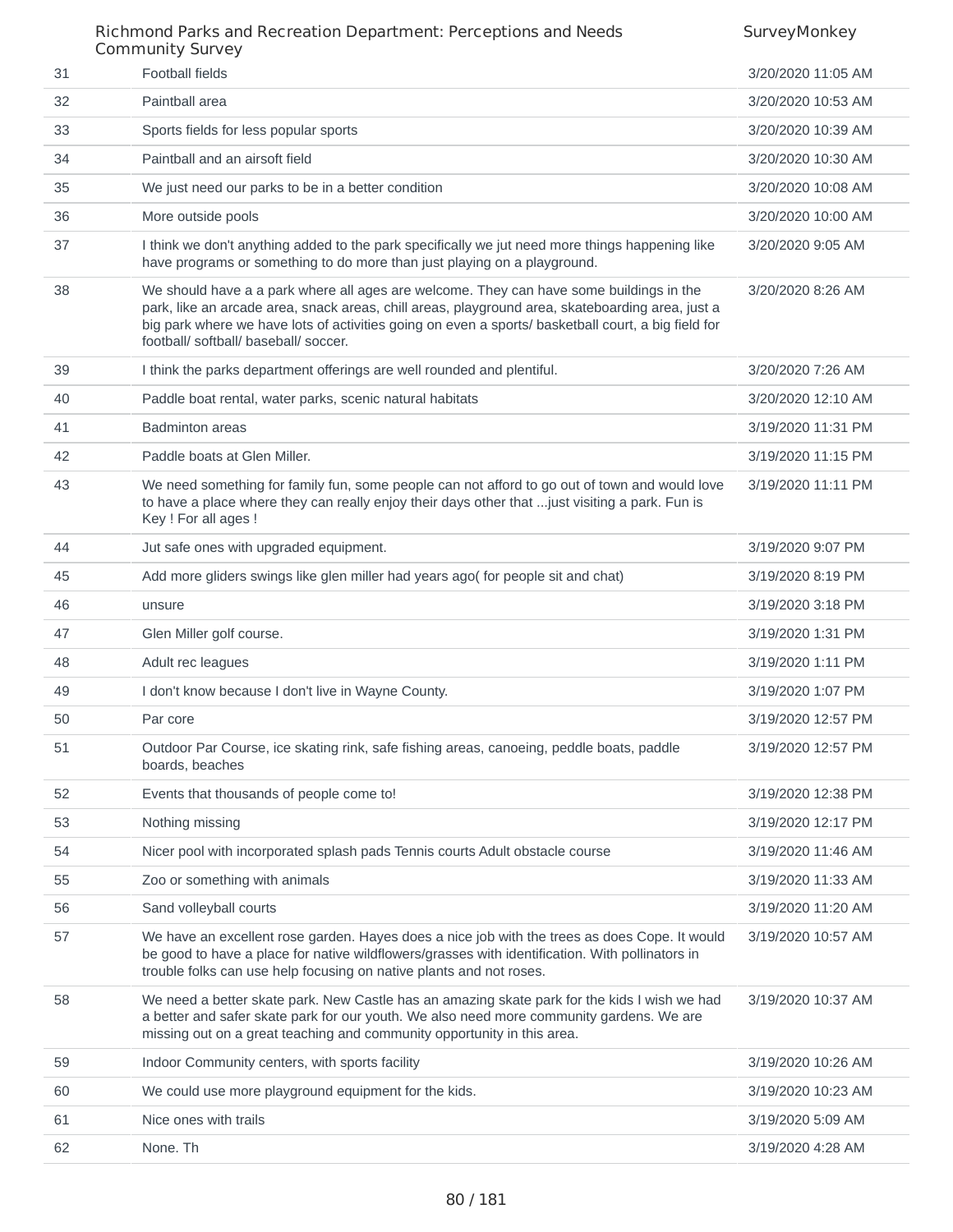| | | |
|---|---|---|
| 31 | Football fields | 3/20/2020 11:05 AM |
| 32 | Paintball area | 3/20/2020 10:53 AM |
| 33 | Sports fields for less popular sports | 3/20/2020 10:39 AM |
| 34 | Paintball and an airsoft field | 3/20/2020 10:30 AM |
| 35 | We just need our parks to be in a better condition | 3/20/2020 10:08 AM |
| 36 | More outside pools | 3/20/2020 10:00 AM |
| 37 | I think we don't anything added to the park specifically we jut need more things happening like have programs or something to do more than just playing on a playground. | 3/20/2020 9:05 AM |
| 38 | We should have a a park where all ages are welcome. They can have some buildings in the park, like an arcade area, snack areas, chill areas, playground area, skateboarding area, just a big park where we have lots of activities going on even a sports/ basketball court, a big field for football/ softball/ baseball/ soccer. | 3/20/2020 8:26 AM |
| 39 | I think the parks department offerings are well rounded and plentiful. | 3/20/2020 7:26 AM |
| 40 | Paddle boat rental, water parks, scenic natural habitats | 3/20/2020 12:10 AM |
| 41 | Badminton areas | 3/19/2020 11:31 PM |
| 42 | Paddle boats at Glen Miller. | 3/19/2020 11:15 PM |
| 43 | We need something for family fun, some people can not afford to go out of town and would love to have a place where they can really enjoy their days other that ...just visiting a park. Fun is Key ! For all ages ! | 3/19/2020 11:11 PM |
| 44 | Jut safe ones with upgraded equipment. | 3/19/2020 9:07 PM |
| 45 | Add more gliders swings like glen miller had years ago( for people sit and chat) | 3/19/2020 8:19 PM |
| 46 | unsure | 3/19/2020 3:18 PM |
| 47 | Glen Miller golf course. | 3/19/2020 1:31 PM |
| 48 | Adult rec leagues | 3/19/2020 1:11 PM |
| 49 | I don't know because I don't live in Wayne County. | 3/19/2020 1:07 PM |
| 50 | Par core | 3/19/2020 12:57 PM |
| 51 | Outdoor Par Course, ice skating rink, safe fishing areas, canoeing, peddle boats, paddle boards, beaches | 3/19/2020 12:57 PM |
| 52 | Events that thousands of people come to! | 3/19/2020 12:38 PM |
| 53 | Nothing missing | 3/19/2020 12:17 PM |
| 54 | Nicer pool with incorporated splash pads Tennis courts Adult obstacle course | 3/19/2020 11:46 AM |
| 55 | Zoo or something with animals | 3/19/2020 11:33 AM |
| 56 | Sand volleyball courts | 3/19/2020 11:20 AM |
| 57 | We have an excellent rose garden. Hayes does a nice job with the trees as does Cope. It would be good to have a place for native wildflowers/grasses with identification. With pollinators in trouble folks can use help focusing on native plants and not roses. | 3/19/2020 10:57 AM |
| 58 | We need a better skate park. New Castle has an amazing skate park for the kids I wish we had a better and safer skate park for our youth. We also need more community gardens. We are missing out on a great teaching and community opportunity in this area. | 3/19/2020 10:37 AM |
| 59 | Indoor Community centers, with sports facility | 3/19/2020 10:26 AM |
| 60 | We could use more playground equipment for the kids. | 3/19/2020 10:23 AM |
| 61 | Nice ones with trails | 3/19/2020 5:09 AM |
| 62 | None. Th | 3/19/2020 4:28 AM |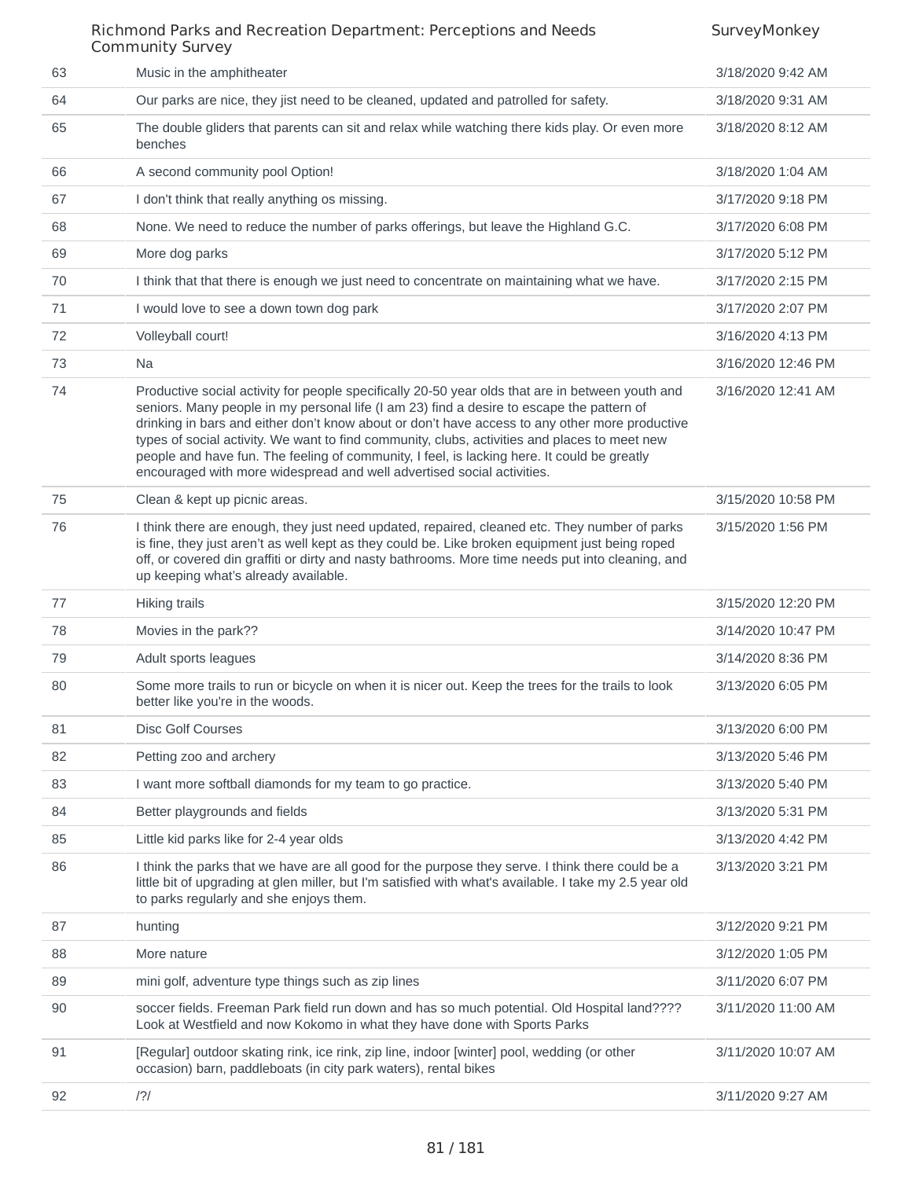| | | |
|---|---|---|
| 63 | Music in the amphitheater | 3/18/2020 9:42 AM |
| 64 | Our parks are nice, they jist need to be cleaned, updated and patrolled for safety. | 3/18/2020 9:31 AM |
| 65 | The double gliders that parents can sit and relax while watching there kids play. Or even more benches | 3/18/2020 8:12 AM |
| 66 | A second community pool Option! | 3/18/2020 1:04 AM |
| 67 | I don't think that really anything os missing. | 3/17/2020 9:18 PM |
| 68 | None. We need to reduce the number of parks offerings, but leave the Highland G.C. | 3/17/2020 6:08 PM |
| 69 | More dog parks | 3/17/2020 5:12 PM |
| 70 | I think that that there is enough we just need to concentrate on maintaining what we have. | 3/17/2020 2:15 PM |
| 71 | I would love to see a down town dog park | 3/17/2020 2:07 PM |
| 72 | Volleyball court! | 3/16/2020 4:13 PM |
| 73 | Na | 3/16/2020 12:46 PM |
| 74 | Productive social activity for people specifically 20-50 year olds that are in between youth and seniors. Many people in my personal life (I am 23) find a desire to escape the pattern of drinking in bars and either don't know about or don't have access to any other more productive types of social activity. We want to find community, clubs, activities and places to meet new people and have fun. The feeling of community, I feel, is lacking here. It could be greatly encouraged with more widespread and well advertised social activities. | 3/16/2020 12:41 AM |
| 75 | Clean & kept up picnic areas. | 3/15/2020 10:58 PM |
| 76 | I think there are enough, they just need updated, repaired, cleaned etc. They number of parks is fine, they just aren't as well kept as they could be. Like broken equipment just being roped off, or covered din graffiti or dirty and nasty bathrooms. More time needs put into cleaning, and up keeping what's already available. | 3/15/2020 1:56 PM |
| 77 | Hiking trails | 3/15/2020 12:20 PM |
| 78 | Movies in the park?? | 3/14/2020 10:47 PM |
| 79 | Adult sports leagues | 3/14/2020 8:36 PM |
| 80 | Some more trails to run or bicycle on when it is nicer out. Keep the trees for the trails to look better like you're in the woods. | 3/13/2020 6:05 PM |
| 81 | Disc Golf Courses | 3/13/2020 6:00 PM |
| 82 | Petting zoo and archery | 3/13/2020 5:46 PM |
| 83 | I want more softball diamonds for my team to go practice. | 3/13/2020 5:40 PM |
| 84 | Better playgrounds and fields | 3/13/2020 5:31 PM |
| 85 | Little kid parks like for 2-4 year olds | 3/13/2020 4:42 PM |
| 86 | I think the parks that we have are all good for the purpose they serve. I think there could be a little bit of upgrading at glen miller, but I'm satisfied with what's available. I take my 2.5 year old to parks regularly and she enjoys them. | 3/13/2020 3:21 PM |
| 87 | hunting | 3/12/2020 9:21 PM |
| 88 | More nature | 3/12/2020 1:05 PM |
| 89 | mini golf, adventure type things such as zip lines | 3/11/2020 6:07 PM |
| 90 | soccer fields. Freeman Park field run down and has so much potential. Old Hospital land???? Look at Westfield and now Kokomo in what they have done with Sports Parks | 3/11/2020 11:00 AM |
| 91 | [Regular] outdoor skating rink, ice rink, zip line, indoor [winter] pool, wedding (or other occasion) barn, paddleboats (in city park waters), rental bikes | 3/11/2020 10:07 AM |
| 92 | /?/ | 3/11/2020 9:27 AM |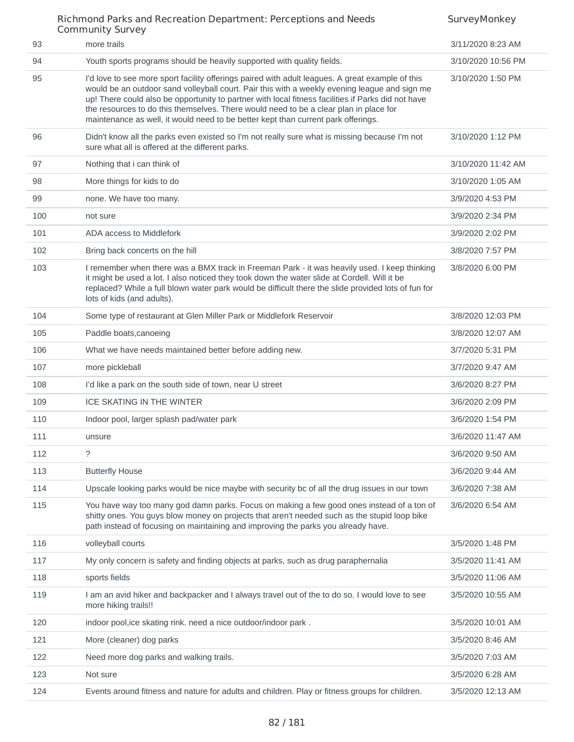| | | |
|---|---|---|
| 93 | more trails | 3/11/2020 8:23 AM |
| 94 | Youth sports programs should be heavily supported with quality fields. | 3/10/2020 10:56 PM |
| 95 | I'd love to see more sport facility offerings paired with adult leagues. A great example of this would be an outdoor sand volleyball court. Pair this with a weekly evening league and sign me up! There could also be opportunity to partner with local fitness facilities if Parks did not have the resources to do this themselves. There would need to be a clear plan in place for maintenance as well, it would need to be better kept than current park offerings. | 3/10/2020 1:50 PM |
| 96 | Didn't know all the parks even existed so I'm not really sure what is missing because I'm not sure what all is offered at the different parks. | 3/10/2020 1:12 PM |
| 97 | Nothing that i can think of | 3/10/2020 11:42 AM |
| 98 | More things for kids to do | 3/10/2020 1:05 AM |
| 99 | none. We have too many. | 3/9/2020 4:53 PM |
| 100 | not sure | 3/9/2020 2:34 PM |
| 101 | ADA access to Middlefork | 3/9/2020 2:02 PM |
| 102 | Bring back concerts on the hill | 3/8/2020 7:57 PM |
| 103 | I remember when there was a BMX track in Freeman Park - it was heavily used. I keep thinking it might be used a lot. I also noticed they took down the water slide at Cordell. Will it be replaced? While a full blown water park would be difficult there the slide provided lots of fun for lots of kids (and adults). | 3/8/2020 6:00 PM |
| 104 | Some type of restaurant at Glen Miller Park or Middlefork Reservoir | 3/8/2020 12:03 PM |
| 105 | Paddle boats,canoeing | 3/8/2020 12:07 AM |
| 106 | What we have needs maintained better before adding new. | 3/7/2020 5:31 PM |
| 107 | more pickleball | 3/7/2020 9:47 AM |
| 108 | I'd like a park on the south side of town, near U street | 3/6/2020 8:27 PM |
| 109 | ICE SKATING IN THE WINTER | 3/6/2020 2:09 PM |
| 110 | Indoor pool, larger splash pad/water park | 3/6/2020 1:54 PM |
| 111 | unsure | 3/6/2020 11:47 AM |
| 112 | ? | 3/6/2020 9:50 AM |
| 113 | Butterfly House | 3/6/2020 9:44 AM |
| 114 | Upscale looking parks would be nice maybe with security bc of all the drug issues in our town | 3/6/2020 7:38 AM |
| 115 | You have way too many god damn parks. Focus on making a few good ones instead of a ton of shitty ones. You guys blow money on projects that aren't needed such as the stupid loop bike path instead of focusing on maintaining and improving the parks you already have. | 3/6/2020 6:54 AM |
| 116 | volleyball courts | 3/5/2020 1:48 PM |
| 117 | My only concern is safety and finding objects at parks, such as drug paraphernalia | 3/5/2020 11:41 AM |
| 118 | sports fields | 3/5/2020 11:06 AM |
| 119 | I am an avid hiker and backpacker and I always travel out of the to do so. I would love to see more hiking trails!! | 3/5/2020 10:55 AM |
| 120 | indoor pool,ice skating rink. need a nice outdoor/indoor park . | 3/5/2020 10:01 AM |
| 121 | More (cleaner) dog parks | 3/5/2020 8:46 AM |
| 122 | Need more dog parks and walking trails. | 3/5/2020 7:03 AM |
| 123 | Not sure | 3/5/2020 6:28 AM |
| 124 | Events around fitness and nature for adults and children. Play or fitness groups for children. | 3/5/2020 12:13 AM |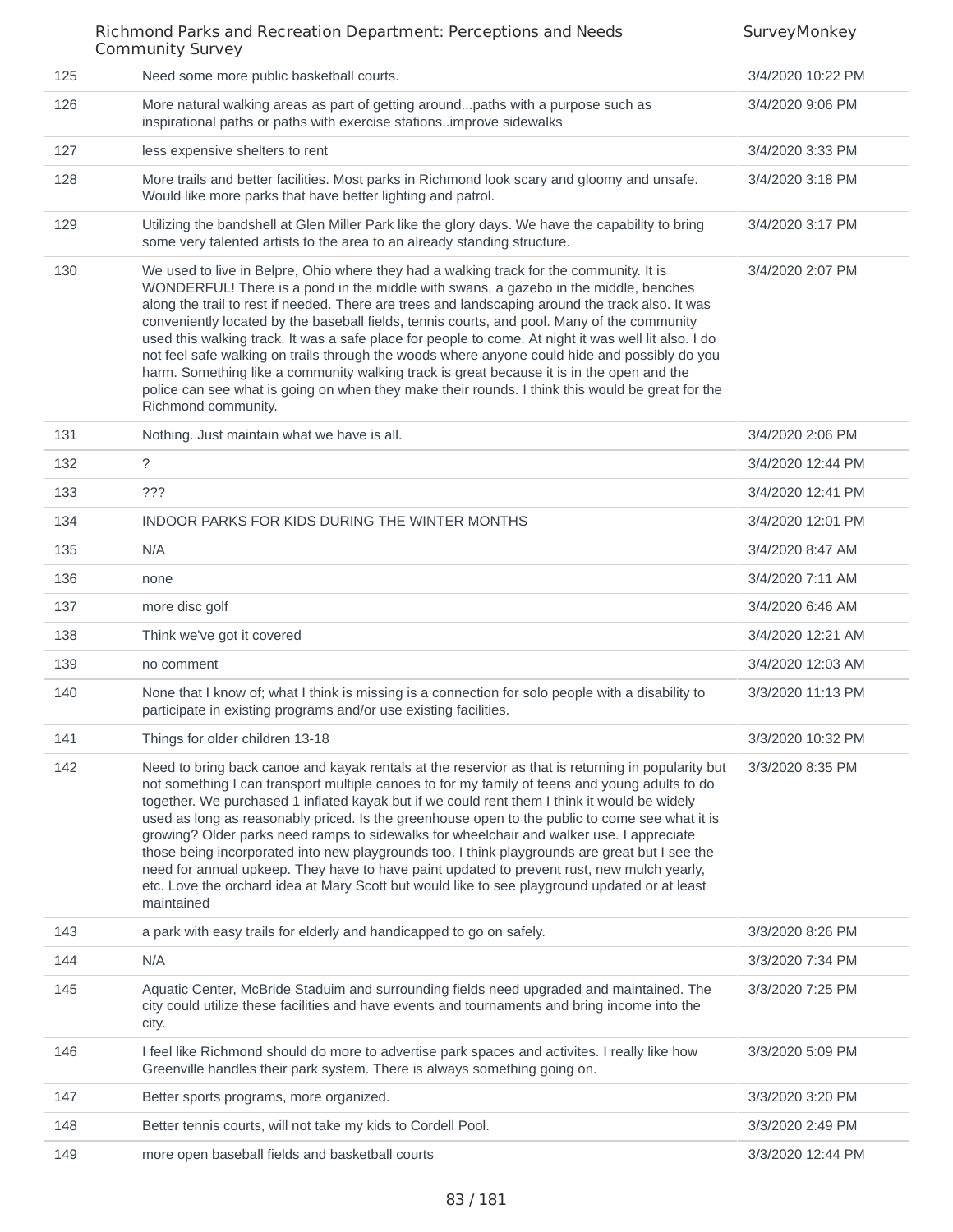| | | |
|---|---|---|
| 125 | Need some more public basketball courts. | 3/4/2020 10:22 PM |
| 126 | More natural walking areas as part of getting around...paths with a purpose such as inspirational paths or paths with exercise stations..improve sidewalks | 3/4/2020 9:06 PM |
| 127 | less expensive shelters to rent | 3/4/2020 3:33 PM |
| 128 | More trails and better facilities. Most parks in Richmond look scary and gloomy and unsafe. Would like more parks that have better lighting and patrol. | 3/4/2020 3:18 PM |
| 129 | Utilizing the bandshell at Glen Miller Park like the glory days. We have the capability to bring some very talented artists to the area to an already standing structure. | 3/4/2020 3:17 PM |
| 130 | We used to live in Belpre, Ohio where they had a walking track for the community. It is WONDERFUL! There is a pond in the middle with swans, a gazebo in the middle, benches along the trail to rest if needed. There are trees and landscaping around the track also. It was conveniently located by the baseball fields, tennis courts, and pool. Many of the community used this walking track. It was a safe place for people to come. At night it was well lit also. I do not feel safe walking on trails through the woods where anyone could hide and possibly do you harm. Something like a community walking track is great because it is in the open and the police can see what is going on when they make their rounds. I think this would be great for the Richmond community. | 3/4/2020 2:07 PM |
| 131 | Nothing. Just maintain what we have is all. | 3/4/2020 2:06 PM |
| 132 | ? | 3/4/2020 12:44 PM |
| 133 | ??? | 3/4/2020 12:41 PM |
| 134 | INDOOR PARKS FOR KIDS DURING THE WINTER MONTHS | 3/4/2020 12:01 PM |
| 135 | N/A | 3/4/2020 8:47 AM |
| 136 | none | 3/4/2020 7:11 AM |
| 137 | more disc golf | 3/4/2020 6:46 AM |
| 138 | Think we've got it covered | 3/4/2020 12:21 AM |
| 139 | no comment | 3/4/2020 12:03 AM |
| 140 | None that I know of; what I think is missing is a connection for solo people with a disability to participate in existing programs and/or use existing facilities. | 3/3/2020 11:13 PM |
| 141 | Things for older children 13-18 | 3/3/2020 10:32 PM |
| 142 | Need to bring back canoe and kayak rentals at the reservior as that is returning in popularity but not something I can transport multiple canoes to for my family of teens and young adults to do together. We purchased 1 inflated kayak but if we could rent them I think it would be widely used as long as reasonably priced. Is the greenhouse open to the public to come see what it is growing? Older parks need ramps to sidewalks for wheelchair and walker use. I appreciate those being incorporated into new playgrounds too. I think playgrounds are great but I see the need for annual upkeep. They have to have paint updated to prevent rust, new mulch yearly, etc. Love the orchard idea at Mary Scott but would like to see playground updated or at least maintained | 3/3/2020 8:35 PM |
| 143 | a park with easy trails for elderly and handicapped to go on safely. | 3/3/2020 8:26 PM |
| 144 | N/A | 3/3/2020 7:34 PM |
| 145 | Aquatic Center, McBride Staduim and surrounding fields need upgraded and maintained. The city could utilize these facilities and have events and tournaments and bring income into the city. | 3/3/2020 7:25 PM |
| 146 | I feel like Richmond should do more to advertise park spaces and activites. I really like how Greenville handles their park system. There is always something going on. | 3/3/2020 5:09 PM |
| 147 | Better sports programs, more organized. | 3/3/2020 3:20 PM |
| 148 | Better tennis courts, will not take my kids to Cordell Pool. | 3/3/2020 2:49 PM |
| 149 | more open baseball fields and basketball courts | 3/3/2020 12:44 PM |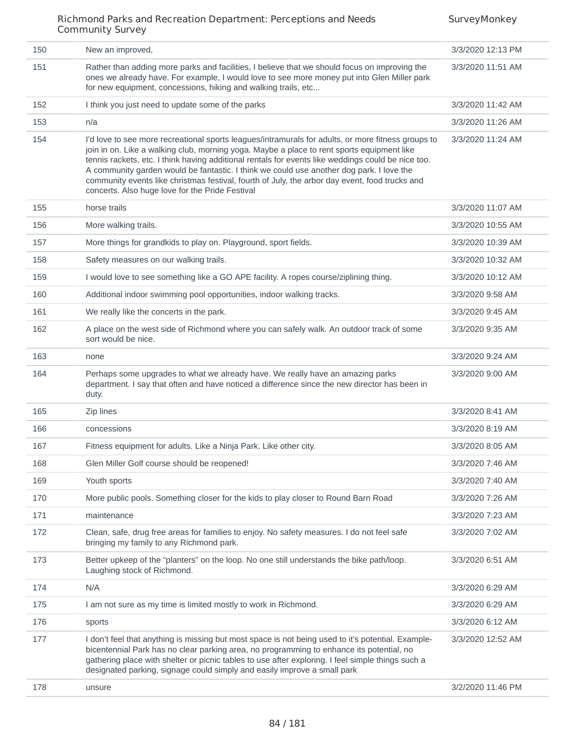| | | |
|---|---|---|
| 150 | New an improved, | 3/3/2020 12:13 PM |
| 151 | Rather than adding more parks and facilities, I believe that we should focus on improving the ones we already have. For example, I would love to see more money put into Glen Miller park for new equipment, concessions, hiking and walking trails, etc... | 3/3/2020 11:51 AM |
| 152 | I think you just need to update some of the parks | 3/3/2020 11:42 AM |
| 153 | n/a | 3/3/2020 11:26 AM |
| 154 | I'd love to see more recreational sports leagues/intramurals for adults, or more fitness groups to join in on. Like a walking club, morning yoga. Maybe a place to rent sports equipment like tennis rackets, etc. I think having additional rentals for events like weddings could be nice too. A community garden would be fantastic. I think we could use another dog park. I love the community events like christmas festival, fourth of July, the arbor day event, food trucks and concerts. Also huge love for the Pride Festival | 3/3/2020 11:24 AM |
| 155 | horse trails | 3/3/2020 11:07 AM |
| 156 | More walking trails. | 3/3/2020 10:55 AM |
| 157 | More things for grandkids to play on. Playground, sport fields. | 3/3/2020 10:39 AM |
| 158 | Safety measures on our walking trails. | 3/3/2020 10:32 AM |
| 159 | I would love to see something like a GO APE facility. A ropes course/ziplining thing. | 3/3/2020 10:12 AM |
| 160 | Additional indoor swimming pool opportunities, indoor walking tracks. | 3/3/2020 9:58 AM |
| 161 | We really like the concerts in the park. | 3/3/2020 9:45 AM |
| 162 | A place on the west side of Richmond where you can safely walk. An outdoor track of some sort would be nice. | 3/3/2020 9:35 AM |
| 163 | none | 3/3/2020 9:24 AM |
| 164 | Perhaps some upgrades to what we already have. We really have an amazing parks department. I say that often and have noticed a difference since the new director has been in duty. | 3/3/2020 9:00 AM |
| 165 | Zip lines | 3/3/2020 8:41 AM |
| 166 | concessions | 3/3/2020 8:19 AM |
| 167 | Fitness equipment for adults. Like a Ninja Park. Like other city. | 3/3/2020 8:05 AM |
| 168 | Glen Miller Golf course should be reopened! | 3/3/2020 7:46 AM |
| 169 | Youth sports | 3/3/2020 7:40 AM |
| 170 | More public pools. Something closer for the kids to play closer to Round Barn Road | 3/3/2020 7:26 AM |
| 171 | maintenance | 3/3/2020 7:23 AM |
| 172 | Clean, safe, drug free areas for families to enjoy. No safety measures. I do not feel safe bringing my family to any Richmond park. | 3/3/2020 7:02 AM |
| 173 | Better upkeep of the "planters" on the loop. No one still understands the bike path/loop. Laughing stock of Richmond. | 3/3/2020 6:51 AM |
| 174 | N/A | 3/3/2020 6:29 AM |
| 175 | I am not sure as my time is limited mostly to work in Richmond. | 3/3/2020 6:29 AM |
| 176 | sports | 3/3/2020 6:12 AM |
| 177 | I don't feel that anything is missing but most space is not being used to it's potential. Example- bicentennial Park has no clear parking area, no programming to enhance its potential, no gathering place with shelter or picnic tables to use after exploring. I feel simple things such a designated parking, signage could simply and easily improve a small park | 3/3/2020 12:52 AM |
| 178 | unsure | 3/2/2020 11:46 PM |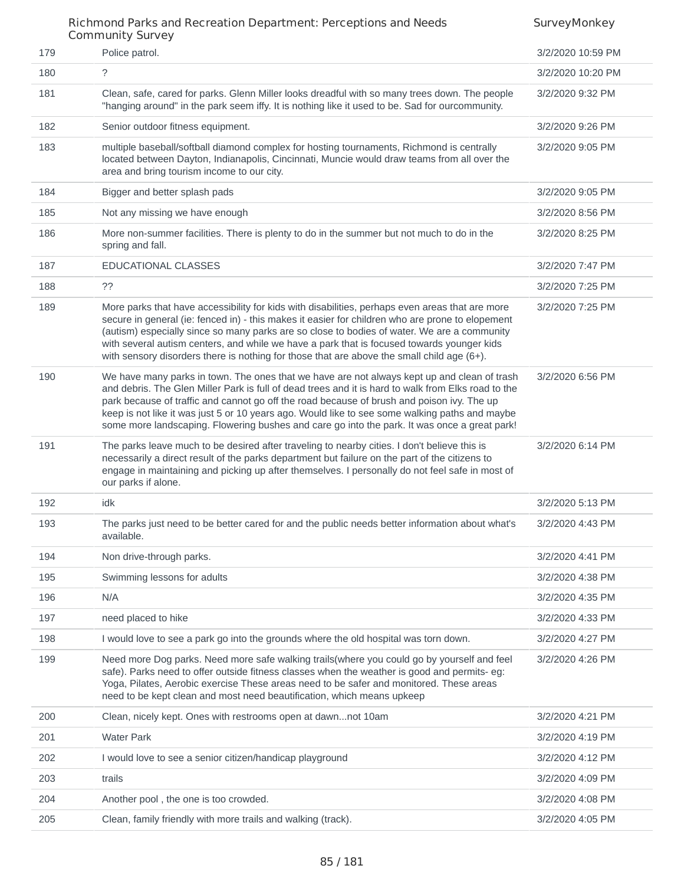| | | |
|---|---|---|
| 179 | Police patrol. | 3/2/2020 10:59 PM |
| 180 | ? | 3/2/2020 10:20 PM |
| 181 | Clean, safe, cared for parks. Glenn Miller looks dreadful with so many trees down. The people "hanging around" in the park seem iffy. It is nothing like it used to be. Sad for ourcommunity. | 3/2/2020 9:32 PM |
| 182 | Senior outdoor fitness equipment. | 3/2/2020 9:26 PM |
| 183 | multiple baseball/softball diamond complex for hosting tournaments, Richmond is centrally located between Dayton, Indianapolis, Cincinnati, Muncie would draw teams from all over the area and bring tourism income to our city. | 3/2/2020 9:05 PM |
| 184 | Bigger and better splash pads | 3/2/2020 9:05 PM |
| 185 | Not any missing we have enough | 3/2/2020 8:56 PM |
| 186 | More non-summer facilities. There is plenty to do in the summer but not much to do in the spring and fall. | 3/2/2020 8:25 PM |
| 187 | EDUCATIONAL CLASSES | 3/2/2020 7:47 PM |
| 188 | ?? | 3/2/2020 7:25 PM |
| 189 | More parks that have accessibility for kids with disabilities, perhaps even areas that are more secure in general (ie: fenced in) - this makes it easier for children who are prone to elopement (autism) especially since so many parks are so close to bodies of water. We are a community with several autism centers, and while we have a park that is focused towards younger kids with sensory disorders there is nothing for those that are above the small child age (6+). | 3/2/2020 7:25 PM |
| 190 | We have many parks in town. The ones that we have are not always kept up and clean of trash and debris. The Glen Miller Park is full of dead trees and it is hard to walk from Elks road to the park because of traffic and cannot go off the road because of brush and poison ivy. The up keep is not like it was just 5 or 10 years ago. Would like to see some walking paths and maybe some more landscaping. Flowering bushes and care go into the park. It was once a great park! | 3/2/2020 6:56 PM |
| 191 | The parks leave much to be desired after traveling to nearby cities. I don't believe this is necessarily a direct result of the parks department but failure on the part of the citizens to engage in maintaining and picking up after themselves. I personally do not feel safe in most of our parks if alone. | 3/2/2020 6:14 PM |
| 192 | idk | 3/2/2020 5:13 PM |
| 193 | The parks just need to be better cared for and the public needs better information about what's available. | 3/2/2020 4:43 PM |
| 194 | Non drive-through parks. | 3/2/2020 4:41 PM |
| 195 | Swimming lessons for adults | 3/2/2020 4:38 PM |
| 196 | N/A | 3/2/2020 4:35 PM |
| 197 | need placed to hike | 3/2/2020 4:33 PM |
| 198 | I would love to see a park go into the grounds where the old hospital was torn down. | 3/2/2020 4:27 PM |
| 199 | Need more Dog parks. Need more safe walking trails(where you could go by yourself and feel safe). Parks need to offer outside fitness classes when the weather is good and permits- eg: Yoga, Pilates, Aerobic exercise These areas need to be safer and monitored. These areas need to be kept clean and most need beautification, which means upkeep | 3/2/2020 4:26 PM |
| 200 | Clean, nicely kept. Ones with restrooms open at dawn...not 10am | 3/2/2020 4:21 PM |
| 201 | Water Park | 3/2/2020 4:19 PM |
| 202 | I would love to see a senior citizen/handicap playground | 3/2/2020 4:12 PM |
| 203 | trails | 3/2/2020 4:09 PM |
| 204 | Another pool , the one is too crowded. | 3/2/2020 4:08 PM |
| 205 | Clean, family friendly with more trails and walking (track). | 3/2/2020 4:05 PM |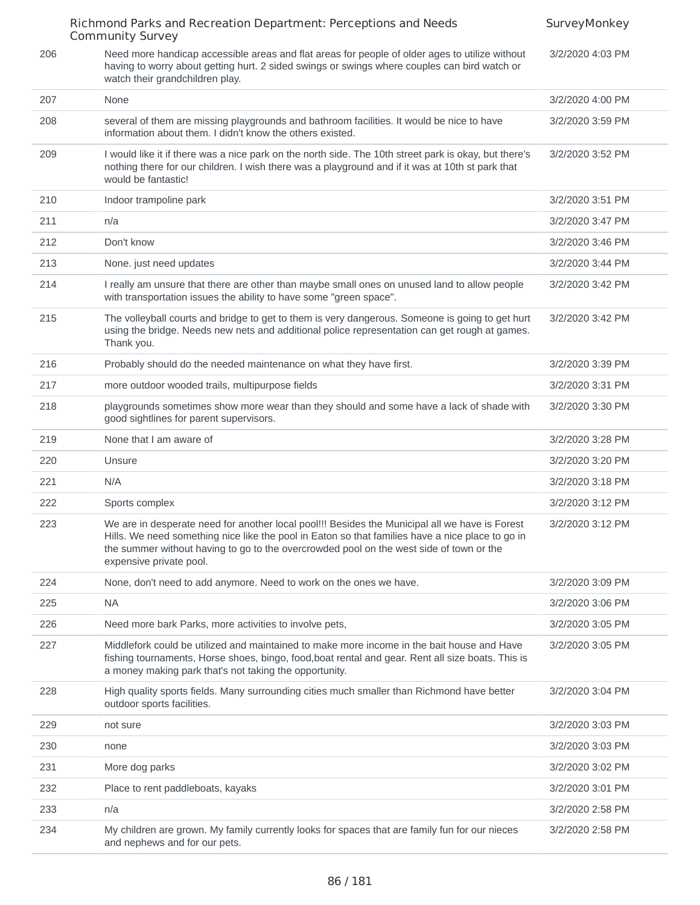| | | |
|---|---|---|
| 206 | Need more handicap accessible areas and flat areas for people of older ages to utilize without having to worry about getting hurt. 2 sided swings or swings where couples can bird watch or watch their grandchildren play. | 3/2/2020 4:03 PM |
| 207 | None | 3/2/2020 4:00 PM |
| 208 | several of them are missing playgrounds and bathroom facilities. It would be nice to have information about them. I didn't know the others existed. | 3/2/2020 3:59 PM |
| 209 | I would like it if there was a nice park on the north side. The 10th street park is okay, but there's nothing there for our children. I wish there was a playground and if it was at 10th st park that would be fantastic! | 3/2/2020 3:52 PM |
| 210 | Indoor trampoline park | 3/2/2020 3:51 PM |
| 211 | n/a | 3/2/2020 3:47 PM |
| 212 | Don't know | 3/2/2020 3:46 PM |
| 213 | None. just need updates | 3/2/2020 3:44 PM |
| 214 | I really am unsure that there are other than maybe small ones on unused land to allow people with transportation issues the ability to have some "green space". | 3/2/2020 3:42 PM |
| 215 | The volleyball courts and bridge to get to them is very dangerous. Someone is going to get hurt using the bridge. Needs new nets and additional police representation can get rough at games. Thank you. | 3/2/2020 3:42 PM |
| 216 | Probably should do the needed maintenance on what they have first. | 3/2/2020 3:39 PM |
| 217 | more outdoor wooded trails, multipurpose fields | 3/2/2020 3:31 PM |
| 218 | playgrounds sometimes show more wear than they should and some have a lack of shade with good sightlines for parent supervisors. | 3/2/2020 3:30 PM |
| 219 | None that I am aware of | 3/2/2020 3:28 PM |
| 220 | Unsure | 3/2/2020 3:20 PM |
| 221 | N/A | 3/2/2020 3:18 PM |
| 222 | Sports complex | 3/2/2020 3:12 PM |
| 223 | We are in desperate need for another local pool!!! Besides the Municipal all we have is Forest Hills. We need something nice like the pool in Eaton so that families have a nice place to go in the summer without having to go to the overcrowded pool on the west side of town or the expensive private pool. | 3/2/2020 3:12 PM |
| 224 | None, don't need to add anymore. Need to work on the ones we have. | 3/2/2020 3:09 PM |
| 225 | NA | 3/2/2020 3:06 PM |
| 226 | Need more bark Parks, more activities to involve pets, | 3/2/2020 3:05 PM |
| 227 | Middlefork could be utilized and maintained to make more income in the bait house and Have fishing tournaments, Horse shoes, bingo, food,boat rental and gear. Rent all size boats. This is a money making park that's not taking the opportunity. | 3/2/2020 3:05 PM |
| 228 | High quality sports fields. Many surrounding cities much smaller than Richmond have better outdoor sports facilities. | 3/2/2020 3:04 PM |
| 229 | not sure | 3/2/2020 3:03 PM |
| 230 | none | 3/2/2020 3:03 PM |
| 231 | More dog parks | 3/2/2020 3:02 PM |
| 232 | Place to rent paddleboats, kayaks | 3/2/2020 3:01 PM |
| 233 | n/a | 3/2/2020 2:58 PM |
| 234 | My children are grown. My family currently looks for spaces that are family fun for our nieces and nephews and for our pets. | 3/2/2020 2:58 PM |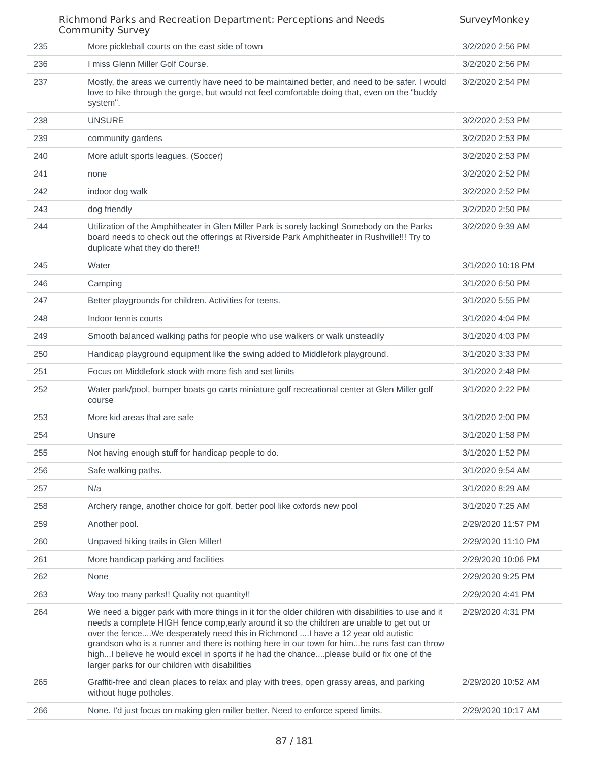| | | |
|---|---|---|
| 235 | More pickleball courts on the east side of town | 3/2/2020 2:56 PM |
| 236 | I miss Glenn Miller Golf Course. | 3/2/2020 2:56 PM |
| 237 | Mostly, the areas we currently have need to be maintained better, and need to be safer. I would love to hike through the gorge, but would not feel comfortable doing that, even on the "buddy system". | 3/2/2020 2:54 PM |
| 238 | UNSURE | 3/2/2020 2:53 PM |
| 239 | community gardens | 3/2/2020 2:53 PM |
| 240 | More adult sports leagues. (Soccer) | 3/2/2020 2:53 PM |
| 241 | none | 3/2/2020 2:52 PM |
| 242 | indoor dog walk | 3/2/2020 2:52 PM |
| 243 | dog friendly | 3/2/2020 2:50 PM |
| 244 | Utilization of the Amphitheater in Glen Miller Park is sorely lacking! Somebody on the Parks board needs to check out the offerings at Riverside Park Amphitheater in Rushville!!! Try to duplicate what they do there!! | 3/2/2020 9:39 AM |
| 245 | Water | 3/1/2020 10:18 PM |
| 246 | Camping | 3/1/2020 6:50 PM |
| 247 | Better playgrounds for children. Activities for teens. | 3/1/2020 5:55 PM |
| 248 | Indoor tennis courts | 3/1/2020 4:04 PM |
| 249 | Smooth balanced walking paths for people who use walkers or walk unsteadily | 3/1/2020 4:03 PM |
| 250 | Handicap playground equipment like the swing added to Middlefork playground. | 3/1/2020 3:33 PM |
| 251 | Focus on Middlefork stock with more fish and set limits | 3/1/2020 2:48 PM |
| 252 | Water park/pool, bumper boats go carts miniature golf recreational center at Glen Miller golf course | 3/1/2020 2:22 PM |
| 253 | More kid areas that are safe | 3/1/2020 2:00 PM |
| 254 | Unsure | 3/1/2020 1:58 PM |
| 255 | Not having enough stuff for handicap people to do. | 3/1/2020 1:52 PM |
| 256 | Safe walking paths. | 3/1/2020 9:54 AM |
| 257 | N/a | 3/1/2020 8:29 AM |
| 258 | Archery range, another choice for golf, better pool like oxfords new pool | 3/1/2020 7:25 AM |
| 259 | Another pool. | 2/29/2020 11:57 PM |
| 260 | Unpaved hiking trails in Glen Miller! | 2/29/2020 11:10 PM |
| 261 | More handicap parking and facilities | 2/29/2020 10:06 PM |
| 262 | None | 2/29/2020 9:25 PM |
| 263 | Way too many parks!! Quality not quantity!! | 2/29/2020 4:41 PM |
| 264 | We need a bigger park with more things in it for the older children with disabilities to use and it needs a complete HIGH fence comp,early around it so the children are unable to get out or over the fence....We desperately need this in Richmond ....I have a 12 year old autistic grandson who is a runner and there is nothing here in our town for him...he runs fast can throw high...I believe he would excel in sports if he had the chance....please build or fix one of the larger parks for our children with disabilities | 2/29/2020 4:31 PM |
| 265 | Graffiti-free and clean places to relax and play with trees, open grassy areas, and parking without huge potholes. | 2/29/2020 10:52 AM |
| 266 | None. I'd just focus on making glen miller better. Need to enforce speed limits. | 2/29/2020 10:17 AM |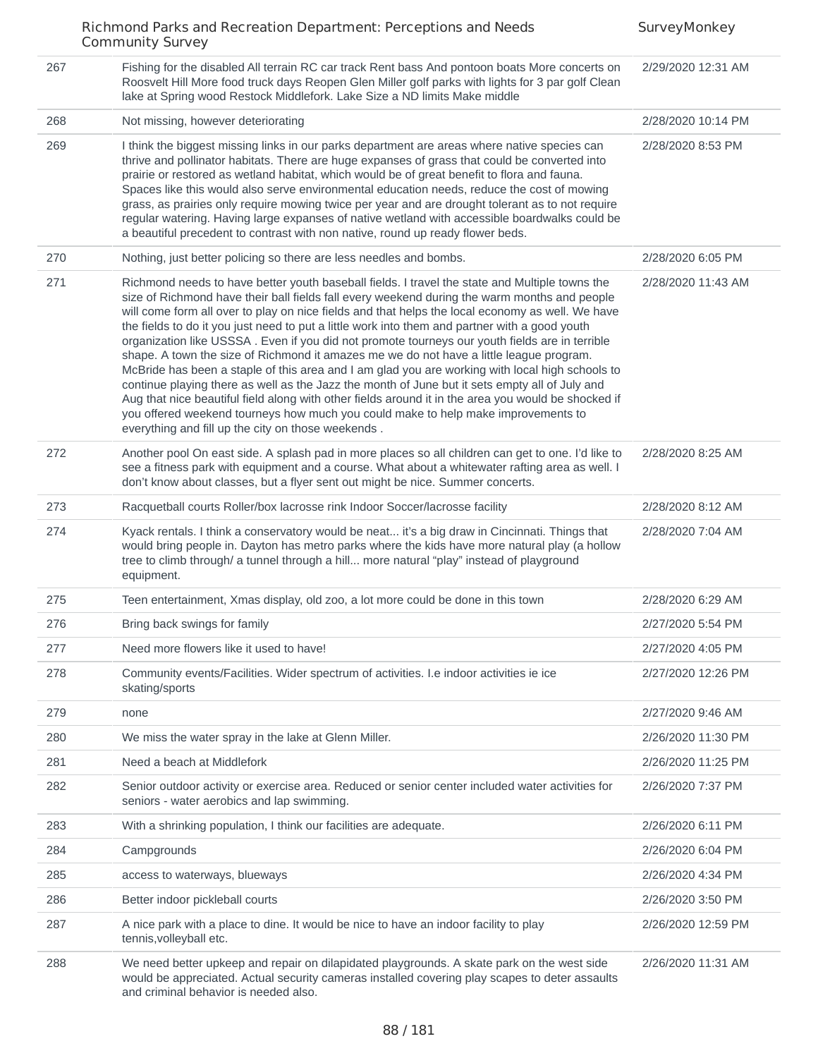| | | |
|---|---|---|
| 267 | Fishing for the disabled All terrain RC car track Rent bass And pontoon boats More concerts on Roosvelt Hill More food truck days Reopen Glen Miller golf parks with lights for 3 par golf Clean lake at Spring wood Restock Middlefork. Lake Size a ND limits Make middle | 2/29/2020 12:31 AM |
| 268 | Not missing, however deteriorating | 2/28/2020 10:14 PM |
| 269 | I think the biggest missing links in our parks department are areas where native species can thrive and pollinator habitats. There are huge expanses of grass that could be converted into prairie or restored as wetland habitat, which would be of great benefit to flora and fauna. Spaces like this would also serve environmental education needs, reduce the cost of mowing grass, as prairies only require mowing twice per year and are drought tolerant as to not require regular watering. Having large expanses of native wetland with accessible boardwalks could be a beautiful precedent to contrast with non native, round up ready flower beds. | 2/28/2020 8:53 PM |
| 270 | Nothing, just better policing so there are less needles and bombs. | 2/28/2020 6:05 PM |
| 271 | Richmond needs to have better youth baseball fields. I travel the state and Multiple towns the size of Richmond have their ball fields fall every weekend during the warm months and people will come form all over to play on nice fields and that helps the local economy as well. We have the fields to do it you just need to put a little work into them and partner with a good youth organization like USSSA . Even if you did not promote tourneys our youth fields are in terrible shape. A town the size of Richmond it amazes me we do not have a little league program. McBride has been a staple of this area and I am glad you are working with local high schools to continue playing there as well as the Jazz the month of June but it sets empty all of July and Aug that nice beautiful field along with other fields around it in the area you would be shocked if you offered weekend tourneys how much you could make to help make improvements to everything and fill up the city on those weekends . | 2/28/2020 11:43 AM |
| 272 | Another pool On east side. A splash pad in more places so all children can get to one. I'd like to see a fitness park with equipment and a course. What about a whitewater rafting area as well. I don't know about classes, but a flyer sent out might be nice. Summer concerts. | 2/28/2020 8:25 AM |
| 273 | Racquetball courts Roller/box lacrosse rink Indoor Soccer/lacrosse facility | 2/28/2020 8:12 AM |
| 274 | Kyack rentals. I think a conservatory would be neat... it's a big draw in Cincinnati. Things that would bring people in. Dayton has metro parks where the kids have more natural play (a hollow tree to climb through/ a tunnel through a hill... more natural "play" instead of playground equipment. | 2/28/2020 7:04 AM |
| 275 | Teen entertainment, Xmas display, old zoo, a lot more could be done in this town | 2/28/2020 6:29 AM |
| 276 | Bring back swings for family | 2/27/2020 5:54 PM |
| 277 | Need more flowers like it used to have! | 2/27/2020 4:05 PM |
| 278 | Community events/Facilities. Wider spectrum of activities. I.e indoor activities ie ice skating/sports | 2/27/2020 12:26 PM |
| 279 | none | 2/27/2020 9:46 AM |
| 280 | We miss the water spray in the lake at Glenn Miller. | 2/26/2020 11:30 PM |
| 281 | Need a beach at Middlefork | 2/26/2020 11:25 PM |
| 282 | Senior outdoor activity or exercise area. Reduced or senior center included water activities for seniors - water aerobics and lap swimming. | 2/26/2020 7:37 PM |
| 283 | With a shrinking population, I think our facilities are adequate. | 2/26/2020 6:11 PM |
| 284 | Campgrounds | 2/26/2020 6:04 PM |
| 285 | access to waterways, blueways | 2/26/2020 4:34 PM |
| 286 | Better indoor pickleball courts | 2/26/2020 3:50 PM |
| 287 | A nice park with a place to dine. It would be nice to have an indoor facility to play tennis,volleyball etc. | 2/26/2020 12:59 PM |
| 288 | We need better upkeep and repair on dilapidated playgrounds. A skate park on the west side would be appreciated. Actual security cameras installed covering play scapes to deter assaults and criminal behavior is needed also. | 2/26/2020 11:31 AM |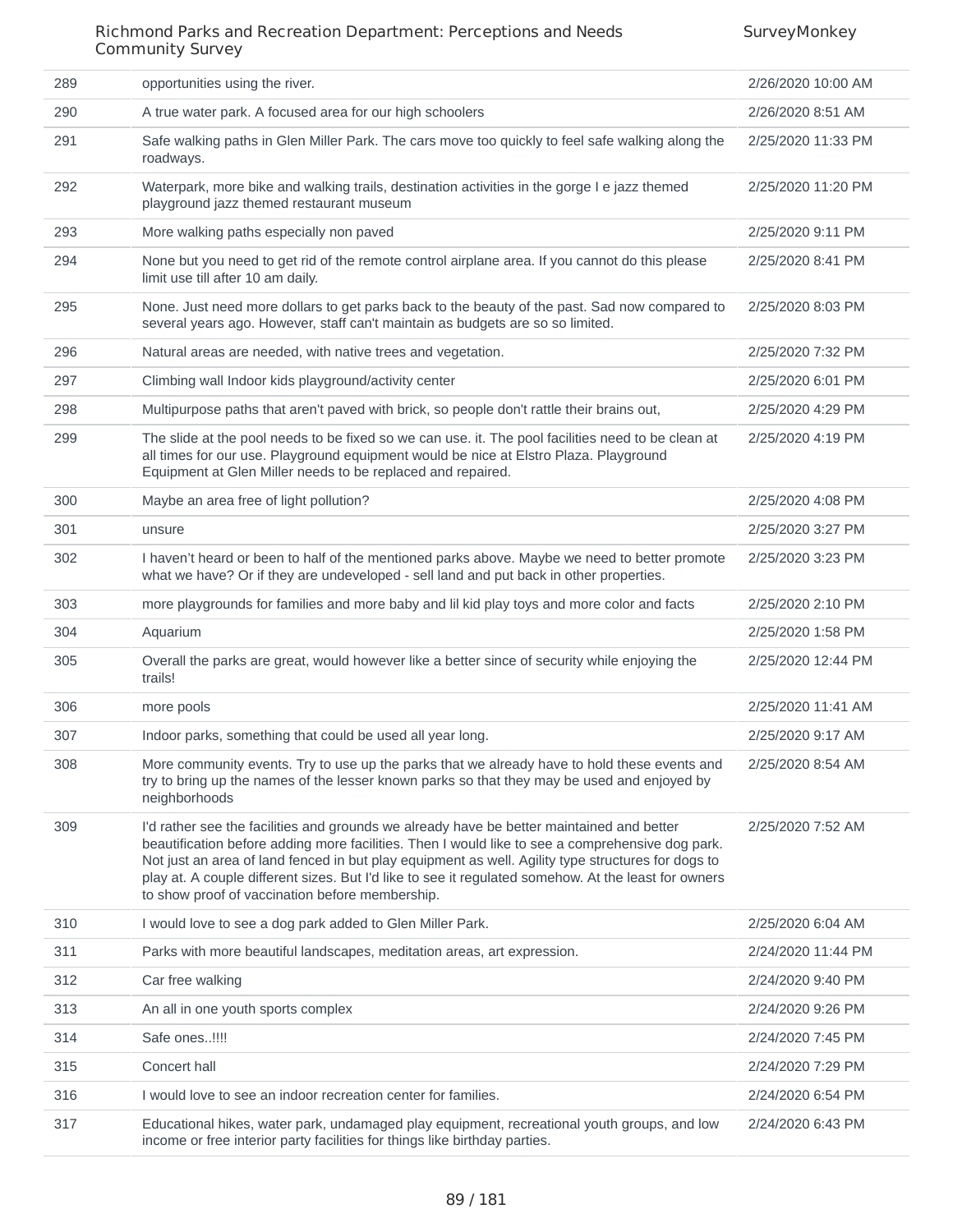| | | |
|---|---|---|
| 289 | opportunities using the river. | 2/26/2020 10:00 AM |
| 290 | A true water park. A focused area for our high schoolers | 2/26/2020 8:51 AM |
| 291 | Safe walking paths in Glen Miller Park. The cars move too quickly to feel safe walking along the roadways. | 2/25/2020 11:33 PM |
| 292 | Waterpark, more bike and walking trails, destination activities in the gorge I e jazz themed playground jazz themed restaurant museum | 2/25/2020 11:20 PM |
| 293 | More walking paths especially non paved | 2/25/2020 9:11 PM |
| 294 | None but you need to get rid of the remote control airplane area. If you cannot do this please limit use till after 10 am daily. | 2/25/2020 8:41 PM |
| 295 | None. Just need more dollars to get parks back to the beauty of the past. Sad now compared to several years ago. However, staff can't maintain as budgets are so so limited. | 2/25/2020 8:03 PM |
| 296 | Natural areas are needed, with native trees and vegetation. | 2/25/2020 7:32 PM |
| 297 | Climbing wall Indoor kids playground/activity center | 2/25/2020 6:01 PM |
| 298 | Multipurpose paths that aren't paved with brick, so people don't rattle their brains out, | 2/25/2020 4:29 PM |
| 299 | The slide at the pool needs to be fixed so we can use. it. The pool facilities need to be clean at all times for our use. Playground equipment would be nice at Elstro Plaza. Playground Equipment at Glen Miller needs to be replaced and repaired. | 2/25/2020 4:19 PM |
| 300 | Maybe an area free of light pollution? | 2/25/2020 4:08 PM |
| 301 | unsure | 2/25/2020 3:27 PM |
| 302 | I haven't heard or been to half of the mentioned parks above. Maybe we need to better promote what we have? Or if they are undeveloped - sell land and put back in other properties. | 2/25/2020 3:23 PM |
| 303 | more playgrounds for families and more baby and lil kid play toys and more color and facts | 2/25/2020 2:10 PM |
| 304 | Aquarium | 2/25/2020 1:58 PM |
| 305 | Overall the parks are great, would however like a better since of security while enjoying the trails! | 2/25/2020 12:44 PM |
| 306 | more pools | 2/25/2020 11:41 AM |
| 307 | Indoor parks, something that could be used all year long. | 2/25/2020 9:17 AM |
| 308 | More community events. Try to use up the parks that we already have to hold these events and try to bring up the names of the lesser known parks so that they may be used and enjoyed by neighborhoods | 2/25/2020 8:54 AM |
| 309 | I'd rather see the facilities and grounds we already have be better maintained and better beautification before adding more facilities. Then I would like to see a comprehensive dog park. Not just an area of land fenced in but play equipment as well. Agility type structures for dogs to play at. A couple different sizes. But I'd like to see it regulated somehow. At the least for owners to show proof of vaccination before membership. | 2/25/2020 7:52 AM |
| 310 | I would love to see a dog park added to Glen Miller Park. | 2/25/2020 6:04 AM |
| 311 | Parks with more beautiful landscapes, meditation areas, art expression. | 2/24/2020 11:44 PM |
| 312 | Car free walking | 2/24/2020 9:40 PM |
| 313 | An all in one youth sports complex | 2/24/2020 9:26 PM |
| 314 | Safe ones..!!!! | 2/24/2020 7:45 PM |
| 315 | Concert hall | 2/24/2020 7:29 PM |
| 316 | I would love to see an indoor recreation center for families. | 2/24/2020 6:54 PM |
| 317 | Educational hikes, water park, undamaged play equipment, recreational youth groups, and low income or free interior party facilities for things like birthday parties. | 2/24/2020 6:43 PM |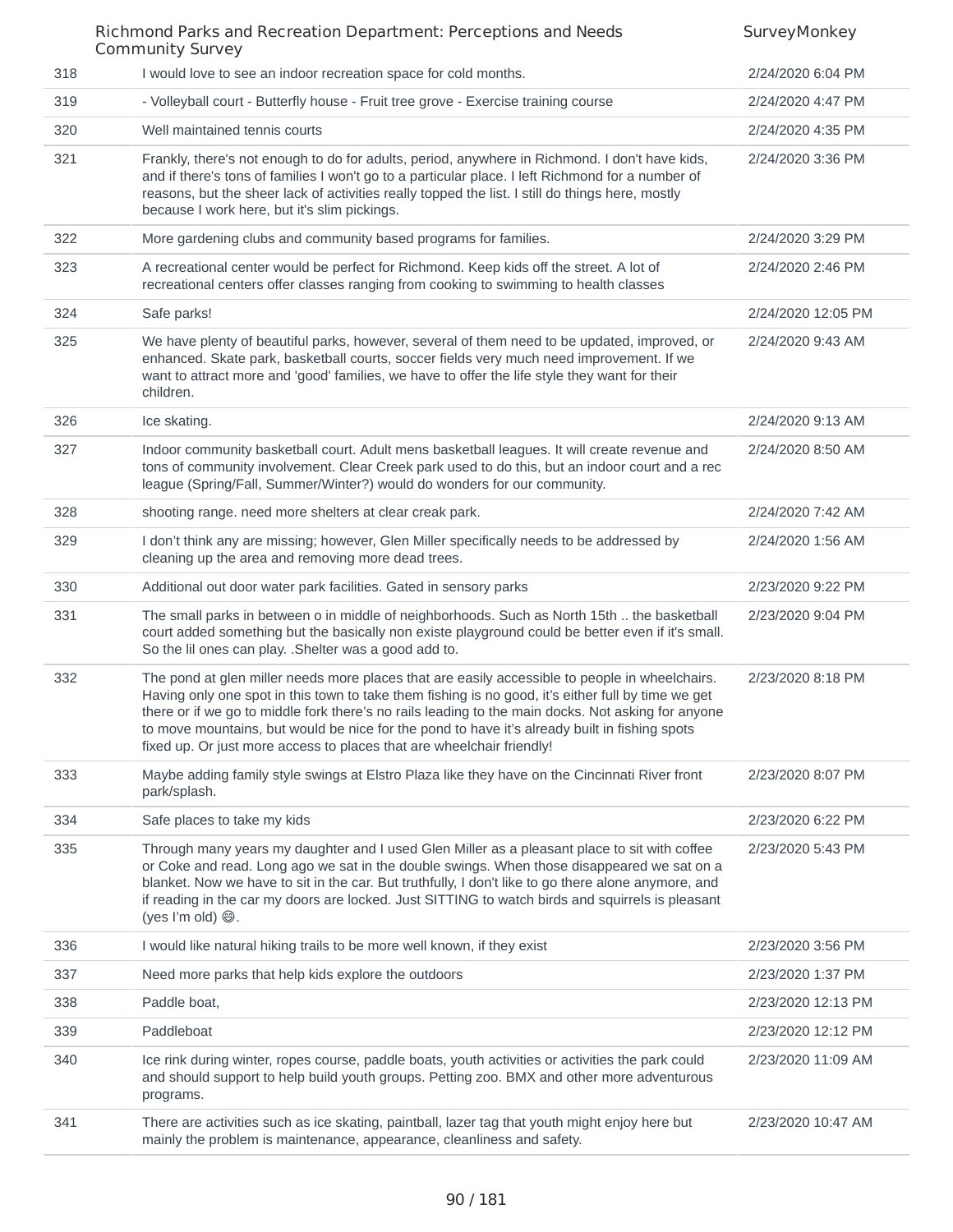| # | Response | Date |
|---|---|---|
| 318 | I would love to see an indoor recreation space for cold months. | 2/24/2020 6:04 PM |
| 319 | - Volleyball court - Butterfly house - Fruit tree grove - Exercise training course | 2/24/2020 4:47 PM |
| 320 | Well maintained tennis courts | 2/24/2020 4:35 PM |
| 321 | Frankly, there's not enough to do for adults, period, anywhere in Richmond. I don't have kids, and if there's tons of families I won't go to a particular place. I left Richmond for a number of reasons, but the sheer lack of activities really topped the list. I still do things here, mostly because I work here, but it's slim pickings. | 2/24/2020 3:36 PM |
| 322 | More gardening clubs and community based programs for families. | 2/24/2020 3:29 PM |
| 323 | A recreational center would be perfect for Richmond. Keep kids off the street. A lot of recreational centers offer classes ranging from cooking to swimming to health classes | 2/24/2020 2:46 PM |
| 324 | Safe parks! | 2/24/2020 12:05 PM |
| 325 | We have plenty of beautiful parks, however, several of them need to be updated, improved, or enhanced. Skate park, basketball courts, soccer fields very much need improvement. If we want to attract more and 'good' families, we have to offer the life style they want for their children. | 2/24/2020 9:43 AM |
| 326 | Ice skating. | 2/24/2020 9:13 AM |
| 327 | Indoor community basketball court. Adult mens basketball leagues. It will create revenue and tons of community involvement. Clear Creek park used to do this, but an indoor court and a rec league (Spring/Fall, Summer/Winter?) would do wonders for our community. | 2/24/2020 8:50 AM |
| 328 | shooting range. need more shelters at clear creak park. | 2/24/2020 7:42 AM |
| 329 | I don't think any are missing; however, Glen Miller specifically needs to be addressed by cleaning up the area and removing more dead trees. | 2/24/2020 1:56 AM |
| 330 | Additional out door water park facilities. Gated in sensory parks | 2/23/2020 9:22 PM |
| 331 | The small parks in between o in middle of neighborhoods. Such as North 15th .. the basketball court added something but the basically non existe playground could be better even if it's small. So the lil ones can play. .Shelter was a good add to. | 2/23/2020 9:04 PM |
| 332 | The pond at glen miller needs more places that are easily accessible to people in wheelchairs. Having only one spot in this town to take them fishing is no good, it's either full by time we get there or if we go to middle fork there's no rails leading to the main docks. Not asking for anyone to move mountains, but would be nice for the pond to have it's already built in fishing spots fixed up. Or just more access to places that are wheelchair friendly! | 2/23/2020 8:18 PM |
| 333 | Maybe adding family style swings at Elstro Plaza like they have on the Cincinnati River front park/splash. | 2/23/2020 8:07 PM |
| 334 | Safe places to take my kids | 2/23/2020 6:22 PM |
| 335 | Through many years my daughter and I used Glen Miller as a pleasant place to sit with coffee or Coke and read. Long ago we sat in the double swings. When those disappeared we sat on a blanket. Now we have to sit in the car. But truthfully, I don't like to go there alone anymore, and if reading in the car my doors are locked. Just SITTING to watch birds and squirrels is pleasant (yes I'm old) 😄. | 2/23/2020 5:43 PM |
| 336 | I would like natural hiking trails to be more well known, if they exist | 2/23/2020 3:56 PM |
| 337 | Need more parks that help kids explore the outdoors | 2/23/2020 1:37 PM |
| 338 | Paddle boat, | 2/23/2020 12:13 PM |
| 339 | Paddleboat | 2/23/2020 12:12 PM |
| 340 | Ice rink during winter, ropes course, paddle boats, youth activities or activities the park could and should support to help build youth groups. Petting zoo. BMX and other more adventurous programs. | 2/23/2020 11:09 AM |
| 341 | There are activities such as ice skating, paintball, lazer tag that youth might enjoy here but mainly the problem is maintenance, appearance, cleanliness and safety. | 2/23/2020 10:47 AM |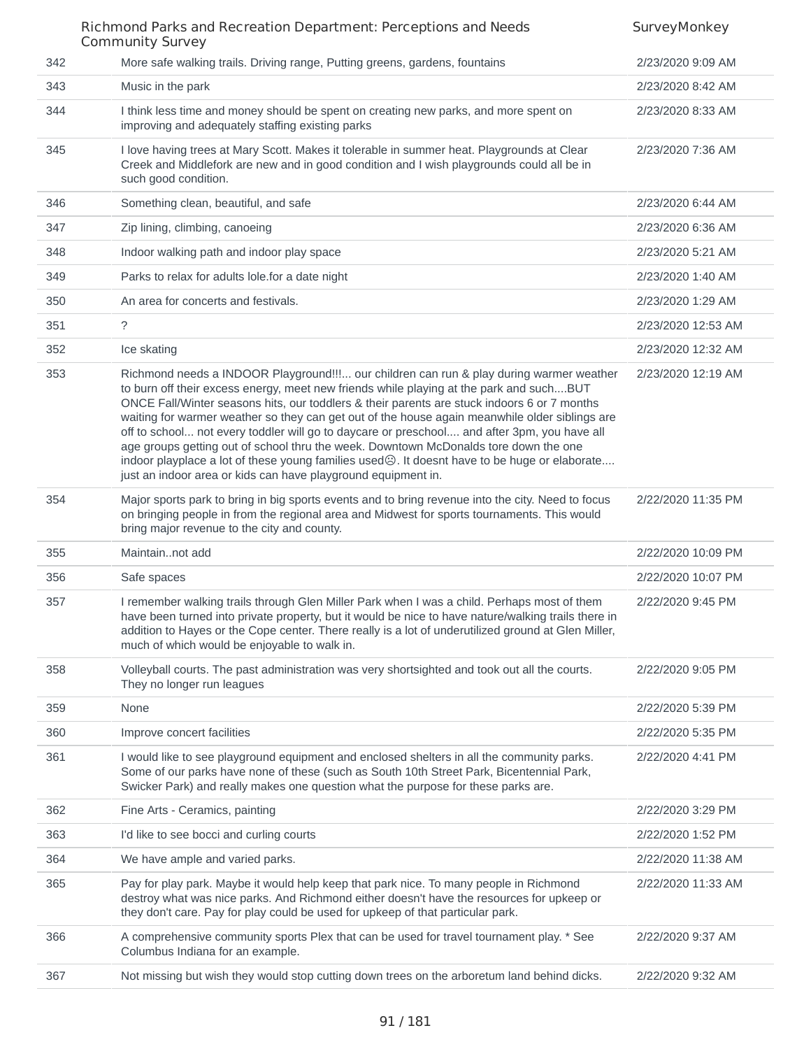| | | |
|---|---|---|
| 342 | More safe walking trails. Driving range, Putting greens, gardens, fountains | 2/23/2020 9:09 AM |
| 343 | Music in the park | 2/23/2020 8:42 AM |
| 344 | I think less time and money should be spent on creating new parks, and more spent on improving and adequately staffing existing parks | 2/23/2020 8:33 AM |
| 345 | I love having trees at Mary Scott. Makes it tolerable in summer heat. Playgrounds at Clear Creek and Middlefork are new and in good condition and I wish playgrounds could all be in such good condition. | 2/23/2020 7:36 AM |
| 346 | Something clean, beautiful, and safe | 2/23/2020 6:44 AM |
| 347 | Zip lining, climbing, canoeing | 2/23/2020 6:36 AM |
| 348 | Indoor walking path and indoor play space | 2/23/2020 5:21 AM |
| 349 | Parks to relax for adults lole.for a date night | 2/23/2020 1:40 AM |
| 350 | An area for concerts and festivals. | 2/23/2020 1:29 AM |
| 351 | ? | 2/23/2020 12:53 AM |
| 352 | Ice skating | 2/23/2020 12:32 AM |
| 353 | Richmond needs a INDOOR Playground!!!... our children can run & play during warmer weather to burn off their excess energy, meet new friends while playing at the park and such....BUT ONCE Fall/Winter seasons hits, our toddlers & their parents are stuck indoors 6 or 7 months waiting for warmer weather so they can get out of the house again meanwhile older siblings are off to school... not every toddler will go to daycare or preschool.... and after 3pm, you have all age groups getting out of school thru the week. Downtown McDonalds tore down the one indoor playplace a lot of these young families used☹. It doesnt have to be huge or elaborate.... just an indoor area or kids can have playground equipment in. | 2/23/2020 12:19 AM |
| 354 | Major sports park to bring in big sports events and to bring revenue into the city. Need to focus on bringing people in from the regional area and Midwest for sports tournaments. This would bring major revenue to the city and county. | 2/22/2020 11:35 PM |
| 355 | Maintain..not add | 2/22/2020 10:09 PM |
| 356 | Safe spaces | 2/22/2020 10:07 PM |
| 357 | I remember walking trails through Glen Miller Park when I was a child. Perhaps most of them have been turned into private property, but it would be nice to have nature/walking trails there in addition to Hayes or the Cope center. There really is a lot of underutilized ground at Glen Miller, much of which would be enjoyable to walk in. | 2/22/2020 9:45 PM |
| 358 | Volleyball courts. The past administration was very shortsighted and took out all the courts. They no longer run leagues | 2/22/2020 9:05 PM |
| 359 | None | 2/22/2020 5:39 PM |
| 360 | Improve concert facilities | 2/22/2020 5:35 PM |
| 361 | I would like to see playground equipment and enclosed shelters in all the community parks. Some of our parks have none of these (such as South 10th Street Park, Bicentennial Park, Swicker Park) and really makes one question what the purpose for these parks are. | 2/22/2020 4:41 PM |
| 362 | Fine Arts - Ceramics, painting | 2/22/2020 3:29 PM |
| 363 | I'd like to see bocci and curling courts | 2/22/2020 1:52 PM |
| 364 | We have ample and varied parks. | 2/22/2020 11:38 AM |
| 365 | Pay for play park. Maybe it would help keep that park nice. To many people in Richmond destroy what was nice parks. And Richmond either doesn't have the resources for upkeep or they don't care. Pay for play could be used for upkeep of that particular park. | 2/22/2020 11:33 AM |
| 366 | A comprehensive community sports Plex that can be used for travel tournament play. * See Columbus Indiana for an example. | 2/22/2020 9:37 AM |
| 367 | Not missing but wish they would stop cutting down trees on the arboretum land behind dicks. | 2/22/2020 9:32 AM |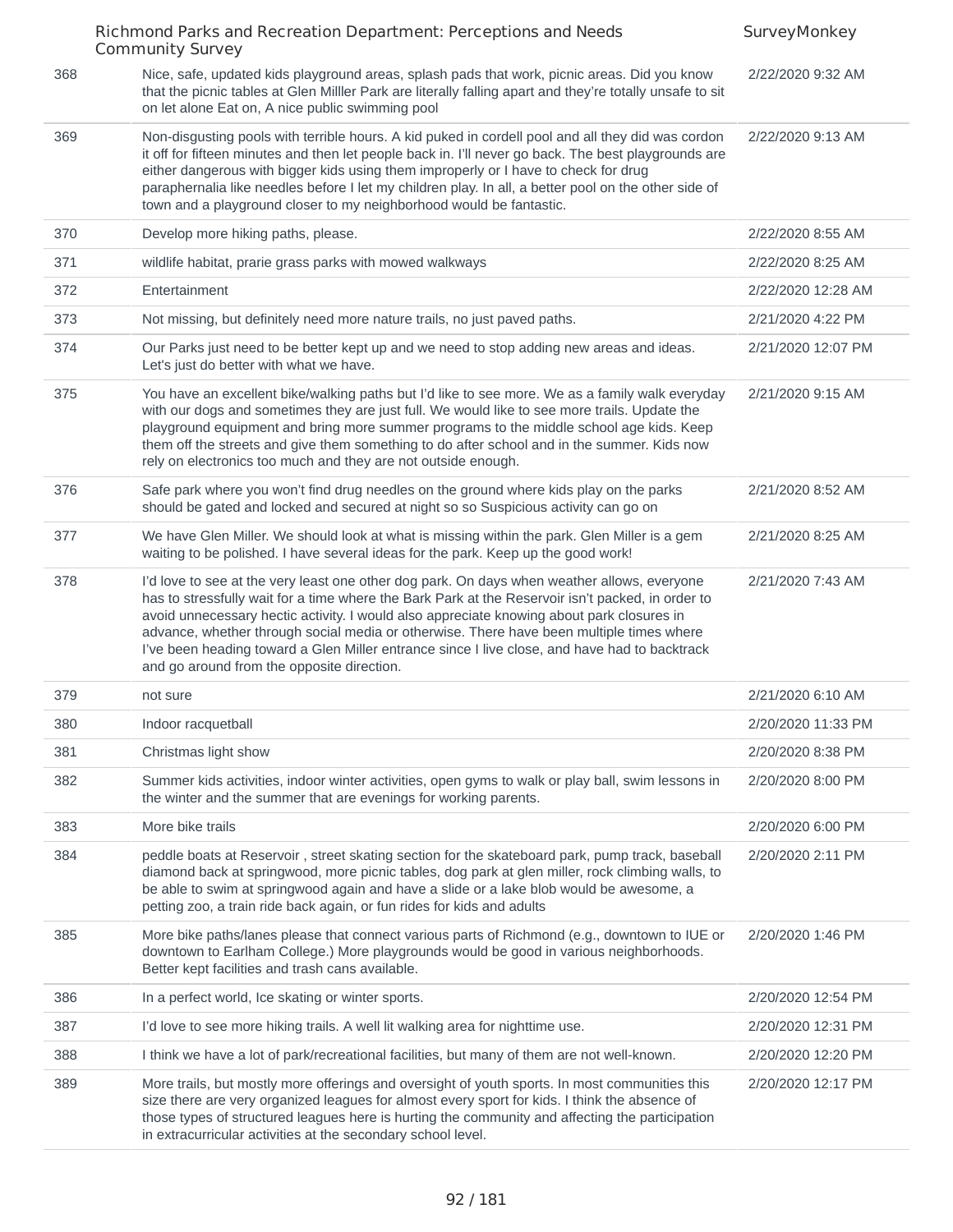| | | |
|---|---|---|
| 368 | Nice, safe, updated kids playground areas, splash pads that work, picnic areas. Did you know that the picnic tables at Glen Milller Park are literally falling apart and they're totally unsafe to sit on let alone Eat on, A nice public swimming pool | 2/22/2020 9:32 AM |
| 369 | Non-disgusting pools with terrible hours. A kid puked in cordell pool and all they did was cordon it off for fifteen minutes and then let people back in. I'll never go back. The best playgrounds are either dangerous with bigger kids using them improperly or I have to check for drug paraphernalia like needles before I let my children play. In all, a better pool on the other side of town and a playground closer to my neighborhood would be fantastic. | 2/22/2020 9:13 AM |
| 370 | Develop more hiking paths, please. | 2/22/2020 8:55 AM |
| 371 | wildlife habitat, prarie grass parks with mowed walkways | 2/22/2020 8:25 AM |
| 372 | Entertainment | 2/22/2020 12:28 AM |
| 373 | Not missing, but definitely need more nature trails, no just paved paths. | 2/21/2020 4:22 PM |
| 374 | Our Parks just need to be better kept up and we need to stop adding new areas and ideas. Let's just do better with what we have. | 2/21/2020 12:07 PM |
| 375 | You have an excellent bike/walking paths but I'd like to see more. We as a family walk everyday with our dogs and sometimes they are just full. We would like to see more trails. Update the playground equipment and bring more summer programs to the middle school age kids. Keep them off the streets and give them something to do after school and in the summer. Kids now rely on electronics too much and they are not outside enough. | 2/21/2020 9:15 AM |
| 376 | Safe park where you won't find drug needles on the ground where kids play on the parks should be gated and locked and secured at night so so Suspicious activity can go on | 2/21/2020 8:52 AM |
| 377 | We have Glen Miller. We should look at what is missing within the park. Glen Miller is a gem waiting to be polished. I have several ideas for the park. Keep up the good work! | 2/21/2020 8:25 AM |
| 378 | I'd love to see at the very least one other dog park. On days when weather allows, everyone has to stressfully wait for a time where the Bark Park at the Reservoir isn't packed, in order to avoid unnecessary hectic activity. I would also appreciate knowing about park closures in advance, whether through social media or otherwise. There have been multiple times where I've been heading toward a Glen Miller entrance since I live close, and have had to backtrack and go around from the opposite direction. | 2/21/2020 7:43 AM |
| 379 | not sure | 2/21/2020 6:10 AM |
| 380 | Indoor racquetball | 2/20/2020 11:33 PM |
| 381 | Christmas light show | 2/20/2020 8:38 PM |
| 382 | Summer kids activities, indoor winter activities, open gyms to walk or play ball, swim lessons in the winter and the summer that are evenings for working parents. | 2/20/2020 8:00 PM |
| 383 | More bike trails | 2/20/2020 6:00 PM |
| 384 | peddle boats at Reservoir , street skating section for the skateboard park, pump track, baseball diamond back at springwood, more picnic tables, dog park at glen miller, rock climbing walls, to be able to swim at springwood again and have a slide or a lake blob would be awesome, a petting zoo, a train ride back again, or fun rides for kids and adults | 2/20/2020 2:11 PM |
| 385 | More bike paths/lanes please that connect various parts of Richmond (e.g., downtown to IUE or downtown to Earlham College.) More playgrounds would be good in various neighborhoods. Better kept facilities and trash cans available. | 2/20/2020 1:46 PM |
| 386 | In a perfect world, Ice skating or winter sports. | 2/20/2020 12:54 PM |
| 387 | I'd love to see more hiking trails. A well lit walking area for nighttime use. | 2/20/2020 12:31 PM |
| 388 | I think we have a lot of park/recreational facilities, but many of them are not well-known. | 2/20/2020 12:20 PM |
| 389 | More trails, but mostly more offerings and oversight of youth sports. In most communities this size there are very organized leagues for almost every sport for kids. I think the absence of those types of structured leagues here is hurting the community and affecting the participation in extracurricular activities at the secondary school level. | 2/20/2020 12:17 PM |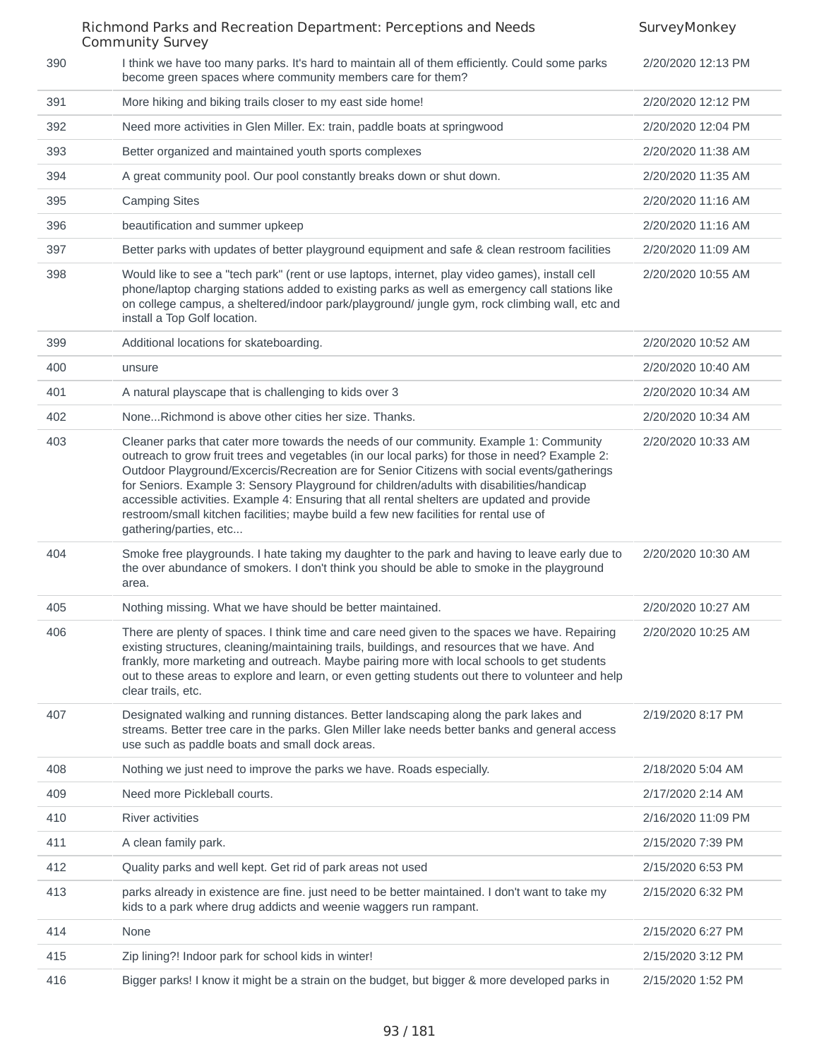| | | |
|---|---|---|
| 390 | I think we have too many parks. It's hard to maintain all of them efficiently. Could some parks become green spaces where community members care for them? | 2/20/2020 12:13 PM |
| 391 | More hiking and biking trails closer to my east side home! | 2/20/2020 12:12 PM |
| 392 | Need more activities in Glen Miller. Ex: train, paddle boats at springwood | 2/20/2020 12:04 PM |
| 393 | Better organized and maintained youth sports complexes | 2/20/2020 11:38 AM |
| 394 | A great community pool. Our pool constantly breaks down or shut down. | 2/20/2020 11:35 AM |
| 395 | Camping Sites | 2/20/2020 11:16 AM |
| 396 | beautification and summer upkeep | 2/20/2020 11:16 AM |
| 397 | Better parks with updates of better playground equipment and safe & clean restroom facilities | 2/20/2020 11:09 AM |
| 398 | Would like to see a "tech park" (rent or use laptops, internet, play video games), install cell phone/laptop charging stations added to existing parks as well as emergency call stations like on college campus, a sheltered/indoor park/playground/ jungle gym, rock climbing wall, etc and install a Top Golf location. | 2/20/2020 10:55 AM |
| 399 | Additional locations for skateboarding. | 2/20/2020 10:52 AM |
| 400 | unsure | 2/20/2020 10:40 AM |
| 401 | A natural playscape that is challenging to kids over 3 | 2/20/2020 10:34 AM |
| 402 | None...Richmond is above other cities her size. Thanks. | 2/20/2020 10:34 AM |
| 403 | Cleaner parks that cater more towards the needs of our community. Example 1: Community outreach to grow fruit trees and vegetables (in our local parks) for those in need? Example 2: Outdoor Playground/Excercis/Recreation are for Senior Citizens with social events/gatherings for Seniors. Example 3: Sensory Playground for children/adults with disabilities/handicap accessible activities. Example 4: Ensuring that all rental shelters are updated and provide restroom/small kitchen facilities; maybe build a few new facilities for rental use of gathering/parties, etc... | 2/20/2020 10:33 AM |
| 404 | Smoke free playgrounds. I hate taking my daughter to the park and having to leave early due to the over abundance of smokers. I don't think you should be able to smoke in the playground area. | 2/20/2020 10:30 AM |
| 405 | Nothing missing. What we have should be better maintained. | 2/20/2020 10:27 AM |
| 406 | There are plenty of spaces. I think time and care need given to the spaces we have. Repairing existing structures, cleaning/maintaining trails, buildings, and resources that we have. And frankly, more marketing and outreach. Maybe pairing more with local schools to get students out to these areas to explore and learn, or even getting students out there to volunteer and help clear trails, etc. | 2/20/2020 10:25 AM |
| 407 | Designated walking and running distances. Better landscaping along the park lakes and streams. Better tree care in the parks. Glen Miller lake needs better banks and general access use such as paddle boats and small dock areas. | 2/19/2020 8:17 PM |
| 408 | Nothing we just need to improve the parks we have. Roads especially. | 2/18/2020 5:04 AM |
| 409 | Need more Pickleball courts. | 2/17/2020 2:14 AM |
| 410 | River activities | 2/16/2020 11:09 PM |
| 411 | A clean family park. | 2/15/2020 7:39 PM |
| 412 | Quality parks and well kept. Get rid of park areas not used | 2/15/2020 6:53 PM |
| 413 | parks already in existence are fine. just need to be better maintained. I don't want to take my kids to a park where drug addicts and weenie waggers run rampant. | 2/15/2020 6:32 PM |
| 414 | None | 2/15/2020 6:27 PM |
| 415 | Zip lining?! Indoor park for school kids in winter! | 2/15/2020 3:12 PM |
| 416 | Bigger parks! I know it might be a strain on the budget, but bigger & more developed parks in | 2/15/2020 1:52 PM |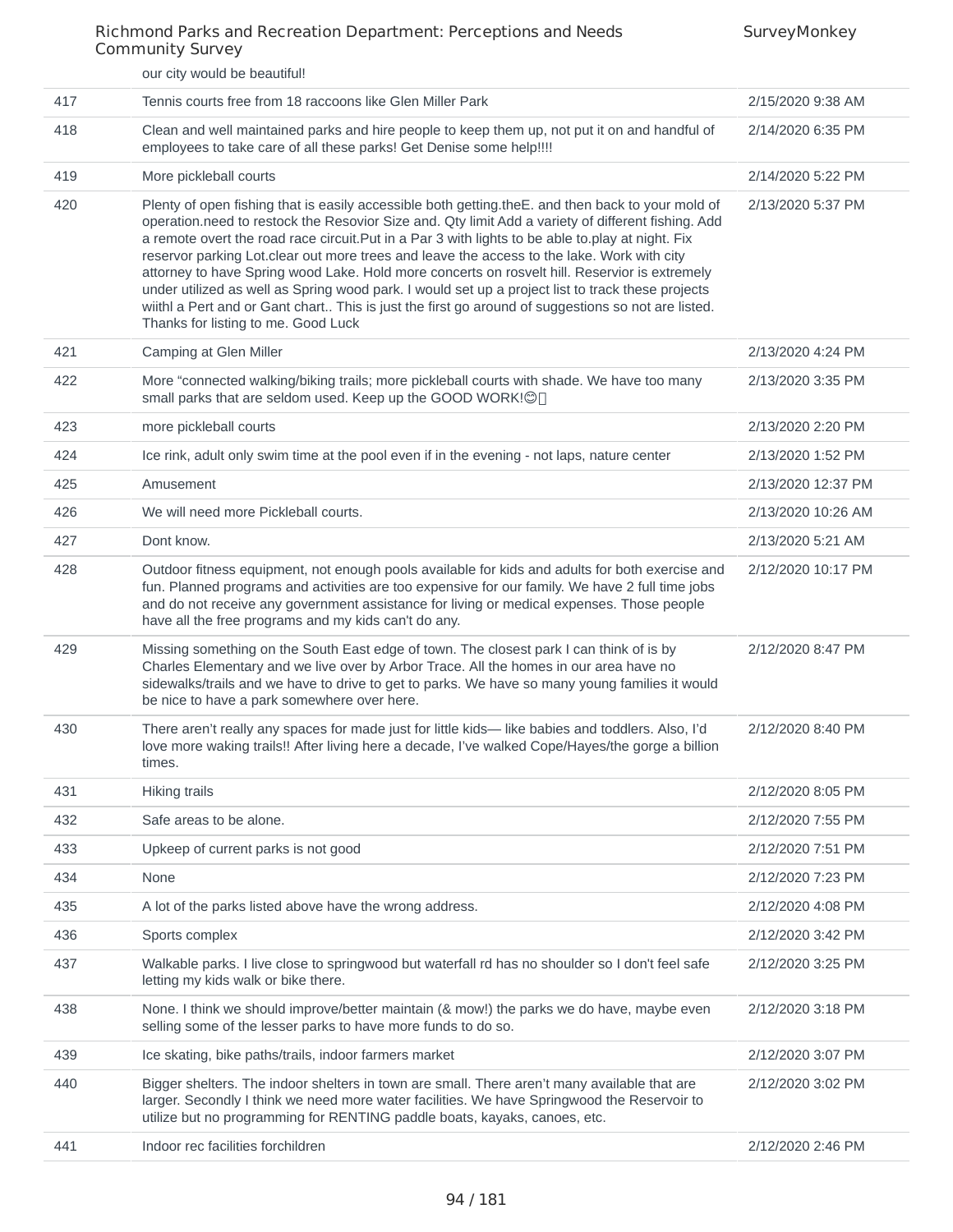our city would be beautiful!

| | | |
|---|---|---|
| 417 | Tennis courts free from 18 raccoons like Glen Miller Park | 2/15/2020 9:38 AM |
| 418 | Clean and well maintained parks and hire people to keep them up, not put it on and handful of employees to take care of all these parks! Get Denise some help!!!! | 2/14/2020 6:35 PM |
| 419 | More pickleball courts | 2/14/2020 5:22 PM |
| 420 | Plenty of open fishing that is easily accessible both getting.theE. and then back to your mold of operation.need to restock the Resovior Size and. Qty limit Add a variety of different fishing. Add a remote overt the road race circuit.Put in a Par 3 with lights to be able to.play at night. Fix reservor parking Lot.clear out more trees and leave the access to the lake. Work with city attorney to have Spring wood Lake. Hold more concerts on rosvelt hill. Reservior is extremely under utilized as well as Spring wood park. I would set up a project list to track these projects wiithl a Pert and or Gant chart.. This is just the first go around of suggestions so not are listed. Thanks for listing to me. Good Luck | 2/13/2020 5:37 PM |
| 421 | Camping at Glen Miller | 2/13/2020 4:24 PM |
| 422 | More "connected walking/biking trails; more pickleball courts with shade. We have too many small parks that are seldom used. Keep up the GOOD WORK!😊 | 2/13/2020 3:35 PM |
| 423 | more pickleball courts | 2/13/2020 2:20 PM |
| 424 | Ice rink, adult only swim time at the pool even if in the evening - not laps, nature center | 2/13/2020 1:52 PM |
| 425 | Amusement | 2/13/2020 12:37 PM |
| 426 | We will need more Pickleball courts. | 2/13/2020 10:26 AM |
| 427 | Dont know. | 2/13/2020 5:21 AM |
| 428 | Outdoor fitness equipment, not enough pools available for kids and adults for both exercise and fun. Planned programs and activities are too expensive for our family. We have 2 full time jobs and do not receive any government assistance for living or medical expenses. Those people have all the free programs and my kids can't do any. | 2/12/2020 10:17 PM |
| 429 | Missing something on the South East edge of town. The closest park I can think of is by Charles Elementary and we live over by Arbor Trace. All the homes in our area have no sidewalks/trails and we have to drive to get to parks. We have so many young families it would be nice to have a park somewhere over here. | 2/12/2020 8:47 PM |
| 430 | There aren't really any spaces for made just for little kids— like babies and toddlers. Also, I'd love more waking trails!! After living here a decade, I've walked Cope/Hayes/the gorge a billion times. | 2/12/2020 8:40 PM |
| 431 | Hiking trails | 2/12/2020 8:05 PM |
| 432 | Safe areas to be alone. | 2/12/2020 7:55 PM |
| 433 | Upkeep of current parks is not good | 2/12/2020 7:51 PM |
| 434 | None | 2/12/2020 7:23 PM |
| 435 | A lot of the parks listed above have the wrong address. | 2/12/2020 4:08 PM |
| 436 | Sports complex | 2/12/2020 3:42 PM |
| 437 | Walkable parks. I live close to springwood but waterfall rd has no shoulder so I don't feel safe letting my kids walk or bike there. | 2/12/2020 3:25 PM |
| 438 | None. I think we should improve/better maintain (& mow!) the parks we do have, maybe even selling some of the lesser parks to have more funds to do so. | 2/12/2020 3:18 PM |
| 439 | Ice skating, bike paths/trails, indoor farmers market | 2/12/2020 3:07 PM |
| 440 | Bigger shelters. The indoor shelters in town are small. There aren't many available that are larger. Secondly I think we need more water facilities. We have Springwood the Reservoir to utilize but no programming for RENTING paddle boats, kayaks, canoes, etc. | 2/12/2020 3:02 PM |
| 441 | Indoor rec facilities forchildren | 2/12/2020 2:46 PM |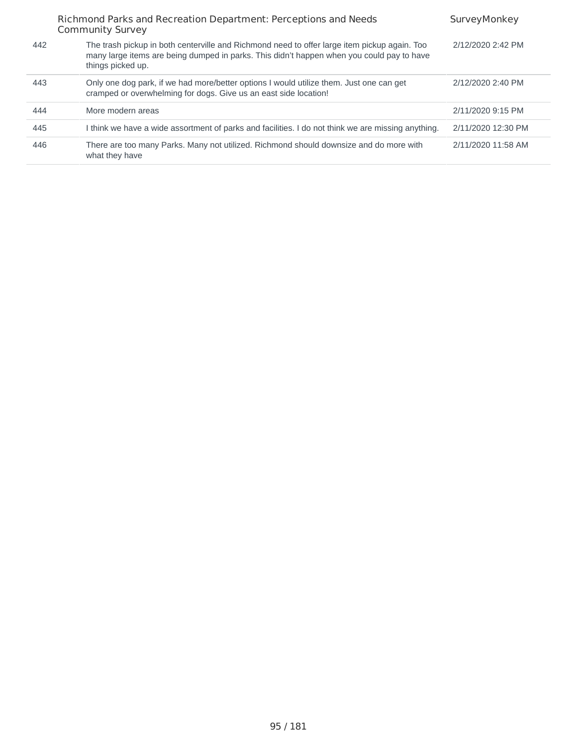| | | |
|---|---|---|
| 442 | The trash pickup in both centerville and Richmond need to offer large item pickup again. Too many large items are being dumped in parks. This didn't happen when you could pay to have things picked up. | 2/12/2020 2:42 PM |
| 443 | Only one dog park, if we had more/better options I would utilize them. Just one can get cramped or overwhelming for dogs. Give us an east side location! | 2/12/2020 2:40 PM |
| 444 | More modern areas | 2/11/2020 9:15 PM |
| 445 | I think we have a wide assortment of parks and facilities. I do not think we are missing anything. | 2/11/2020 12:30 PM |
| 446 | There are too many Parks. Many not utilized. Richmond should downsize and do more with what they have | 2/11/2020 11:58 AM |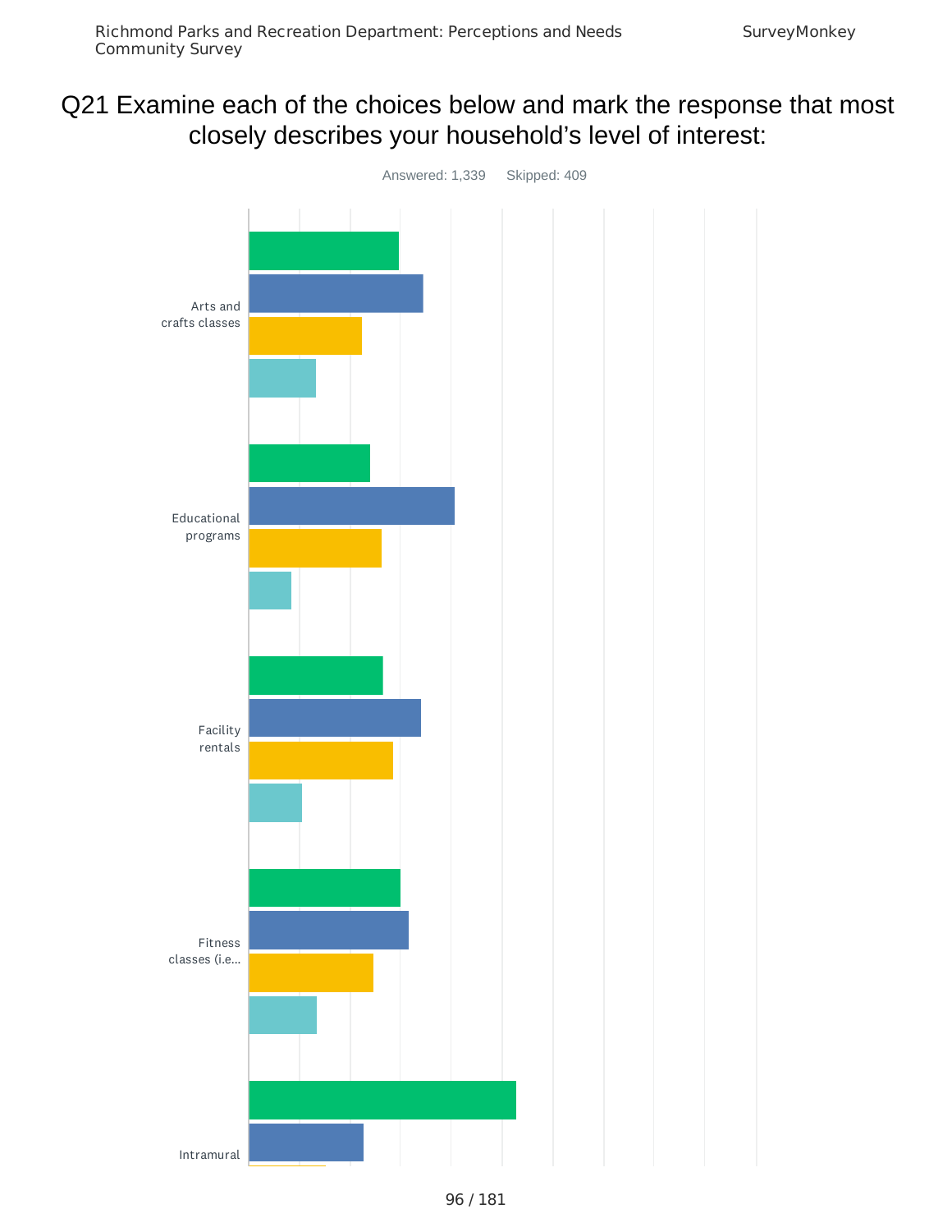# Q21 Examine each of the choices below and mark the response that most closely describes your household's level of interest:

Answered: 1,339 Skipped: 409

Arts and crafts classes

Educational programs

Facility rentals

Fitness classes (i.e...

Intramural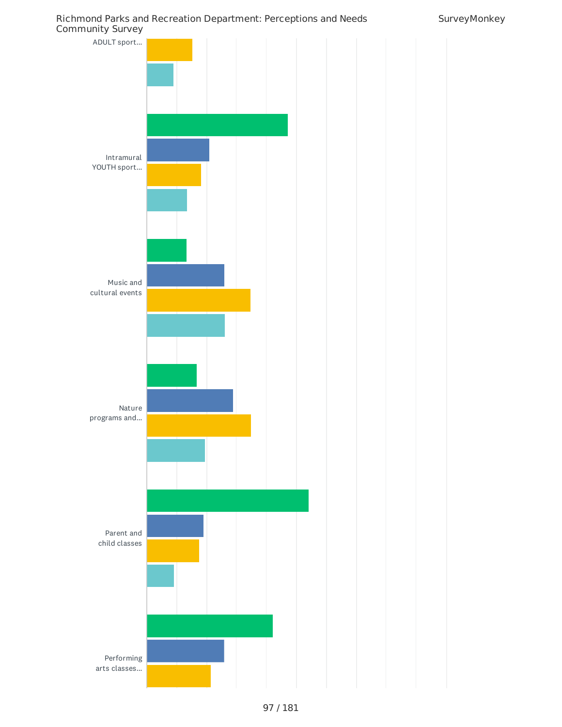ADULT sport...

Intramural YOUTH sport...

Music and cultural events

Nature programs and...

Parent and child classes

Performing arts classes...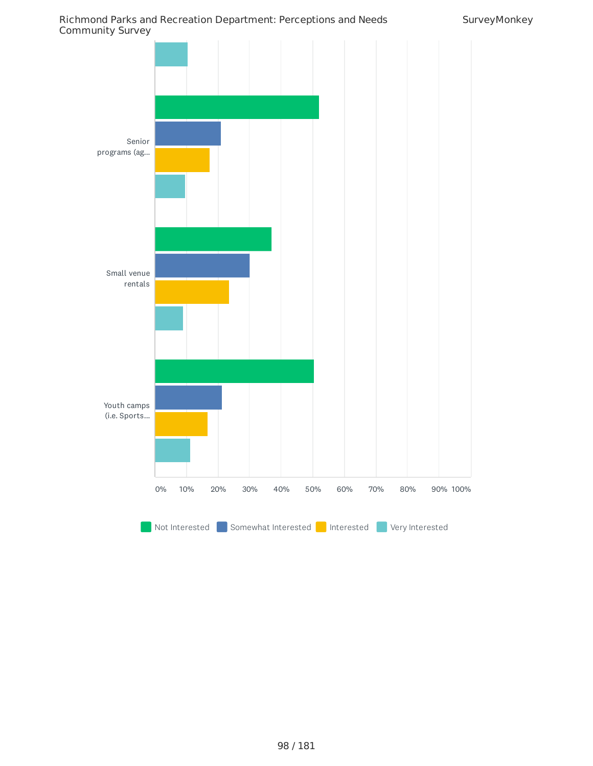Senior programs (ag...

Small venue rentals

Youth camps (i.e. Sports...

0% 10% 20% 30% 40% 50% 60% 70% 80% 90% 100%

Not Interested · Somewhat Interested · Interested · Very Interested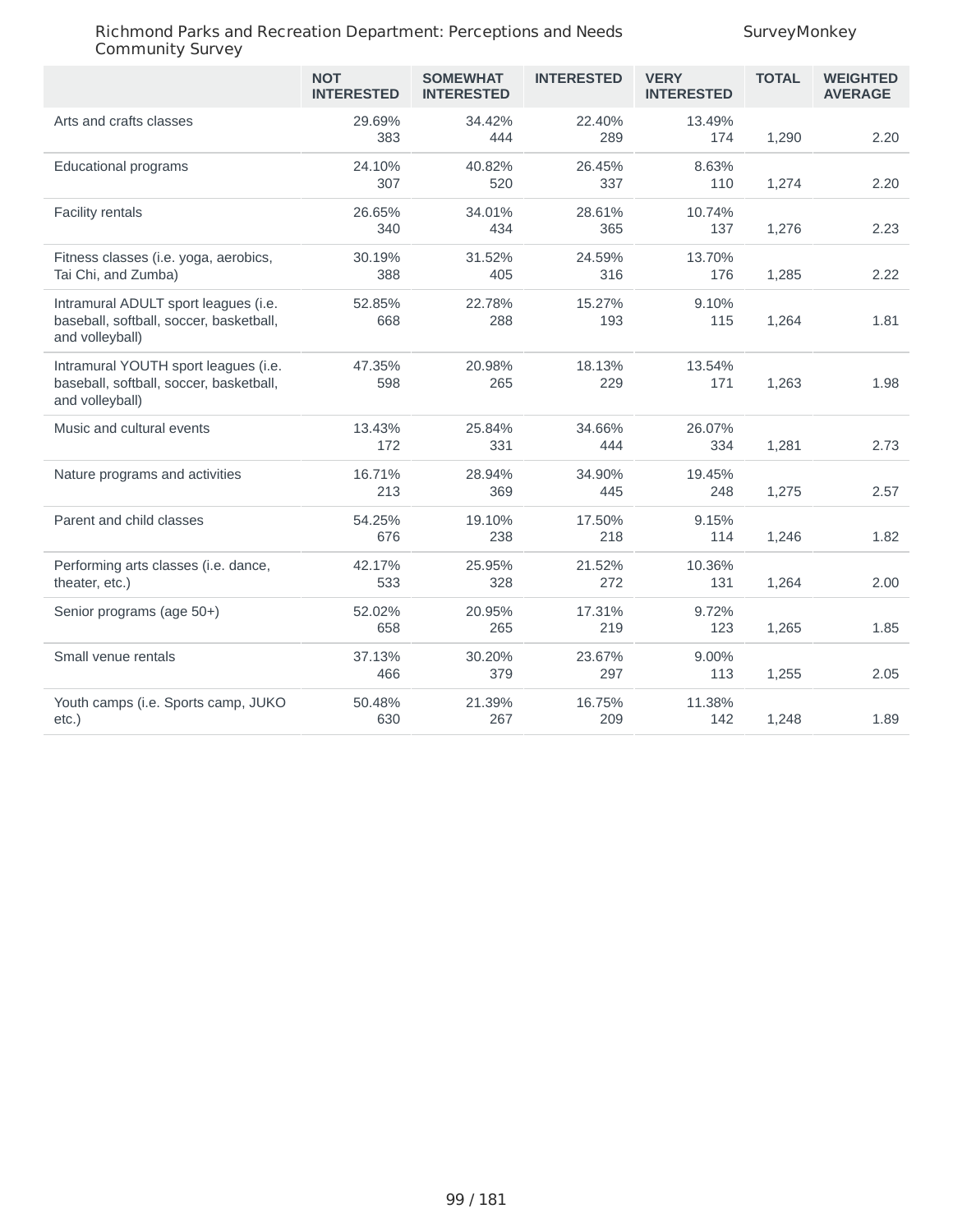| | NOT INTERESTED | SOMEWHAT INTERESTED | INTERESTED | VERY INTERESTED | TOTAL | WEIGHTED AVERAGE |
|---|---|---|---|---|---|---|
| Arts and crafts classes | 29.69% 383 | 34.42% 444 | 22.40% 289 | 13.49% 174 | 1,290 | 2.20 |
| Educational programs | 24.10% 307 | 40.82% 520 | 26.45% 337 | 8.63% 110 | 1,274 | 2.20 |
| Facility rentals | 26.65% 340 | 34.01% 434 | 28.61% 365 | 10.74% 137 | 1,276 | 2.23 |
| Fitness classes (i.e. yoga, aerobics, Tai Chi, and Zumba) | 30.19% 388 | 31.52% 405 | 24.59% 316 | 13.70% 176 | 1,285 | 2.22 |
| Intramural ADULT sport leagues (i.e. baseball, softball, soccer, basketball, and volleyball) | 52.85% 668 | 22.78% 288 | 15.27% 193 | 9.10% 115 | 1,264 | 1.81 |
| Intramural YOUTH sport leagues (i.e. baseball, softball, soccer, basketball, and volleyball) | 47.35% 598 | 20.98% 265 | 18.13% 229 | 13.54% 171 | 1,263 | 1.98 |
| Music and cultural events | 13.43% 172 | 25.84% 331 | 34.66% 444 | 26.07% 334 | 1,281 | 2.73 |
| Nature programs and activities | 16.71% 213 | 28.94% 369 | 34.90% 445 | 19.45% 248 | 1,275 | 2.57 |
| Parent and child classes | 54.25% 676 | 19.10% 238 | 17.50% 218 | 9.15% 114 | 1,246 | 1.82 |
| Performing arts classes (i.e. dance, theater, etc.) | 42.17% 533 | 25.95% 328 | 21.52% 272 | 10.36% 131 | 1,264 | 2.00 |
| Senior programs (age 50+) | 52.02% 658 | 20.95% 265 | 17.31% 219 | 9.72% 123 | 1,265 | 1.85 |
| Small venue rentals | 37.13% 466 | 30.20% 379 | 23.67% 297 | 9.00% 113 | 1,255 | 2.05 |
| Youth camps (i.e. Sports camp, JUKO etc.) | 50.48% 630 | 21.39% 267 | 16.75% 209 | 11.38% 142 | 1,248 | 1.89 |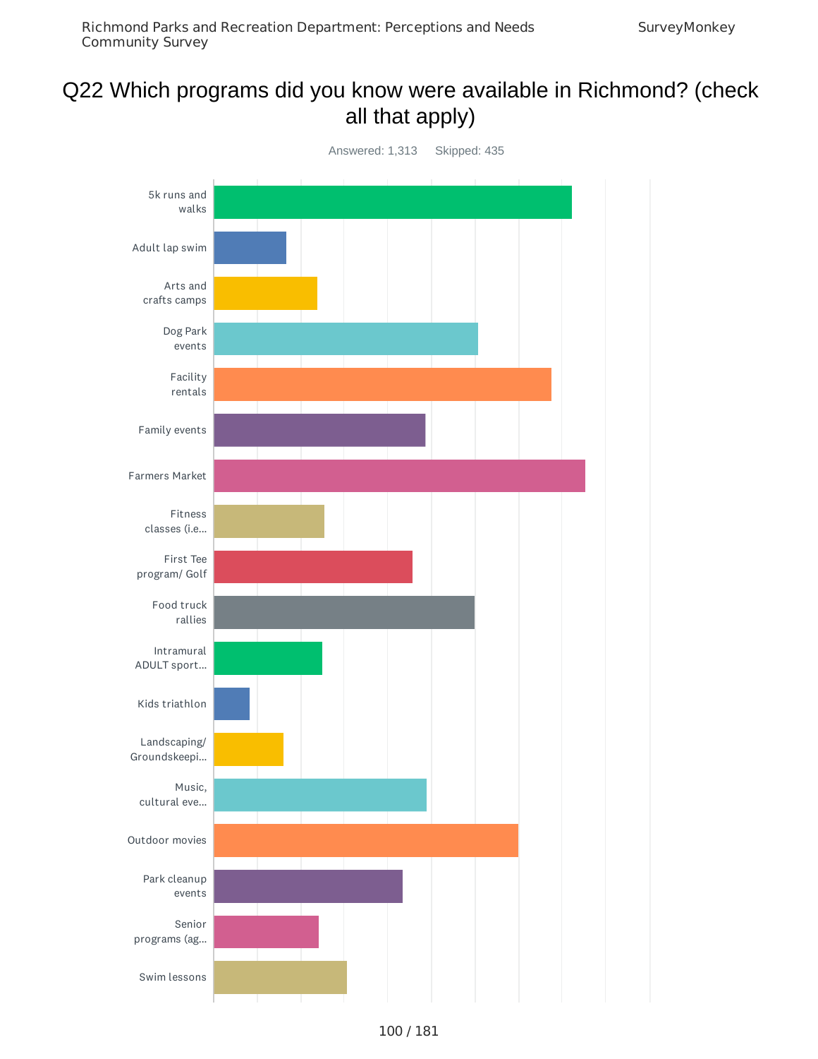# Q22 Which programs did you know were available in Richmond? (check all that apply)

Answered: 1,313 Skipped: 435

- 5k runs and walks
- Adult lap swim
- Arts and crafts camps
- Dog Park events
- Facility rentals
- Family events
- Farmers Market
- Fitness classes (i.e...
- First Tee program/ Golf
- Food truck rallies
- Intramural ADULT sport...
- Kids triathlon
- Landscaping/ Groundskeepi...
- Music, cultural eve...
- Outdoor movies
- Park cleanup events
- Senior programs (ag...
- Swim lessons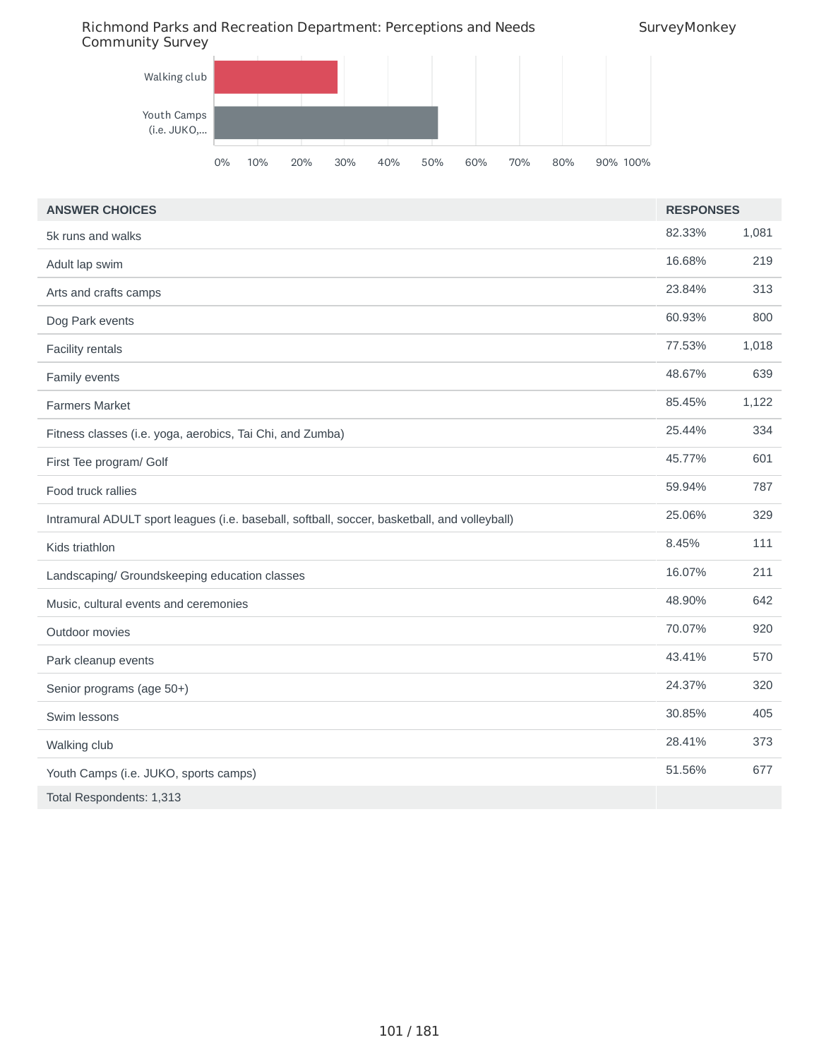| Walking club | |
| --- | --- |
| Youth Camps (i.e. JUKO,... | |

| ANSWER CHOICES | RESPONSES | |
| --- | --- | --- |
| 5k runs and walks | 82.33% | 1,081 |
| Adult lap swim | 16.68% | 219 |
| Arts and crafts camps | 23.84% | 313 |
| Dog Park events | 60.93% | 800 |
| Facility rentals | 77.53% | 1,018 |
| Family events | 48.67% | 639 |
| Farmers Market | 85.45% | 1,122 |
| Fitness classes (i.e. yoga, aerobics, Tai Chi, and Zumba) | 25.44% | 334 |
| First Tee program/ Golf | 45.77% | 601 |
| Food truck rallies | 59.94% | 787 |
| Intramural ADULT sport leagues (i.e. baseball, softball, soccer, basketball, and volleyball) | 25.06% | 329 |
| Kids triathlon | 8.45% | 111 |
| Landscaping/ Groundskeeping education classes | 16.07% | 211 |
| Music, cultural events and ceremonies | 48.90% | 642 |
| Outdoor movies | 70.07% | 920 |
| Park cleanup events | 43.41% | 570 |
| Senior programs (age 50+) | 24.37% | 320 |
| Swim lessons | 30.85% | 405 |
| Walking club | 28.41% | 373 |
| Youth Camps (i.e. JUKO, sports camps) | 51.56% | 677 |
| Total Respondents: 1,313 | | |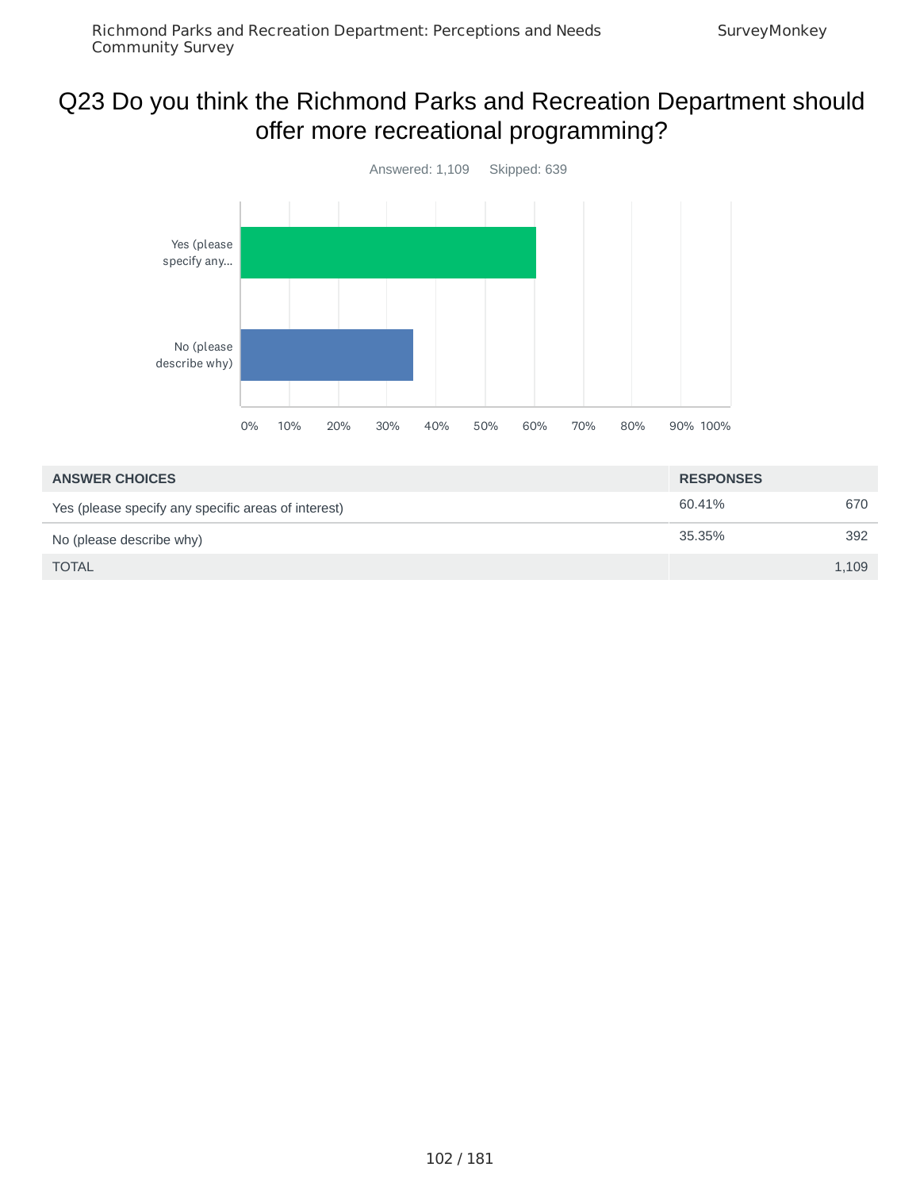# Q23 Do you think the Richmond Parks and Recreation Department should offer more recreational programming?

Answered: 1,109 Skipped: 639

| ANSWER CHOICES | RESPONSES | |
|---|---|---|
| Yes (please specify any specific areas of interest) | 60.41% | 670 |
| No (please describe why) | 35.35% | 392 |
| TOTAL | | 1,109 |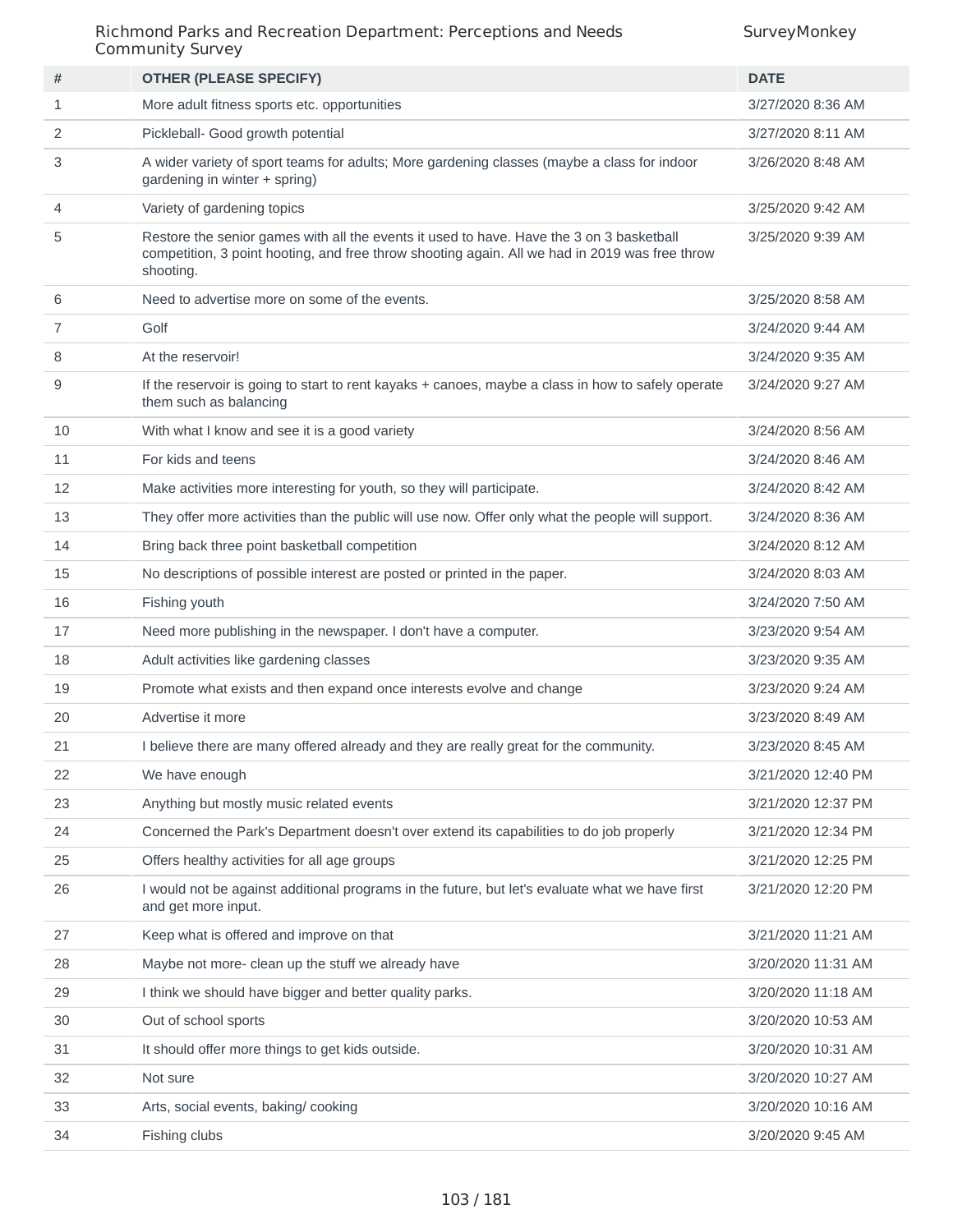| # | OTHER (PLEASE SPECIFY) | DATE |
| --- | --- | --- |
| 1 | More adult fitness sports etc. opportunities | 3/27/2020 8:36 AM |
| 2 | Pickleball- Good growth potential | 3/27/2020 8:11 AM |
| 3 | A wider variety of sport teams for adults; More gardening classes (maybe a class for indoor gardening in winter + spring) | 3/26/2020 8:48 AM |
| 4 | Variety of gardening topics | 3/25/2020 9:42 AM |
| 5 | Restore the senior games with all the events it used to have. Have the 3 on 3 basketball competition, 3 point hooting, and free throw shooting again. All we had in 2019 was free throw shooting. | 3/25/2020 9:39 AM |
| 6 | Need to advertise more on some of the events. | 3/25/2020 8:58 AM |
| 7 | Golf | 3/24/2020 9:44 AM |
| 8 | At the reservoir! | 3/24/2020 9:35 AM |
| 9 | If the reservoir is going to start to rent kayaks + canoes, maybe a class in how to safely operate them such as balancing | 3/24/2020 9:27 AM |
| 10 | With what I know and see it is a good variety | 3/24/2020 8:56 AM |
| 11 | For kids and teens | 3/24/2020 8:46 AM |
| 12 | Make activities more interesting for youth, so they will participate. | 3/24/2020 8:42 AM |
| 13 | They offer more activities than the public will use now. Offer only what the people will support. | 3/24/2020 8:36 AM |
| 14 | Bring back three point basketball competition | 3/24/2020 8:12 AM |
| 15 | No descriptions of possible interest are posted or printed in the paper. | 3/24/2020 8:03 AM |
| 16 | Fishing youth | 3/24/2020 7:50 AM |
| 17 | Need more publishing in the newspaper. I don't have a computer. | 3/23/2020 9:54 AM |
| 18 | Adult activities like gardening classes | 3/23/2020 9:35 AM |
| 19 | Promote what exists and then expand once interests evolve and change | 3/23/2020 9:24 AM |
| 20 | Advertise it more | 3/23/2020 8:49 AM |
| 21 | I believe there are many offered already and they are really great for the community. | 3/23/2020 8:45 AM |
| 22 | We have enough | 3/21/2020 12:40 PM |
| 23 | Anything but mostly music related events | 3/21/2020 12:37 PM |
| 24 | Concerned the Park's Department doesn't over extend its capabilities to do job properly | 3/21/2020 12:34 PM |
| 25 | Offers healthy activities for all age groups | 3/21/2020 12:25 PM |
| 26 | I would not be against additional programs in the future, but let's evaluate what we have first and get more input. | 3/21/2020 12:20 PM |
| 27 | Keep what is offered and improve on that | 3/21/2020 11:21 AM |
| 28 | Maybe not more- clean up the stuff we already have | 3/20/2020 11:31 AM |
| 29 | I think we should have bigger and better quality parks. | 3/20/2020 11:18 AM |
| 30 | Out of school sports | 3/20/2020 10:53 AM |
| 31 | It should offer more things to get kids outside. | 3/20/2020 10:31 AM |
| 32 | Not sure | 3/20/2020 10:27 AM |
| 33 | Arts, social events, baking/ cooking | 3/20/2020 10:16 AM |
| 34 | Fishing clubs | 3/20/2020 9:45 AM |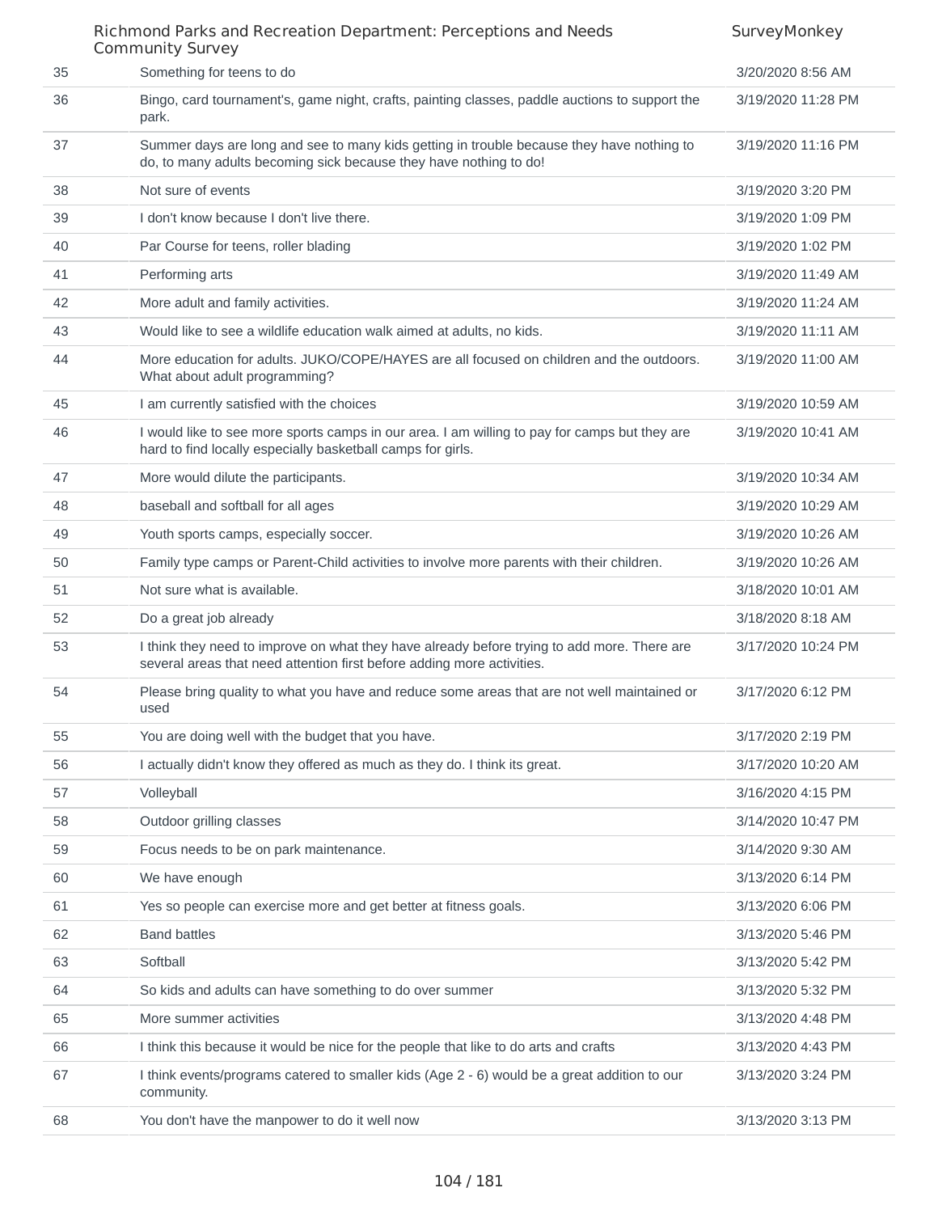| | | |
|---|---|---|
| 35 | Something for teens to do | 3/20/2020 8:56 AM |
| 36 | Bingo, card tournament's, game night, crafts, painting classes, paddle auctions to support the park. | 3/19/2020 11:28 PM |
| 37 | Summer days are long and see to many kids getting in trouble because they have nothing to do, to many adults becoming sick because they have nothing to do! | 3/19/2020 11:16 PM |
| 38 | Not sure of events | 3/19/2020 3:20 PM |
| 39 | I don't know because I don't live there. | 3/19/2020 1:09 PM |
| 40 | Par Course for teens, roller blading | 3/19/2020 1:02 PM |
| 41 | Performing arts | 3/19/2020 11:49 AM |
| 42 | More adult and family activities. | 3/19/2020 11:24 AM |
| 43 | Would like to see a wildlife education walk aimed at adults, no kids. | 3/19/2020 11:11 AM |
| 44 | More education for adults. JUKO/COPE/HAYES are all focused on children and the outdoors. What about adult programming? | 3/19/2020 11:00 AM |
| 45 | I am currently satisfied with the choices | 3/19/2020 10:59 AM |
| 46 | I would like to see more sports camps in our area. I am willing to pay for camps but they are hard to find locally especially basketball camps for girls. | 3/19/2020 10:41 AM |
| 47 | More would dilute the participants. | 3/19/2020 10:34 AM |
| 48 | baseball and softball for all ages | 3/19/2020 10:29 AM |
| 49 | Youth sports camps, especially soccer. | 3/19/2020 10:26 AM |
| 50 | Family type camps or Parent-Child activities to involve more parents with their children. | 3/19/2020 10:26 AM |
| 51 | Not sure what is available. | 3/18/2020 10:01 AM |
| 52 | Do a great job already | 3/18/2020 8:18 AM |
| 53 | I think they need to improve on what they have already before trying to add more. There are several areas that need attention first before adding more activities. | 3/17/2020 10:24 PM |
| 54 | Please bring quality to what you have and reduce some areas that are not well maintained or used | 3/17/2020 6:12 PM |
| 55 | You are doing well with the budget that you have. | 3/17/2020 2:19 PM |
| 56 | I actually didn't know they offered as much as they do. I think its great. | 3/17/2020 10:20 AM |
| 57 | Volleyball | 3/16/2020 4:15 PM |
| 58 | Outdoor grilling classes | 3/14/2020 10:47 PM |
| 59 | Focus needs to be on park maintenance. | 3/14/2020 9:30 AM |
| 60 | We have enough | 3/13/2020 6:14 PM |
| 61 | Yes so people can exercise more and get better at fitness goals. | 3/13/2020 6:06 PM |
| 62 | Band battles | 3/13/2020 5:46 PM |
| 63 | Softball | 3/13/2020 5:42 PM |
| 64 | So kids and adults can have something to do over summer | 3/13/2020 5:32 PM |
| 65 | More summer activities | 3/13/2020 4:48 PM |
| 66 | I think this because it would be nice for the people that like to do arts and crafts | 3/13/2020 4:43 PM |
| 67 | I think events/programs catered to smaller kids (Age 2 - 6) would be a great addition to our community. | 3/13/2020 3:24 PM |
| 68 | You don't have the manpower to do it well now | 3/13/2020 3:13 PM |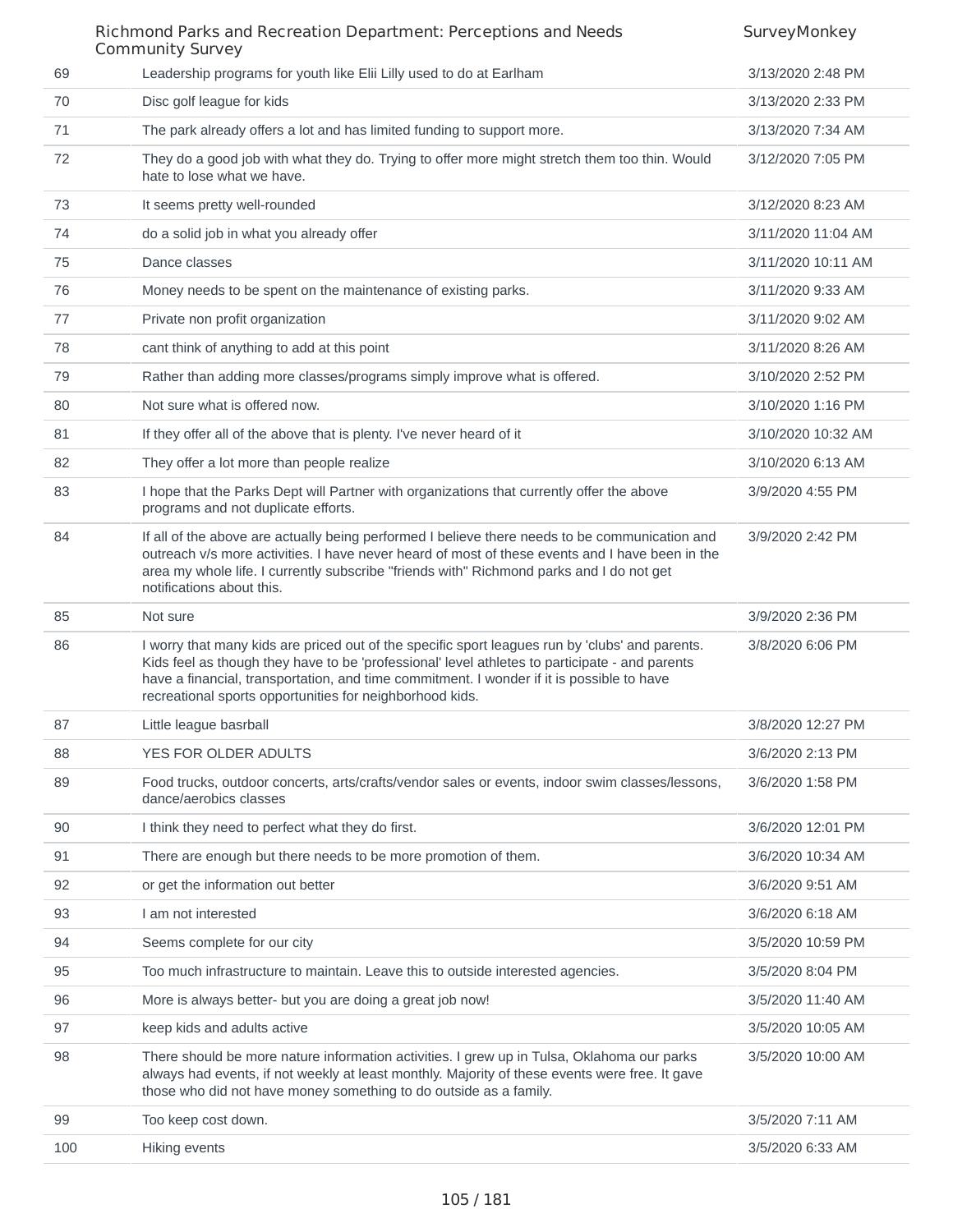| | | |
|---|---|---|
| 69 | Leadership programs for youth like Elii Lilly used to do at Earlham | 3/13/2020 2:48 PM |
| 70 | Disc golf league for kids | 3/13/2020 2:33 PM |
| 71 | The park already offers a lot and has limited funding to support more. | 3/13/2020 7:34 AM |
| 72 | They do a good job with what they do. Trying to offer more might stretch them too thin. Would hate to lose what we have. | 3/12/2020 7:05 PM |
| 73 | It seems pretty well-rounded | 3/12/2020 8:23 AM |
| 74 | do a solid job in what you already offer | 3/11/2020 11:04 AM |
| 75 | Dance classes | 3/11/2020 10:11 AM |
| 76 | Money needs to be spent on the maintenance of existing parks. | 3/11/2020 9:33 AM |
| 77 | Private non profit organization | 3/11/2020 9:02 AM |
| 78 | cant think of anything to add at this point | 3/11/2020 8:26 AM |
| 79 | Rather than adding more classes/programs simply improve what is offered. | 3/10/2020 2:52 PM |
| 80 | Not sure what is offered now. | 3/10/2020 1:16 PM |
| 81 | If they offer all of the above that is plenty. I've never heard of it | 3/10/2020 10:32 AM |
| 82 | They offer a lot more than people realize | 3/10/2020 6:13 AM |
| 83 | I hope that the Parks Dept will Partner with organizations that currently offer the above programs and not duplicate efforts. | 3/9/2020 4:55 PM |
| 84 | If all of the above are actually being performed I believe there needs to be communication and outreach v/s more activities. I have never heard of most of these events and I have been in the area my whole life. I currently subscribe "friends with" Richmond parks and I do not get notifications about this. | 3/9/2020 2:42 PM |
| 85 | Not sure | 3/9/2020 2:36 PM |
| 86 | I worry that many kids are priced out of the specific sport leagues run by 'clubs' and parents. Kids feel as though they have to be 'professional' level athletes to participate - and parents have a financial, transportation, and time commitment. I wonder if it is possible to have recreational sports opportunities for neighborhood kids. | 3/8/2020 6:06 PM |
| 87 | Little league basrball | 3/8/2020 12:27 PM |
| 88 | YES FOR OLDER ADULTS | 3/6/2020 2:13 PM |
| 89 | Food trucks, outdoor concerts, arts/crafts/vendor sales or events, indoor swim classes/lessons, dance/aerobics classes | 3/6/2020 1:58 PM |
| 90 | I think they need to perfect what they do first. | 3/6/2020 12:01 PM |
| 91 | There are enough but there needs to be more promotion of them. | 3/6/2020 10:34 AM |
| 92 | or get the information out better | 3/6/2020 9:51 AM |
| 93 | I am not interested | 3/6/2020 6:18 AM |
| 94 | Seems complete for our city | 3/5/2020 10:59 PM |
| 95 | Too much infrastructure to maintain. Leave this to outside interested agencies. | 3/5/2020 8:04 PM |
| 96 | More is always better- but you are doing a great job now! | 3/5/2020 11:40 AM |
| 97 | keep kids and adults active | 3/5/2020 10:05 AM |
| 98 | There should be more nature information activities. I grew up in Tulsa, Oklahoma our parks always had events, if not weekly at least monthly. Majority of these events were free. It gave those who did not have money something to do outside as a family. | 3/5/2020 10:00 AM |
| 99 | Too keep cost down. | 3/5/2020 7:11 AM |
| 100 | Hiking events | 3/5/2020 6:33 AM |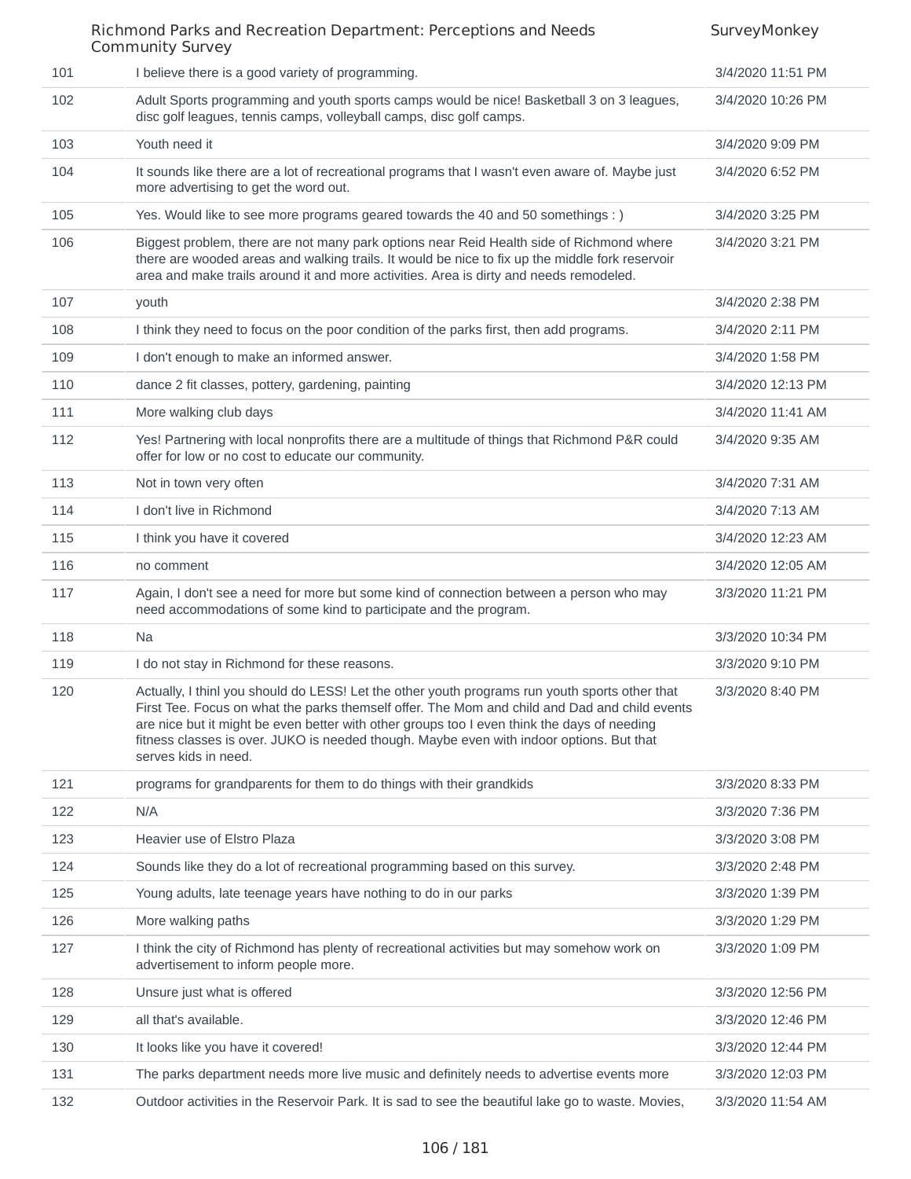| | | |
|---|---|---|
| 101 | I believe there is a good variety of programming. | 3/4/2020 11:51 PM |
| 102 | Adult Sports programming and youth sports camps would be nice! Basketball 3 on 3 leagues, disc golf leagues, tennis camps, volleyball camps, disc golf camps. | 3/4/2020 10:26 PM |
| 103 | Youth need it | 3/4/2020 9:09 PM |
| 104 | It sounds like there are a lot of recreational programs that I wasn't even aware of. Maybe just more advertising to get the word out. | 3/4/2020 6:52 PM |
| 105 | Yes. Would like to see more programs geared towards the 40 and 50 somethings : ) | 3/4/2020 3:25 PM |
| 106 | Biggest problem, there are not many park options near Reid Health side of Richmond where there are wooded areas and walking trails. It would be nice to fix up the middle fork reservoir area and make trails around it and more activities. Area is dirty and needs remodeled. | 3/4/2020 3:21 PM |
| 107 | youth | 3/4/2020 2:38 PM |
| 108 | I think they need to focus on the poor condition of the parks first, then add programs. | 3/4/2020 2:11 PM |
| 109 | I don't enough to make an informed answer. | 3/4/2020 1:58 PM |
| 110 | dance 2 fit classes, pottery, gardening, painting | 3/4/2020 12:13 PM |
| 111 | More walking club days | 3/4/2020 11:41 AM |
| 112 | Yes! Partnering with local nonprofits there are a multitude of things that Richmond P&R could offer for low or no cost to educate our community. | 3/4/2020 9:35 AM |
| 113 | Not in town very often | 3/4/2020 7:31 AM |
| 114 | I don't live in Richmond | 3/4/2020 7:13 AM |
| 115 | I think you have it covered | 3/4/2020 12:23 AM |
| 116 | no comment | 3/4/2020 12:05 AM |
| 117 | Again, I don't see a need for more but some kind of connection between a person who may need accommodations of some kind to participate and the program. | 3/3/2020 11:21 PM |
| 118 | Na | 3/3/2020 10:34 PM |
| 119 | I do not stay in Richmond for these reasons. | 3/3/2020 9:10 PM |
| 120 | Actually, I thinl you should do LESS! Let the other youth programs run youth sports other that First Tee. Focus on what the parks themself offer. The Mom and child and Dad and child events are nice but it might be even better with other groups too I even think the days of needing fitness classes is over. JUKO is needed though. Maybe even with indoor options. But that serves kids in need. | 3/3/2020 8:40 PM |
| 121 | programs for grandparents for them to do things with their grandkids | 3/3/2020 8:33 PM |
| 122 | N/A | 3/3/2020 7:36 PM |
| 123 | Heavier use of Elstro Plaza | 3/3/2020 3:08 PM |
| 124 | Sounds like they do a lot of recreational programming based on this survey. | 3/3/2020 2:48 PM |
| 125 | Young adults, late teenage years have nothing to do in our parks | 3/3/2020 1:39 PM |
| 126 | More walking paths | 3/3/2020 1:29 PM |
| 127 | I think the city of Richmond has plenty of recreational activities but may somehow work on advertisement to inform people more. | 3/3/2020 1:09 PM |
| 128 | Unsure just what is offered | 3/3/2020 12:56 PM |
| 129 | all that's available. | 3/3/2020 12:46 PM |
| 130 | It looks like you have it covered! | 3/3/2020 12:44 PM |
| 131 | The parks department needs more live music and definitely needs to advertise events more | 3/3/2020 12:03 PM |
| 132 | Outdoor activities in the Reservoir Park. It is sad to see the beautiful lake go to waste. Movies, | 3/3/2020 11:54 AM |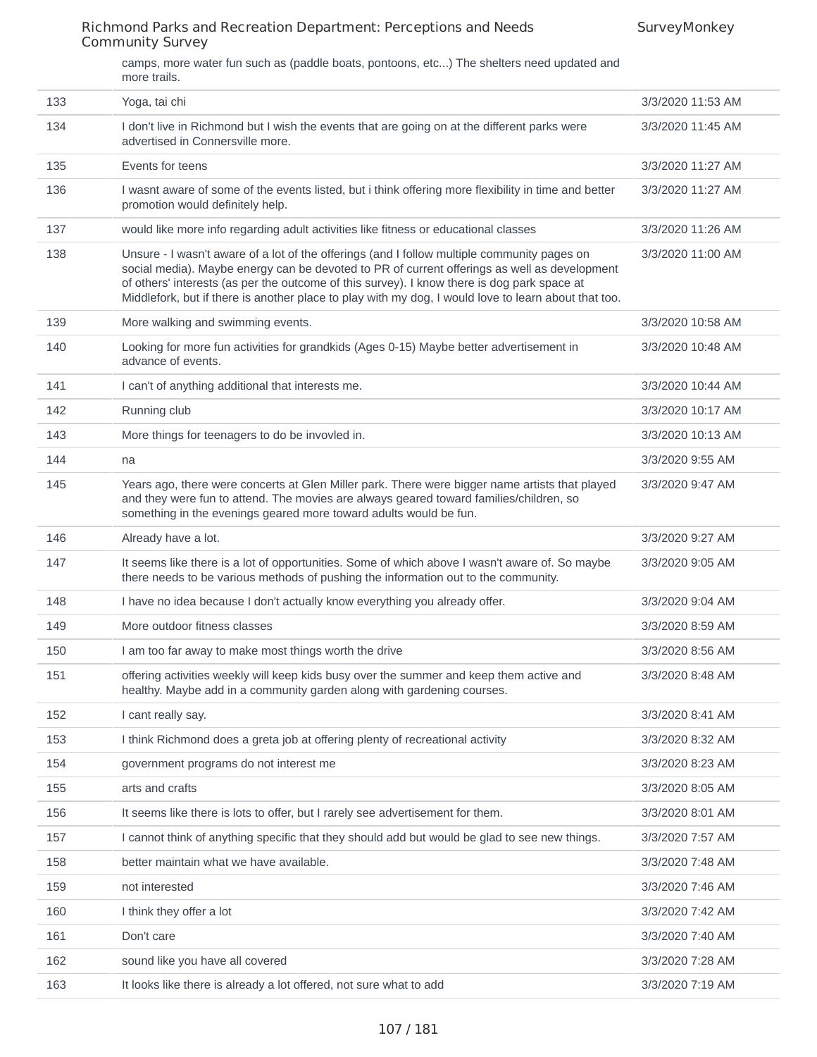camps, more water fun such as (paddle boats, pontoons, etc...) The shelters need updated and more trails.

| | | |
|---|---|---|
| 133 | Yoga, tai chi | 3/3/2020 11:53 AM |
| 134 | I don't live in Richmond but I wish the events that are going on at the different parks were advertised in Connersville more. | 3/3/2020 11:45 AM |
| 135 | Events for teens | 3/3/2020 11:27 AM |
| 136 | I wasnt aware of some of the events listed, but i think offering more flexibility in time and better promotion would definitely help. | 3/3/2020 11:27 AM |
| 137 | would like more info regarding adult activities like fitness or educational classes | 3/3/2020 11:26 AM |
| 138 | Unsure - I wasn't aware of a lot of the offerings (and I follow multiple community pages on social media). Maybe energy can be devoted to PR of current offerings as well as development of others' interests (as per the outcome of this survey). I know there is dog park space at Middlefork, but if there is another place to play with my dog, I would love to learn about that too. | 3/3/2020 11:00 AM |
| 139 | More walking and swimming events. | 3/3/2020 10:58 AM |
| 140 | Looking for more fun activities for grandkids (Ages 0-15) Maybe better advertisement in advance of events. | 3/3/2020 10:48 AM |
| 141 | I can't of anything additional that interests me. | 3/3/2020 10:44 AM |
| 142 | Running club | 3/3/2020 10:17 AM |
| 143 | More things for teenagers to do be invovled in. | 3/3/2020 10:13 AM |
| 144 | na | 3/3/2020 9:55 AM |
| 145 | Years ago, there were concerts at Glen Miller park. There were bigger name artists that played and they were fun to attend. The movies are always geared toward families/children, so something in the evenings geared more toward adults would be fun. | 3/3/2020 9:47 AM |
| 146 | Already have a lot. | 3/3/2020 9:27 AM |
| 147 | It seems like there is a lot of opportunities. Some of which above I wasn't aware of. So maybe there needs to be various methods of pushing the information out to the community. | 3/3/2020 9:05 AM |
| 148 | I have no idea because I don't actually know everything you already offer. | 3/3/2020 9:04 AM |
| 149 | More outdoor fitness classes | 3/3/2020 8:59 AM |
| 150 | I am too far away to make most things worth the drive | 3/3/2020 8:56 AM |
| 151 | offering activities weekly will keep kids busy over the summer and keep them active and healthy. Maybe add in a community garden along with gardening courses. | 3/3/2020 8:48 AM |
| 152 | I cant really say. | 3/3/2020 8:41 AM |
| 153 | I think Richmond does a greta job at offering plenty of recreational activity | 3/3/2020 8:32 AM |
| 154 | government programs do not interest me | 3/3/2020 8:23 AM |
| 155 | arts and crafts | 3/3/2020 8:05 AM |
| 156 | It seems like there is lots to offer, but I rarely see advertisement for them. | 3/3/2020 8:01 AM |
| 157 | I cannot think of anything specific that they should add but would be glad to see new things. | 3/3/2020 7:57 AM |
| 158 | better maintain what we have available. | 3/3/2020 7:48 AM |
| 159 | not interested | 3/3/2020 7:46 AM |
| 160 | I think they offer a lot | 3/3/2020 7:42 AM |
| 161 | Don't care | 3/3/2020 7:40 AM |
| 162 | sound like you have all covered | 3/3/2020 7:28 AM |
| 163 | It looks like there is already a lot offered, not sure what to add | 3/3/2020 7:19 AM |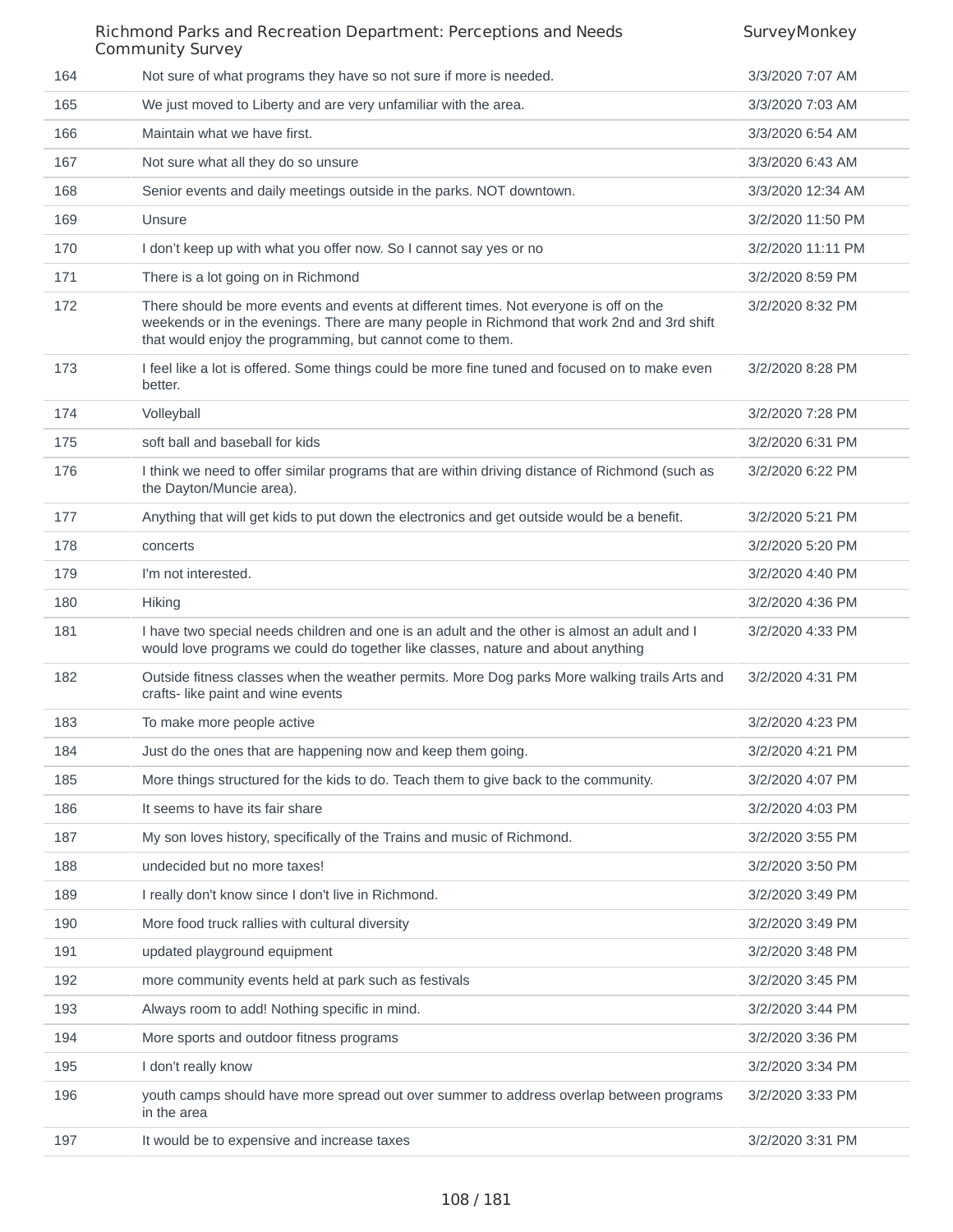| | | |
|---|---|---|
| 164 | Not sure of what programs they have so not sure if more is needed. | 3/3/2020 7:07 AM |
| 165 | We just moved to Liberty and are very unfamiliar with the area. | 3/3/2020 7:03 AM |
| 166 | Maintain what we have first. | 3/3/2020 6:54 AM |
| 167 | Not sure what all they do so unsure | 3/3/2020 6:43 AM |
| 168 | Senior events and daily meetings outside in the parks. NOT downtown. | 3/3/2020 12:34 AM |
| 169 | Unsure | 3/2/2020 11:50 PM |
| 170 | I don't keep up with what you offer now. So I cannot say yes or no | 3/2/2020 11:11 PM |
| 171 | There is a lot going on in Richmond | 3/2/2020 8:59 PM |
| 172 | There should be more events and events at different times. Not everyone is off on the weekends or in the evenings. There are many people in Richmond that work 2nd and 3rd shift that would enjoy the programming, but cannot come to them. | 3/2/2020 8:32 PM |
| 173 | I feel like a lot is offered. Some things could be more fine tuned and focused on to make even better. | 3/2/2020 8:28 PM |
| 174 | Volleyball | 3/2/2020 7:28 PM |
| 175 | soft ball and baseball for kids | 3/2/2020 6:31 PM |
| 176 | I think we need to offer similar programs that are within driving distance of Richmond (such as the Dayton/Muncie area). | 3/2/2020 6:22 PM |
| 177 | Anything that will get kids to put down the electronics and get outside would be a benefit. | 3/2/2020 5:21 PM |
| 178 | concerts | 3/2/2020 5:20 PM |
| 179 | I'm not interested. | 3/2/2020 4:40 PM |
| 180 | Hiking | 3/2/2020 4:36 PM |
| 181 | I have two special needs children and one is an adult and the other is almost an adult and I would love programs we could do together like classes, nature and about anything | 3/2/2020 4:33 PM |
| 182 | Outside fitness classes when the weather permits. More Dog parks More walking trails Arts and crafts- like paint and wine events | 3/2/2020 4:31 PM |
| 183 | To make more people active | 3/2/2020 4:23 PM |
| 184 | Just do the ones that are happening now and keep them going. | 3/2/2020 4:21 PM |
| 185 | More things structured for the kids to do. Teach them to give back to the community. | 3/2/2020 4:07 PM |
| 186 | It seems to have its fair share | 3/2/2020 4:03 PM |
| 187 | My son loves history, specifically of the Trains and music of Richmond. | 3/2/2020 3:55 PM |
| 188 | undecided but no more taxes! | 3/2/2020 3:50 PM |
| 189 | I really don't know since I don't live in Richmond. | 3/2/2020 3:49 PM |
| 190 | More food truck rallies with cultural diversity | 3/2/2020 3:49 PM |
| 191 | updated playground equipment | 3/2/2020 3:48 PM |
| 192 | more community events held at park such as festivals | 3/2/2020 3:45 PM |
| 193 | Always room to add! Nothing specific in mind. | 3/2/2020 3:44 PM |
| 194 | More sports and outdoor fitness programs | 3/2/2020 3:36 PM |
| 195 | I don't really know | 3/2/2020 3:34 PM |
| 196 | youth camps should have more spread out over summer to address overlap between programs in the area | 3/2/2020 3:33 PM |
| 197 | It would be to expensive and increase taxes | 3/2/2020 3:31 PM |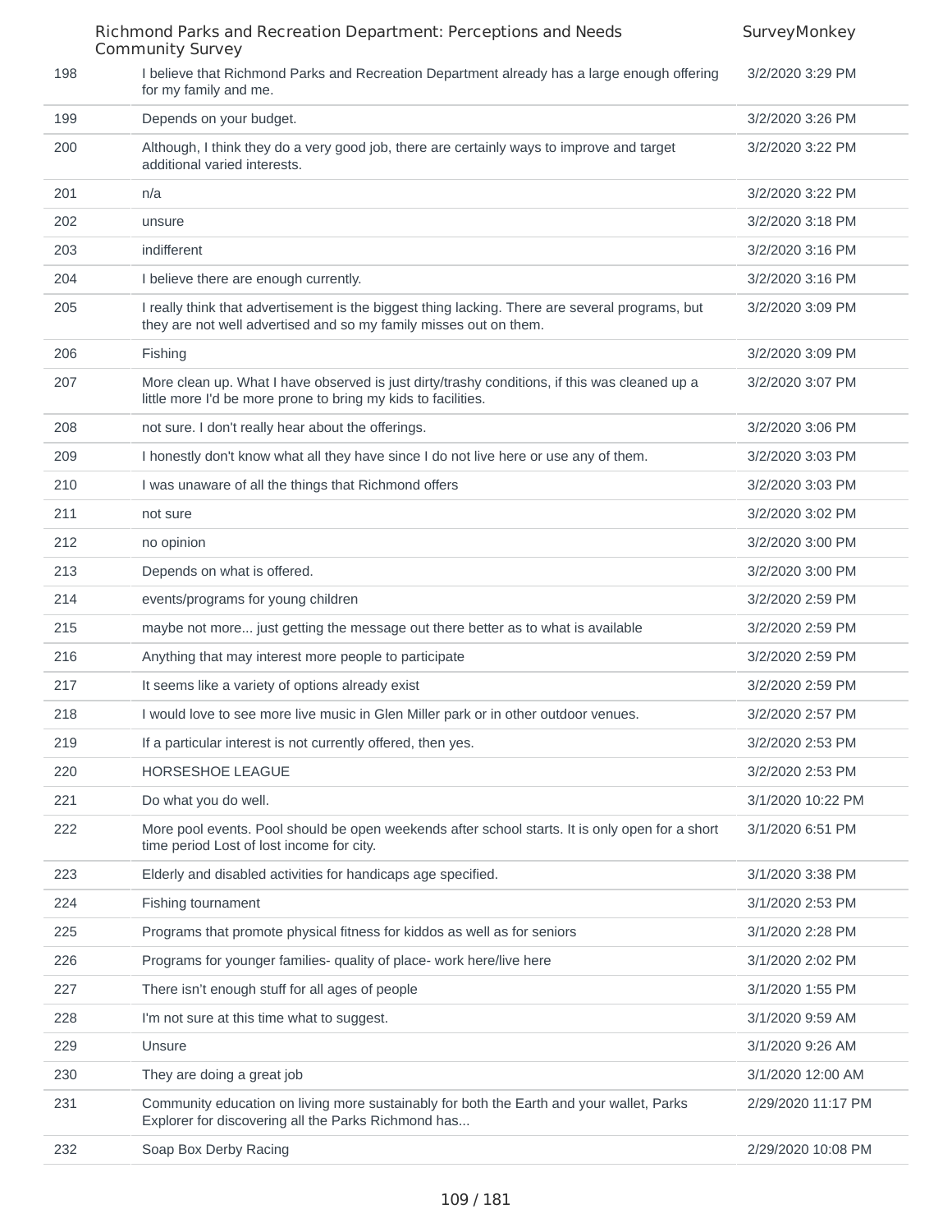| | | |
|---|---|---|
| 198 | I believe that Richmond Parks and Recreation Department already has a large enough offering for my family and me. | 3/2/2020 3:29 PM |
| 199 | Depends on your budget. | 3/2/2020 3:26 PM |
| 200 | Although, I think they do a very good job, there are certainly ways to improve and target additional varied interests. | 3/2/2020 3:22 PM |
| 201 | n/a | 3/2/2020 3:22 PM |
| 202 | unsure | 3/2/2020 3:18 PM |
| 203 | indifferent | 3/2/2020 3:16 PM |
| 204 | I believe there are enough currently. | 3/2/2020 3:16 PM |
| 205 | I really think that advertisement is the biggest thing lacking. There are several programs, but they are not well advertised and so my family misses out on them. | 3/2/2020 3:09 PM |
| 206 | Fishing | 3/2/2020 3:09 PM |
| 207 | More clean up. What I have observed is just dirty/trashy conditions, if this was cleaned up a little more I'd be more prone to bring my kids to facilities. | 3/2/2020 3:07 PM |
| 208 | not sure. I don't really hear about the offerings. | 3/2/2020 3:06 PM |
| 209 | I honestly don't know what all they have since I do not live here or use any of them. | 3/2/2020 3:03 PM |
| 210 | I was unaware of all the things that Richmond offers | 3/2/2020 3:03 PM |
| 211 | not sure | 3/2/2020 3:02 PM |
| 212 | no opinion | 3/2/2020 3:00 PM |
| 213 | Depends on what is offered. | 3/2/2020 3:00 PM |
| 214 | events/programs for young children | 3/2/2020 2:59 PM |
| 215 | maybe not more... just getting the message out there better as to what is available | 3/2/2020 2:59 PM |
| 216 | Anything that may interest more people to participate | 3/2/2020 2:59 PM |
| 217 | It seems like a variety of options already exist | 3/2/2020 2:59 PM |
| 218 | I would love to see more live music in Glen Miller park or in other outdoor venues. | 3/2/2020 2:57 PM |
| 219 | If a particular interest is not currently offered, then yes. | 3/2/2020 2:53 PM |
| 220 | HORSESHOE LEAGUE | 3/2/2020 2:53 PM |
| 221 | Do what you do well. | 3/1/2020 10:22 PM |
| 222 | More pool events. Pool should be open weekends after school starts. It is only open for a short time period Lost of lost income for city. | 3/1/2020 6:51 PM |
| 223 | Elderly and disabled activities for handicaps age specified. | 3/1/2020 3:38 PM |
| 224 | Fishing tournament | 3/1/2020 2:53 PM |
| 225 | Programs that promote physical fitness for kiddos as well as for seniors | 3/1/2020 2:28 PM |
| 226 | Programs for younger families- quality of place- work here/live here | 3/1/2020 2:02 PM |
| 227 | There isn't enough stuff for all ages of people | 3/1/2020 1:55 PM |
| 228 | I'm not sure at this time what to suggest. | 3/1/2020 9:59 AM |
| 229 | Unsure | 3/1/2020 9:26 AM |
| 230 | They are doing a great job | 3/1/2020 12:00 AM |
| 231 | Community education on living more sustainably for both the Earth and your wallet, Parks Explorer for discovering all the Parks Richmond has... | 2/29/2020 11:17 PM |
| 232 | Soap Box Derby Racing | 2/29/2020 10:08 PM |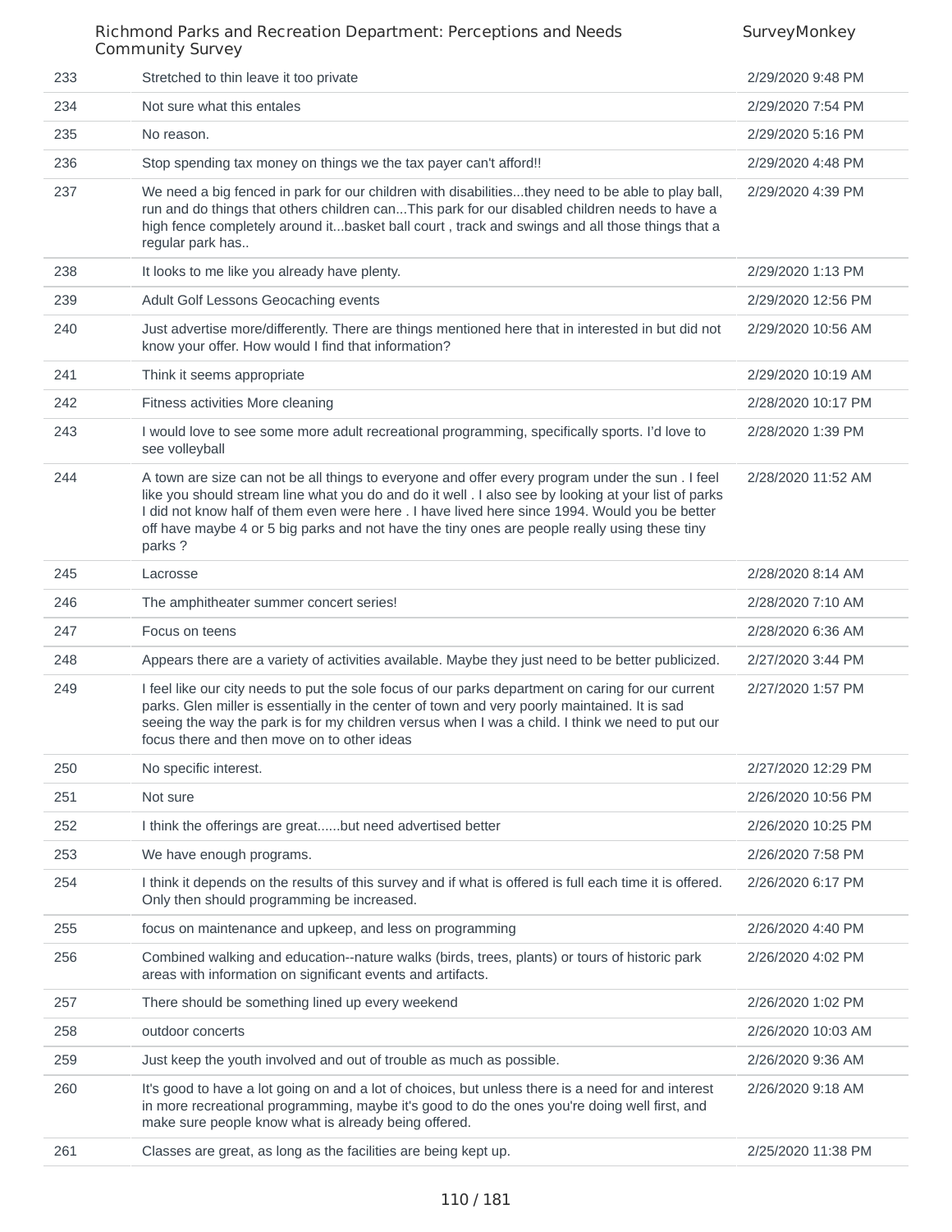| | | |
|---|---|---|
| 233 | Stretched to thin leave it too private | 2/29/2020 9:48 PM |
| 234 | Not sure what this entales | 2/29/2020 7:54 PM |
| 235 | No reason. | 2/29/2020 5:16 PM |
| 236 | Stop spending tax money on things we the tax payer can't afford!! | 2/29/2020 4:48 PM |
| 237 | We need a big fenced in park for our children with disabilities...they need to be able to play ball, run and do things that others children can...This park for our disabled children needs to have a high fence completely around it...basket ball court , track and swings and all those things that a regular park has.. | 2/29/2020 4:39 PM |
| 238 | It looks to me like you already have plenty. | 2/29/2020 1:13 PM |
| 239 | Adult Golf Lessons Geocaching events | 2/29/2020 12:56 PM |
| 240 | Just advertise more/differently. There are things mentioned here that in interested in but did not know your offer. How would I find that information? | 2/29/2020 10:56 AM |
| 241 | Think it seems appropriate | 2/29/2020 10:19 AM |
| 242 | Fitness activities More cleaning | 2/28/2020 10:17 PM |
| 243 | I would love to see some more adult recreational programming, specifically sports. I'd love to see volleyball | 2/28/2020 1:39 PM |
| 244 | A town are size can not be all things to everyone and offer every program under the sun . I feel like you should stream line what you do and do it well . I also see by looking at your list of parks I did not know half of them even were here . I have lived here since 1994. Would you be better off have maybe 4 or 5 big parks and not have the tiny ones are people really using these tiny parks ? | 2/28/2020 11:52 AM |
| 245 | Lacrosse | 2/28/2020 8:14 AM |
| 246 | The amphitheater summer concert series! | 2/28/2020 7:10 AM |
| 247 | Focus on teens | 2/28/2020 6:36 AM |
| 248 | Appears there are a variety of activities available. Maybe they just need to be better publicized. | 2/27/2020 3:44 PM |
| 249 | I feel like our city needs to put the sole focus of our parks department on caring for our current parks. Glen miller is essentially in the center of town and very poorly maintained. It is sad seeing the way the park is for my children versus when I was a child. I think we need to put our focus there and then move on to other ideas | 2/27/2020 1:57 PM |
| 250 | No specific interest. | 2/27/2020 12:29 PM |
| 251 | Not sure | 2/26/2020 10:56 PM |
| 252 | I think the offerings are great......but need advertised better | 2/26/2020 10:25 PM |
| 253 | We have enough programs. | 2/26/2020 7:58 PM |
| 254 | I think it depends on the results of this survey and if what is offered is full each time it is offered. Only then should programming be increased. | 2/26/2020 6:17 PM |
| 255 | focus on maintenance and upkeep, and less on programming | 2/26/2020 4:40 PM |
| 256 | Combined walking and education--nature walks (birds, trees, plants) or tours of historic park areas with information on significant events and artifacts. | 2/26/2020 4:02 PM |
| 257 | There should be something lined up every weekend | 2/26/2020 1:02 PM |
| 258 | outdoor concerts | 2/26/2020 10:03 AM |
| 259 | Just keep the youth involved and out of trouble as much as possible. | 2/26/2020 9:36 AM |
| 260 | It's good to have a lot going on and a lot of choices, but unless there is a need for and interest in more recreational programming, maybe it's good to do the ones you're doing well first, and make sure people know what is already being offered. | 2/26/2020 9:18 AM |
| 261 | Classes are great, as long as the facilities are being kept up. | 2/25/2020 11:38 PM |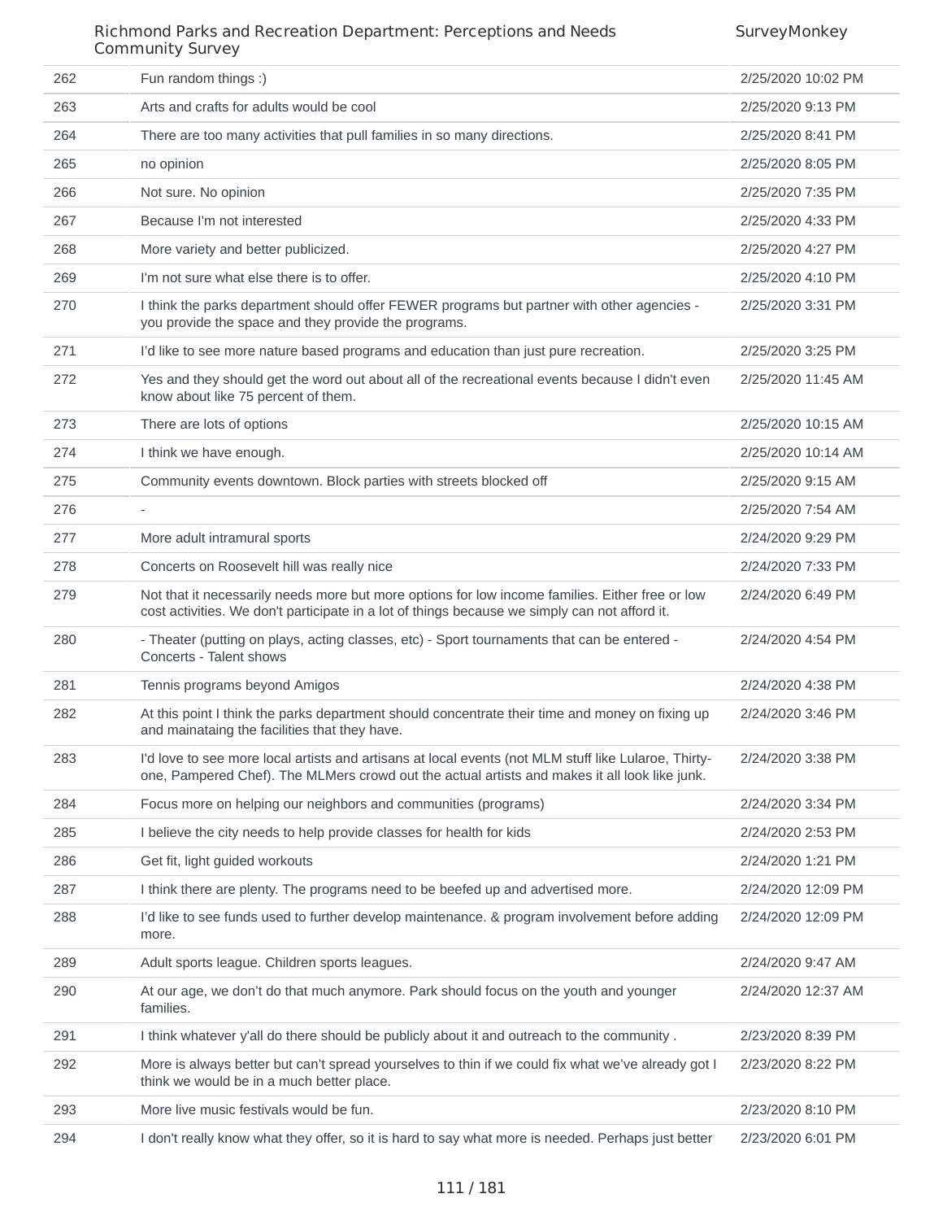| | | |
|---|---|---|
| 262 | Fun random things :) | 2/25/2020 10:02 PM |
| 263 | Arts and crafts for adults would be cool | 2/25/2020 9:13 PM |
| 264 | There are too many activities that pull families in so many directions. | 2/25/2020 8:41 PM |
| 265 | no opinion | 2/25/2020 8:05 PM |
| 266 | Not sure. No opinion | 2/25/2020 7:35 PM |
| 267 | Because I'm not interested | 2/25/2020 4:33 PM |
| 268 | More variety and better publicized. | 2/25/2020 4:27 PM |
| 269 | I'm not sure what else there is to offer. | 2/25/2020 4:10 PM |
| 270 | I think the parks department should offer FEWER programs but partner with other agencies - you provide the space and they provide the programs. | 2/25/2020 3:31 PM |
| 271 | I'd like to see more nature based programs and education than just pure recreation. | 2/25/2020 3:25 PM |
| 272 | Yes and they should get the word out about all of the recreational events because I didn't even know about like 75 percent of them. | 2/25/2020 11:45 AM |
| 273 | There are lots of options | 2/25/2020 10:15 AM |
| 274 | I think we have enough. | 2/25/2020 10:14 AM |
| 275 | Community events downtown. Block parties with streets blocked off | 2/25/2020 9:15 AM |
| 276 | - | 2/25/2020 7:54 AM |
| 277 | More adult intramural sports | 2/24/2020 9:29 PM |
| 278 | Concerts on Roosevelt hill was really nice | 2/24/2020 7:33 PM |
| 279 | Not that it necessarily needs more but more options for low income families. Either free or low cost activities. We don't participate in a lot of things because we simply can not afford it. | 2/24/2020 6:49 PM |
| 280 | - Theater (putting on plays, acting classes, etc) - Sport tournaments that can be entered - Concerts - Talent shows | 2/24/2020 4:54 PM |
| 281 | Tennis programs beyond Amigos | 2/24/2020 4:38 PM |
| 282 | At this point I think the parks department should concentrate their time and money on fixing up and mainataing the facilities that they have. | 2/24/2020 3:46 PM |
| 283 | I'd love to see more local artists and artisans at local events (not MLM stuff like Lularoe, Thirty-one, Pampered Chef). The MLMers crowd out the actual artists and makes it all look like junk. | 2/24/2020 3:38 PM |
| 284 | Focus more on helping our neighbors and communities (programs) | 2/24/2020 3:34 PM |
| 285 | I believe the city needs to help provide classes for health for kids | 2/24/2020 2:53 PM |
| 286 | Get fit, light guided workouts | 2/24/2020 1:21 PM |
| 287 | I think there are plenty. The programs need to be beefed up and advertised more. | 2/24/2020 12:09 PM |
| 288 | I'd like to see funds used to further develop maintenance. & program involvement before adding more. | 2/24/2020 12:09 PM |
| 289 | Adult sports league. Children sports leagues. | 2/24/2020 9:47 AM |
| 290 | At our age, we don't do that much anymore. Park should focus on the youth and younger families. | 2/24/2020 12:37 AM |
| 291 | I think whatever y'all do there should be publicly about it and outreach to the community . | 2/23/2020 8:39 PM |
| 292 | More is always better but can't spread yourselves to thin if we could fix what we've already got I think we would be in a much better place. | 2/23/2020 8:22 PM |
| 293 | More live music festivals would be fun. | 2/23/2020 8:10 PM |
| 294 | I don't really know what they offer, so it is hard to say what more is needed. Perhaps just better | 2/23/2020 6:01 PM |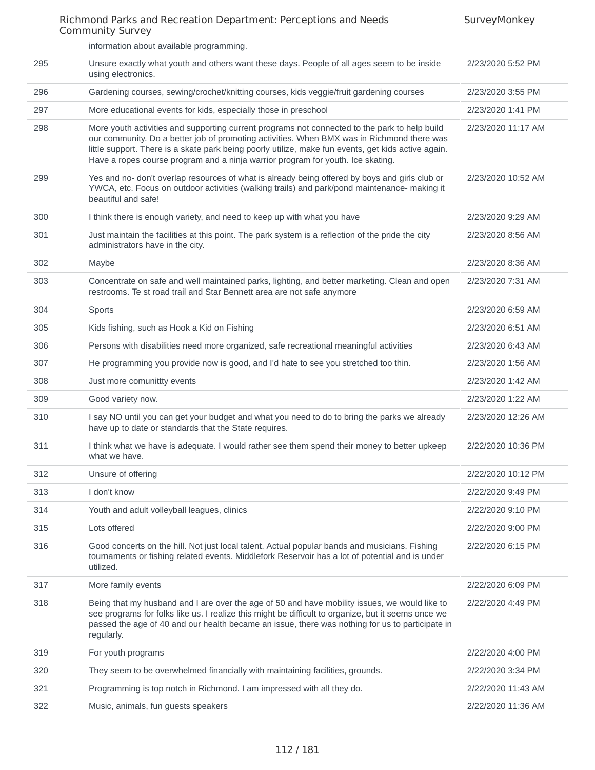information about available programming.

| | | |
|---|---|---|
| 295 | Unsure exactly what youth and others want these days. People of all ages seem to be inside using electronics. | 2/23/2020 5:52 PM |
| 296 | Gardening courses, sewing/crochet/knitting courses, kids veggie/fruit gardening courses | 2/23/2020 3:55 PM |
| 297 | More educational events for kids, especially those in preschool | 2/23/2020 1:41 PM |
| 298 | More youth activities and supporting current programs not connected to the park to help build our community. Do a better job of promoting activities. When BMX was in Richmond there was little support. There is a skate park being poorly utilize, make fun events, get kids active again. Have a ropes course program and a ninja warrior program for youth. Ice skating. | 2/23/2020 11:17 AM |
| 299 | Yes and no- don't overlap resources of what is already being offered by boys and girls club or YWCA, etc. Focus on outdoor activities (walking trails) and park/pond maintenance- making it beautiful and safe! | 2/23/2020 10:52 AM |
| 300 | I think there is enough variety, and need to keep up with what you have | 2/23/2020 9:29 AM |
| 301 | Just maintain the facilities at this point. The park system is a reflection of the pride the city administrators have in the city. | 2/23/2020 8:56 AM |
| 302 | Maybe | 2/23/2020 8:36 AM |
| 303 | Concentrate on safe and well maintained parks, lighting, and better marketing. Clean and open restrooms. Te st road trail and Star Bennett area are not safe anymore | 2/23/2020 7:31 AM |
| 304 | Sports | 2/23/2020 6:59 AM |
| 305 | Kids fishing, such as Hook a Kid on Fishing | 2/23/2020 6:51 AM |
| 306 | Persons with disabilities need more organized, safe recreational meaningful activities | 2/23/2020 6:43 AM |
| 307 | He programming you provide now is good, and I'd hate to see you stretched too thin. | 2/23/2020 1:56 AM |
| 308 | Just more comunittty events | 2/23/2020 1:42 AM |
| 309 | Good variety now. | 2/23/2020 1:22 AM |
| 310 | I say NO until you can get your budget and what you need to do to bring the parks we already have up to date or standards that the State requires. | 2/23/2020 12:26 AM |
| 311 | I think what we have is adequate. I would rather see them spend their money to better upkeep what we have. | 2/22/2020 10:36 PM |
| 312 | Unsure of offering | 2/22/2020 10:12 PM |
| 313 | I don't know | 2/22/2020 9:49 PM |
| 314 | Youth and adult volleyball leagues, clinics | 2/22/2020 9:10 PM |
| 315 | Lots offered | 2/22/2020 9:00 PM |
| 316 | Good concerts on the hill. Not just local talent. Actual popular bands and musicians. Fishing tournaments or fishing related events. Middlefork Reservoir has a lot of potential and is under utilized. | 2/22/2020 6:15 PM |
| 317 | More family events | 2/22/2020 6:09 PM |
| 318 | Being that my husband and I are over the age of 50 and have mobility issues, we would like to see programs for folks like us. I realize this might be difficult to organize, but it seems once we passed the age of 40 and our health became an issue, there was nothing for us to participate in regularly. | 2/22/2020 4:49 PM |
| 319 | For youth programs | 2/22/2020 4:00 PM |
| 320 | They seem to be overwhelmed financially with maintaining facilities, grounds. | 2/22/2020 3:34 PM |
| 321 | Programming is top notch in Richmond. I am impressed with all they do. | 2/22/2020 11:43 AM |
| 322 | Music, animals, fun guests speakers | 2/22/2020 11:36 AM |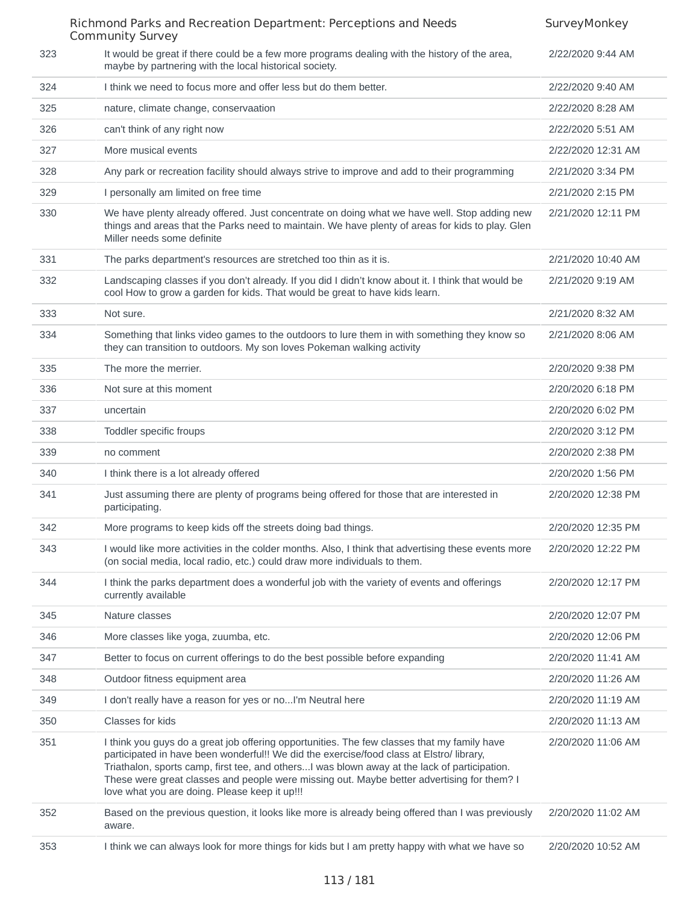| | | |
|---|---|---|
| 323 | It would be great if there could be a few more programs dealing with the history of the area, maybe by partnering with the local historical society. | 2/22/2020 9:44 AM |
| 324 | I think we need to focus more and offer less but do them better. | 2/22/2020 9:40 AM |
| 325 | nature, climate change, conservaation | 2/22/2020 8:28 AM |
| 326 | can't think of any right now | 2/22/2020 5:51 AM |
| 327 | More musical events | 2/22/2020 12:31 AM |
| 328 | Any park or recreation facility should always strive to improve and add to their programming | 2/21/2020 3:34 PM |
| 329 | I personally am limited on free time | 2/21/2020 2:15 PM |
| 330 | We have plenty already offered. Just concentrate on doing what we have well. Stop adding new things and areas that the Parks need to maintain. We have plenty of areas for kids to play. Glen Miller needs some definite | 2/21/2020 12:11 PM |
| 331 | The parks department's resources are stretched too thin as it is. | 2/21/2020 10:40 AM |
| 332 | Landscaping classes if you don't already. If you did I didn't know about it. I think that would be cool How to grow a garden for kids. That would be great to have kids learn. | 2/21/2020 9:19 AM |
| 333 | Not sure. | 2/21/2020 8:32 AM |
| 334 | Something that links video games to the outdoors to lure them in with something they know so they can transition to outdoors. My son loves Pokeman walking activity | 2/21/2020 8:06 AM |
| 335 | The more the merrier. | 2/20/2020 9:38 PM |
| 336 | Not sure at this moment | 2/20/2020 6:18 PM |
| 337 | uncertain | 2/20/2020 6:02 PM |
| 338 | Toddler specific froups | 2/20/2020 3:12 PM |
| 339 | no comment | 2/20/2020 2:38 PM |
| 340 | I think there is a lot already offered | 2/20/2020 1:56 PM |
| 341 | Just assuming there are plenty of programs being offered for those that are interested in participating. | 2/20/2020 12:38 PM |
| 342 | More programs to keep kids off the streets doing bad things. | 2/20/2020 12:35 PM |
| 343 | I would like more activities in the colder months. Also, I think that advertising these events more (on social media, local radio, etc.) could draw more individuals to them. | 2/20/2020 12:22 PM |
| 344 | I think the parks department does a wonderful job with the variety of events and offerings currently available | 2/20/2020 12:17 PM |
| 345 | Nature classes | 2/20/2020 12:07 PM |
| 346 | More classes like yoga, zuumba, etc. | 2/20/2020 12:06 PM |
| 347 | Better to focus on current offerings to do the best possible before expanding | 2/20/2020 11:41 AM |
| 348 | Outdoor fitness equipment area | 2/20/2020 11:26 AM |
| 349 | I don't really have a reason for yes or no...I'm Neutral here | 2/20/2020 11:19 AM |
| 350 | Classes for kids | 2/20/2020 11:13 AM |
| 351 | I think you guys do a great job offering opportunities. The few classes that my family have participated in have been wonderful!! We did the exercise/food class at Elstro/ library, Triathalon, sports camp, first tee, and others...I was blown away at the lack of participation. These were great classes and people were missing out. Maybe better advertising for them? I love what you are doing. Please keep it up!!! | 2/20/2020 11:06 AM |
| 352 | Based on the previous question, it looks like more is already being offered than I was previously aware. | 2/20/2020 11:02 AM |
| 353 | I think we can always look for more things for kids but I am pretty happy with what we have so | 2/20/2020 10:52 AM |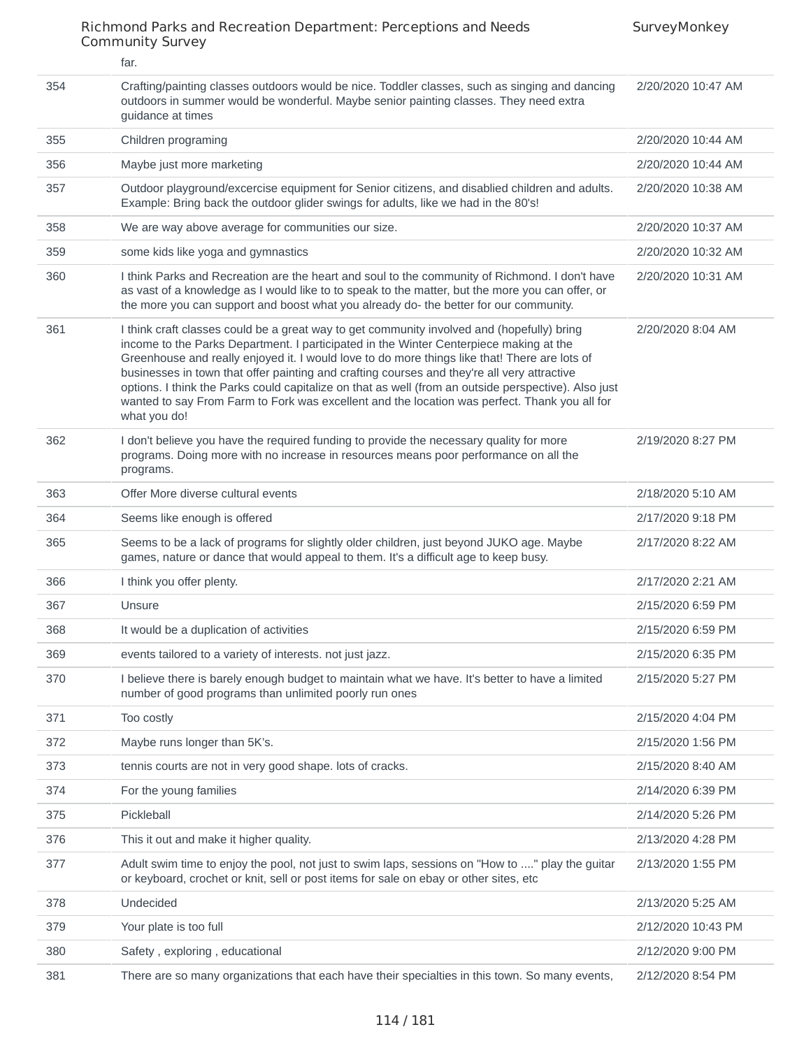| | far. | |
|---|---|---|
| 354 | Crafting/painting classes outdoors would be nice. Toddler classes, such as singing and dancing outdoors in summer would be wonderful. Maybe senior painting classes. They need extra guidance at times | 2/20/2020 10:47 AM |
| 355 | Children programing | 2/20/2020 10:44 AM |
| 356 | Maybe just more marketing | 2/20/2020 10:44 AM |
| 357 | Outdoor playground/excercise equipment for Senior citizens, and disablied children and adults. Example: Bring back the outdoor glider swings for adults, like we had in the 80's! | 2/20/2020 10:38 AM |
| 358 | We are way above average for communities our size. | 2/20/2020 10:37 AM |
| 359 | some kids like yoga and gymnastics | 2/20/2020 10:32 AM |
| 360 | I think Parks and Recreation are the heart and soul to the community of Richmond. I don't have as vast of a knowledge as I would like to to speak to the matter, but the more you can offer, or the more you can support and boost what you already do- the better for our community. | 2/20/2020 10:31 AM |
| 361 | I think craft classes could be a great way to get community involved and (hopefully) bring income to the Parks Department. I participated in the Winter Centerpiece making at the Greenhouse and really enjoyed it. I would love to do more things like that! There are lots of businesses in town that offer painting and crafting courses and they're all very attractive options. I think the Parks could capitalize on that as well (from an outside perspective). Also just wanted to say From Farm to Fork was excellent and the location was perfect. Thank you all for what you do! | 2/20/2020 8:04 AM |
| 362 | I don't believe you have the required funding to provide the necessary quality for more programs. Doing more with no increase in resources means poor performance on all the programs. | 2/19/2020 8:27 PM |
| 363 | Offer More diverse cultural events | 2/18/2020 5:10 AM |
| 364 | Seems like enough is offered | 2/17/2020 9:18 PM |
| 365 | Seems to be a lack of programs for slightly older children, just beyond JUKO age. Maybe games, nature or dance that would appeal to them. It's a difficult age to keep busy. | 2/17/2020 8:22 AM |
| 366 | I think you offer plenty. | 2/17/2020 2:21 AM |
| 367 | Unsure | 2/15/2020 6:59 PM |
| 368 | It would be a duplication of activities | 2/15/2020 6:59 PM |
| 369 | events tailored to a variety of interests. not just jazz. | 2/15/2020 6:35 PM |
| 370 | I believe there is barely enough budget to maintain what we have. It's better to have a limited number of good programs than unlimited poorly run ones | 2/15/2020 5:27 PM |
| 371 | Too costly | 2/15/2020 4:04 PM |
| 372 | Maybe runs longer than 5K's. | 2/15/2020 1:56 PM |
| 373 | tennis courts are not in very good shape. lots of cracks. | 2/15/2020 8:40 AM |
| 374 | For the young families | 2/14/2020 6:39 PM |
| 375 | Pickleball | 2/14/2020 5:26 PM |
| 376 | This it out and make it higher quality. | 2/13/2020 4:28 PM |
| 377 | Adult swim time to enjoy the pool, not just to swim laps, sessions on "How to ...." play the guitar or keyboard, crochet or knit, sell or post items for sale on ebay or other sites, etc | 2/13/2020 1:55 PM |
| 378 | Undecided | 2/13/2020 5:25 AM |
| 379 | Your plate is too full | 2/12/2020 10:43 PM |
| 380 | Safety , exploring , educational | 2/12/2020 9:00 PM |
| 381 | There are so many organizations that each have their specialties in this town. So many events, | 2/12/2020 8:54 PM |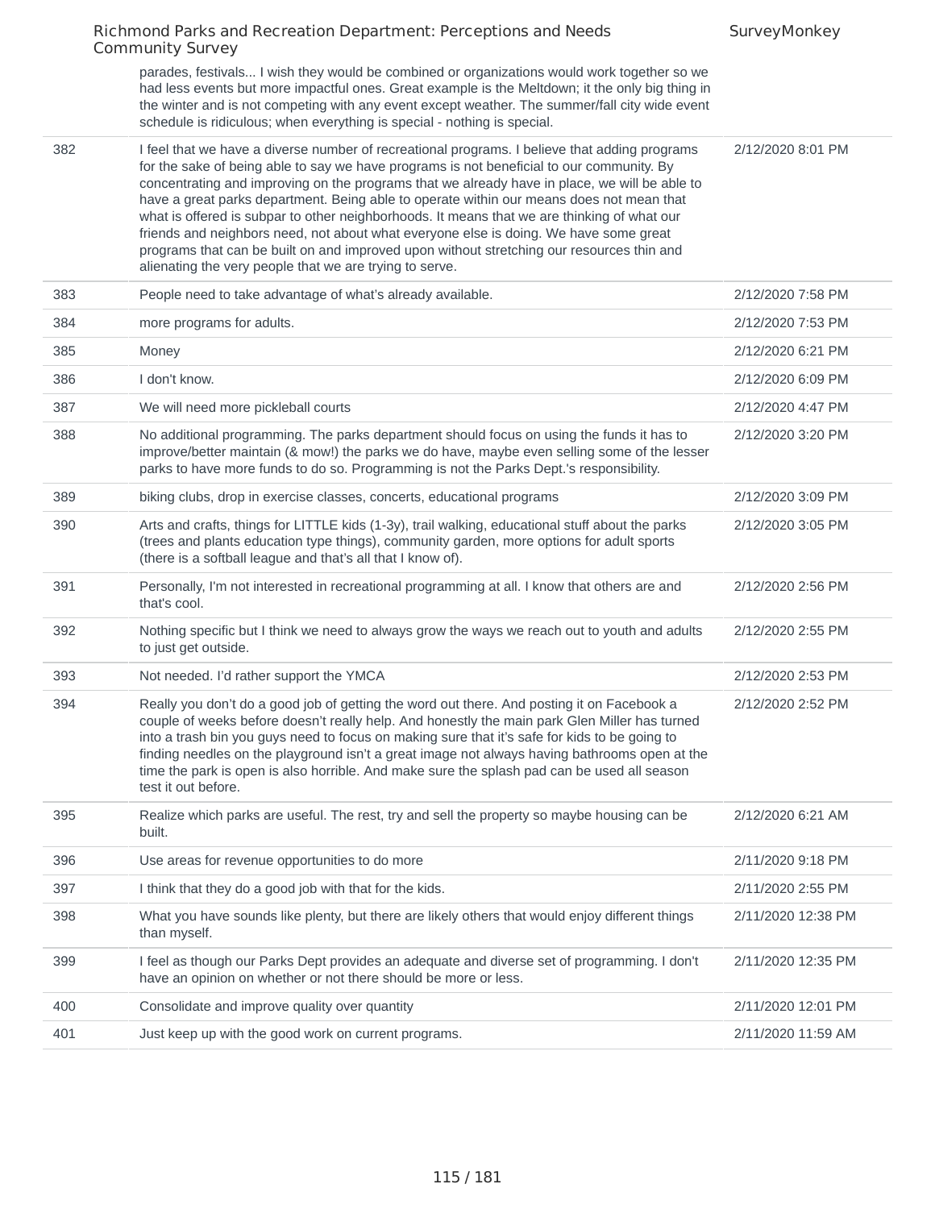| | parades, festivals... I wish they would be combined or organizations would work together so we had less events but more impactful ones. Great example is the Meltdown; it the only big thing in the winter and is not competing with any event except weather. The summer/fall city wide event schedule is ridiculous; when everything is special - nothing is special. | |
|---|---|---|
| 382 | I feel that we have a diverse number of recreational programs. I believe that adding programs for the sake of being able to say we have programs is not beneficial to our community. By concentrating and improving on the programs that we already have in place, we will be able to have a great parks department. Being able to operate within our means does not mean that what is offered is subpar to other neighborhoods. It means that we are thinking of what our friends and neighbors need, not about what everyone else is doing. We have some great programs that can be built on and improved upon without stretching our resources thin and alienating the very people that we are trying to serve. | 2/12/2020 8:01 PM |
| 383 | People need to take advantage of what's already available. | 2/12/2020 7:58 PM |
| 384 | more programs for adults. | 2/12/2020 7:53 PM |
| 385 | Money | 2/12/2020 6:21 PM |
| 386 | I don't know. | 2/12/2020 6:09 PM |
| 387 | We will need more pickleball courts | 2/12/2020 4:47 PM |
| 388 | No additional programming. The parks department should focus on using the funds it has to improve/better maintain (& mow!) the parks we do have, maybe even selling some of the lesser parks to have more funds to do so. Programming is not the Parks Dept.'s responsibility. | 2/12/2020 3:20 PM |
| 389 | biking clubs, drop in exercise classes, concerts, educational programs | 2/12/2020 3:09 PM |
| 390 | Arts and crafts, things for LITTLE kids (1-3y), trail walking, educational stuff about the parks (trees and plants education type things), community garden, more options for adult sports (there is a softball league and that's all that I know of). | 2/12/2020 3:05 PM |
| 391 | Personally, I'm not interested in recreational programming at all. I know that others are and that's cool. | 2/12/2020 2:56 PM |
| 392 | Nothing specific but I think we need to always grow the ways we reach out to youth and adults to just get outside. | 2/12/2020 2:55 PM |
| 393 | Not needed. I'd rather support the YMCA | 2/12/2020 2:53 PM |
| 394 | Really you don't do a good job of getting the word out there. And posting it on Facebook a couple of weeks before doesn't really help. And honestly the main park Glen Miller has turned into a trash bin you guys need to focus on making sure that it's safe for kids to be going to finding needles on the playground isn't a great image not always having bathrooms open at the time the park is open is also horrible. And make sure the splash pad can be used all season test it out before. | 2/12/2020 2:52 PM |
| 395 | Realize which parks are useful. The rest, try and sell the property so maybe housing can be built. | 2/12/2020 6:21 AM |
| 396 | Use areas for revenue opportunities to do more | 2/11/2020 9:18 PM |
| 397 | I think that they do a good job with that for the kids. | 2/11/2020 2:55 PM |
| 398 | What you have sounds like plenty, but there are likely others that would enjoy different things than myself. | 2/11/2020 12:38 PM |
| 399 | I feel as though our Parks Dept provides an adequate and diverse set of programming. I don't have an opinion on whether or not there should be more or less. | 2/11/2020 12:35 PM |
| 400 | Consolidate and improve quality over quantity | 2/11/2020 12:01 PM |
| 401 | Just keep up with the good work on current programs. | 2/11/2020 11:59 AM |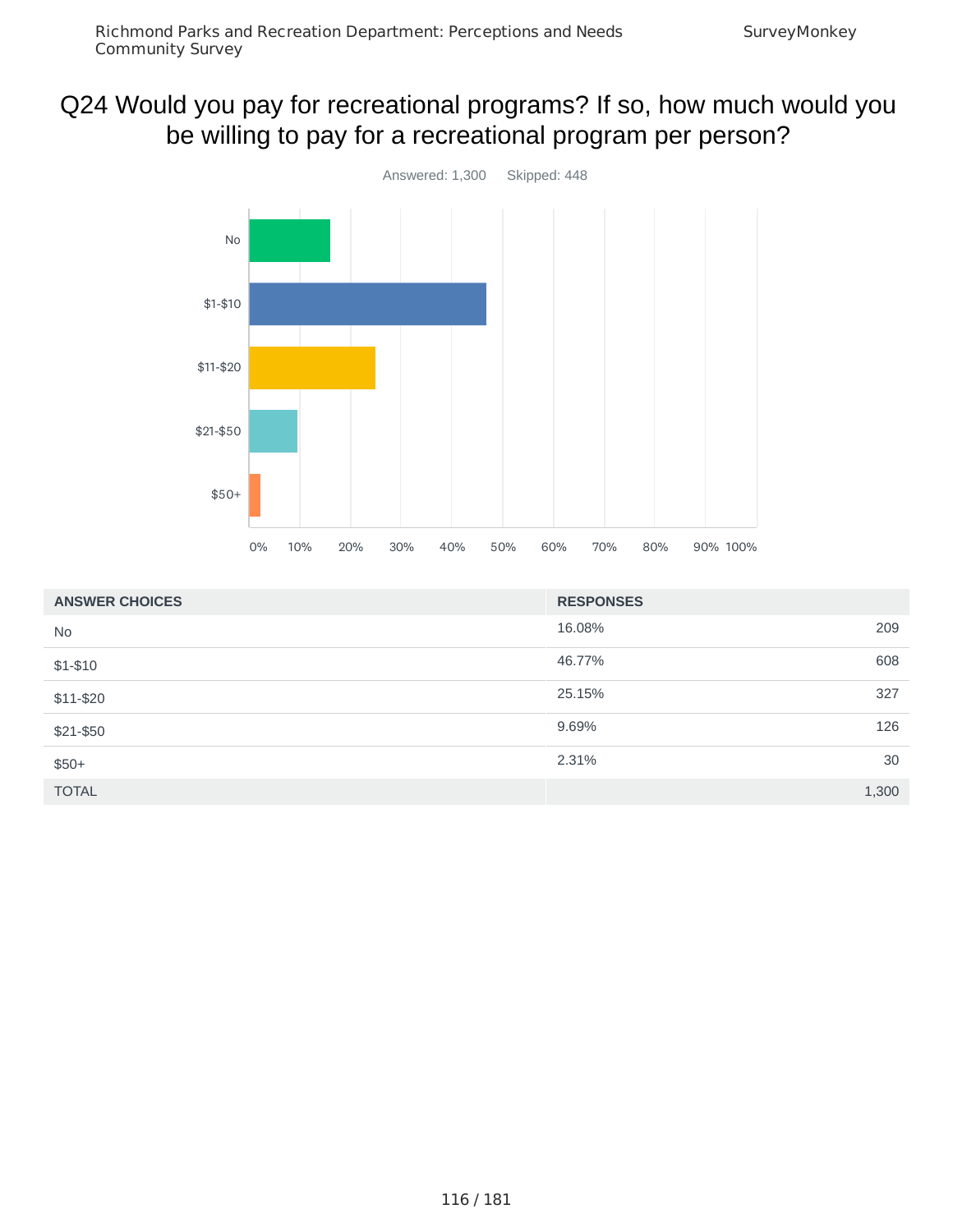# Q24 Would you pay for recreational programs? If so, how much would you be willing to pay for a recreational program per person?

Answered: 1,300 Skipped: 448

| ANSWER CHOICES | RESPONSES | |
|---|---|---|
| No | 16.08% | 209 |
| $1-$10 | 46.77% | 608 |
| $11-$20 | 25.15% | 327 |
| $21-$50 | 9.69% | 126 |
| $50+ | 2.31% | 30 |
| TOTAL | | 1,300 |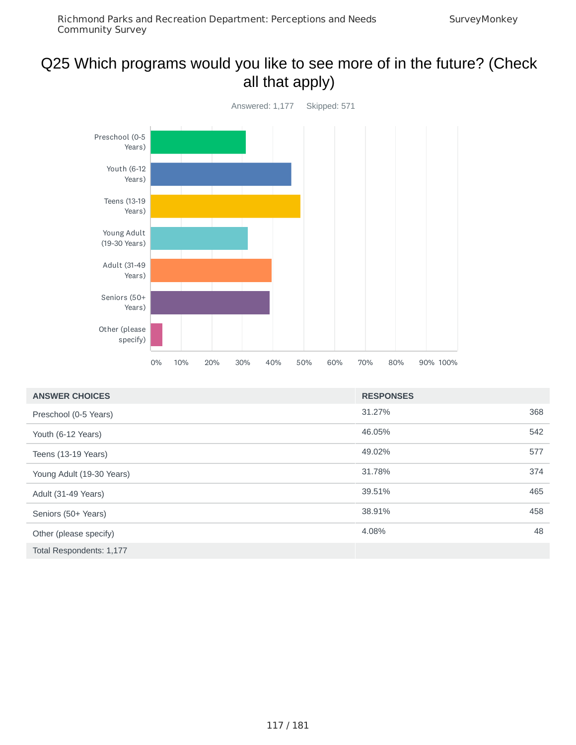# Q25 Which programs would you like to see more of in the future? (Check all that apply)

Answered: 1,177 Skipped: 571

| ANSWER CHOICES | RESPONSES | |
|---|---|---|
| Preschool (0-5 Years) | 31.27% | 368 |
| Youth (6-12 Years) | 46.05% | 542 |
| Teens (13-19 Years) | 49.02% | 577 |
| Young Adult (19-30 Years) | 31.78% | 374 |
| Adult (31-49 Years) | 39.51% | 465 |
| Seniors (50+ Years) | 38.91% | 458 |
| Other (please specify) | 4.08% | 48 |
| Total Respondents: 1,177 | | |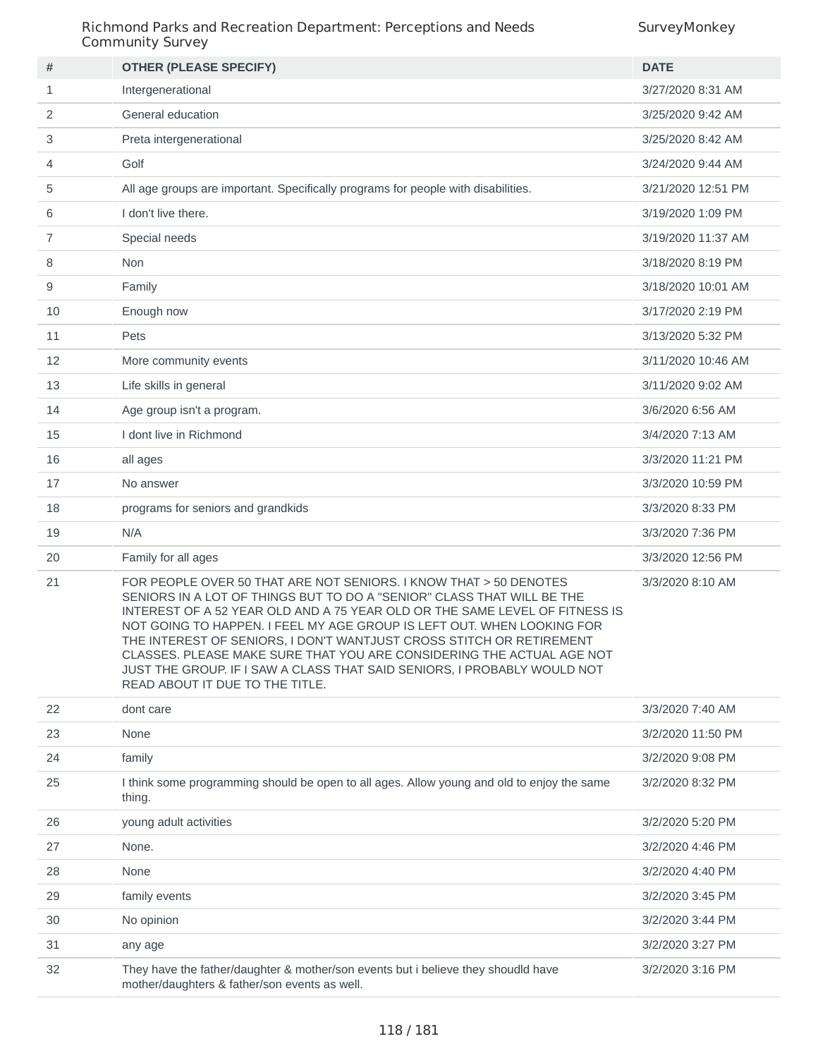| # | OTHER (PLEASE SPECIFY) | DATE |
|---|---|---|
| 1 | Intergenerational | 3/27/2020 8:31 AM |
| 2 | General education | 3/25/2020 9:42 AM |
| 3 | Preta intergenerational | 3/25/2020 8:42 AM |
| 4 | Golf | 3/24/2020 9:44 AM |
| 5 | All age groups are important. Specifically programs for people with disabilities. | 3/21/2020 12:51 PM |
| 6 | I don't live there. | 3/19/2020 1:09 PM |
| 7 | Special needs | 3/19/2020 11:37 AM |
| 8 | Non | 3/18/2020 8:19 PM |
| 9 | Family | 3/18/2020 10:01 AM |
| 10 | Enough now | 3/17/2020 2:19 PM |
| 11 | Pets | 3/13/2020 5:32 PM |
| 12 | More community events | 3/11/2020 10:46 AM |
| 13 | Life skills in general | 3/11/2020 9:02 AM |
| 14 | Age group isn't a program. | 3/6/2020 6:56 AM |
| 15 | I dont live in Richmond | 3/4/2020 7:13 AM |
| 16 | all ages | 3/3/2020 11:21 PM |
| 17 | No answer | 3/3/2020 10:59 PM |
| 18 | programs for seniors and grandkids | 3/3/2020 8:33 PM |
| 19 | N/A | 3/3/2020 7:36 PM |
| 20 | Family for all ages | 3/3/2020 12:56 PM |
| 21 | FOR PEOPLE OVER 50 THAT ARE NOT SENIORS. I KNOW THAT > 50 DENOTES SENIORS IN A LOT OF THINGS BUT TO DO A "SENIOR" CLASS THAT WILL BE THE INTEREST OF A 52 YEAR OLD AND A 75 YEAR OLD OR THE SAME LEVEL OF FITNESS IS NOT GOING TO HAPPEN. I FEEL MY AGE GROUP IS LEFT OUT. WHEN LOOKING FOR THE INTEREST OF SENIORS, I DON'T WANTJUST CROSS STITCH OR RETIREMENT CLASSES. PLEASE MAKE SURE THAT YOU ARE CONSIDERING THE ACTUAL AGE NOT JUST THE GROUP. IF I SAW A CLASS THAT SAID SENIORS, I PROBABLY WOULD NOT READ ABOUT IT DUE TO THE TITLE. | 3/3/2020 8:10 AM |
| 22 | dont care | 3/3/2020 7:40 AM |
| 23 | None | 3/2/2020 11:50 PM |
| 24 | family | 3/2/2020 9:08 PM |
| 25 | I think some programming should be open to all ages. Allow young and old to enjoy the same thing. | 3/2/2020 8:32 PM |
| 26 | young adult activities | 3/2/2020 5:20 PM |
| 27 | None. | 3/2/2020 4:46 PM |
| 28 | None | 3/2/2020 4:40 PM |
| 29 | family events | 3/2/2020 3:45 PM |
| 30 | No opinion | 3/2/2020 3:44 PM |
| 31 | any age | 3/2/2020 3:27 PM |
| 32 | They have the father/daughter & mother/son events but i believe they shoudld have mother/daughters & father/son events as well. | 3/2/2020 3:16 PM |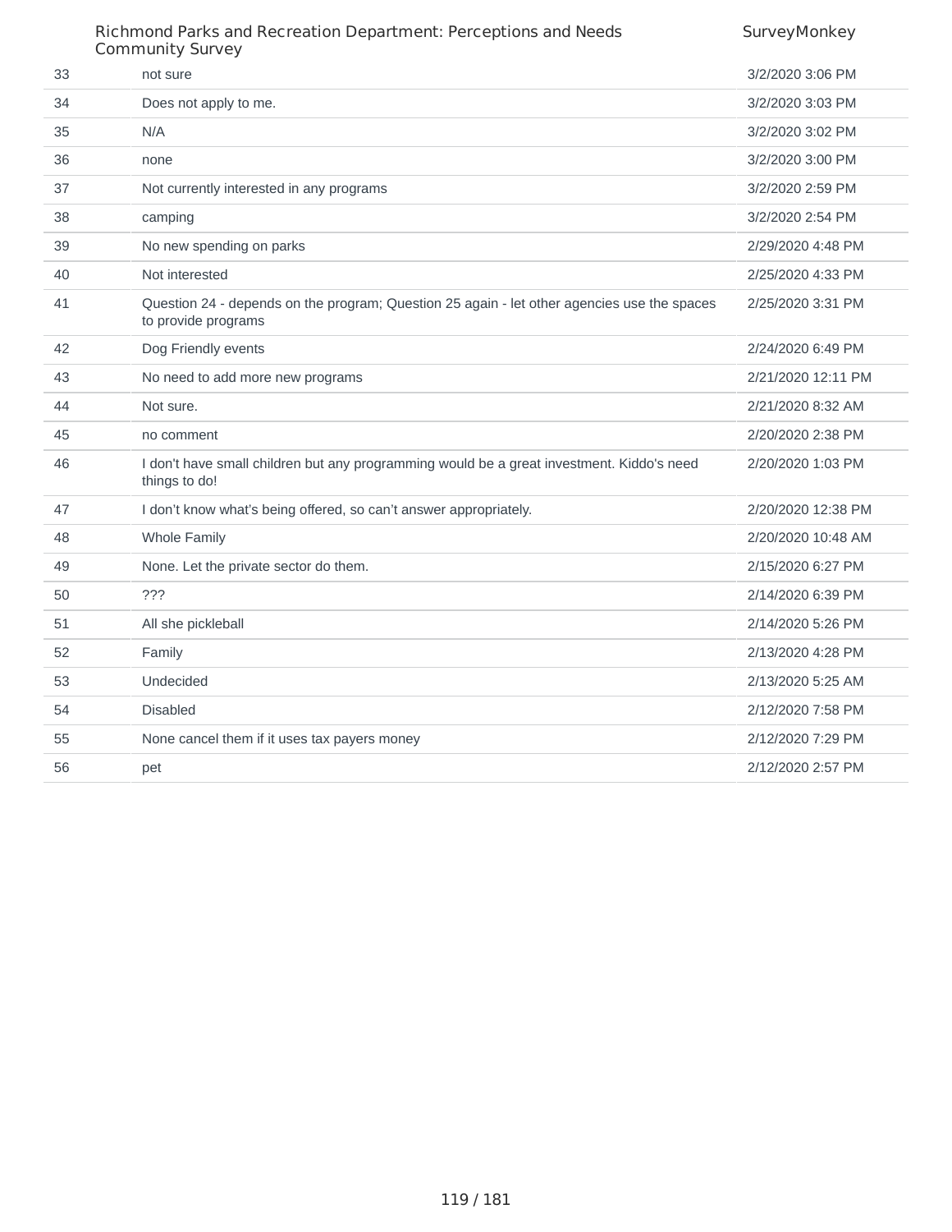| | | |
|---|---|---|
| 33 | not sure | 3/2/2020 3:06 PM |
| 34 | Does not apply to me. | 3/2/2020 3:03 PM |
| 35 | N/A | 3/2/2020 3:02 PM |
| 36 | none | 3/2/2020 3:00 PM |
| 37 | Not currently interested in any programs | 3/2/2020 2:59 PM |
| 38 | camping | 3/2/2020 2:54 PM |
| 39 | No new spending on parks | 2/29/2020 4:48 PM |
| 40 | Not interested | 2/25/2020 4:33 PM |
| 41 | Question 24 - depends on the program; Question 25 again - let other agencies use the spaces to provide programs | 2/25/2020 3:31 PM |
| 42 | Dog Friendly events | 2/24/2020 6:49 PM |
| 43 | No need to add more new programs | 2/21/2020 12:11 PM |
| 44 | Not sure. | 2/21/2020 8:32 AM |
| 45 | no comment | 2/20/2020 2:38 PM |
| 46 | I don't have small children but any programming would be a great investment. Kiddo's need things to do! | 2/20/2020 1:03 PM |
| 47 | I don't know what's being offered, so can't answer appropriately. | 2/20/2020 12:38 PM |
| 48 | Whole Family | 2/20/2020 10:48 AM |
| 49 | None. Let the private sector do them. | 2/15/2020 6:27 PM |
| 50 | ??? | 2/14/2020 6:39 PM |
| 51 | All she pickleball | 2/14/2020 5:26 PM |
| 52 | Family | 2/13/2020 4:28 PM |
| 53 | Undecided | 2/13/2020 5:25 AM |
| 54 | Disabled | 2/12/2020 7:58 PM |
| 55 | None cancel them if it uses tax payers money | 2/12/2020 7:29 PM |
| 56 | pet | 2/12/2020 2:57 PM |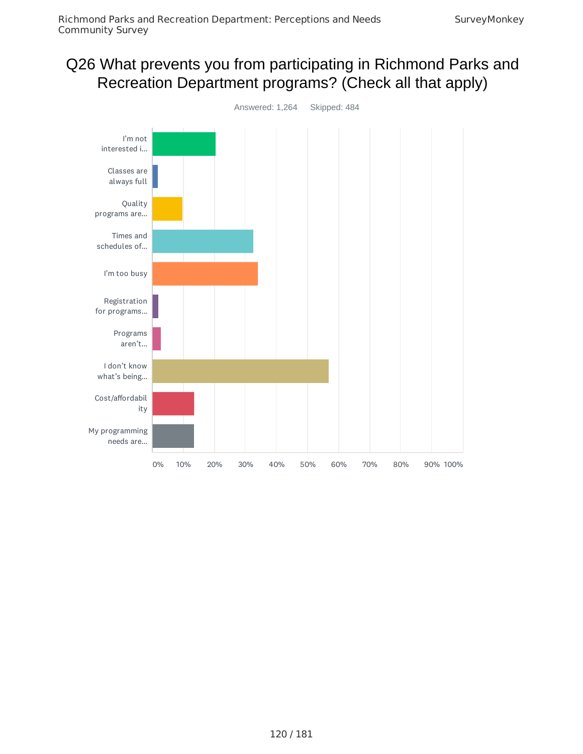# Q26 What prevents you from participating in Richmond Parks and Recreation Department programs? (Check all that apply)

Answered: 1,264 Skipped: 484

| Response |
| --- |
| I'm not interested i... |
| Classes are always full |
| Quality programs are... |
| Times and schedules of... |
| I'm too busy |
| Registration for programs... |
| Programs aren't... |
| I don't know what's being... |
| Cost/affordability |
| My programming needs are... |

0% 10% 20% 30% 40% 50% 60% 70% 80% 90% 100%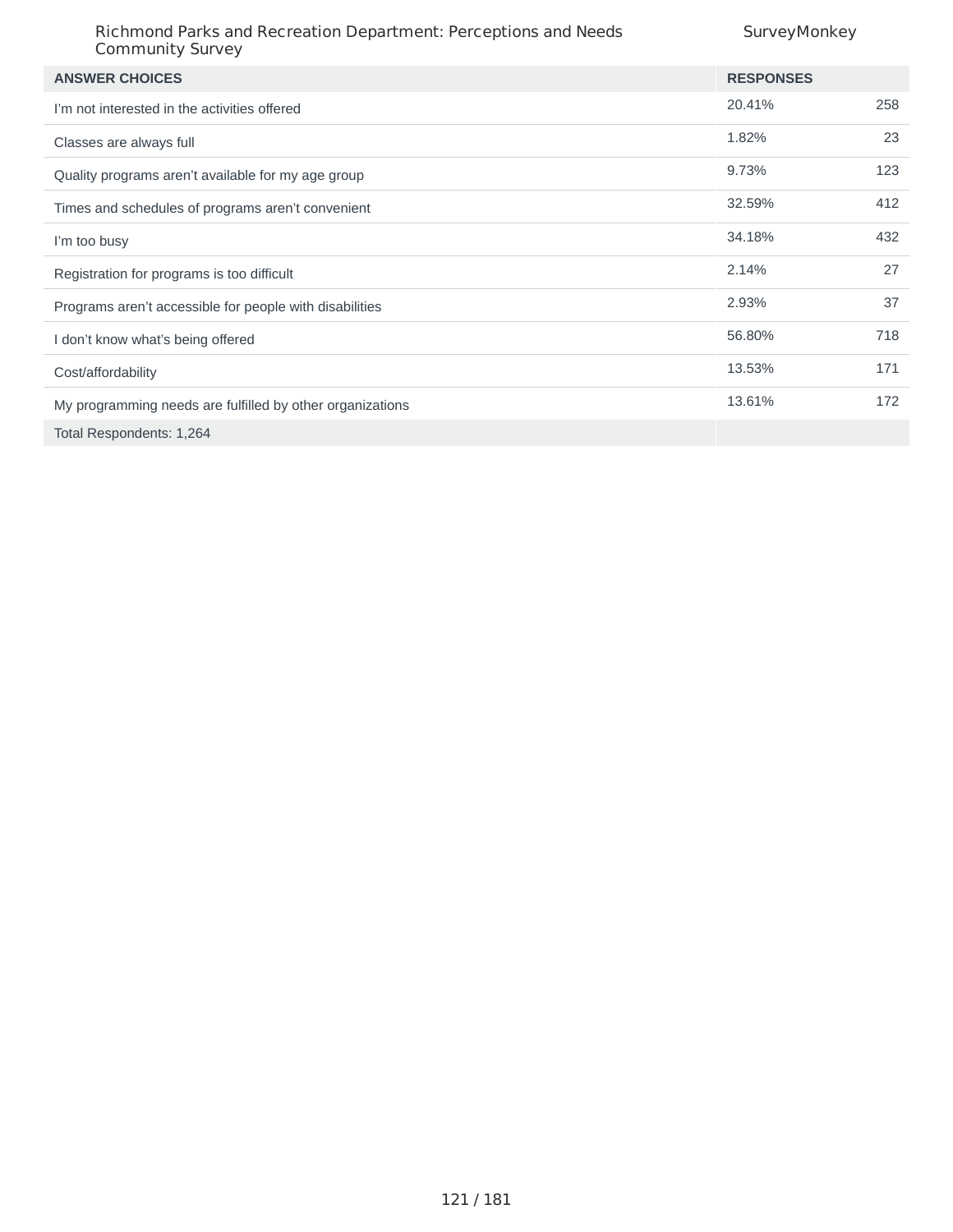| ANSWER CHOICES | RESPONSES | |
|---|---|---|
| I'm not interested in the activities offered | 20.41% | 258 |
| Classes are always full | 1.82% | 23 |
| Quality programs aren't available for my age group | 9.73% | 123 |
| Times and schedules of programs aren't convenient | 32.59% | 412 |
| I'm too busy | 34.18% | 432 |
| Registration for programs is too difficult | 2.14% | 27 |
| Programs aren't accessible for people with disabilities | 2.93% | 37 |
| I don't know what's being offered | 56.80% | 718 |
| Cost/affordability | 13.53% | 171 |
| My programming needs are fulfilled by other organizations | 13.61% | 172 |
| Total Respondents: 1,264 | | |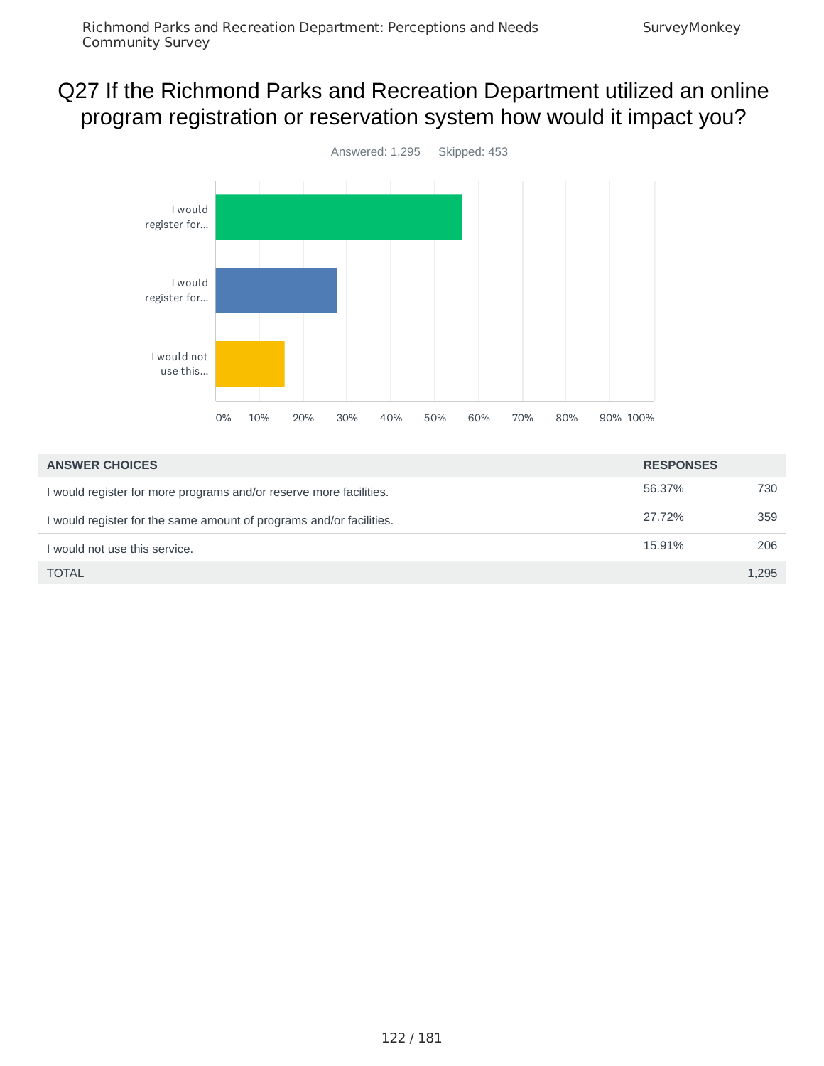# Q27 If the Richmond Parks and Recreation Department utilized an online program registration or reservation system how would it impact you?

Answered: 1,295 Skipped: 453

| ANSWER CHOICES | RESPONSES | |
|---|---|---|
| I would register for more programs and/or reserve more facilities. | 56.37% | 730 |
| I would register for the same amount of programs and/or facilities. | 27.72% | 359 |
| I would not use this service. | 15.91% | 206 |
| TOTAL | | 1,295 |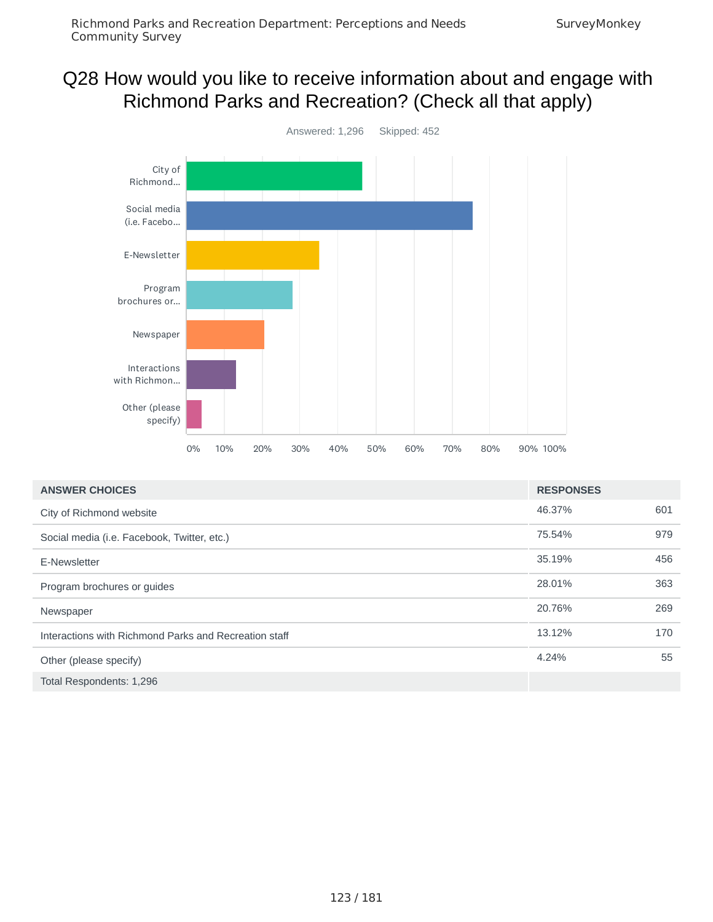# Q28 How would you like to receive information about and engage with Richmond Parks and Recreation? (Check all that apply)

Answered: 1,296    Skipped: 452

| ANSWER CHOICES | RESPONSES | |
|---|---|---|
| City of Richmond website | 46.37% | 601 |
| Social media (i.e. Facebook, Twitter, etc.) | 75.54% | 979 |
| E-Newsletter | 35.19% | 456 |
| Program brochures or guides | 28.01% | 363 |
| Newspaper | 20.76% | 269 |
| Interactions with Richmond Parks and Recreation staff | 13.12% | 170 |
| Other (please specify) | 4.24% | 55 |
| Total Respondents: 1,296 | | |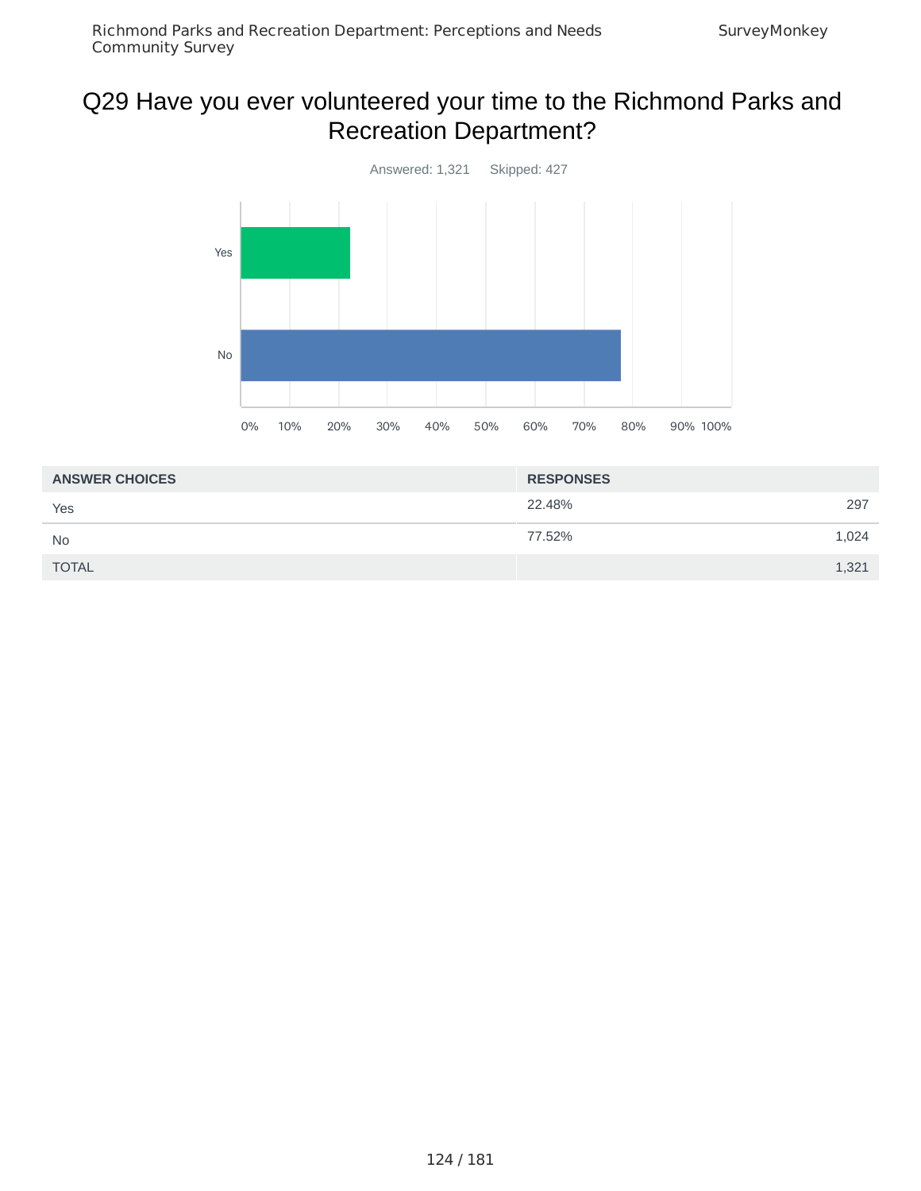# Q29 Have you ever volunteered your time to the Richmond Parks and Recreation Department?

Answered: 1,321 Skipped: 427

| ANSWER CHOICES | RESPONSES | |
|---|---|---|
| Yes | 22.48% | 297 |
| No | 77.52% | 1,024 |
| TOTAL | | 1,321 |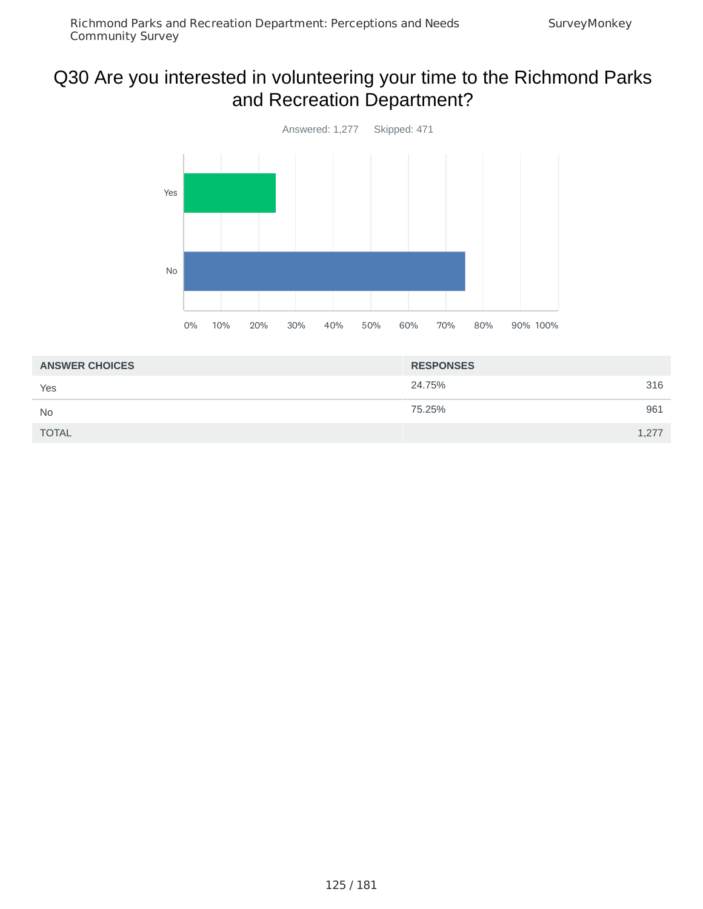# Q30 Are you interested in volunteering your time to the Richmond Parks and Recreation Department?

Answered: 1,277 Skipped: 471

| ANSWER CHOICES | RESPONSES | |
|---|---|---|
| Yes | 24.75% | 316 |
| No | 75.25% | 961 |
| TOTAL | | 1,277 |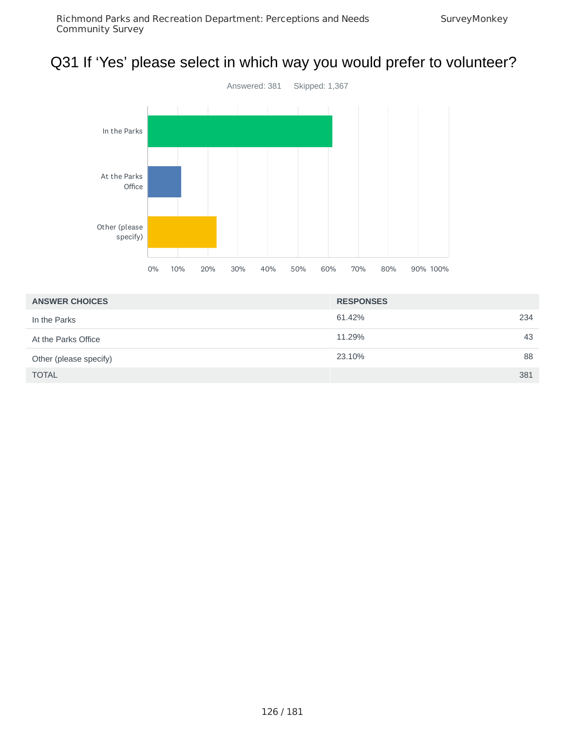## Q31 If 'Yes' please select in which way you would prefer to volunteer?

Answered: 381 Skipped: 1,367

| ANSWER CHOICES | RESPONSES | |
|---|---|---|
| In the Parks | 61.42% | 234 |
| At the Parks Office | 11.29% | 43 |
| Other (please specify) | 23.10% | 88 |
| TOTAL | | 381 |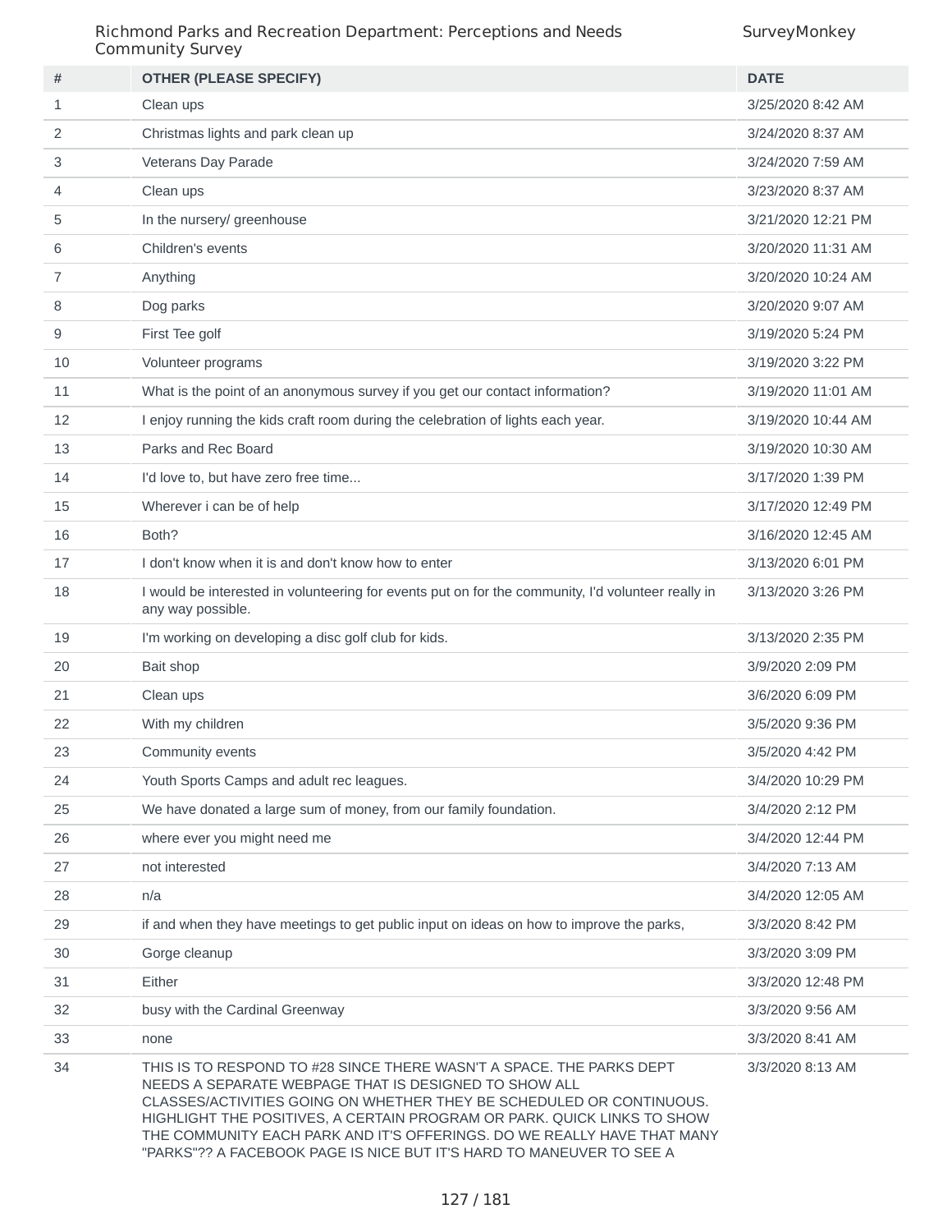| # | OTHER (PLEASE SPECIFY) | DATE |
|---|---|---|
| 1 | Clean ups | 3/25/2020 8:42 AM |
| 2 | Christmas lights and park clean up | 3/24/2020 8:37 AM |
| 3 | Veterans Day Parade | 3/24/2020 7:59 AM |
| 4 | Clean ups | 3/23/2020 8:37 AM |
| 5 | In the nursery/ greenhouse | 3/21/2020 12:21 PM |
| 6 | Children's events | 3/20/2020 11:31 AM |
| 7 | Anything | 3/20/2020 10:24 AM |
| 8 | Dog parks | 3/20/2020 9:07 AM |
| 9 | First Tee golf | 3/19/2020 5:24 PM |
| 10 | Volunteer programs | 3/19/2020 3:22 PM |
| 11 | What is the point of an anonymous survey if you get our contact information? | 3/19/2020 11:01 AM |
| 12 | I enjoy running the kids craft room during the celebration of lights each year. | 3/19/2020 10:44 AM |
| 13 | Parks and Rec Board | 3/19/2020 10:30 AM |
| 14 | I'd love to, but have zero free time... | 3/17/2020 1:39 PM |
| 15 | Wherever i can be of help | 3/17/2020 12:49 PM |
| 16 | Both? | 3/16/2020 12:45 AM |
| 17 | I don't know when it is and don't know how to enter | 3/13/2020 6:01 PM |
| 18 | I would be interested in volunteering for events put on for the community, I'd volunteer really in any way possible. | 3/13/2020 3:26 PM |
| 19 | I'm working on developing a disc golf club for kids. | 3/13/2020 2:35 PM |
| 20 | Bait shop | 3/9/2020 2:09 PM |
| 21 | Clean ups | 3/6/2020 6:09 PM |
| 22 | With my children | 3/5/2020 9:36 PM |
| 23 | Community events | 3/5/2020 4:42 PM |
| 24 | Youth Sports Camps and adult rec leagues. | 3/4/2020 10:29 PM |
| 25 | We have donated a large sum of money, from our family foundation. | 3/4/2020 2:12 PM |
| 26 | where ever you might need me | 3/4/2020 12:44 PM |
| 27 | not interested | 3/4/2020 7:13 AM |
| 28 | n/a | 3/4/2020 12:05 AM |
| 29 | if and when they have meetings to get public input on ideas on how to improve the parks, | 3/3/2020 8:42 PM |
| 30 | Gorge cleanup | 3/3/2020 3:09 PM |
| 31 | Either | 3/3/2020 12:48 PM |
| 32 | busy with the Cardinal Greenway | 3/3/2020 9:56 AM |
| 33 | none | 3/3/2020 8:41 AM |
| 34 | THIS IS TO RESPOND TO #28 SINCE THERE WASN'T A SPACE. THE PARKS DEPT NEEDS A SEPARATE WEBPAGE THAT IS DESIGNED TO SHOW ALL CLASSES/ACTIVITIES GOING ON WHETHER THEY BE SCHEDULED OR CONTINUOUS. HIGHLIGHT THE POSITIVES, A CERTAIN PROGRAM OR PARK. QUICK LINKS TO SHOW THE COMMUNITY EACH PARK AND IT'S OFFERINGS. DO WE REALLY HAVE THAT MANY "PARKS"?? A FACEBOOK PAGE IS NICE BUT IT'S HARD TO MANEUVER TO SEE A | 3/3/2020 8:13 AM |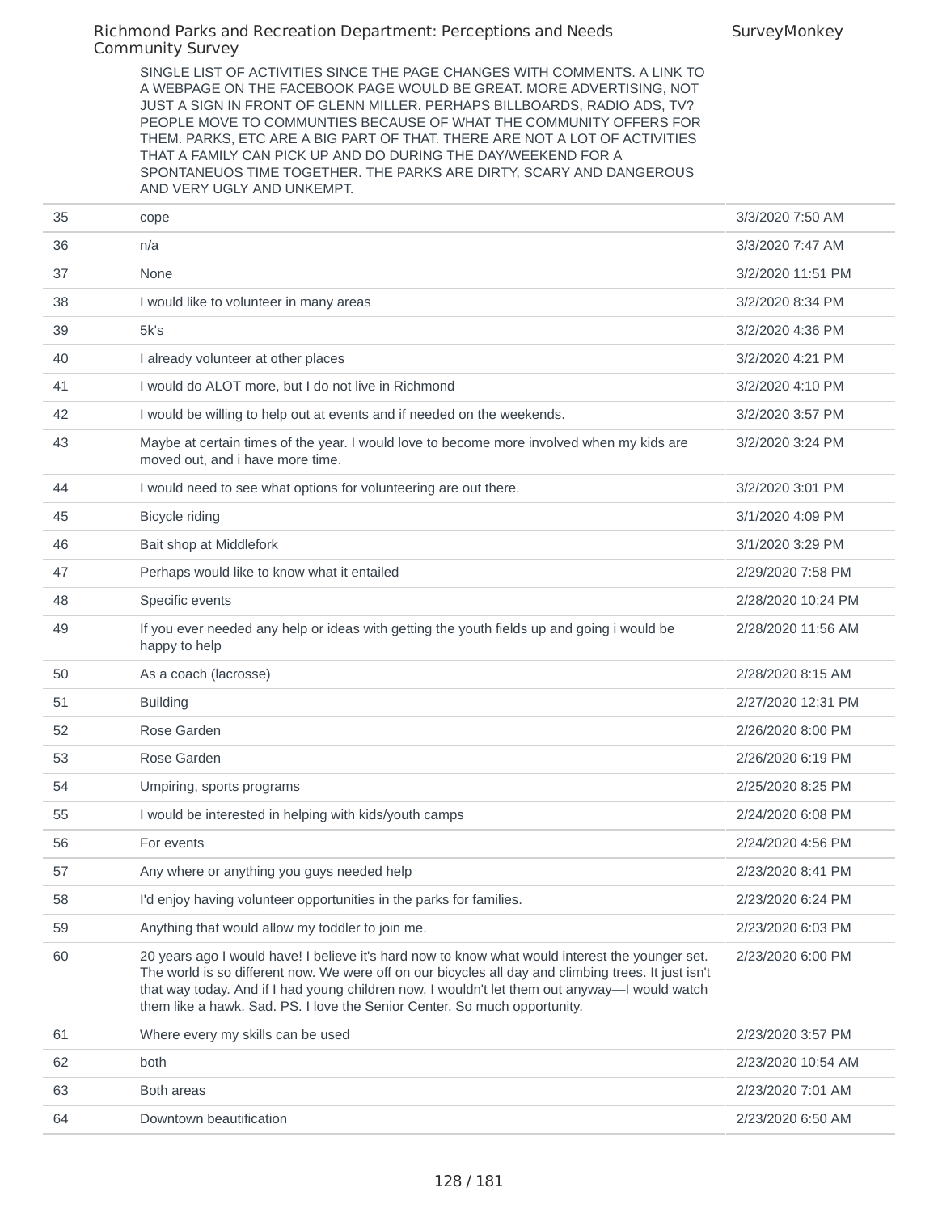SINGLE LIST OF ACTIVITIES SINCE THE PAGE CHANGES WITH COMMENTS. A LINK TO A WEBPAGE ON THE FACEBOOK PAGE WOULD BE GREAT. MORE ADVERTISING, NOT JUST A SIGN IN FRONT OF GLENN MILLER. PERHAPS BILLBOARDS, RADIO ADS, TV? PEOPLE MOVE TO COMMUNTIES BECAUSE OF WHAT THE COMMUNITY OFFERS FOR THEM. PARKS, ETC ARE A BIG PART OF THAT. THERE ARE NOT A LOT OF ACTIVITIES THAT A FAMILY CAN PICK UP AND DO DURING THE DAY/WEEKEND FOR A SPONTANEUOS TIME TOGETHER. THE PARKS ARE DIRTY, SCARY AND DANGEROUS AND VERY UGLY AND UNKEMPT.

| | | |
|---|---|---|
| 35 | cope | 3/3/2020 7:50 AM |
| 36 | n/a | 3/3/2020 7:47 AM |
| 37 | None | 3/2/2020 11:51 PM |
| 38 | I would like to volunteer in many areas | 3/2/2020 8:34 PM |
| 39 | 5k's | 3/2/2020 4:36 PM |
| 40 | I already volunteer at other places | 3/2/2020 4:21 PM |
| 41 | I would do ALOT more, but I do not live in Richmond | 3/2/2020 4:10 PM |
| 42 | I would be willing to help out at events and if needed on the weekends. | 3/2/2020 3:57 PM |
| 43 | Maybe at certain times of the year. I would love to become more involved when my kids are moved out, and i have more time. | 3/2/2020 3:24 PM |
| 44 | I would need to see what options for volunteering are out there. | 3/2/2020 3:01 PM |
| 45 | Bicycle riding | 3/1/2020 4:09 PM |
| 46 | Bait shop at Middlefork | 3/1/2020 3:29 PM |
| 47 | Perhaps would like to know what it entailed | 2/29/2020 7:58 PM |
| 48 | Specific events | 2/28/2020 10:24 PM |
| 49 | If you ever needed any help or ideas with getting the youth fields up and going i would be happy to help | 2/28/2020 11:56 AM |
| 50 | As a coach (lacrosse) | 2/28/2020 8:15 AM |
| 51 | Building | 2/27/2020 12:31 PM |
| 52 | Rose Garden | 2/26/2020 8:00 PM |
| 53 | Rose Garden | 2/26/2020 6:19 PM |
| 54 | Umpiring, sports programs | 2/25/2020 8:25 PM |
| 55 | I would be interested in helping with kids/youth camps | 2/24/2020 6:08 PM |
| 56 | For events | 2/24/2020 4:56 PM |
| 57 | Any where or anything you guys needed help | 2/23/2020 8:41 PM |
| 58 | I'd enjoy having volunteer opportunities in the parks for families. | 2/23/2020 6:24 PM |
| 59 | Anything that would allow my toddler to join me. | 2/23/2020 6:03 PM |
| 60 | 20 years ago I would have! I believe it's hard now to know what would interest the younger set. The world is so different now. We were off on our bicycles all day and climbing trees. It just isn't that way today. And if I had young children now, I wouldn't let them out anyway—I would watch them like a hawk. Sad. PS. I love the Senior Center. So much opportunity. | 2/23/2020 6:00 PM |
| 61 | Where every my skills can be used | 2/23/2020 3:57 PM |
| 62 | both | 2/23/2020 10:54 AM |
| 63 | Both areas | 2/23/2020 7:01 AM |
| 64 | Downtown beautification | 2/23/2020 6:50 AM |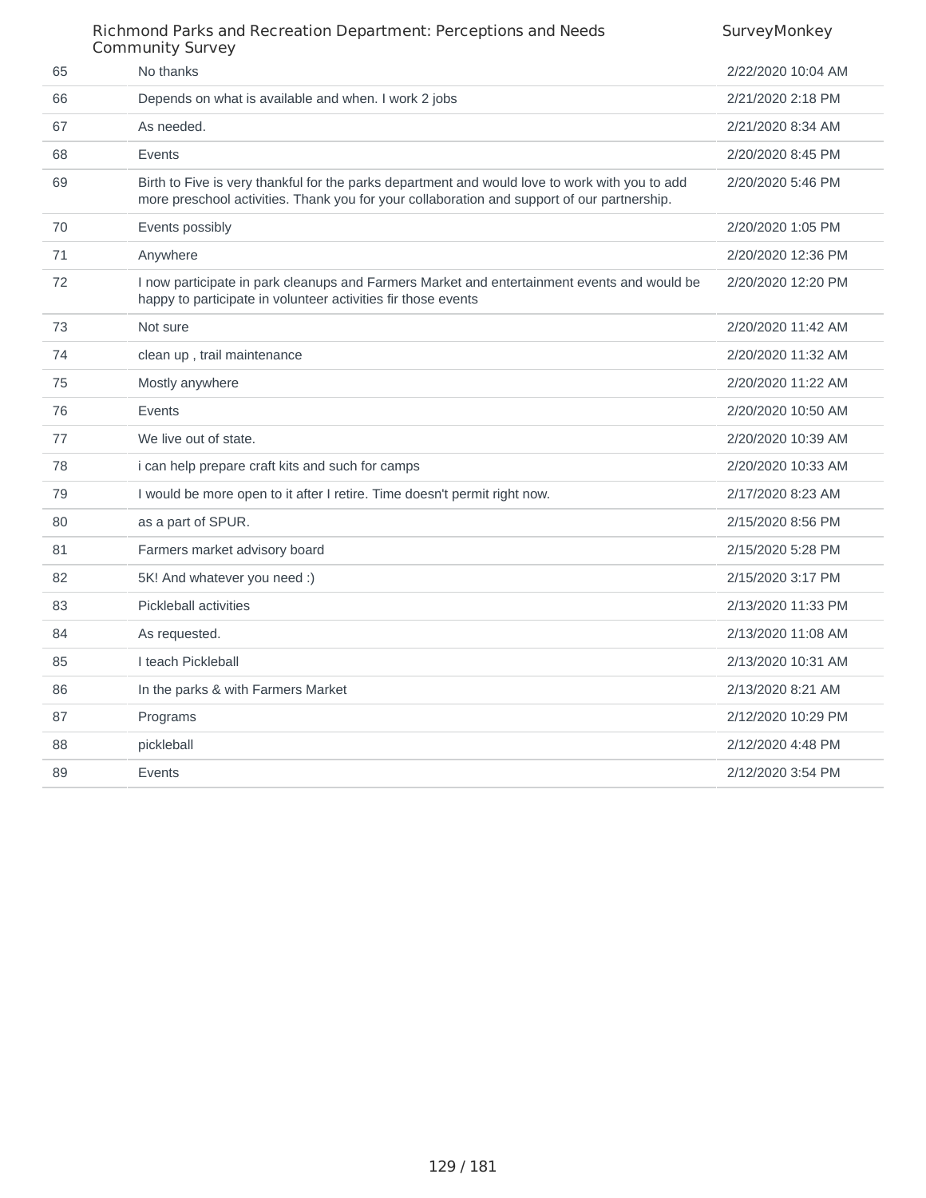| | | |
|---|---|---|
| 65 | No thanks | 2/22/2020 10:04 AM |
| 66 | Depends on what is available and when. I work 2 jobs | 2/21/2020 2:18 PM |
| 67 | As needed. | 2/21/2020 8:34 AM |
| 68 | Events | 2/20/2020 8:45 PM |
| 69 | Birth to Five is very thankful for the parks department and would love to work with you to add more preschool activities. Thank you for your collaboration and support of our partnership. | 2/20/2020 5:46 PM |
| 70 | Events possibly | 2/20/2020 1:05 PM |
| 71 | Anywhere | 2/20/2020 12:36 PM |
| 72 | I now participate in park cleanups and Farmers Market and entertainment events and would be happy to participate in volunteer activities fir those events | 2/20/2020 12:20 PM |
| 73 | Not sure | 2/20/2020 11:42 AM |
| 74 | clean up , trail maintenance | 2/20/2020 11:32 AM |
| 75 | Mostly anywhere | 2/20/2020 11:22 AM |
| 76 | Events | 2/20/2020 10:50 AM |
| 77 | We live out of state. | 2/20/2020 10:39 AM |
| 78 | i can help prepare craft kits and such for camps | 2/20/2020 10:33 AM |
| 79 | I would be more open to it after I retire. Time doesn't permit right now. | 2/17/2020 8:23 AM |
| 80 | as a part of SPUR. | 2/15/2020 8:56 PM |
| 81 | Farmers market advisory board | 2/15/2020 5:28 PM |
| 82 | 5K! And whatever you need :) | 2/15/2020 3:17 PM |
| 83 | Pickleball activities | 2/13/2020 11:33 PM |
| 84 | As requested. | 2/13/2020 11:08 AM |
| 85 | I teach Pickleball | 2/13/2020 10:31 AM |
| 86 | In the parks & with Farmers Market | 2/13/2020 8:21 AM |
| 87 | Programs | 2/12/2020 10:29 PM |
| 88 | pickleball | 2/12/2020 4:48 PM |
| 89 | Events | 2/12/2020 3:54 PM |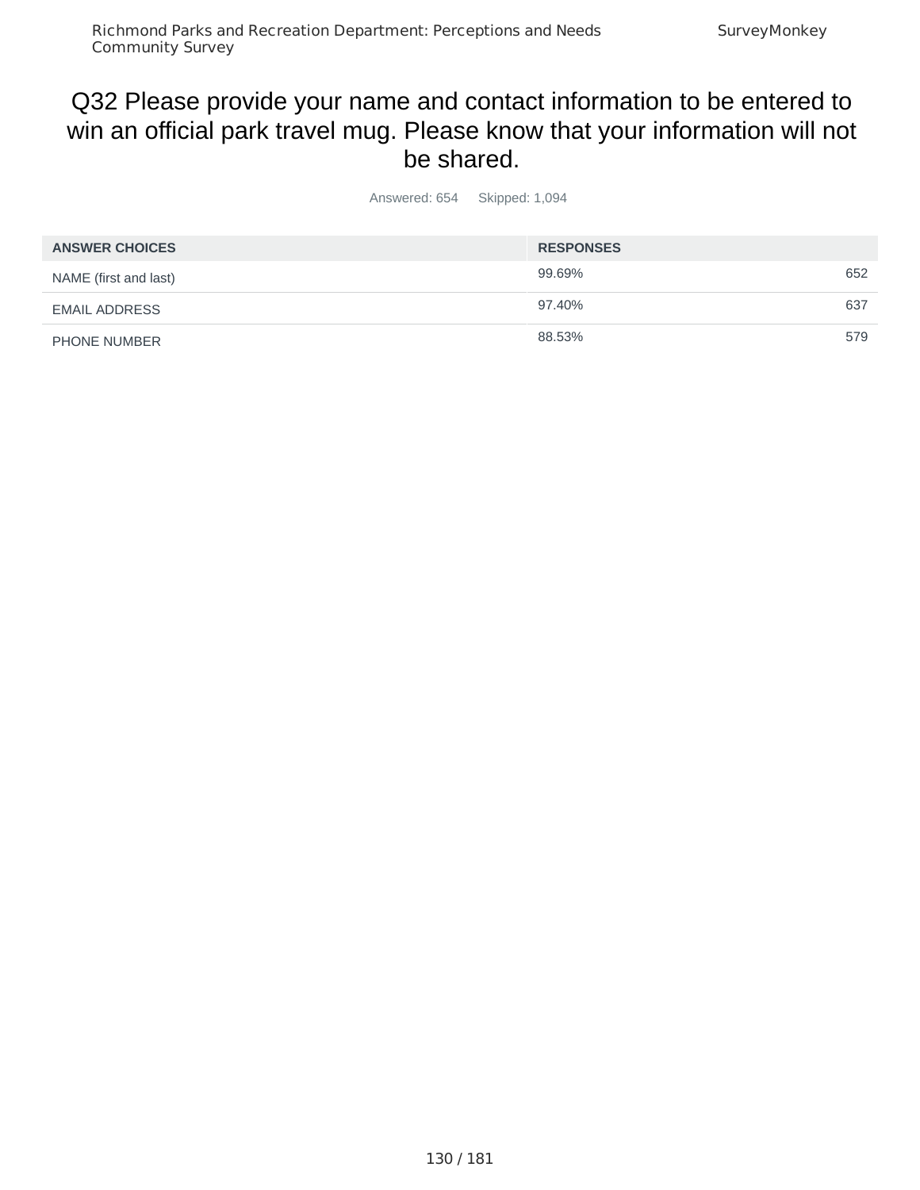# Q32 Please provide your name and contact information to be entered to win an official park travel mug. Please know that your information will not be shared.

Answered: 654 Skipped: 1,094

| ANSWER CHOICES | RESPONSES | |
|---|---|---|
| NAME (first and last) | 99.69% | 652 |
| EMAIL ADDRESS | 97.40% | 637 |
| PHONE NUMBER | 88.53% | 579 |